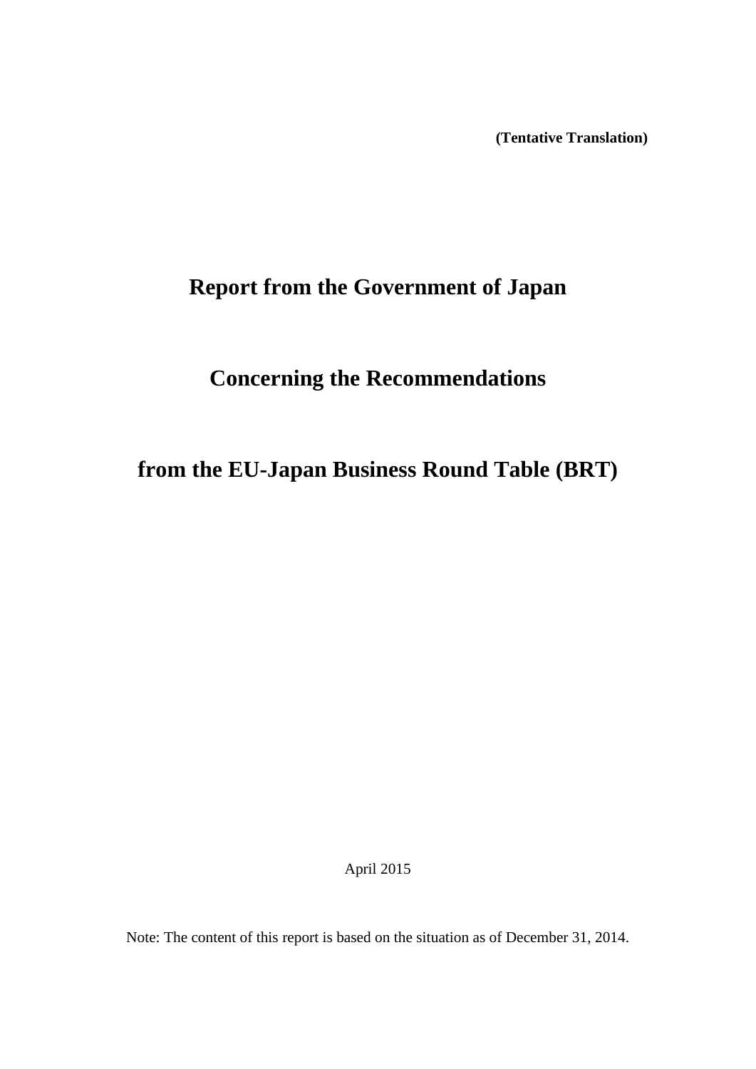**(Tentative Translation)**

# Report from the Government of Japan

# Concerning the Recommendations

# from the EU-Japan Business Round Table (BRT)

April 2015

Note: The content of this report is based on the situation as of December 31, 2014.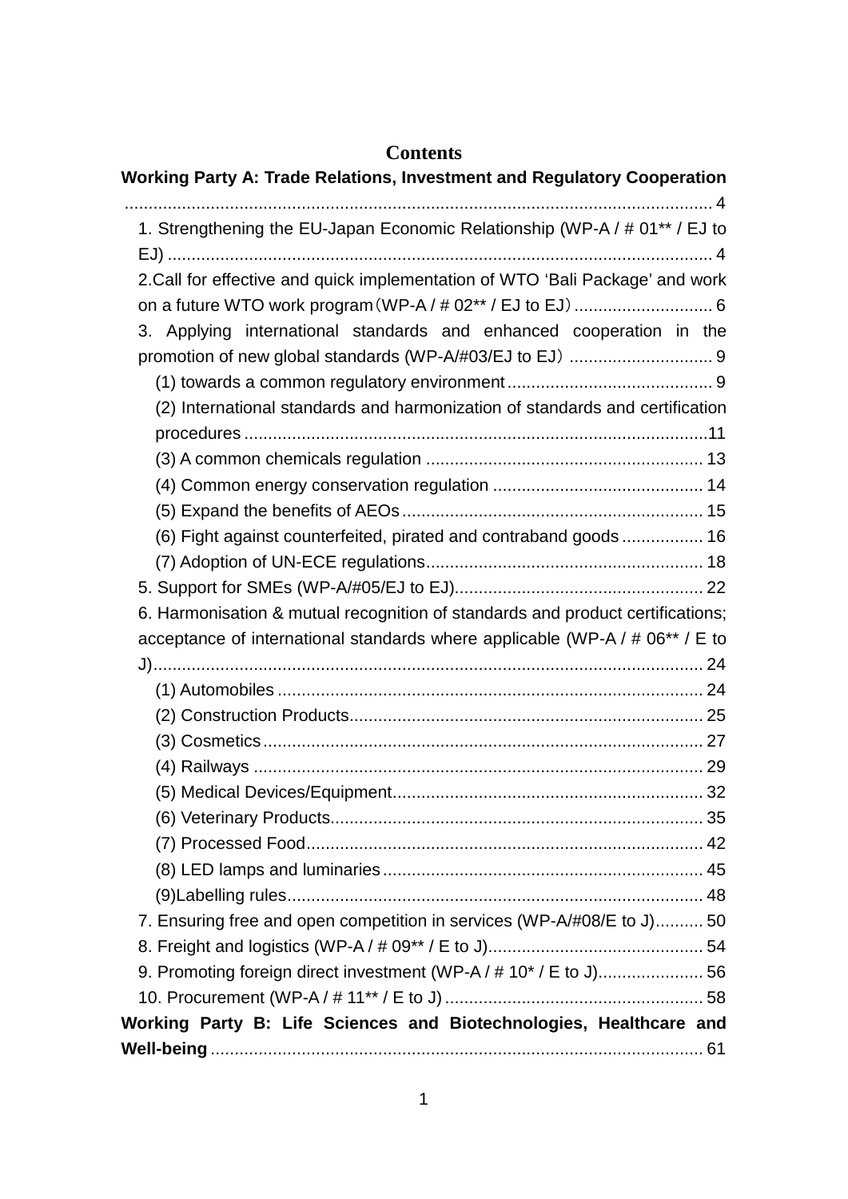**Contents**

**Working Party A: Trade Relations, Investment and Regulatory Cooperation** ........................................................................................................................ 4

1. Strengthening the EU-Japan Economic Relationship (WP-A / # 01** / EJ to EJ) ................................................................................................................. 4

2.Call for effective and quick implementation of WTO 'Bali Package' and work on a future WTO work program（WP-A / # 02** / EJ to EJ）............................. 6

3. Applying international standards and enhanced cooperation in the promotion of new global standards (WP-A/#03/EJ to EJ） .............................. 9

(1) towards a common regulatory environment .......................................... 9

(2) International standards and harmonization of standards and certification procedures ................................................................................................11

(3) A common chemicals regulation ......................................................... 13

(4) Common energy conservation regulation ............................................ 14

(5) Expand the benefits of AEOs .............................................................. 15

(6) Fight against counterfeited, pirated and contraband goods ................. 16

(7) Adoption of UN-ECE regulations ......................................................... 18

5. Support for SMEs (WP-A/#05/EJ to EJ).................................................... 22

6. Harmonisation & mutual recognition of standards and product certifications; acceptance of international standards where applicable (WP-A / # 06** / E to J)................................................................................................................. 24

(1) Automobiles ........................................................................................ 24

(2) Construction Products......................................................................... 25

(3) Cosmetics ........................................................................................... 27

(4) Railways ............................................................................................. 29

(5) Medical Devices/Equipment................................................................ 32

(6) Veterinary Products............................................................................. 35

(7) Processed Food.................................................................................. 42

(8) LED lamps and luminaries .................................................................. 45

(9)Labelling rules...................................................................................... 48

7. Ensuring free and open competition in services (WP-A/#08/E to J).......... 50

8. Freight and logistics (WP-A / # 09** / E to J)............................................. 54

9. Promoting foreign direct investment (WP-A / # 10* / E to J)...................... 56

10. Procurement (WP-A / # 11** / E to J) ...................................................... 58

**Working Party B: Life Sciences and Biotechnologies, Healthcare and Well-being** ...................................................................................................... 61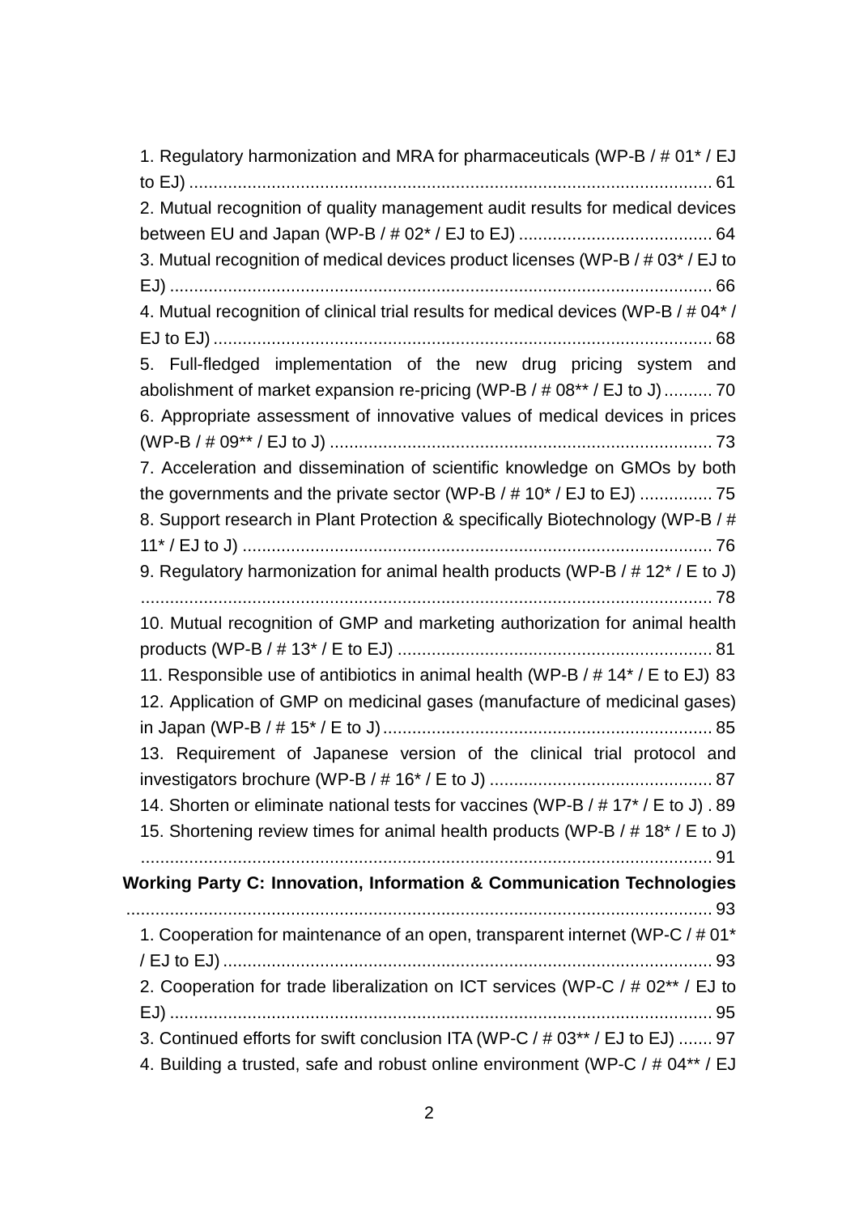1. Regulatory harmonization and MRA for pharmaceuticals (WP-B / # 01* / EJ to EJ) ............................................................................................................ 61

2. Mutual recognition of quality management audit results for medical devices between EU and Japan (WP-B / # 02* / EJ to EJ) ........................................ 64

3. Mutual recognition of medical devices product licenses (WP-B / # 03* / EJ to EJ) ................................................................................................................ 66

4. Mutual recognition of clinical trial results for medical devices (WP-B / # 04* / EJ to EJ) ....................................................................................................... 68

5. Full-fledged implementation of the new drug pricing system and abolishment of market expansion re-pricing (WP-B / # 08** / EJ to J) .......... 70

6. Appropriate assessment of innovative values of medical devices in prices (WP-B / # 09** / EJ to J) ............................................................................... 73

7. Acceleration and dissemination of scientific knowledge on GMOs by both the governments and the private sector (WP-B / # 10* / EJ to EJ) ............... 75

8. Support research in Plant Protection & specifically Biotechnology (WP-B / # 11* / EJ to J) ................................................................................................. 76

9. Regulatory harmonization for animal health products (WP-B / # 12* / E to J) ...................................................................................................................... 78

10. Mutual recognition of GMP and marketing authorization for animal health products (WP-B / # 13* / E to EJ) ................................................................. 81

11. Responsible use of antibiotics in animal health (WP-B / # 14* / E to EJ) 83

12. Application of GMP on medicinal gases (manufacture of medicinal gases) in Japan (WP-B / # 15* / E to J) .................................................................... 85

13. Requirement of Japanese version of the clinical trial protocol and investigators brochure (WP-B / # 16* / E to J) ............................................. 87

14. Shorten or eliminate national tests for vaccines (WP-B / # 17* / E to J) . 89

15. Shortening review times for animal health products (WP-B / # 18* / E to J) ...................................................................................................................... 91

**Working Party C: Innovation, Information & Communication Technologies** ......................................................................................................................... 93

1. Cooperation for maintenance of an open, transparent internet (WP-C / # 01* / EJ to EJ) ..................................................................................................... 93

2. Cooperation for trade liberalization on ICT services (WP-C / # 02** / EJ to EJ) ................................................................................................................ 95

3. Continued efforts for swift conclusion ITA (WP-C / # 03** / EJ to EJ) ....... 97

4. Building a trusted, safe and robust online environment (WP-C / # 04** / EJ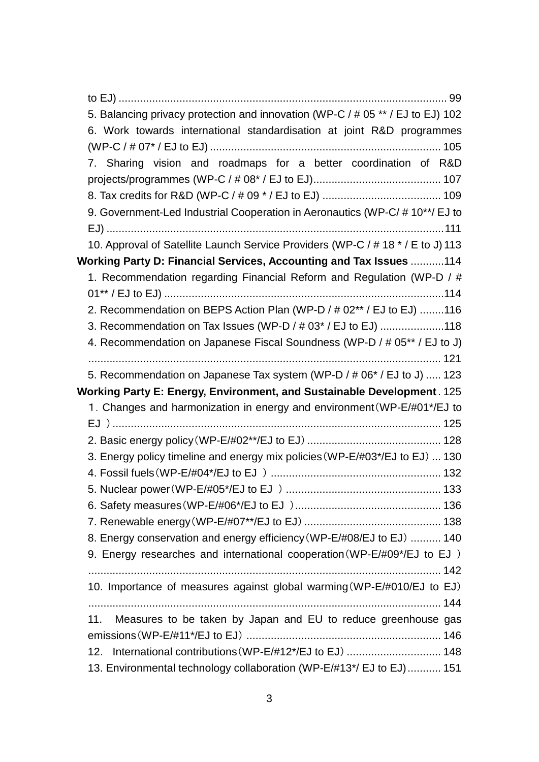to EJ) ........................................................................................................... 99

5. Balancing privacy protection and innovation (WP-C / # 05 ** / EJ to EJ) 102

6. Work towards international standardisation at joint R&D programmes (WP-C / # 07* / EJ to EJ) ........................................................................... 105

7. Sharing vision and roadmaps for a better coordination of R&D projects/programmes (WP-C / # 08* / EJ to EJ)......................................... 107

8. Tax credits for R&D (WP-C / # 09 * / EJ to EJ) ....................................... 109

9. Government-Led Industrial Cooperation in Aeronautics (WP-C/ # 10**/ EJ to EJ) .............................................................................................................. 111

10. Approval of Satellite Launch Service Providers (WP-C / # 18 * / E to J) 113

**Working Party D: Financial Services, Accounting and Tax Issues** ...........114

1. Recommendation regarding Financial Reform and Regulation (WP-D / # 01** / EJ to EJ) ...........................................................................................114

2. Recommendation on BEPS Action Plan (WP-D / # 02** / EJ to EJ) ........116

3. Recommendation on Tax Issues (WP-D / # 03* / EJ to EJ) .....................118

4. Recommendation on Japanese Fiscal Soundness (WP-D / # 05** / EJ to J) .................................................................................................................... 121

5. Recommendation on Japanese Tax system (WP-D / # 06* / EJ to J) ..... 123

**Working Party E: Energy, Environment, and Sustainable Development** . 125

1. Changes and harmonization in energy and environment（WP-E/#01*/EJ to EJ ）........................................................................................................... 125

2. Basic energy policy（WP-E/#02**/EJ to EJ）........................................... 128

3. Energy policy timeline and energy mix policies（WP-E/#03*/EJ to EJ）... 130

4. Fossil fuels（WP-E/#04*/EJ to EJ ）....................................................... 132

5. Nuclear power（WP-E/#05*/EJ to EJ ）.................................................. 133

6. Safety measures（WP-E/#06*/EJ to EJ ）............................................... 136

7. Renewable energy（WP-E/#07**/EJ to EJ）............................................ 138

8. Energy conservation and energy efficiency（WP-E/#08/EJ to EJ）.......... 140

9. Energy researches and international cooperation（WP-E/#09*/EJ to EJ ） .................................................................................................................... 142

10. Importance of measures against global warming（WP-E/#010/EJ to EJ） .................................................................................................................... 144

11. Measures to be taken by Japan and EU to reduce greenhouse gas emissions（WP-E/#11*/EJ to EJ） ................................................................ 146

12. International contributions（WP-E/#12*/EJ to EJ）.............................. 148

13. Environmental technology collaboration (WP-E/#13*/ EJ to EJ)........... 151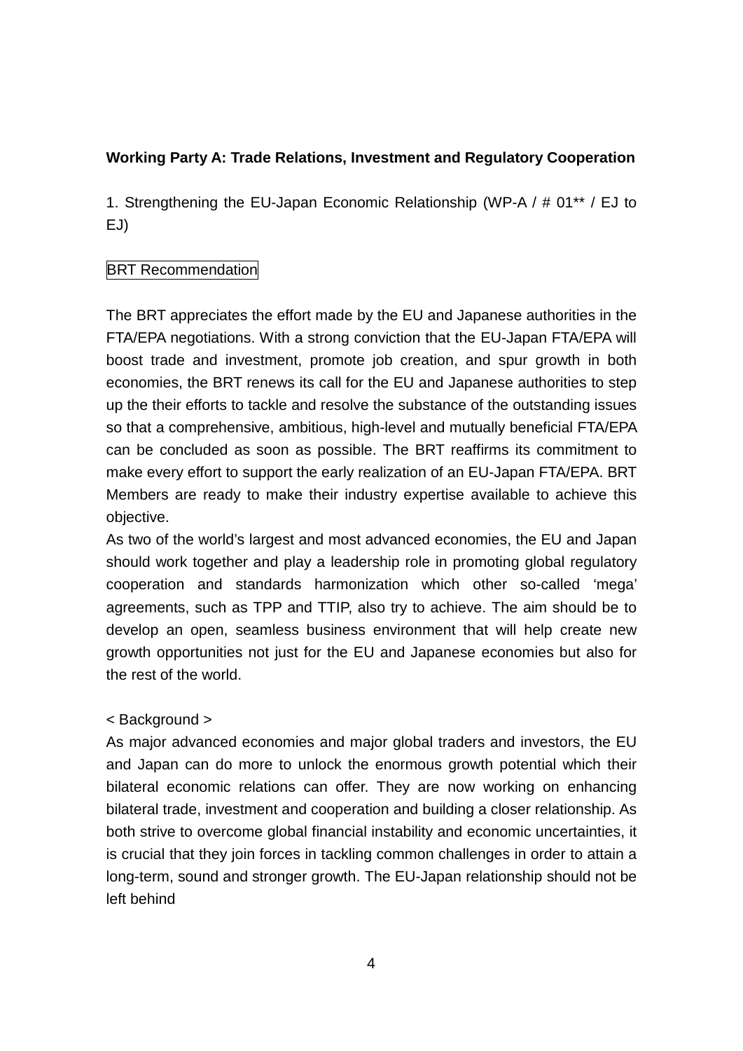**Working Party A: Trade Relations, Investment and Regulatory Cooperation**

1. Strengthening the EU-Japan Economic Relationship (WP-A / # 01** / EJ to EJ)

BRT Recommendation

The BRT appreciates the effort made by the EU and Japanese authorities in the FTA/EPA negotiations. With a strong conviction that the EU-Japan FTA/EPA will boost trade and investment, promote job creation, and spur growth in both economies, the BRT renews its call for the EU and Japanese authorities to step up the their efforts to tackle and resolve the substance of the outstanding issues so that a comprehensive, ambitious, high-level and mutually beneficial FTA/EPA can be concluded as soon as possible. The BRT reaffirms its commitment to make every effort to support the early realization of an EU-Japan FTA/EPA. BRT Members are ready to make their industry expertise available to achieve this objective.

As two of the world's largest and most advanced economies, the EU and Japan should work together and play a leadership role in promoting global regulatory cooperation and standards harmonization which other so-called 'mega' agreements, such as TPP and TTIP, also try to achieve. The aim should be to develop an open, seamless business environment that will help create new growth opportunities not just for the EU and Japanese economies but also for the rest of the world.

< Background >

As major advanced economies and major global traders and investors, the EU and Japan can do more to unlock the enormous growth potential which their bilateral economic relations can offer. They are now working on enhancing bilateral trade, investment and cooperation and building a closer relationship. As both strive to overcome global financial instability and economic uncertainties, it is crucial that they join forces in tackling common challenges in order to attain a long-term, sound and stronger growth. The EU-Japan relationship should not be left behind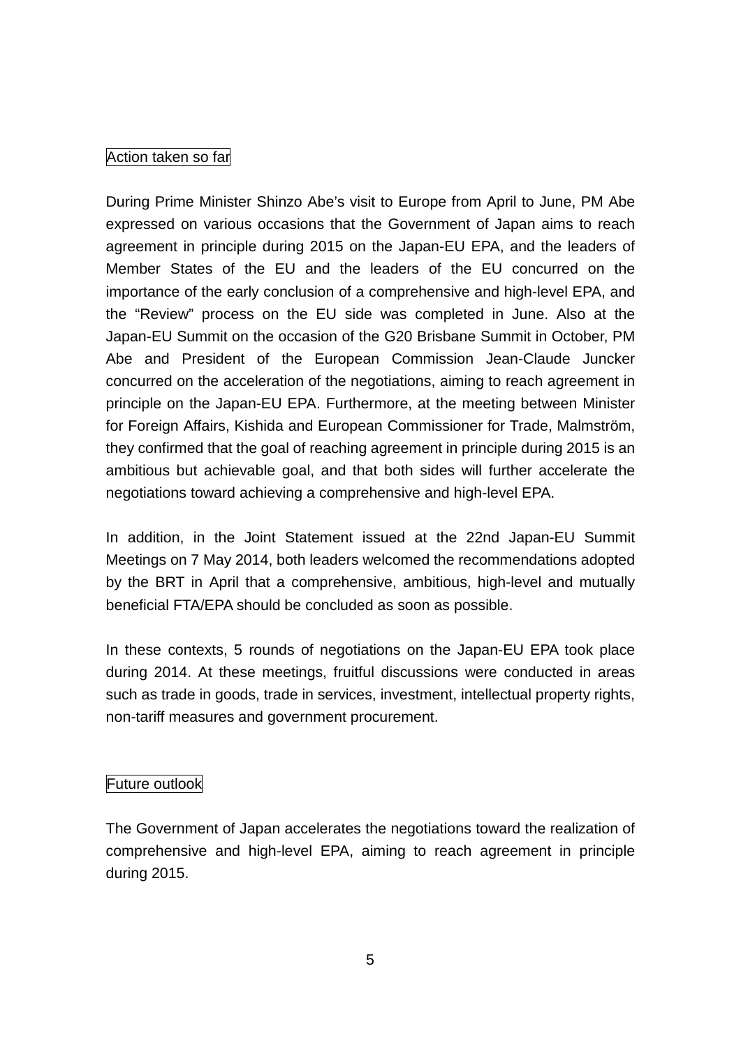### Action taken so far

During Prime Minister Shinzo Abe's visit to Europe from April to June, PM Abe expressed on various occasions that the Government of Japan aims to reach agreement in principle during 2015 on the Japan-EU EPA, and the leaders of Member States of the EU and the leaders of the EU concurred on the importance of the early conclusion of a comprehensive and high-level EPA, and the "Review" process on the EU side was completed in June. Also at the Japan-EU Summit on the occasion of the G20 Brisbane Summit in October, PM Abe and President of the European Commission Jean-Claude Juncker concurred on the acceleration of the negotiations, aiming to reach agreement in principle on the Japan-EU EPA. Furthermore, at the meeting between Minister for Foreign Affairs, Kishida and European Commissioner for Trade, Malmström, they confirmed that the goal of reaching agreement in principle during 2015 is an ambitious but achievable goal, and that both sides will further accelerate the negotiations toward achieving a comprehensive and high-level EPA.

In addition, in the Joint Statement issued at the 22nd Japan-EU Summit Meetings on 7 May 2014, both leaders welcomed the recommendations adopted by the BRT in April that a comprehensive, ambitious, high-level and mutually beneficial FTA/EPA should be concluded as soon as possible.

In these contexts, 5 rounds of negotiations on the Japan-EU EPA took place during 2014. At these meetings, fruitful discussions were conducted in areas such as trade in goods, trade in services, investment, intellectual property rights, non-tariff measures and government procurement.

### Future outlook

The Government of Japan accelerates the negotiations toward the realization of comprehensive and high-level EPA, aiming to reach agreement in principle during 2015.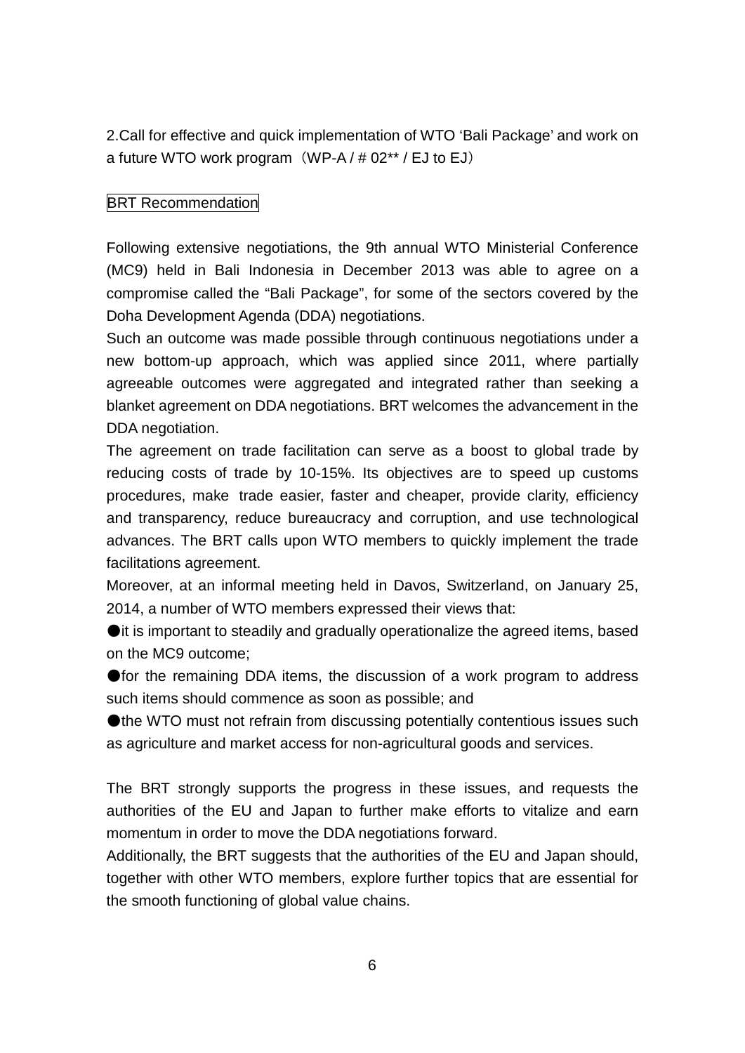2.Call for effective and quick implementation of WTO 'Bali Package' and work on a future WTO work program（WP-A / # 02** / EJ to EJ）

BRT Recommendation

Following extensive negotiations, the 9th annual WTO Ministerial Conference (MC9) held in Bali Indonesia in December 2013 was able to agree on a compromise called the "Bali Package", for some of the sectors covered by the Doha Development Agenda (DDA) negotiations.

Such an outcome was made possible through continuous negotiations under a new bottom-up approach, which was applied since 2011, where partially agreeable outcomes were aggregated and integrated rather than seeking a blanket agreement on DDA negotiations. BRT welcomes the advancement in the DDA negotiation.

The agreement on trade facilitation can serve as a boost to global trade by reducing costs of trade by 10-15%. Its objectives are to speed up customs procedures, make trade easier, faster and cheaper, provide clarity, efficiency and transparency, reduce bureaucracy and corruption, and use technological advances. The BRT calls upon WTO members to quickly implement the trade facilitations agreement.

Moreover, at an informal meeting held in Davos, Switzerland, on January 25, 2014, a number of WTO members expressed their views that:

- it is important to steadily and gradually operationalize the agreed items, based on the MC9 outcome;
- for the remaining DDA items, the discussion of a work program to address such items should commence as soon as possible; and
- the WTO must not refrain from discussing potentially contentious issues such as agriculture and market access for non-agricultural goods and services.

The BRT strongly supports the progress in these issues, and requests the authorities of the EU and Japan to further make efforts to vitalize and earn momentum in order to move the DDA negotiations forward.

Additionally, the BRT suggests that the authorities of the EU and Japan should, together with other WTO members, explore further topics that are essential for the smooth functioning of global value chains.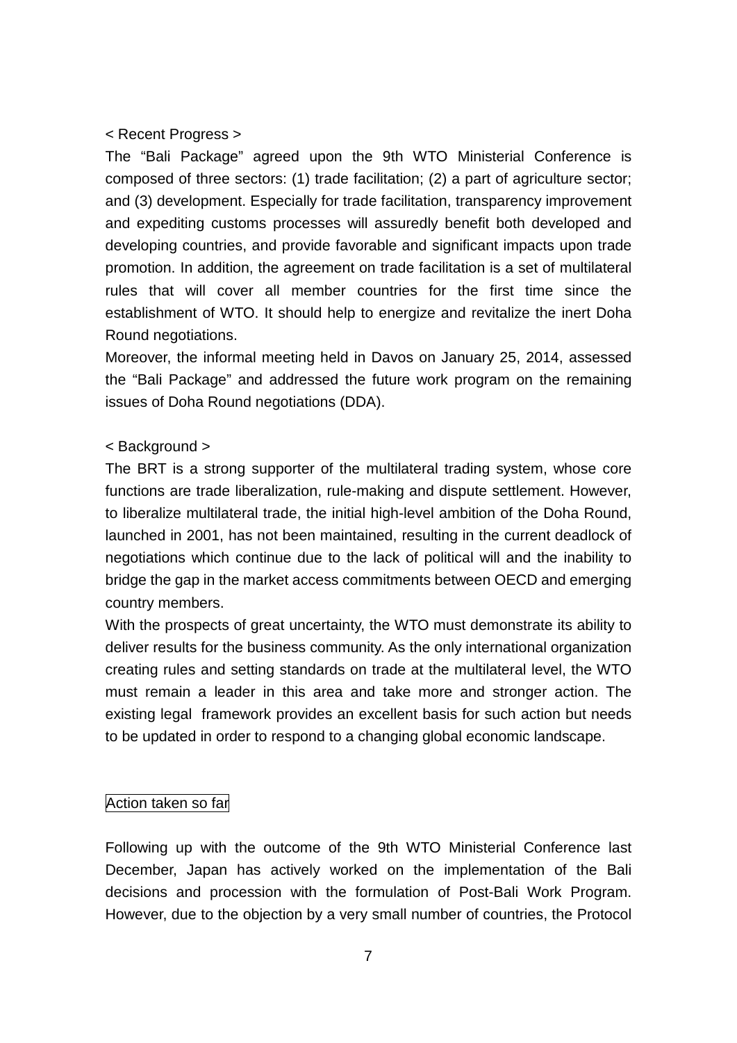< Recent Progress >

The "Bali Package" agreed upon the 9th WTO Ministerial Conference is composed of three sectors: (1) trade facilitation; (2) a part of agriculture sector; and (3) development. Especially for trade facilitation, transparency improvement and expediting customs processes will assuredly benefit both developed and developing countries, and provide favorable and significant impacts upon trade promotion. In addition, the agreement on trade facilitation is a set of multilateral rules that will cover all member countries for the first time since the establishment of WTO. It should help to energize and revitalize the inert Doha Round negotiations.

Moreover, the informal meeting held in Davos on January 25, 2014, assessed the "Bali Package" and addressed the future work program on the remaining issues of Doha Round negotiations (DDA).

< Background >

The BRT is a strong supporter of the multilateral trading system, whose core functions are trade liberalization, rule-making and dispute settlement. However, to liberalize multilateral trade, the initial high-level ambition of the Doha Round, launched in 2001, has not been maintained, resulting in the current deadlock of negotiations which continue due to the lack of political will and the inability to bridge the gap in the market access commitments between OECD and emerging country members.

With the prospects of great uncertainty, the WTO must demonstrate its ability to deliver results for the business community. As the only international organization creating rules and setting standards on trade at the multilateral level, the WTO must remain a leader in this area and take more and stronger action. The existing legal framework provides an excellent basis for such action but needs to be updated in order to respond to a changing global economic landscape.

## Action taken so far

Following up with the outcome of the 9th WTO Ministerial Conference last December, Japan has actively worked on the implementation of the Bali decisions and procession with the formulation of Post-Bali Work Program. However, due to the objection by a very small number of countries, the Protocol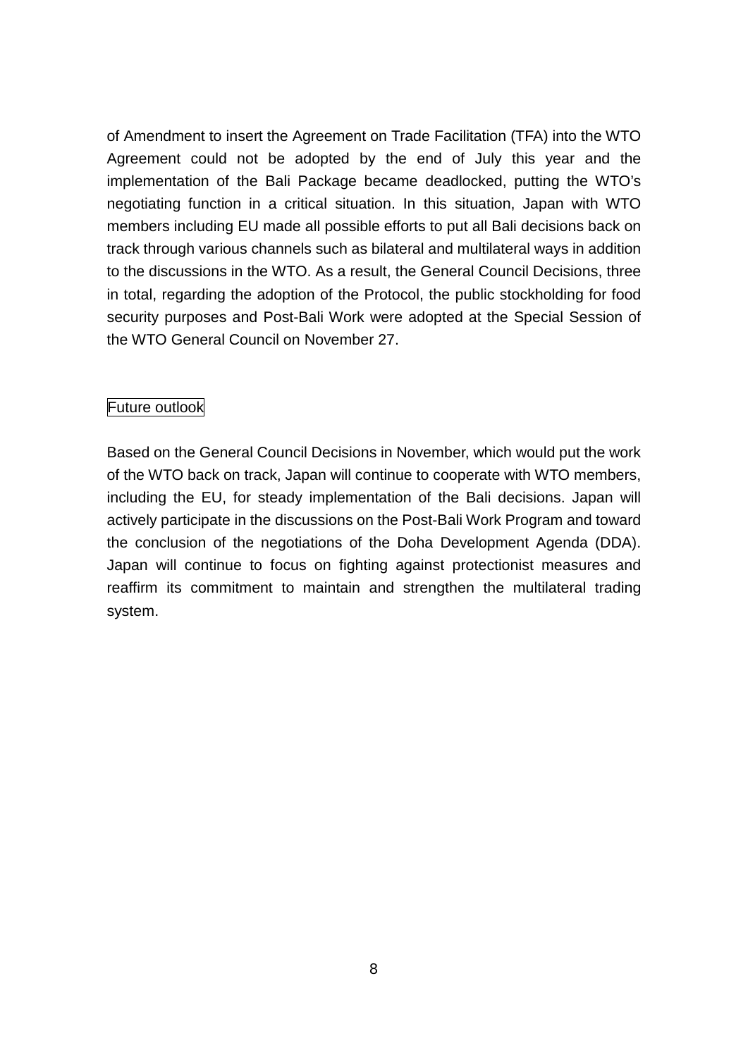of Amendment to insert the Agreement on Trade Facilitation (TFA) into the WTO Agreement could not be adopted by the end of July this year and the implementation of the Bali Package became deadlocked, putting the WTO's negotiating function in a critical situation. In this situation, Japan with WTO members including EU made all possible efforts to put all Bali decisions back on track through various channels such as bilateral and multilateral ways in addition to the discussions in the WTO. As a result, the General Council Decisions, three in total, regarding the adoption of the Protocol, the public stockholding for food security purposes and Post-Bali Work were adopted at the Special Session of the WTO General Council on November 27.

### Future outlook

Based on the General Council Decisions in November, which would put the work of the WTO back on track, Japan will continue to cooperate with WTO members, including the EU, for steady implementation of the Bali decisions. Japan will actively participate in the discussions on the Post-Bali Work Program and toward the conclusion of the negotiations of the Doha Development Agenda (DDA). Japan will continue to focus on fighting against protectionist measures and reaffirm its commitment to maintain and strengthen the multilateral trading system.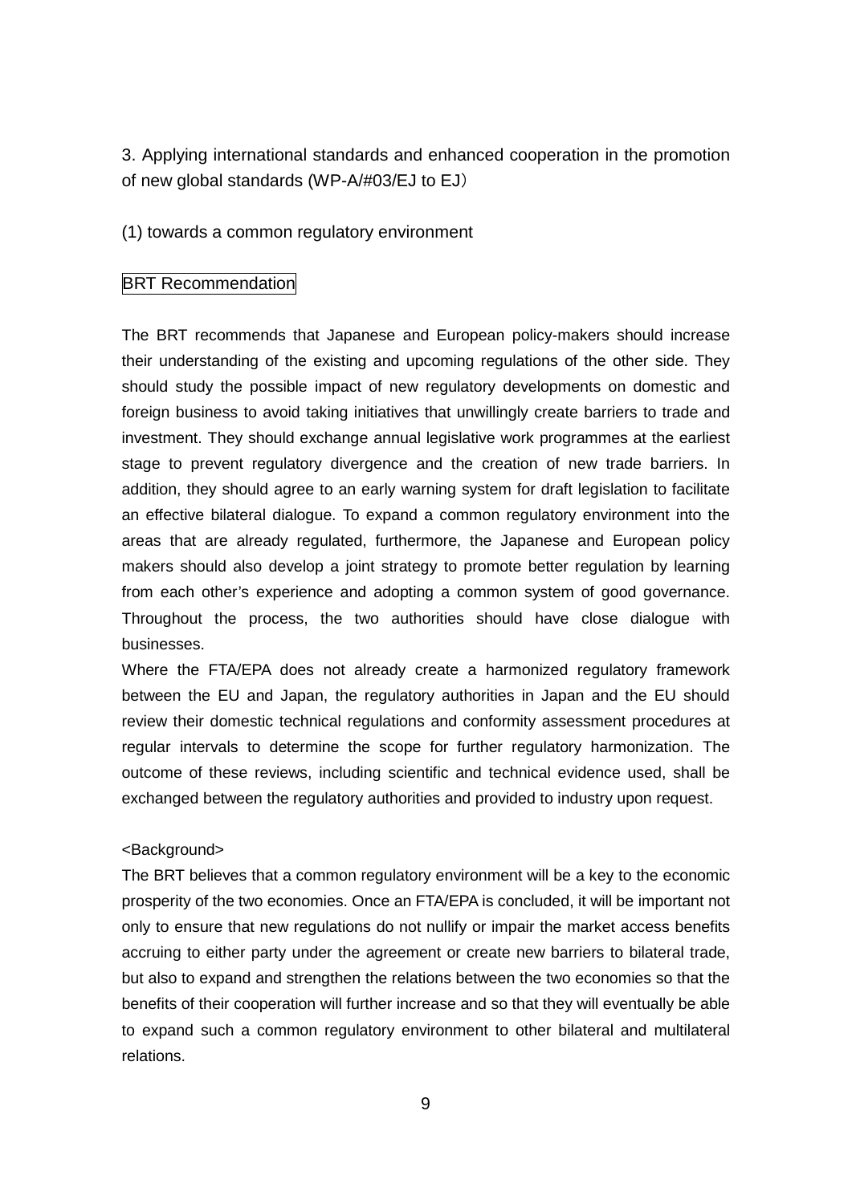## 3. Applying international standards and enhanced cooperation in the promotion of new global standards (WP-A/#03/EJ to EJ）

### (1) towards a common regulatory environment

BRT Recommendation

The BRT recommends that Japanese and European policy-makers should increase their understanding of the existing and upcoming regulations of the other side. They should study the possible impact of new regulatory developments on domestic and foreign business to avoid taking initiatives that unwillingly create barriers to trade and investment. They should exchange annual legislative work programmes at the earliest stage to prevent regulatory divergence and the creation of new trade barriers. In addition, they should agree to an early warning system for draft legislation to facilitate an effective bilateral dialogue. To expand a common regulatory environment into the areas that are already regulated, furthermore, the Japanese and European policy makers should also develop a joint strategy to promote better regulation by learning from each other's experience and adopting a common system of good governance. Throughout the process, the two authorities should have close dialogue with businesses.

Where the FTA/EPA does not already create a harmonized regulatory framework between the EU and Japan, the regulatory authorities in Japan and the EU should review their domestic technical regulations and conformity assessment procedures at regular intervals to determine the scope for further regulatory harmonization. The outcome of these reviews, including scientific and technical evidence used, shall be exchanged between the regulatory authorities and provided to industry upon request.

<Background>

The BRT believes that a common regulatory environment will be a key to the economic prosperity of the two economies. Once an FTA/EPA is concluded, it will be important not only to ensure that new regulations do not nullify or impair the market access benefits accruing to either party under the agreement or create new barriers to bilateral trade, but also to expand and strengthen the relations between the two economies so that the benefits of their cooperation will further increase and so that they will eventually be able to expand such a common regulatory environment to other bilateral and multilateral relations.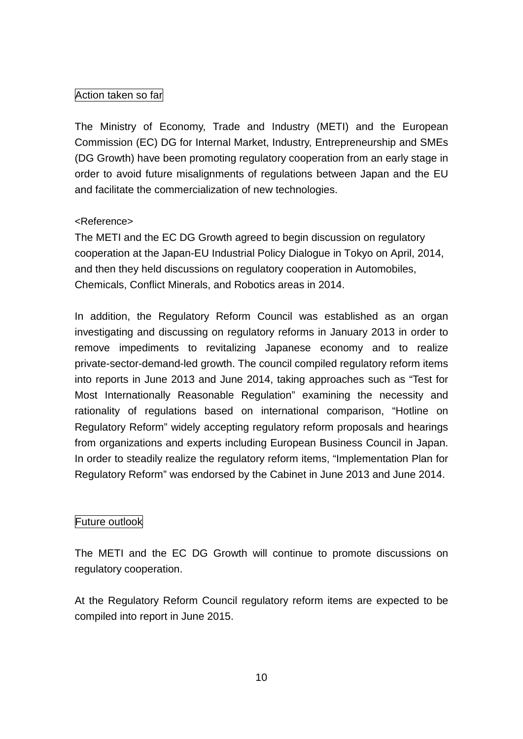Action taken so far

The Ministry of Economy, Trade and Industry (METI) and the European Commission (EC) DG for Internal Market, Industry, Entrepreneurship and SMEs (DG Growth) have been promoting regulatory cooperation from an early stage in order to avoid future misalignments of regulations between Japan and the EU and facilitate the commercialization of new technologies.

<Reference>
The METI and the EC DG Growth agreed to begin discussion on regulatory cooperation at the Japan-EU Industrial Policy Dialogue in Tokyo on April, 2014, and then they held discussions on regulatory cooperation in Automobiles, Chemicals, Conflict Minerals, and Robotics areas in 2014.

In addition, the Regulatory Reform Council was established as an organ investigating and discussing on regulatory reforms in January 2013 in order to remove impediments to revitalizing Japanese economy and to realize private-sector-demand-led growth. The council compiled regulatory reform items into reports in June 2013 and June 2014, taking approaches such as "Test for Most Internationally Reasonable Regulation" examining the necessity and rationality of regulations based on international comparison, "Hotline on Regulatory Reform" widely accepting regulatory reform proposals and hearings from organizations and experts including European Business Council in Japan. In order to steadily realize the regulatory reform items, "Implementation Plan for Regulatory Reform" was endorsed by the Cabinet in June 2013 and June 2014.

Future outlook

The METI and the EC DG Growth will continue to promote discussions on regulatory cooperation.

At the Regulatory Reform Council regulatory reform items are expected to be compiled into report in June 2015.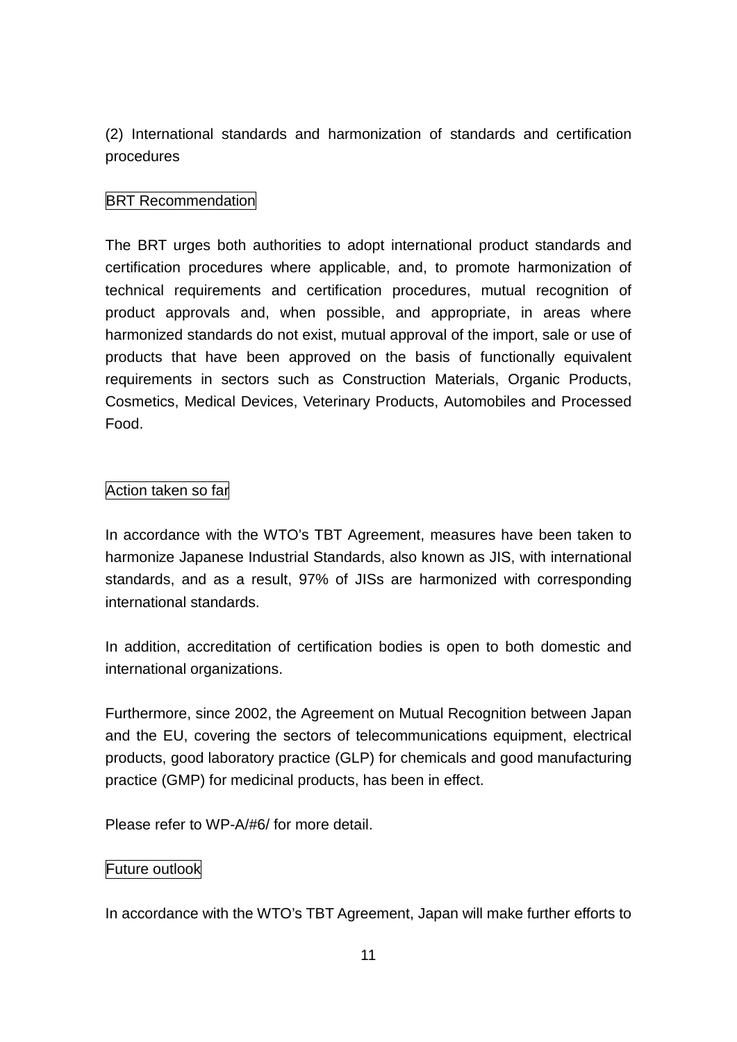(2) International standards and harmonization of standards and certification procedures

BRT Recommendation

The BRT urges both authorities to adopt international product standards and certification procedures where applicable, and, to promote harmonization of technical requirements and certification procedures, mutual recognition of product approvals and, when possible, and appropriate, in areas where harmonized standards do not exist, mutual approval of the import, sale or use of products that have been approved on the basis of functionally equivalent requirements in sectors such as Construction Materials, Organic Products, Cosmetics, Medical Devices, Veterinary Products, Automobiles and Processed Food.

Action taken so far

In accordance with the WTO's TBT Agreement, measures have been taken to harmonize Japanese Industrial Standards, also known as JIS, with international standards, and as a result, 97% of JISs are harmonized with corresponding international standards.

In addition, accreditation of certification bodies is open to both domestic and international organizations.

Furthermore, since 2002, the Agreement on Mutual Recognition between Japan and the EU, covering the sectors of telecommunications equipment, electrical products, good laboratory practice (GLP) for chemicals and good manufacturing practice (GMP) for medicinal products, has been in effect.

Please refer to WP-A/#6/ for more detail.

Future outlook

In accordance with the WTO's TBT Agreement, Japan will make further efforts to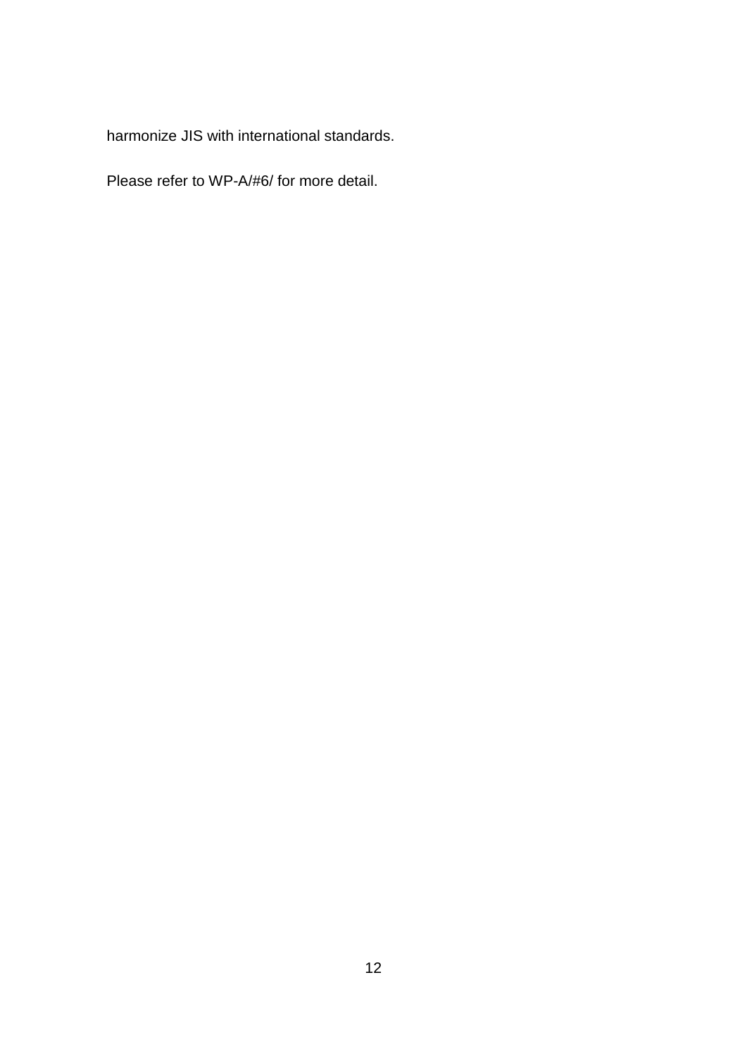harmonize JIS with international standards.

Please refer to WP-A/#6/ for more detail.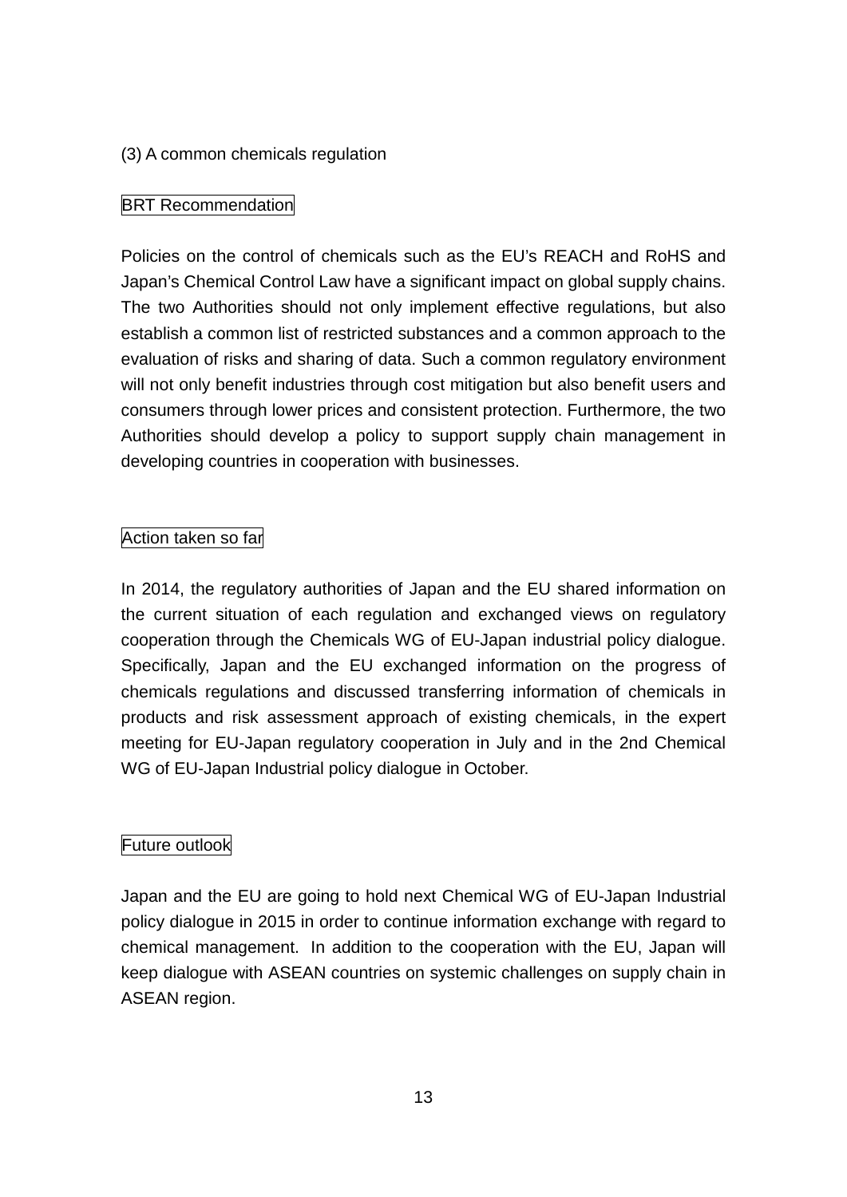### (3) A common chemicals regulation

BRT Recommendation

Policies on the control of chemicals such as the EU's REACH and RoHS and Japan's Chemical Control Law have a significant impact on global supply chains. The two Authorities should not only implement effective regulations, but also establish a common list of restricted substances and a common approach to the evaluation of risks and sharing of data. Such a common regulatory environment will not only benefit industries through cost mitigation but also benefit users and consumers through lower prices and consistent protection. Furthermore, the two Authorities should develop a policy to support supply chain management in developing countries in cooperation with businesses.

Action taken so far

In 2014, the regulatory authorities of Japan and the EU shared information on the current situation of each regulation and exchanged views on regulatory cooperation through the Chemicals WG of EU-Japan industrial policy dialogue. Specifically, Japan and the EU exchanged information on the progress of chemicals regulations and discussed transferring information of chemicals in products and risk assessment approach of existing chemicals, in the expert meeting for EU-Japan regulatory cooperation in July and in the 2nd Chemical WG of EU-Japan Industrial policy dialogue in October.

Future outlook

Japan and the EU are going to hold next Chemical WG of EU-Japan Industrial policy dialogue in 2015 in order to continue information exchange with regard to chemical management. In addition to the cooperation with the EU, Japan will keep dialogue with ASEAN countries on systemic challenges on supply chain in ASEAN region.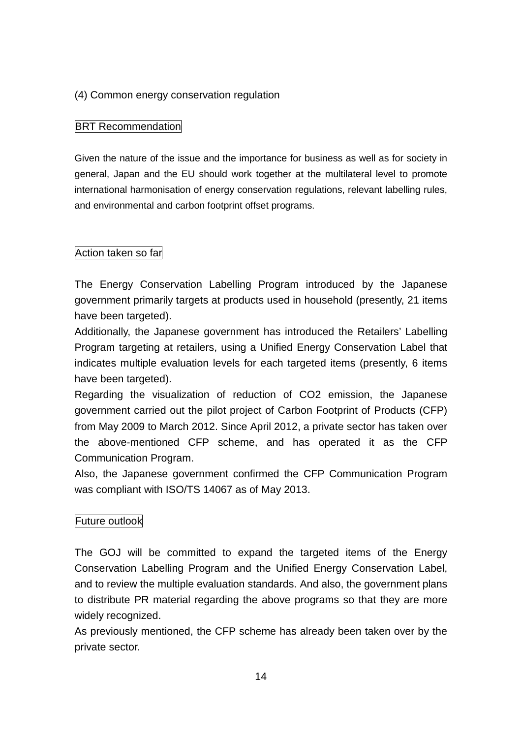(4) Common energy conservation regulation

BRT Recommendation

Given the nature of the issue and the importance for business as well as for society in general, Japan and the EU should work together at the multilateral level to promote international harmonisation of energy conservation regulations, relevant labelling rules, and environmental and carbon footprint offset programs.

Action taken so far

The Energy Conservation Labelling Program introduced by the Japanese government primarily targets at products used in household (presently, 21 items have been targeted).
Additionally, the Japanese government has introduced the Retailers' Labelling Program targeting at retailers, using a Unified Energy Conservation Label that indicates multiple evaluation levels for each targeted items (presently, 6 items have been targeted).
Regarding the visualization of reduction of CO2 emission, the Japanese government carried out the pilot project of Carbon Footprint of Products (CFP) from May 2009 to March 2012. Since April 2012, a private sector has taken over the above-mentioned CFP scheme, and has operated it as the CFP Communication Program.
Also, the Japanese government confirmed the CFP Communication Program was compliant with ISO/TS 14067 as of May 2013.

Future outlook

The GOJ will be committed to expand the targeted items of the Energy Conservation Labelling Program and the Unified Energy Conservation Label, and to review the multiple evaluation standards. And also, the government plans to distribute PR material regarding the above programs so that they are more widely recognized.
As previously mentioned, the CFP scheme has already been taken over by the private sector.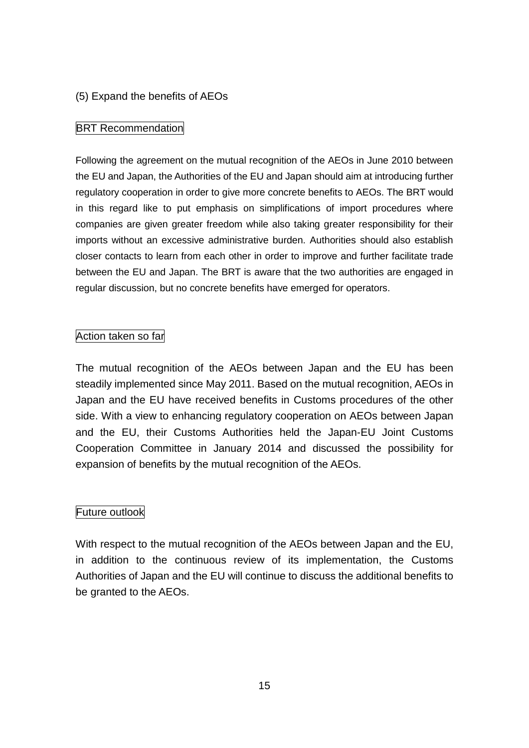### (5) Expand the benefits of AEOs

**BRT Recommendation**

Following the agreement on the mutual recognition of the AEOs in June 2010 between the EU and Japan, the Authorities of the EU and Japan should aim at introducing further regulatory cooperation in order to give more concrete benefits to AEOs. The BRT would in this regard like to put emphasis on simplifications of import procedures where companies are given greater freedom while also taking greater responsibility for their imports without an excessive administrative burden. Authorities should also establish closer contacts to learn from each other in order to improve and further facilitate trade between the EU and Japan. The BRT is aware that the two authorities are engaged in regular discussion, but no concrete benefits have emerged for operators.

**Action taken so far**

The mutual recognition of the AEOs between Japan and the EU has been steadily implemented since May 2011. Based on the mutual recognition, AEOs in Japan and the EU have received benefits in Customs procedures of the other side. With a view to enhancing regulatory cooperation on AEOs between Japan and the EU, their Customs Authorities held the Japan-EU Joint Customs Cooperation Committee in January 2014 and discussed the possibility for expansion of benefits by the mutual recognition of the AEOs.

**Future outlook**

With respect to the mutual recognition of the AEOs between Japan and the EU, in addition to the continuous review of its implementation, the Customs Authorities of Japan and the EU will continue to discuss the additional benefits to be granted to the AEOs.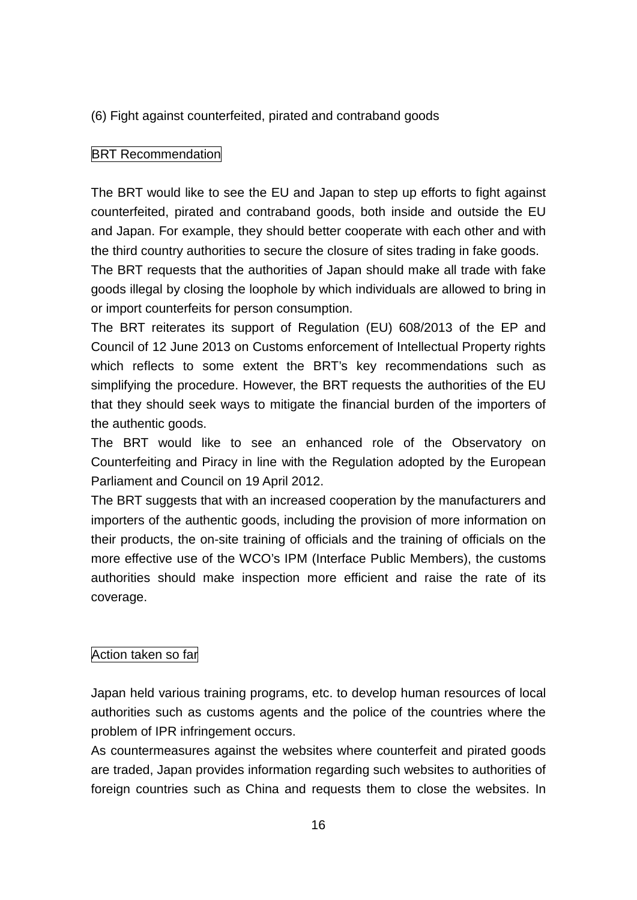## (6) Fight against counterfeited, pirated and contraband goods

### BRT Recommendation

The BRT would like to see the EU and Japan to step up efforts to fight against counterfeited, pirated and contraband goods, both inside and outside the EU and Japan. For example, they should better cooperate with each other and with the third country authorities to secure the closure of sites trading in fake goods.

The BRT requests that the authorities of Japan should make all trade with fake goods illegal by closing the loophole by which individuals are allowed to bring in or import counterfeits for person consumption.

The BRT reiterates its support of Regulation (EU) 608/2013 of the EP and Council of 12 June 2013 on Customs enforcement of Intellectual Property rights which reflects to some extent the BRT's key recommendations such as simplifying the procedure. However, the BRT requests the authorities of the EU that they should seek ways to mitigate the financial burden of the importers of the authentic goods.

The BRT would like to see an enhanced role of the Observatory on Counterfeiting and Piracy in line with the Regulation adopted by the European Parliament and Council on 19 April 2012.

The BRT suggests that with an increased cooperation by the manufacturers and importers of the authentic goods, including the provision of more information on their products, the on-site training of officials and the training of officials on the more effective use of the WCO's IPM (Interface Public Members), the customs authorities should make inspection more efficient and raise the rate of its coverage.

### Action taken so far

Japan held various training programs, etc. to develop human resources of local authorities such as customs agents and the police of the countries where the problem of IPR infringement occurs.

As countermeasures against the websites where counterfeit and pirated goods are traded, Japan provides information regarding such websites to authorities of foreign countries such as China and requests them to close the websites. In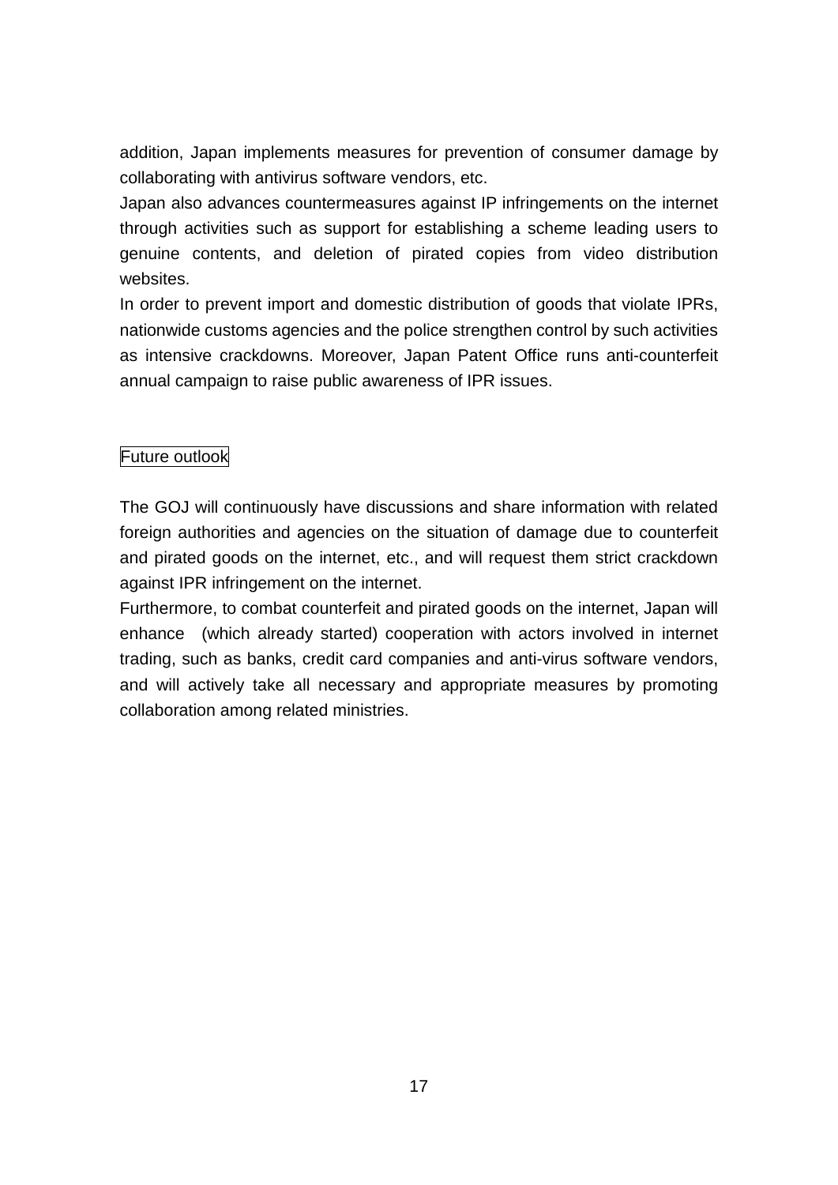addition, Japan implements measures for prevention of consumer damage by collaborating with antivirus software vendors, etc.

Japan also advances countermeasures against IP infringements on the internet through activities such as support for establishing a scheme leading users to genuine contents, and deletion of pirated copies from video distribution websites.

In order to prevent import and domestic distribution of goods that violate IPRs, nationwide customs agencies and the police strengthen control by such activities as intensive crackdowns. Moreover, Japan Patent Office runs anti-counterfeit annual campaign to raise public awareness of IPR issues.

## Future outlook

The GOJ will continuously have discussions and share information with related foreign authorities and agencies on the situation of damage due to counterfeit and pirated goods on the internet, etc., and will request them strict crackdown against IPR infringement on the internet.

Furthermore, to combat counterfeit and pirated goods on the internet, Japan will enhance (which already started) cooperation with actors involved in internet trading, such as banks, credit card companies and anti-virus software vendors, and will actively take all necessary and appropriate measures by promoting collaboration among related ministries.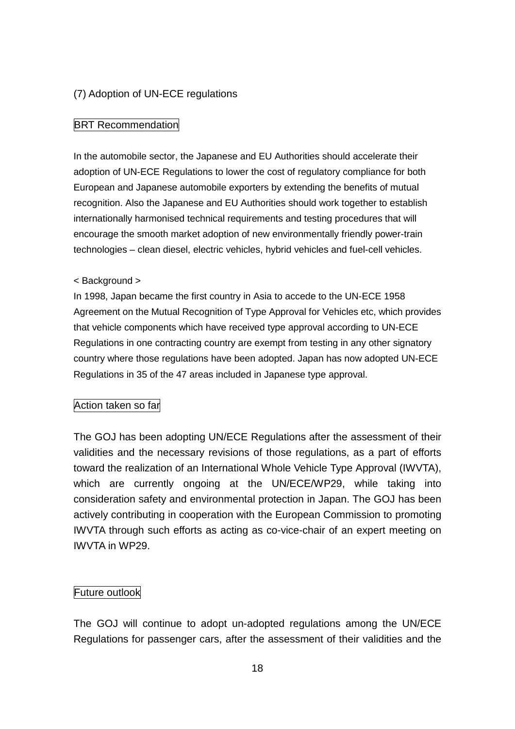## (7) Adoption of UN-ECE regulations

### BRT Recommendation

In the automobile sector, the Japanese and EU Authorities should accelerate their adoption of UN-ECE Regulations to lower the cost of regulatory compliance for both European and Japanese automobile exporters by extending the benefits of mutual recognition. Also the Japanese and EU Authorities should work together to establish internationally harmonised technical requirements and testing procedures that will encourage the smooth market adoption of new environmentally friendly power-train technologies – clean diesel, electric vehicles, hybrid vehicles and fuel-cell vehicles.

< Background >

In 1998, Japan became the first country in Asia to accede to the UN-ECE 1958 Agreement on the Mutual Recognition of Type Approval for Vehicles etc, which provides that vehicle components which have received type approval according to UN-ECE Regulations in one contracting country are exempt from testing in any other signatory country where those regulations have been adopted. Japan has now adopted UN-ECE Regulations in 35 of the 47 areas included in Japanese type approval.

### Action taken so far

The GOJ has been adopting UN/ECE Regulations after the assessment of their validities and the necessary revisions of those regulations, as a part of efforts toward the realization of an International Whole Vehicle Type Approval (IWVTA), which are currently ongoing at the UN/ECE/WP29, while taking into consideration safety and environmental protection in Japan. The GOJ has been actively contributing in cooperation with the European Commission to promoting IWVTA through such efforts as acting as co-vice-chair of an expert meeting on IWVTA in WP29.

### Future outlook

The GOJ will continue to adopt un-adopted regulations among the UN/ECE Regulations for passenger cars, after the assessment of their validities and the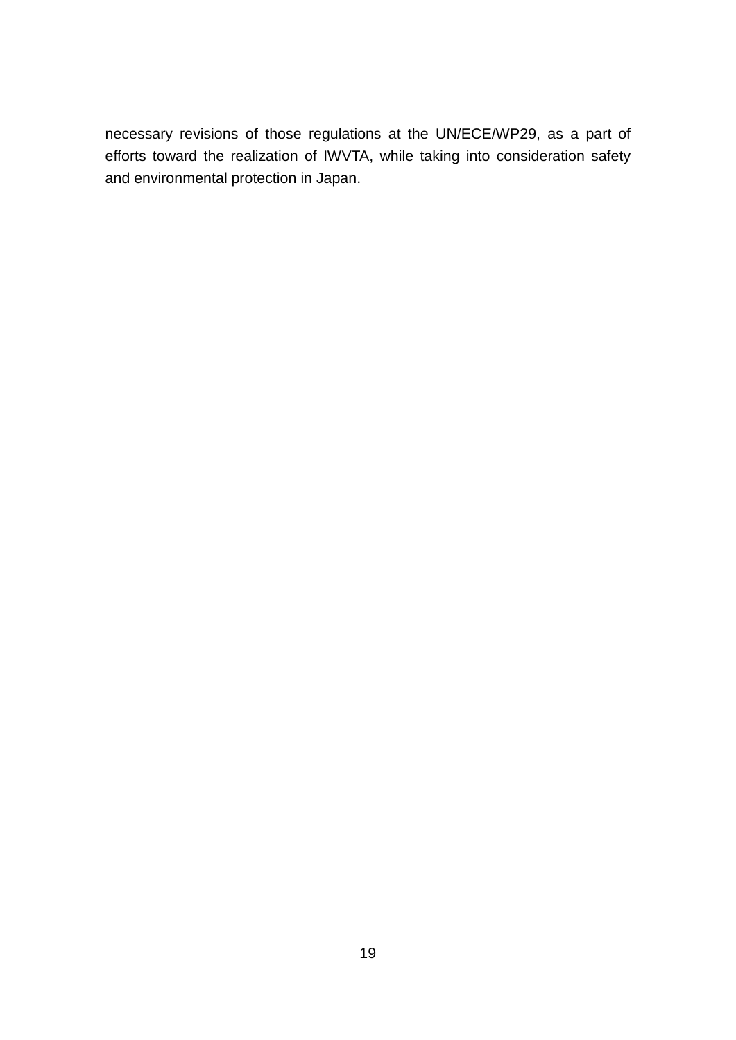necessary revisions of those regulations at the UN/ECE/WP29, as a part of efforts toward the realization of IWVTA, while taking into consideration safety and environmental protection in Japan.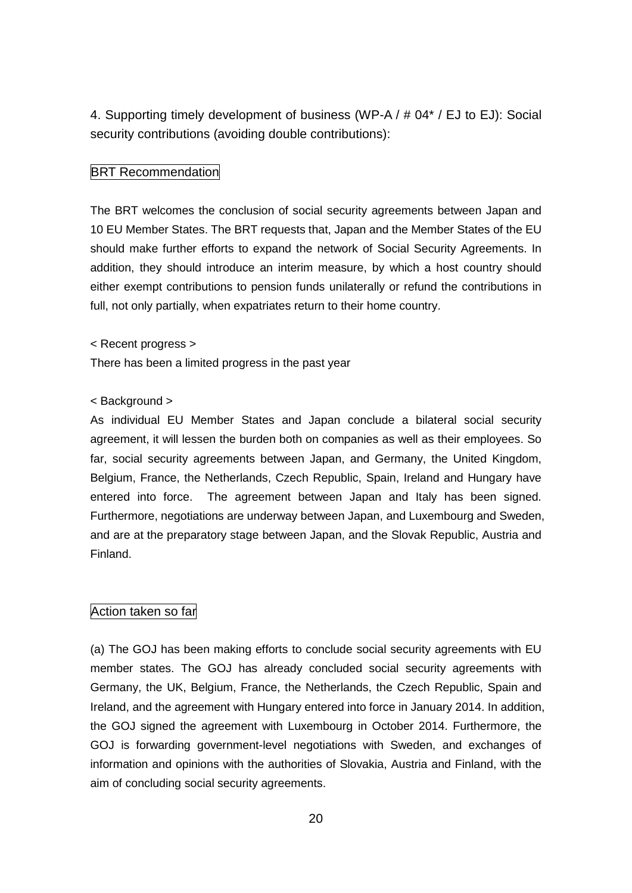4. Supporting timely development of business (WP-A / # 04* / EJ to EJ): Social security contributions (avoiding double contributions):

BRT Recommendation

The BRT welcomes the conclusion of social security agreements between Japan and 10 EU Member States. The BRT requests that, Japan and the Member States of the EU should make further efforts to expand the network of Social Security Agreements. In addition, they should introduce an interim measure, by which a host country should either exempt contributions to pension funds unilaterally or refund the contributions in full, not only partially, when expatriates return to their home country.

< Recent progress >

There has been a limited progress in the past year

< Background >

As individual EU Member States and Japan conclude a bilateral social security agreement, it will lessen the burden both on companies as well as their employees. So far, social security agreements between Japan, and Germany, the United Kingdom, Belgium, France, the Netherlands, Czech Republic, Spain, Ireland and Hungary have entered into force. The agreement between Japan and Italy has been signed. Furthermore, negotiations are underway between Japan, and Luxembourg and Sweden, and are at the preparatory stage between Japan, and the Slovak Republic, Austria and Finland.

Action taken so far

(a) The GOJ has been making efforts to conclude social security agreements with EU member states. The GOJ has already concluded social security agreements with Germany, the UK, Belgium, France, the Netherlands, the Czech Republic, Spain and Ireland, and the agreement with Hungary entered into force in January 2014. In addition, the GOJ signed the agreement with Luxembourg in October 2014. Furthermore, the GOJ is forwarding government-level negotiations with Sweden, and exchanges of information and opinions with the authorities of Slovakia, Austria and Finland, with the aim of concluding social security agreements.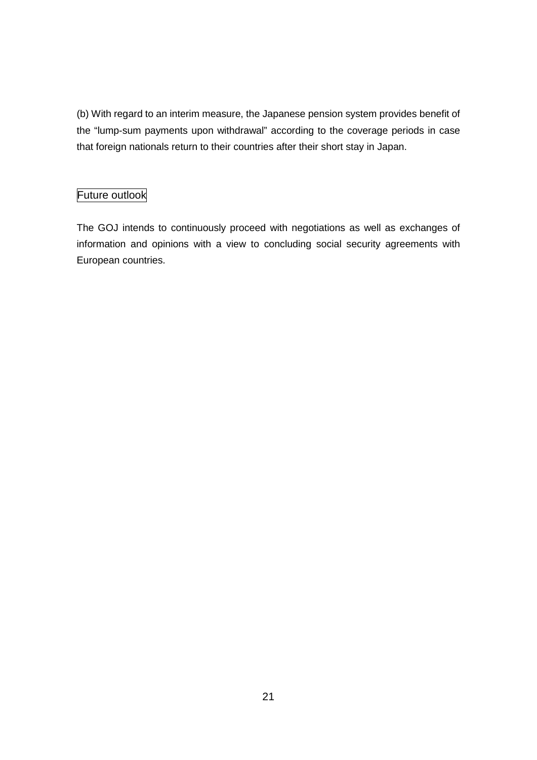(b) With regard to an interim measure, the Japanese pension system provides benefit of the “lump-sum payments upon withdrawal” according to the coverage periods in case that foreign nationals return to their countries after their short stay in Japan.

## Future outlook

The GOJ intends to continuously proceed with negotiations as well as exchanges of information and opinions with a view to concluding social security agreements with European countries.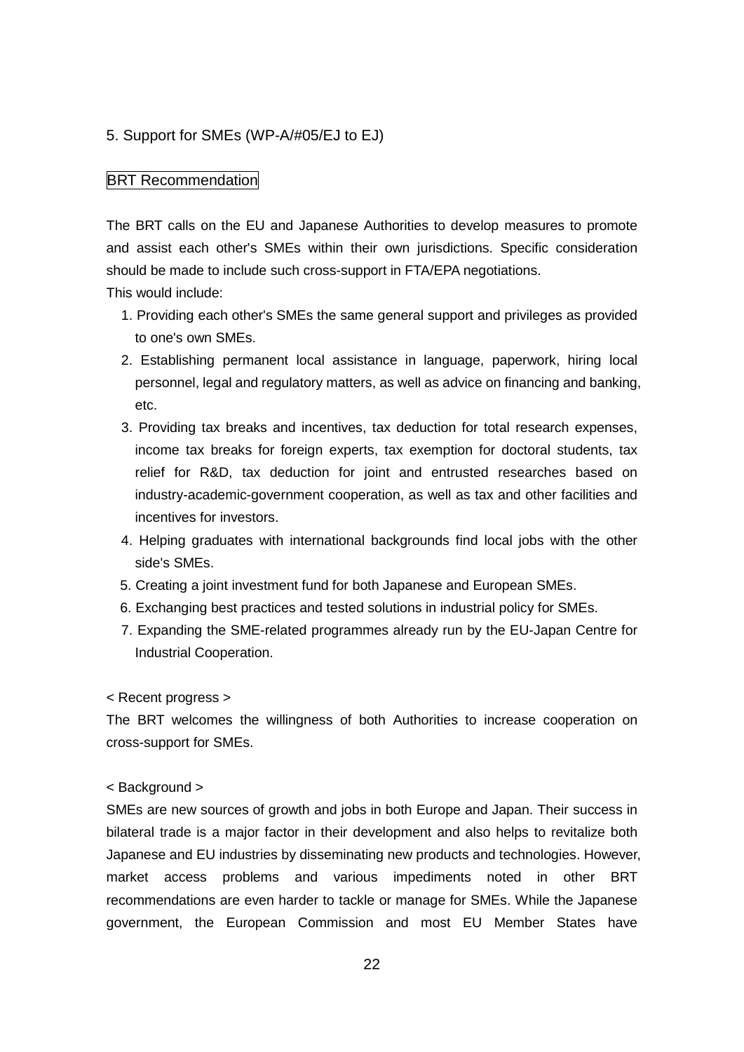## 5. Support for SMEs (WP-A/#05/EJ to EJ)

BRT Recommendation

The BRT calls on the EU and Japanese Authorities to develop measures to promote and assist each other's SMEs within their own jurisdictions. Specific consideration should be made to include such cross-support in FTA/EPA negotiations.

This would include:

1. Providing each other's SMEs the same general support and privileges as provided to one's own SMEs.
2. Establishing permanent local assistance in language, paperwork, hiring local personnel, legal and regulatory matters, as well as advice on financing and banking, etc.
3. Providing tax breaks and incentives, tax deduction for total research expenses, income tax breaks for foreign experts, tax exemption for doctoral students, tax relief for R&D, tax deduction for joint and entrusted researches based on industry-academic-government cooperation, as well as tax and other facilities and incentives for investors.
4. Helping graduates with international backgrounds find local jobs with the other side's SMEs.
5. Creating a joint investment fund for both Japanese and European SMEs.
6. Exchanging best practices and tested solutions in industrial policy for SMEs.
7. Expanding the SME-related programmes already run by the EU-Japan Centre for Industrial Cooperation.

< Recent progress >

The BRT welcomes the willingness of both Authorities to increase cooperation on cross-support for SMEs.

< Background >

SMEs are new sources of growth and jobs in both Europe and Japan. Their success in bilateral trade is a major factor in their development and also helps to revitalize both Japanese and EU industries by disseminating new products and technologies. However, market access problems and various impediments noted in other BRT recommendations are even harder to tackle or manage for SMEs. While the Japanese government, the European Commission and most EU Member States have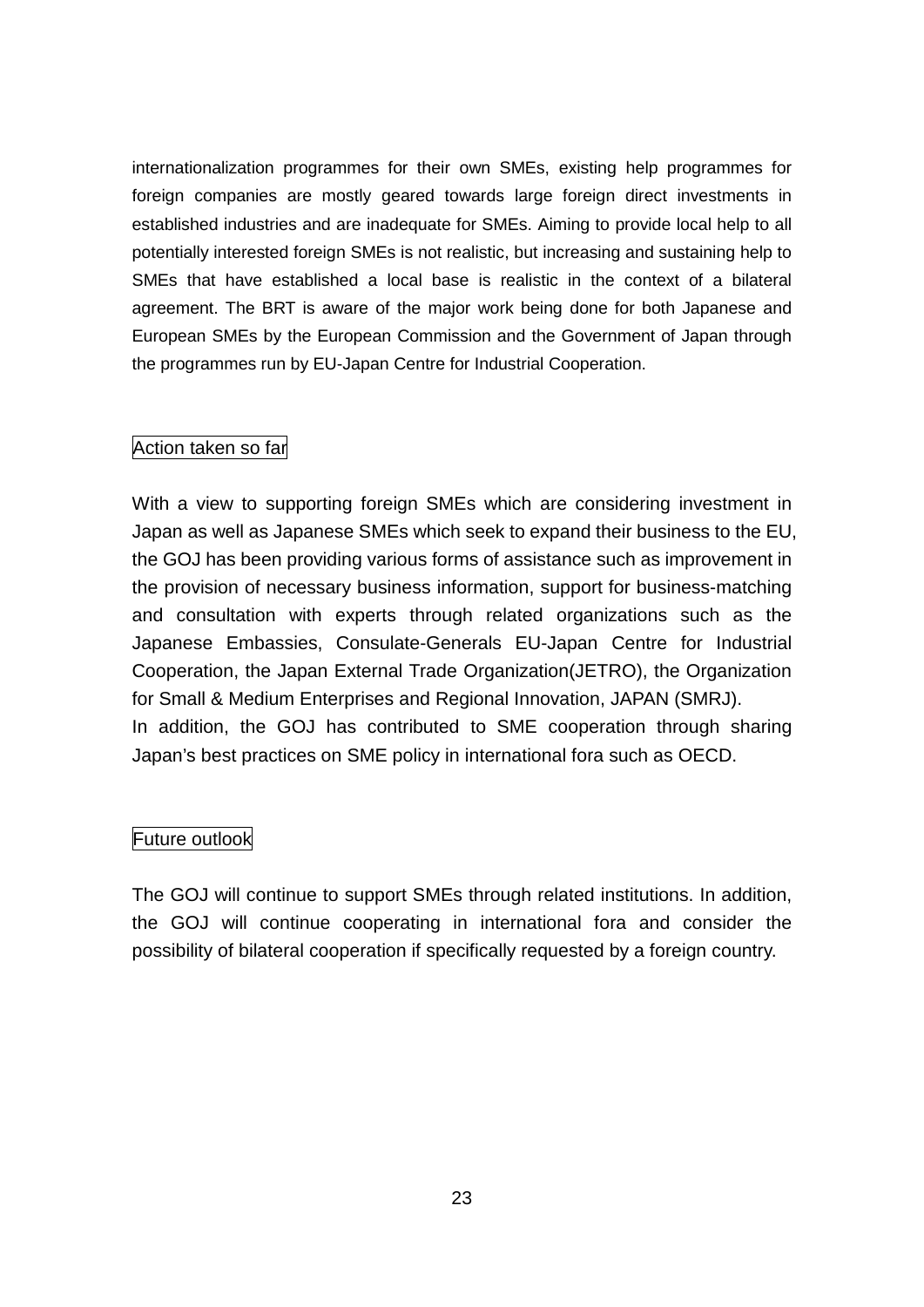internationalization programmes for their own SMEs, existing help programmes for foreign companies are mostly geared towards large foreign direct investments in established industries and are inadequate for SMEs. Aiming to provide local help to all potentially interested foreign SMEs is not realistic, but increasing and sustaining help to SMEs that have established a local base is realistic in the context of a bilateral agreement. The BRT is aware of the major work being done for both Japanese and European SMEs by the European Commission and the Government of Japan through the programmes run by EU-Japan Centre for Industrial Cooperation.

### Action taken so far

With a view to supporting foreign SMEs which are considering investment in Japan as well as Japanese SMEs which seek to expand their business to the EU, the GOJ has been providing various forms of assistance such as improvement in the provision of necessary business information, support for business-matching and consultation with experts through related organizations such as the Japanese Embassies, Consulate-Generals EU-Japan Centre for Industrial Cooperation, the Japan External Trade Organization(JETRO), the Organization for Small & Medium Enterprises and Regional Innovation, JAPAN (SMRJ).
In addition, the GOJ has contributed to SME cooperation through sharing Japan's best practices on SME policy in international fora such as OECD.

### Future outlook

The GOJ will continue to support SMEs through related institutions. In addition, the GOJ will continue cooperating in international fora and consider the possibility of bilateral cooperation if specifically requested by a foreign country.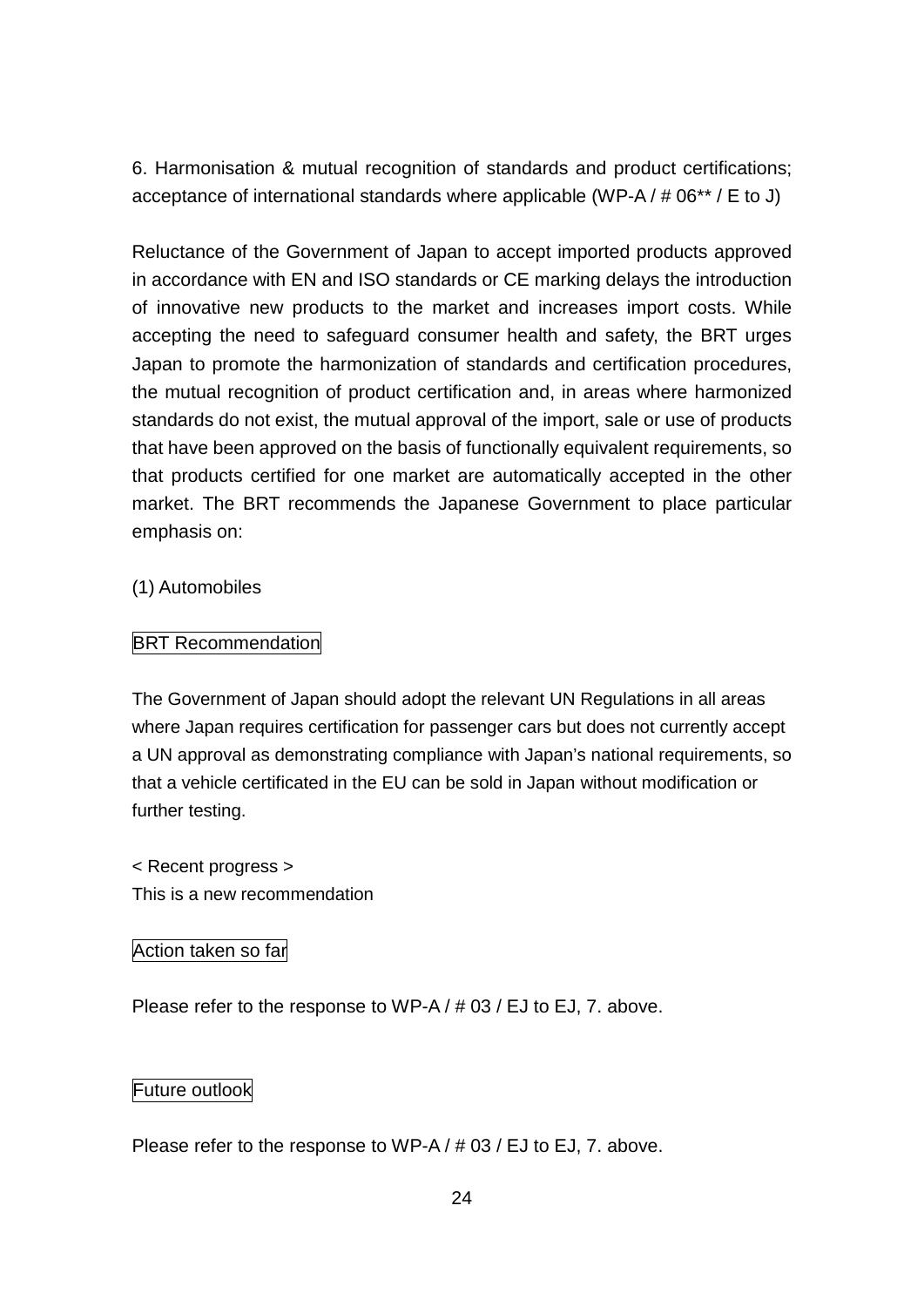6. Harmonisation & mutual recognition of standards and product certifications; acceptance of international standards where applicable (WP-A / # 06** / E to J)

Reluctance of the Government of Japan to accept imported products approved in accordance with EN and ISO standards or CE marking delays the introduction of innovative new products to the market and increases import costs. While accepting the need to safeguard consumer health and safety, the BRT urges Japan to promote the harmonization of standards and certification procedures, the mutual recognition of product certification and, in areas where harmonized standards do not exist, the mutual approval of the import, sale or use of products that have been approved on the basis of functionally equivalent requirements, so that products certified for one market are automatically accepted in the other market. The BRT recommends the Japanese Government to place particular emphasis on:

(1) Automobiles

BRT Recommendation

The Government of Japan should adopt the relevant UN Regulations in all areas where Japan requires certification for passenger cars but does not currently accept a UN approval as demonstrating compliance with Japan's national requirements, so that a vehicle certificated in the EU can be sold in Japan without modification or further testing.

< Recent progress >
This is a new recommendation

Action taken so far

Please refer to the response to WP-A / # 03 / EJ to EJ, 7. above.

Future outlook

Please refer to the response to WP-A / # 03 / EJ to EJ, 7. above.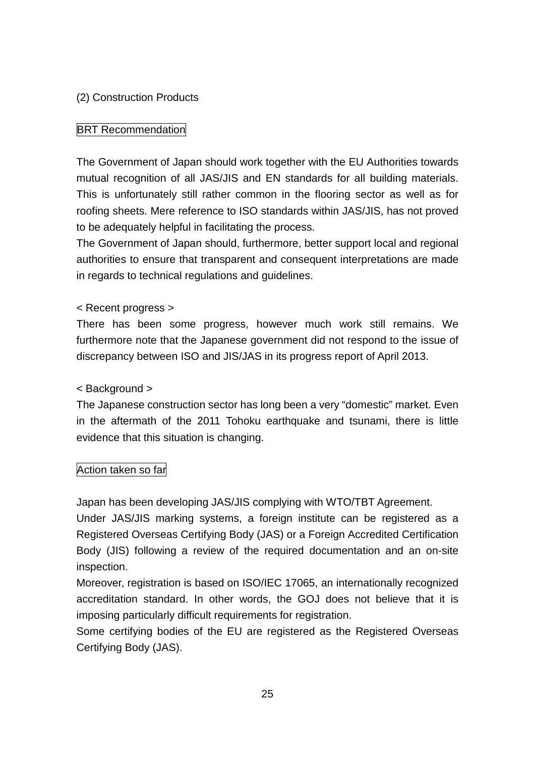## (2) Construction Products

BRT Recommendation

The Government of Japan should work together with the EU Authorities towards mutual recognition of all JAS/JIS and EN standards for all building materials. This is unfortunately still rather common in the flooring sector as well as for roofing sheets. Mere reference to ISO standards within JAS/JIS, has not proved to be adequately helpful in facilitating the process.

The Government of Japan should, furthermore, better support local and regional authorities to ensure that transparent and consequent interpretations are made in regards to technical regulations and guidelines.

< Recent progress >

There has been some progress, however much work still remains. We furthermore note that the Japanese government did not respond to the issue of discrepancy between ISO and JIS/JAS in its progress report of April 2013.

< Background >

The Japanese construction sector has long been a very "domestic" market. Even in the aftermath of the 2011 Tohoku earthquake and tsunami, there is little evidence that this situation is changing.

Action taken so far

Japan has been developing JAS/JIS complying with WTO/TBT Agreement.

Under JAS/JIS marking systems, a foreign institute can be registered as a Registered Overseas Certifying Body (JAS) or a Foreign Accredited Certification Body (JIS) following a review of the required documentation and an on-site inspection.

Moreover, registration is based on ISO/IEC 17065, an internationally recognized accreditation standard. In other words, the GOJ does not believe that it is imposing particularly difficult requirements for registration.

Some certifying bodies of the EU are registered as the Registered Overseas Certifying Body (JAS).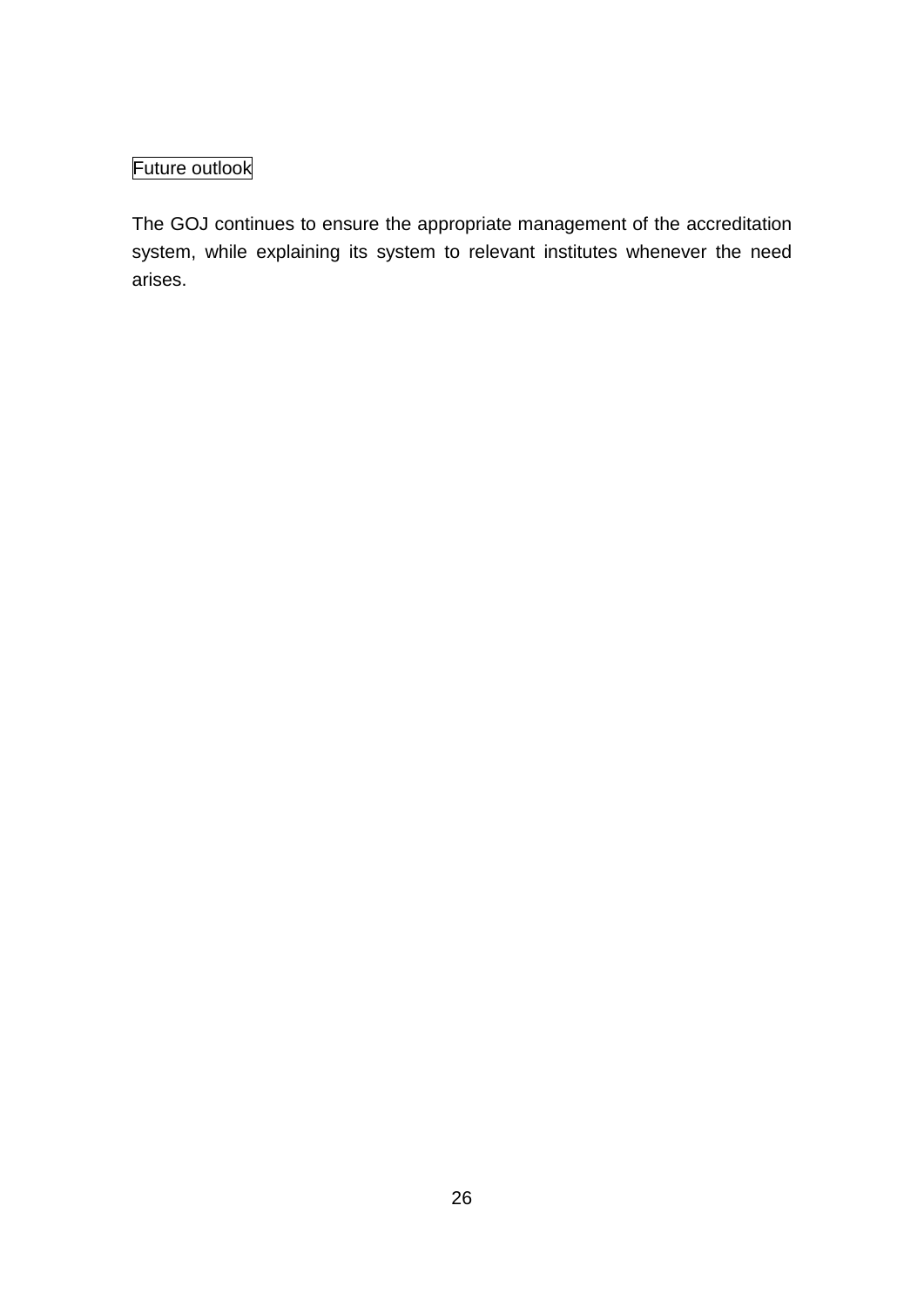Future outlook

The GOJ continues to ensure the appropriate management of the accreditation system, while explaining its system to relevant institutes whenever the need arises.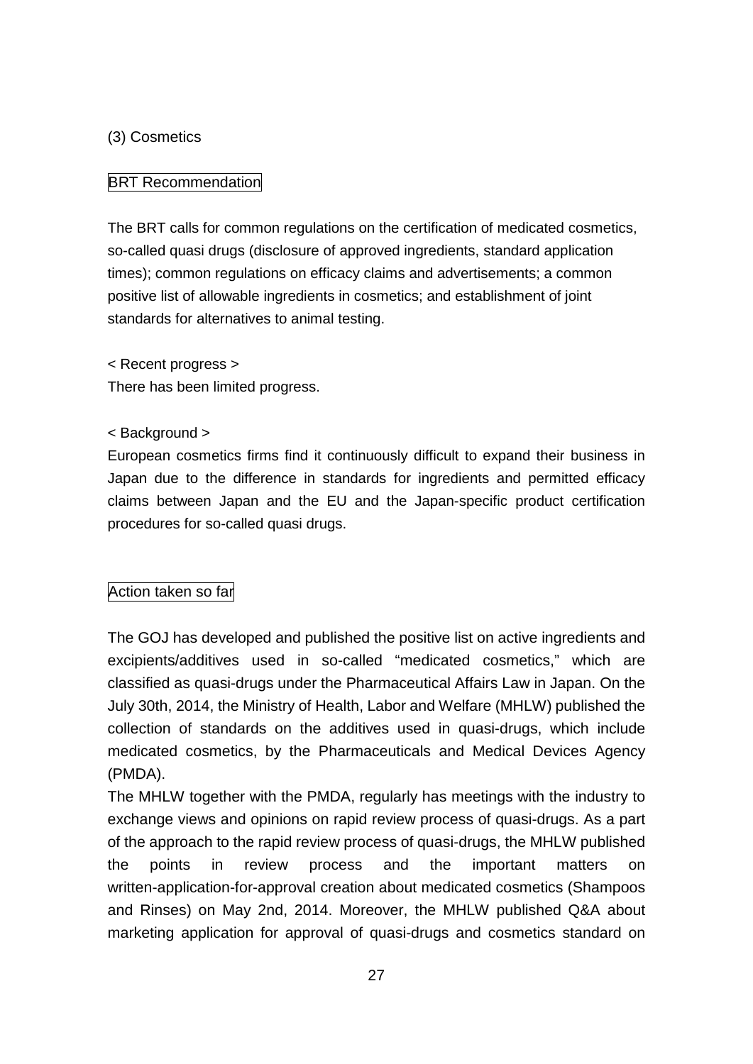### (3) Cosmetics

BRT Recommendation

The BRT calls for common regulations on the certification of medicated cosmetics, so-called quasi drugs (disclosure of approved ingredients, standard application times); common regulations on efficacy claims and advertisements; a common positive list of allowable ingredients in cosmetics; and establishment of joint standards for alternatives to animal testing.

< Recent progress >
There has been limited progress.

< Background >
European cosmetics firms find it continuously difficult to expand their business in Japan due to the difference in standards for ingredients and permitted efficacy claims between Japan and the EU and the Japan-specific product certification procedures for so-called quasi drugs.

Action taken so far

The GOJ has developed and published the positive list on active ingredients and excipients/additives used in so-called "medicated cosmetics," which are classified as quasi-drugs under the Pharmaceutical Affairs Law in Japan. On the July 30th, 2014, the Ministry of Health, Labor and Welfare (MHLW) published the collection of standards on the additives used in quasi-drugs, which include medicated cosmetics, by the Pharmaceuticals and Medical Devices Agency (PMDA).
The MHLW together with the PMDA, regularly has meetings with the industry to exchange views and opinions on rapid review process of quasi-drugs. As a part of the approach to the rapid review process of quasi-drugs, the MHLW published the points in review process and the important matters on written-application-for-approval creation about medicated cosmetics (Shampoos and Rinses) on May 2nd, 2014. Moreover, the MHLW published Q&A about marketing application for approval of quasi-drugs and cosmetics standard on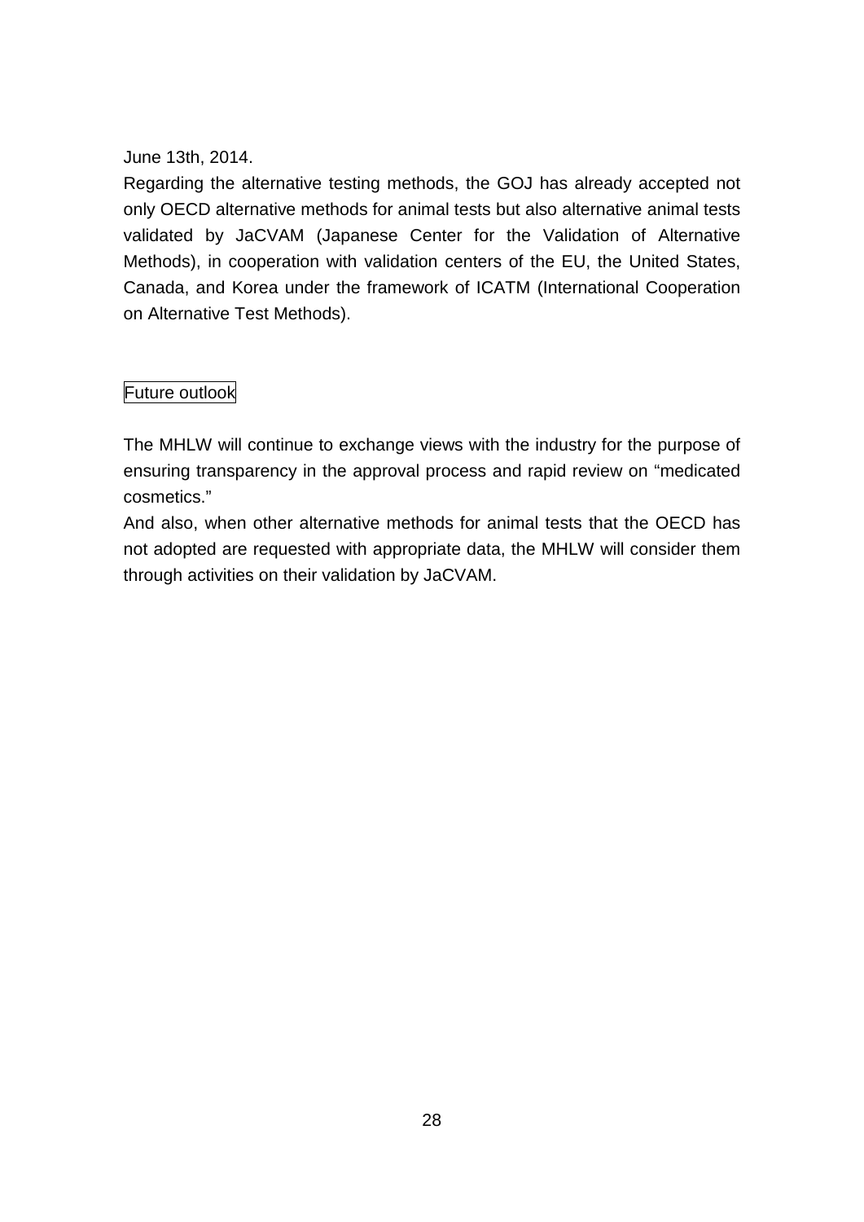June 13th, 2014.

Regarding the alternative testing methods, the GOJ has already accepted not only OECD alternative methods for animal tests but also alternative animal tests validated by JaCVAM (Japanese Center for the Validation of Alternative Methods), in cooperation with validation centers of the EU, the United States, Canada, and Korea under the framework of ICATM (International Cooperation on Alternative Test Methods).

### Future outlook

The MHLW will continue to exchange views with the industry for the purpose of ensuring transparency in the approval process and rapid review on “medicated cosmetics.”

And also, when other alternative methods for animal tests that the OECD has not adopted are requested with appropriate data, the MHLW will consider them through activities on their validation by JaCVAM.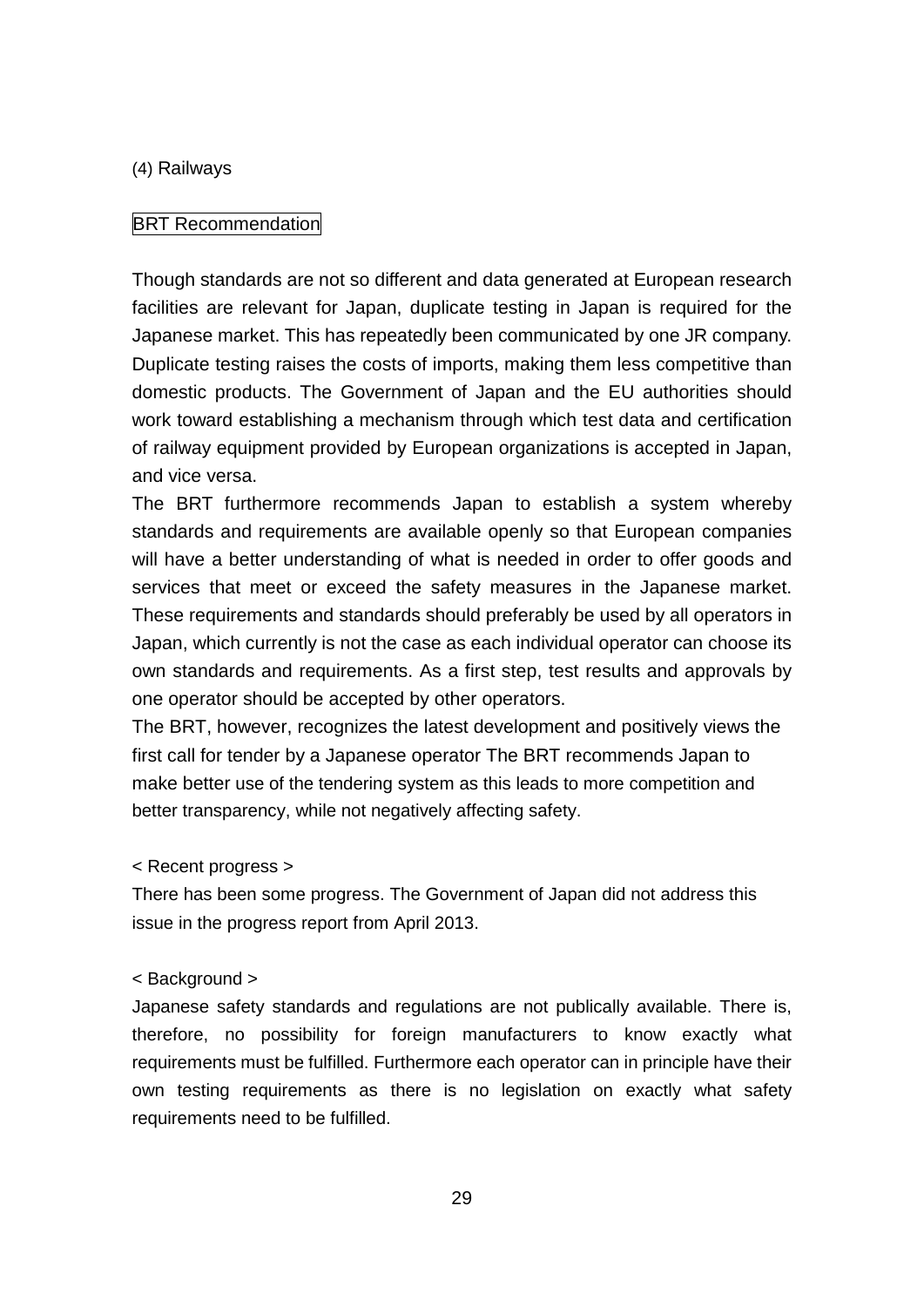### (4) Railways

#### BRT Recommendation

Though standards are not so different and data generated at European research facilities are relevant for Japan, duplicate testing in Japan is required for the Japanese market. This has repeatedly been communicated by one JR company. Duplicate testing raises the costs of imports, making them less competitive than domestic products. The Government of Japan and the EU authorities should work toward establishing a mechanism through which test data and certification of railway equipment provided by European organizations is accepted in Japan, and vice versa.

The BRT furthermore recommends Japan to establish a system whereby standards and requirements are available openly so that European companies will have a better understanding of what is needed in order to offer goods and services that meet or exceed the safety measures in the Japanese market. These requirements and standards should preferably be used by all operators in Japan, which currently is not the case as each individual operator can choose its own standards and requirements. As a first step, test results and approvals by one operator should be accepted by other operators.

The BRT, however, recognizes the latest development and positively views the first call for tender by a Japanese operator The BRT recommends Japan to make better use of the tendering system as this leads to more competition and better transparency, while not negatively affecting safety.

< Recent progress >

There has been some progress. The Government of Japan did not address this issue in the progress report from April 2013.

< Background >

Japanese safety standards and regulations are not publically available. There is, therefore, no possibility for foreign manufacturers to know exactly what requirements must be fulfilled. Furthermore each operator can in principle have their own testing requirements as there is no legislation on exactly what safety requirements need to be fulfilled.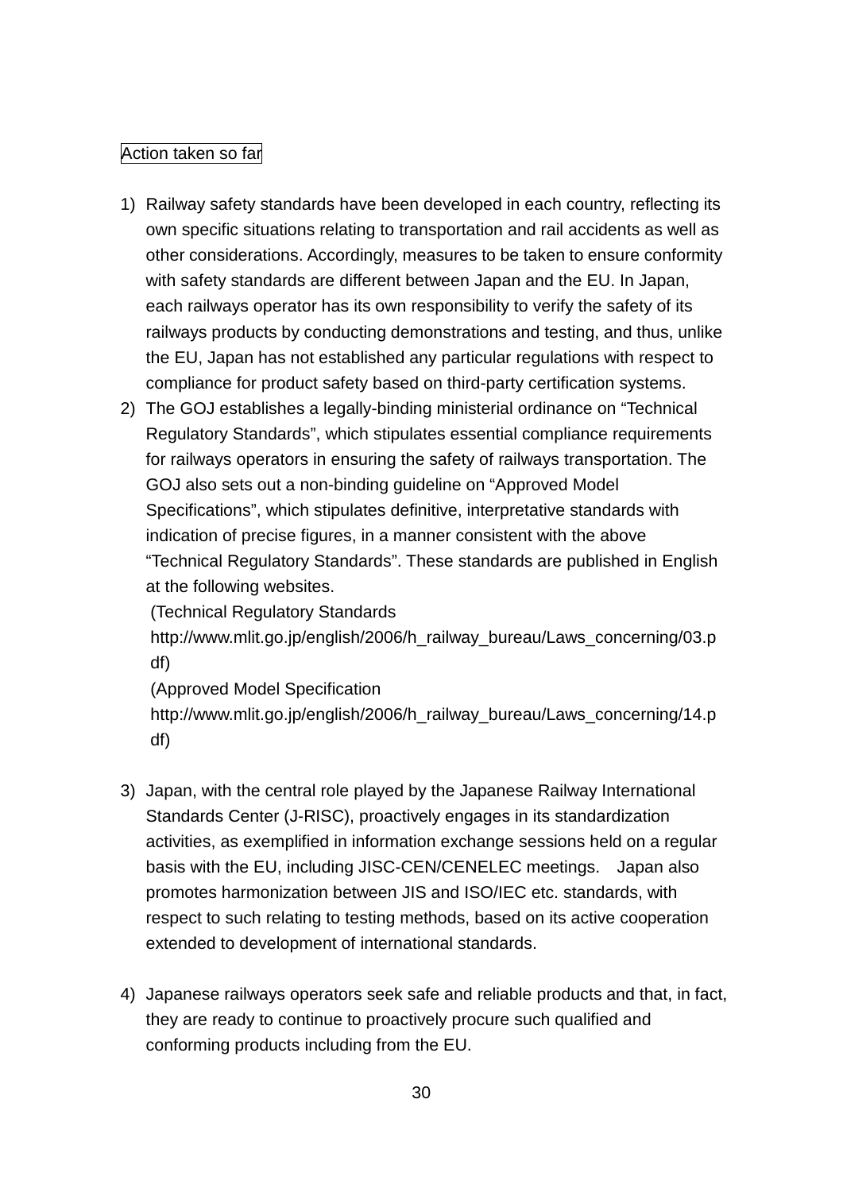Action taken so far

1) Railway safety standards have been developed in each country, reflecting its own specific situations relating to transportation and rail accidents as well as other considerations. Accordingly, measures to be taken to ensure conformity with safety standards are different between Japan and the EU. In Japan, each railways operator has its own responsibility to verify the safety of its railways products by conducting demonstrations and testing, and thus, unlike the EU, Japan has not established any particular regulations with respect to compliance for product safety based on third-party certification systems.
2) The GOJ establishes a legally-binding ministerial ordinance on “Technical Regulatory Standards”, which stipulates essential compliance requirements for railways operators in ensuring the safety of railways transportation. The GOJ also sets out a non-binding guideline on “Approved Model Specifications”, which stipulates definitive, interpretative standards with indication of precise figures, in a manner consistent with the above “Technical Regulatory Standards”. These standards are published in English at the following websites.
(Technical Regulatory Standards
http://www.mlit.go.jp/english/2006/h_railway_bureau/Laws_concerning/03.pdf)
(Approved Model Specification
http://www.mlit.go.jp/english/2006/h_railway_bureau/Laws_concerning/14.pdf)

3) Japan, with the central role played by the Japanese Railway International Standards Center (J-RISC), proactively engages in its standardization activities, as exemplified in information exchange sessions held on a regular basis with the EU, including JISC-CEN/CENELEC meetings. Japan also promotes harmonization between JIS and ISO/IEC etc. standards, with respect to such relating to testing methods, based on its active cooperation extended to development of international standards.

4) Japanese railways operators seek safe and reliable products and that, in fact, they are ready to continue to proactively procure such qualified and conforming products including from the EU.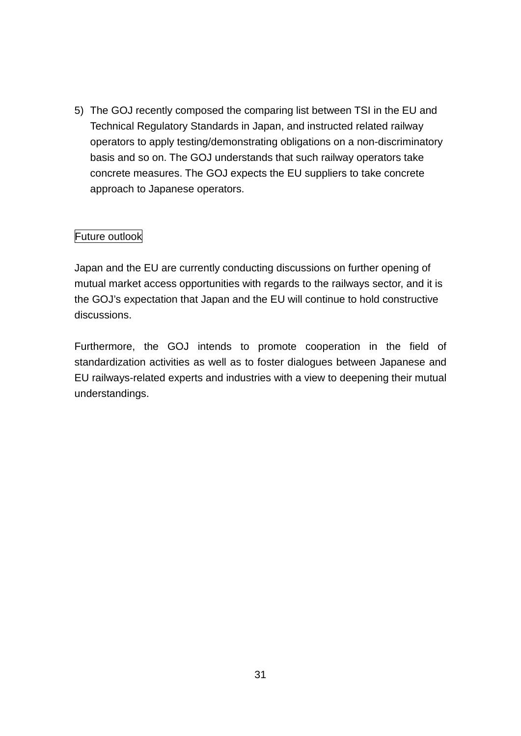5) The GOJ recently composed the comparing list between TSI in the EU and Technical Regulatory Standards in Japan, and instructed related railway operators to apply testing/demonstrating obligations on a non-discriminatory basis and so on. The GOJ understands that such railway operators take concrete measures. The GOJ expects the EU suppliers to take concrete approach to Japanese operators.

## Future outlook

Japan and the EU are currently conducting discussions on further opening of mutual market access opportunities with regards to the railways sector, and it is the GOJ's expectation that Japan and the EU will continue to hold constructive discussions.

Furthermore, the GOJ intends to promote cooperation in the field of standardization activities as well as to foster dialogues between Japanese and EU railways-related experts and industries with a view to deepening their mutual understandings.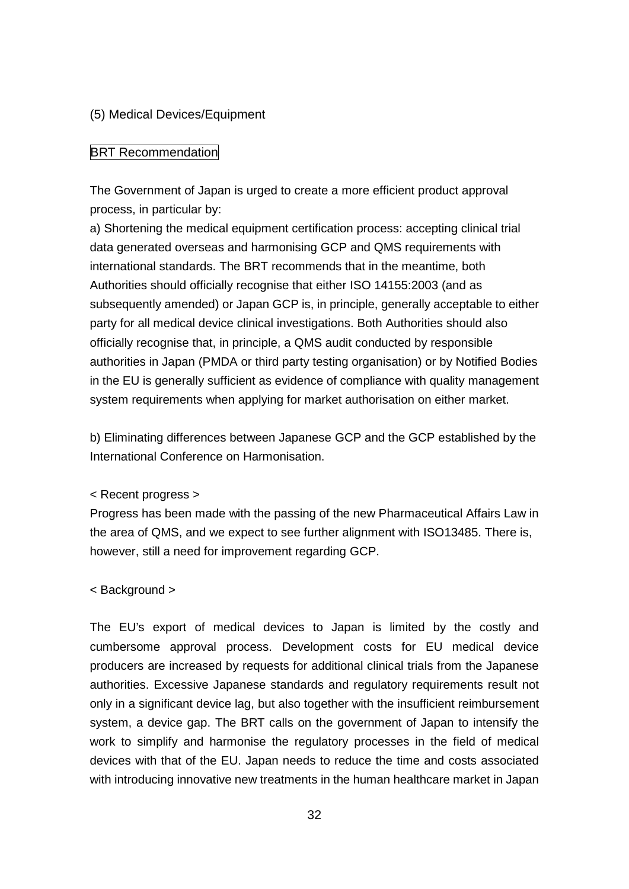## (5) Medical Devices/Equipment

BRT Recommendation

The Government of Japan is urged to create a more efficient product approval process, in particular by:

a) Shortening the medical equipment certification process: accepting clinical trial data generated overseas and harmonising GCP and QMS requirements with international standards. The BRT recommends that in the meantime, both Authorities should officially recognise that either ISO 14155:2003 (and as subsequently amended) or Japan GCP is, in principle, generally acceptable to either party for all medical device clinical investigations. Both Authorities should also officially recognise that, in principle, a QMS audit conducted by responsible authorities in Japan (PMDA or third party testing organisation) or by Notified Bodies in the EU is generally sufficient as evidence of compliance with quality management system requirements when applying for market authorisation on either market.

b) Eliminating differences between Japanese GCP and the GCP established by the International Conference on Harmonisation.

< Recent progress >

Progress has been made with the passing of the new Pharmaceutical Affairs Law in the area of QMS, and we expect to see further alignment with ISO13485. There is, however, still a need for improvement regarding GCP.

< Background >

The EU's export of medical devices to Japan is limited by the costly and cumbersome approval process. Development costs for EU medical device producers are increased by requests for additional clinical trials from the Japanese authorities. Excessive Japanese standards and regulatory requirements result not only in a significant device lag, but also together with the insufficient reimbursement system, a device gap. The BRT calls on the government of Japan to intensify the work to simplify and harmonise the regulatory processes in the field of medical devices with that of the EU. Japan needs to reduce the time and costs associated with introducing innovative new treatments in the human healthcare market in Japan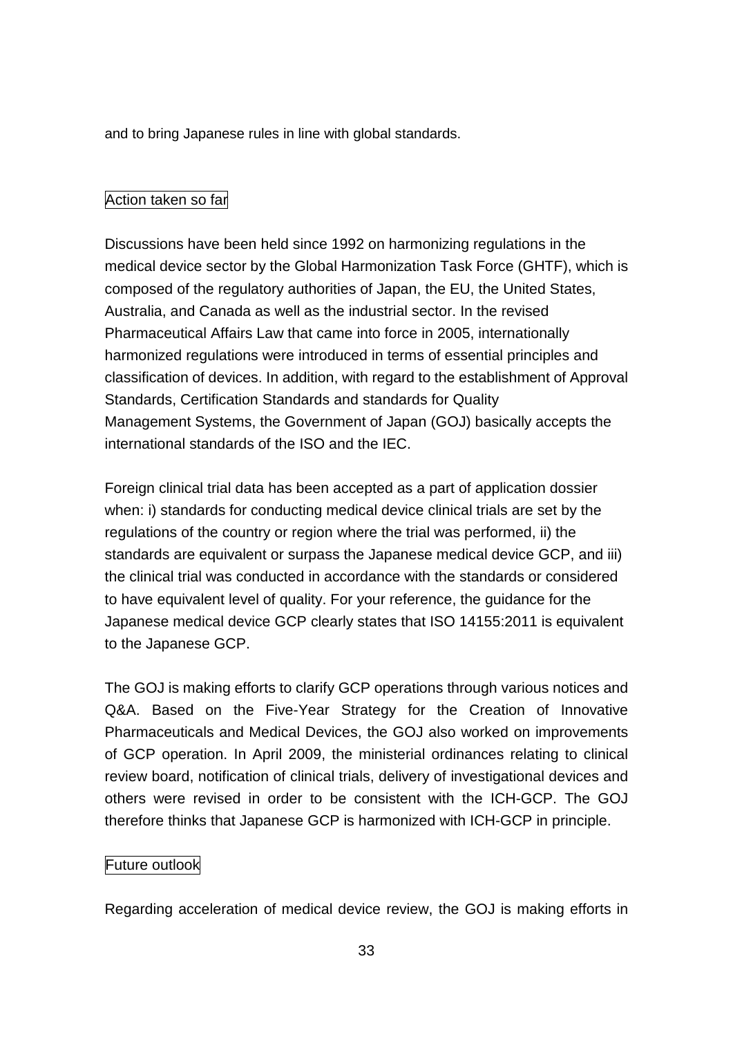and to bring Japanese rules in line with global standards.

Action taken so far

Discussions have been held since 1992 on harmonizing regulations in the medical device sector by the Global Harmonization Task Force (GHTF), which is composed of the regulatory authorities of Japan, the EU, the United States, Australia, and Canada as well as the industrial sector. In the revised Pharmaceutical Affairs Law that came into force in 2005, internationally harmonized regulations were introduced in terms of essential principles and classification of devices. In addition, with regard to the establishment of Approval Standards, Certification Standards and standards for Quality Management Systems, the Government of Japan (GOJ) basically accepts the international standards of the ISO and the IEC.

Foreign clinical trial data has been accepted as a part of application dossier when: i) standards for conducting medical device clinical trials are set by the regulations of the country or region where the trial was performed, ii) the standards are equivalent or surpass the Japanese medical device GCP, and iii) the clinical trial was conducted in accordance with the standards or considered to have equivalent level of quality. For your reference, the guidance for the Japanese medical device GCP clearly states that ISO 14155:2011 is equivalent to the Japanese GCP.

The GOJ is making efforts to clarify GCP operations through various notices and Q&A. Based on the Five-Year Strategy for the Creation of Innovative Pharmaceuticals and Medical Devices, the GOJ also worked on improvements of GCP operation. In April 2009, the ministerial ordinances relating to clinical review board, notification of clinical trials, delivery of investigational devices and others were revised in order to be consistent with the ICH-GCP. The GOJ therefore thinks that Japanese GCP is harmonized with ICH-GCP in principle.

Future outlook

Regarding acceleration of medical device review, the GOJ is making efforts in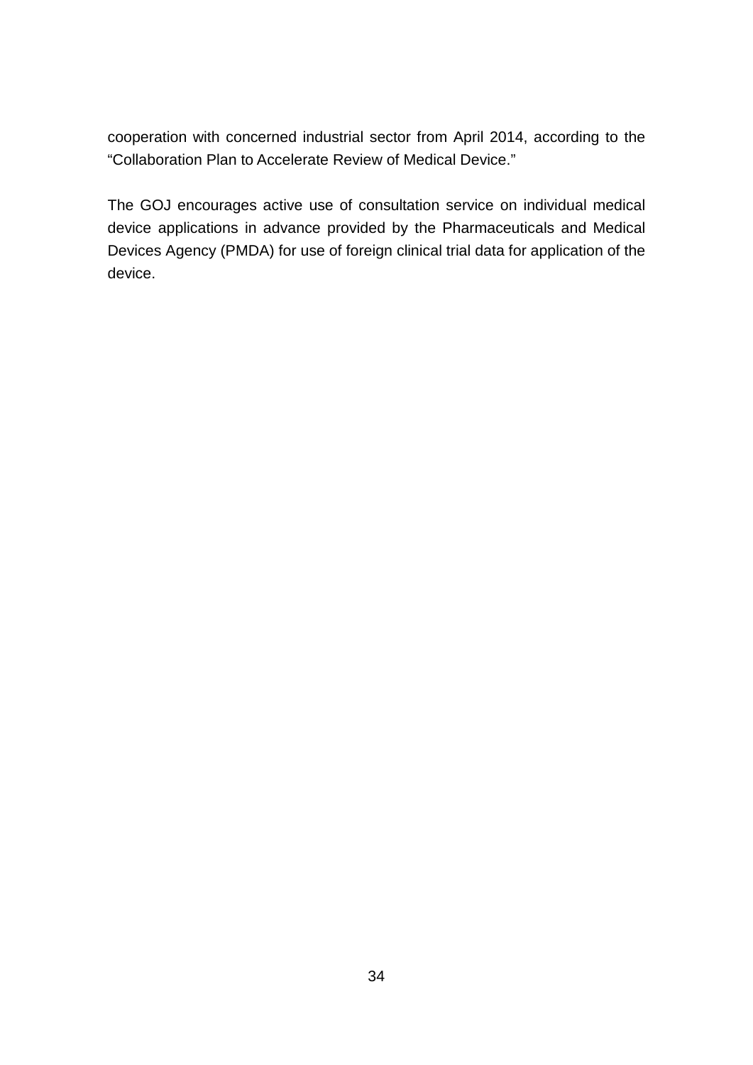cooperation with concerned industrial sector from April 2014, according to the "Collaboration Plan to Accelerate Review of Medical Device."

The GOJ encourages active use of consultation service on individual medical device applications in advance provided by the Pharmaceuticals and Medical Devices Agency (PMDA) for use of foreign clinical trial data for application of the device.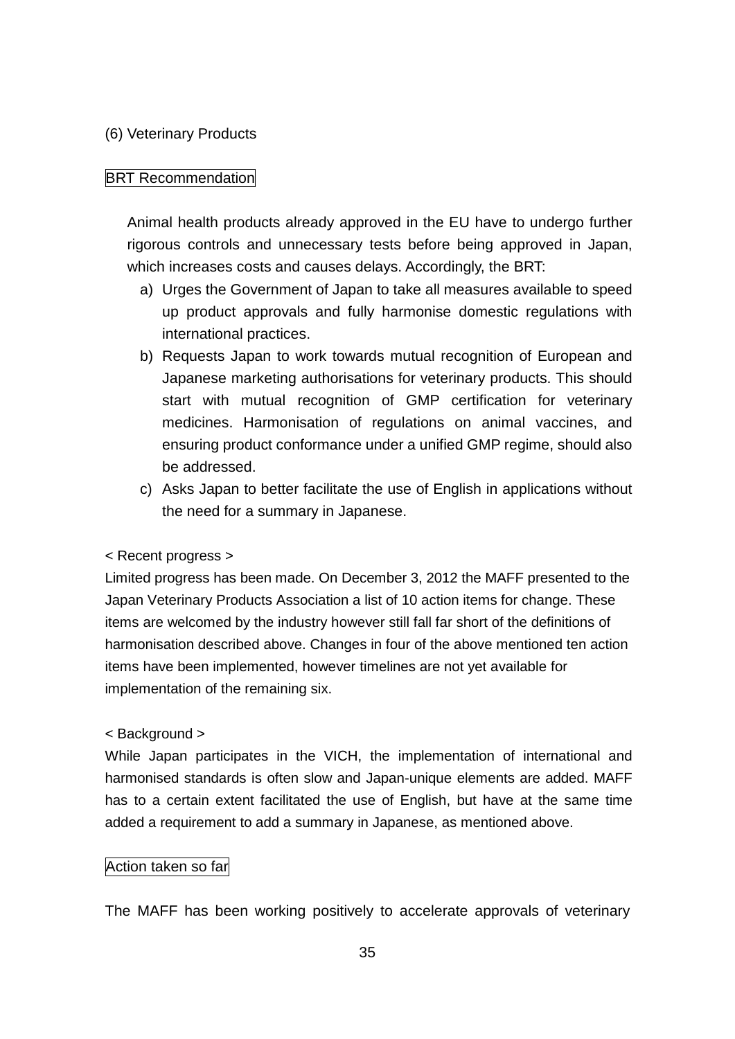### (6) Veterinary Products

**BRT Recommendation**

Animal health products already approved in the EU have to undergo further rigorous controls and unnecessary tests before being approved in Japan, which increases costs and causes delays. Accordingly, the BRT:

a) Urges the Government of Japan to take all measures available to speed up product approvals and fully harmonise domestic regulations with international practices.

b) Requests Japan to work towards mutual recognition of European and Japanese marketing authorisations for veterinary products. This should start with mutual recognition of GMP certification for veterinary medicines. Harmonisation of regulations on animal vaccines, and ensuring product conformance under a unified GMP regime, should also be addressed.

c) Asks Japan to better facilitate the use of English in applications without the need for a summary in Japanese.

< Recent progress >

Limited progress has been made. On December 3, 2012 the MAFF presented to the Japan Veterinary Products Association a list of 10 action items for change. These items are welcomed by the industry however still fall far short of the definitions of harmonisation described above. Changes in four of the above mentioned ten action items have been implemented, however timelines are not yet available for implementation of the remaining six.

< Background >

While Japan participates in the VICH, the implementation of international and harmonised standards is often slow and Japan-unique elements are added. MAFF has to a certain extent facilitated the use of English, but have at the same time added a requirement to add a summary in Japanese, as mentioned above.

**Action taken so far**

The MAFF has been working positively to accelerate approvals of veterinary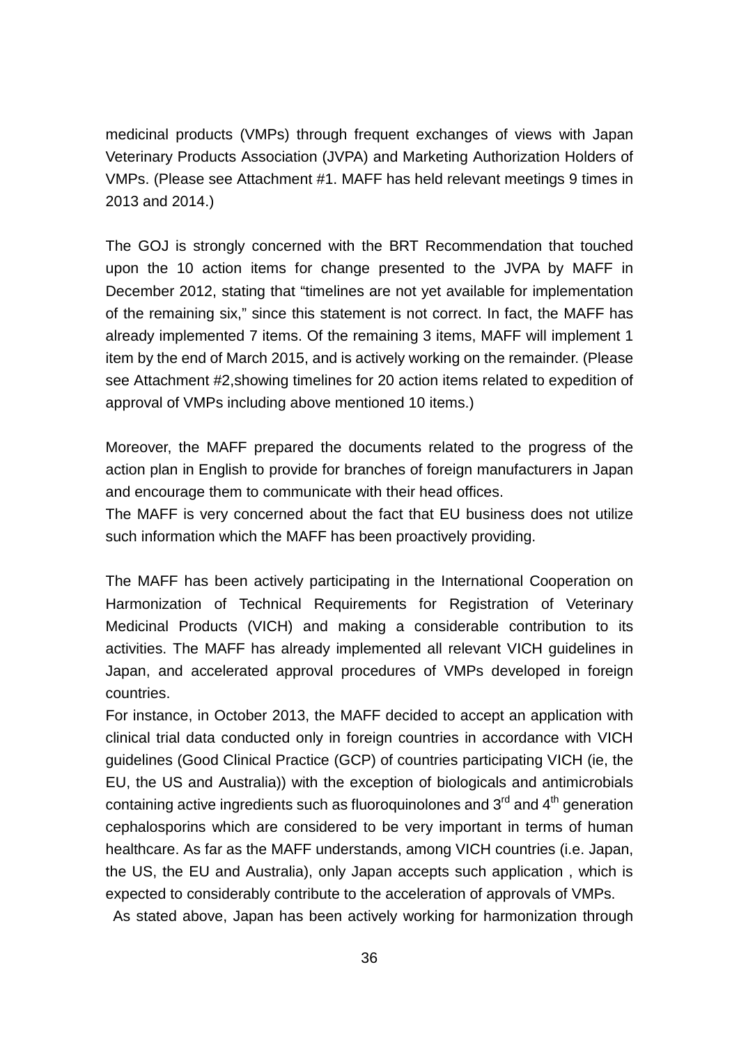medicinal products (VMPs) through frequent exchanges of views with Japan Veterinary Products Association (JVPA) and Marketing Authorization Holders of VMPs. (Please see Attachment #1. MAFF has held relevant meetings 9 times in 2013 and 2014.)

The GOJ is strongly concerned with the BRT Recommendation that touched upon the 10 action items for change presented to the JVPA by MAFF in December 2012, stating that “timelines are not yet available for implementation of the remaining six,” since this statement is not correct. In fact, the MAFF has already implemented 7 items. Of the remaining 3 items, MAFF will implement 1 item by the end of March 2015, and is actively working on the remainder. (Please see Attachment #2,showing timelines for 20 action items related to expedition of approval of VMPs including above mentioned 10 items.)

Moreover, the MAFF prepared the documents related to the progress of the action plan in English to provide for branches of foreign manufacturers in Japan and encourage them to communicate with their head offices.
The MAFF is very concerned about the fact that EU business does not utilize such information which the MAFF has been proactively providing.

The MAFF has been actively participating in the International Cooperation on Harmonization of Technical Requirements for Registration of Veterinary Medicinal Products (VICH) and making a considerable contribution to its activities. The MAFF has already implemented all relevant VICH guidelines in Japan, and accelerated approval procedures of VMPs developed in foreign countries.
For instance, in October 2013, the MAFF decided to accept an application with clinical trial data conducted only in foreign countries in accordance with VICH guidelines (Good Clinical Practice (GCP) of countries participating VICH (ie, the EU, the US and Australia)) with the exception of biologicals and antimicrobials containing active ingredients such as fluoroquinolones and 3rd and 4th generation cephalosporins which are considered to be very important in terms of human healthcare. As far as the MAFF understands, among VICH countries (i.e. Japan, the US, the EU and Australia), only Japan accepts such application , which is expected to considerably contribute to the acceleration of approvals of VMPs.
As stated above, Japan has been actively working for harmonization through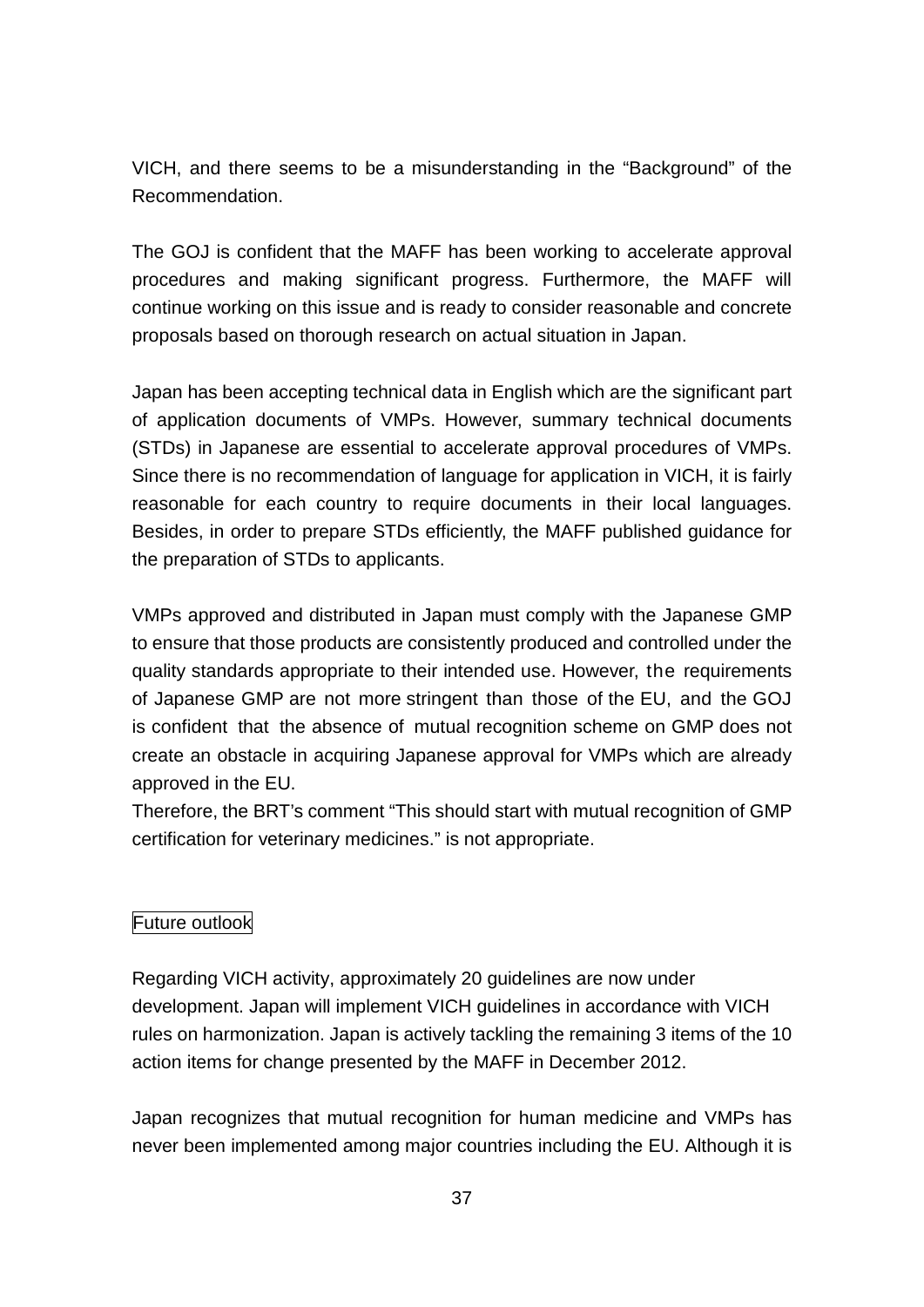VICH, and there seems to be a misunderstanding in the "Background" of the Recommendation.

The GOJ is confident that the MAFF has been working to accelerate approval procedures and making significant progress. Furthermore, the MAFF will continue working on this issue and is ready to consider reasonable and concrete proposals based on thorough research on actual situation in Japan.

Japan has been accepting technical data in English which are the significant part of application documents of VMPs. However, summary technical documents (STDs) in Japanese are essential to accelerate approval procedures of VMPs. Since there is no recommendation of language for application in VICH, it is fairly reasonable for each country to require documents in their local languages. Besides, in order to prepare STDs efficiently, the MAFF published guidance for the preparation of STDs to applicants.

VMPs approved and distributed in Japan must comply with the Japanese GMP to ensure that those products are consistently produced and controlled under the quality standards appropriate to their intended use. However, the requirements of Japanese GMP are not more stringent than those of the EU, and the GOJ is confident that the absence of mutual recognition scheme on GMP does not create an obstacle in acquiring Japanese approval for VMPs which are already approved in the EU.
Therefore, the BRT's comment "This should start with mutual recognition of GMP certification for veterinary medicines." is not appropriate.

Future outlook

Regarding VICH activity, approximately 20 guidelines are now under development. Japan will implement VICH guidelines in accordance with VICH rules on harmonization. Japan is actively tackling the remaining 3 items of the 10 action items for change presented by the MAFF in December 2012.

Japan recognizes that mutual recognition for human medicine and VMPs has never been implemented among major countries including the EU. Although it is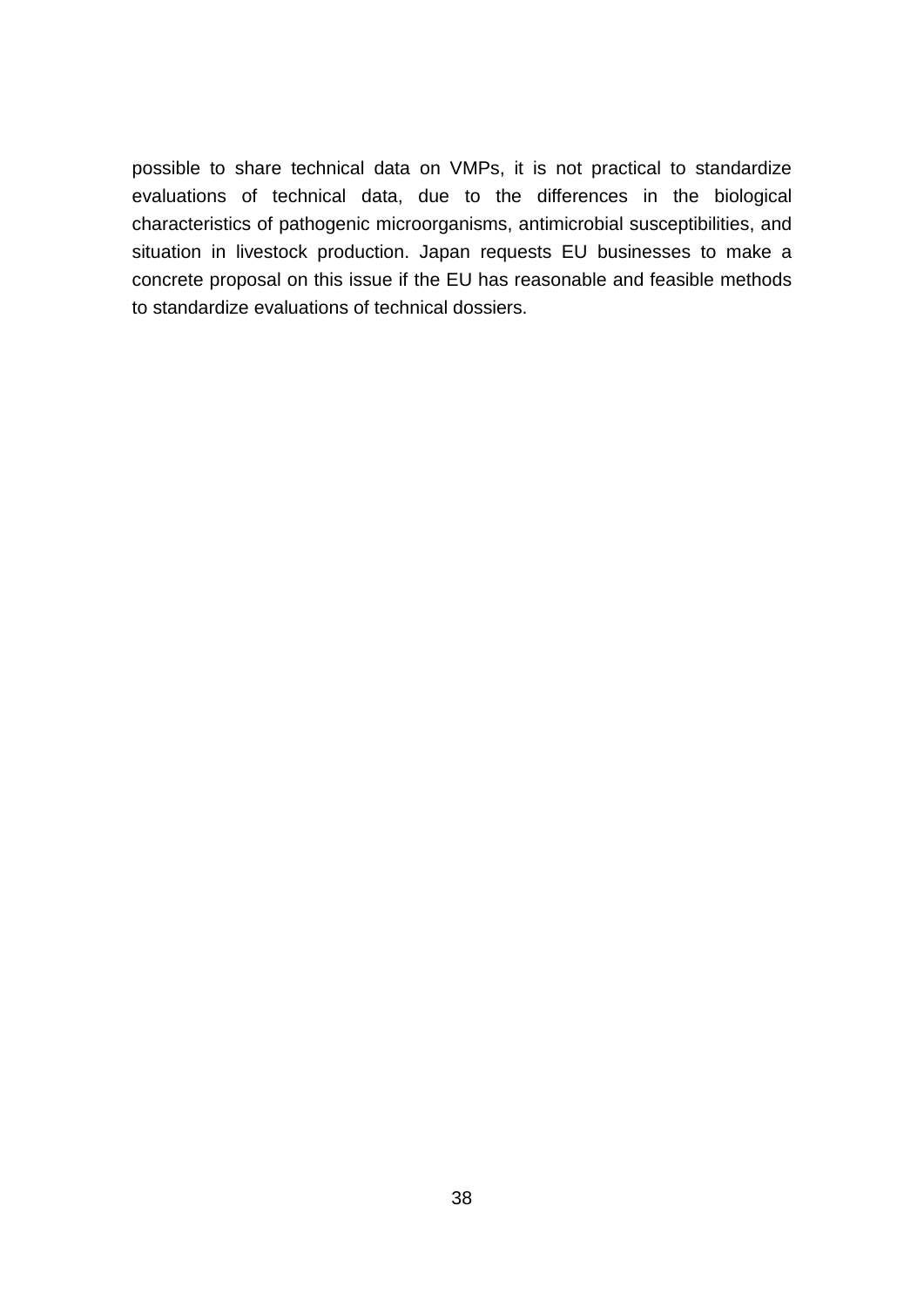possible to share technical data on VMPs, it is not practical to standardize evaluations of technical data, due to the differences in the biological characteristics of pathogenic microorganisms, antimicrobial susceptibilities, and situation in livestock production. Japan requests EU businesses to make a concrete proposal on this issue if the EU has reasonable and feasible methods to standardize evaluations of technical dossiers.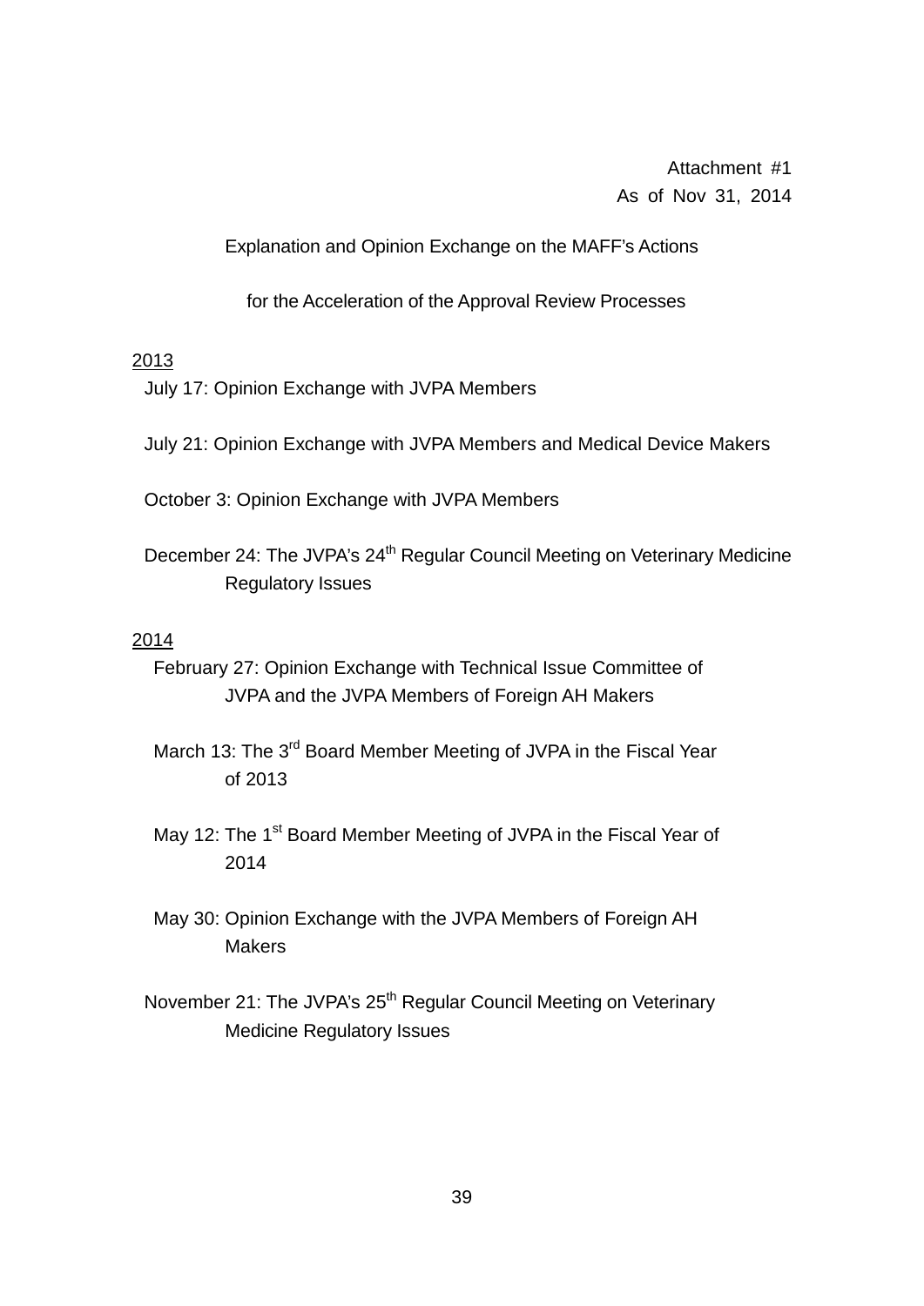Attachment #1
As of Nov 31, 2014

Explanation and Opinion Exchange on the MAFF's Actions

for the Acceleration of the Approval Review Processes

2013

July 17: Opinion Exchange with JVPA Members

July 21: Opinion Exchange with JVPA Members and Medical Device Makers

October 3: Opinion Exchange with JVPA Members

December 24: The JVPA's 24th Regular Council Meeting on Veterinary Medicine Regulatory Issues

2014

February 27: Opinion Exchange with Technical Issue Committee of JVPA and the JVPA Members of Foreign AH Makers

March 13: The 3rd Board Member Meeting of JVPA in the Fiscal Year of 2013

May 12: The 1st Board Member Meeting of JVPA in the Fiscal Year of 2014

May 30: Opinion Exchange with the JVPA Members of Foreign AH Makers

November 21: The JVPA's 25th Regular Council Meeting on Veterinary Medicine Regulatory Issues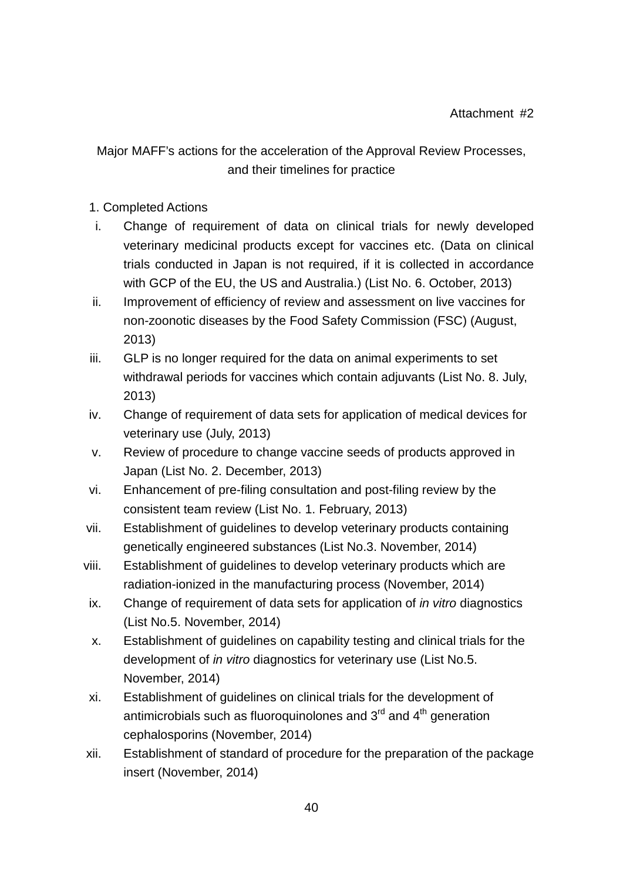Attachment #2

Major MAFF's actions for the acceleration of the Approval Review Processes, and their timelines for practice

1. Completed Actions

i. Change of requirement of data on clinical trials for newly developed veterinary medicinal products except for vaccines etc. (Data on clinical trials conducted in Japan is not required, if it is collected in accordance with GCP of the EU, the US and Australia.) (List No. 6. October, 2013)
ii. Improvement of efficiency of review and assessment on live vaccines for non-zoonotic diseases by the Food Safety Commission (FSC) (August, 2013)
iii. GLP is no longer required for the data on animal experiments to set withdrawal periods for vaccines which contain adjuvants (List No. 8. July, 2013)
iv. Change of requirement of data sets for application of medical devices for veterinary use (July, 2013)
v. Review of procedure to change vaccine seeds of products approved in Japan (List No. 2. December, 2013)
vi. Enhancement of pre-filing consultation and post-filing review by the consistent team review (List No. 1. February, 2013)
vii. Establishment of guidelines to develop veterinary products containing genetically engineered substances (List No.3. November, 2014)
viii. Establishment of guidelines to develop veterinary products which are radiation-ionized in the manufacturing process (November, 2014)
ix. Change of requirement of data sets for application of *in vitro* diagnostics (List No.5. November, 2014)
x. Establishment of guidelines on capability testing and clinical trials for the development of *in vitro* diagnostics for veterinary use (List No.5. November, 2014)
xi. Establishment of guidelines on clinical trials for the development of antimicrobials such as fluoroquinolones and 3rd and 4th generation cephalosporins (November, 2014)
xii. Establishment of standard of procedure for the preparation of the package insert (November, 2014)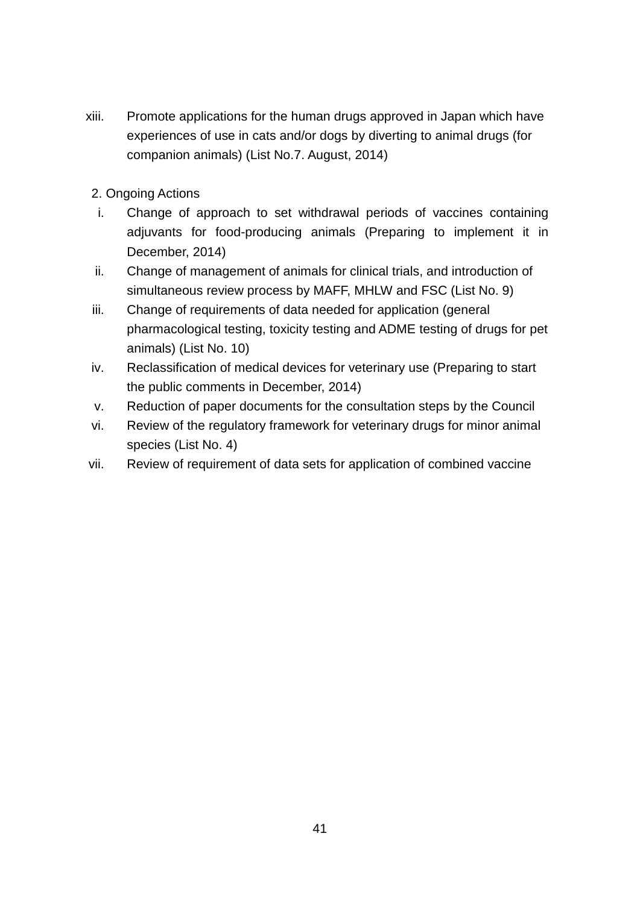xiii. Promote applications for the human drugs approved in Japan which have experiences of use in cats and/or dogs by diverting to animal drugs (for companion animals) (List No.7. August, 2014)

2. Ongoing Actions

i. Change of approach to set withdrawal periods of vaccines containing adjuvants for food-producing animals (Preparing to implement it in December, 2014)

ii. Change of management of animals for clinical trials, and introduction of simultaneous review process by MAFF, MHLW and FSC (List No. 9)

iii. Change of requirements of data needed for application (general pharmacological testing, toxicity testing and ADME testing of drugs for pet animals) (List No. 10)

iv. Reclassification of medical devices for veterinary use (Preparing to start the public comments in December, 2014)

v. Reduction of paper documents for the consultation steps by the Council

vi. Review of the regulatory framework for veterinary drugs for minor animal species (List No. 4)

vii. Review of requirement of data sets for application of combined vaccine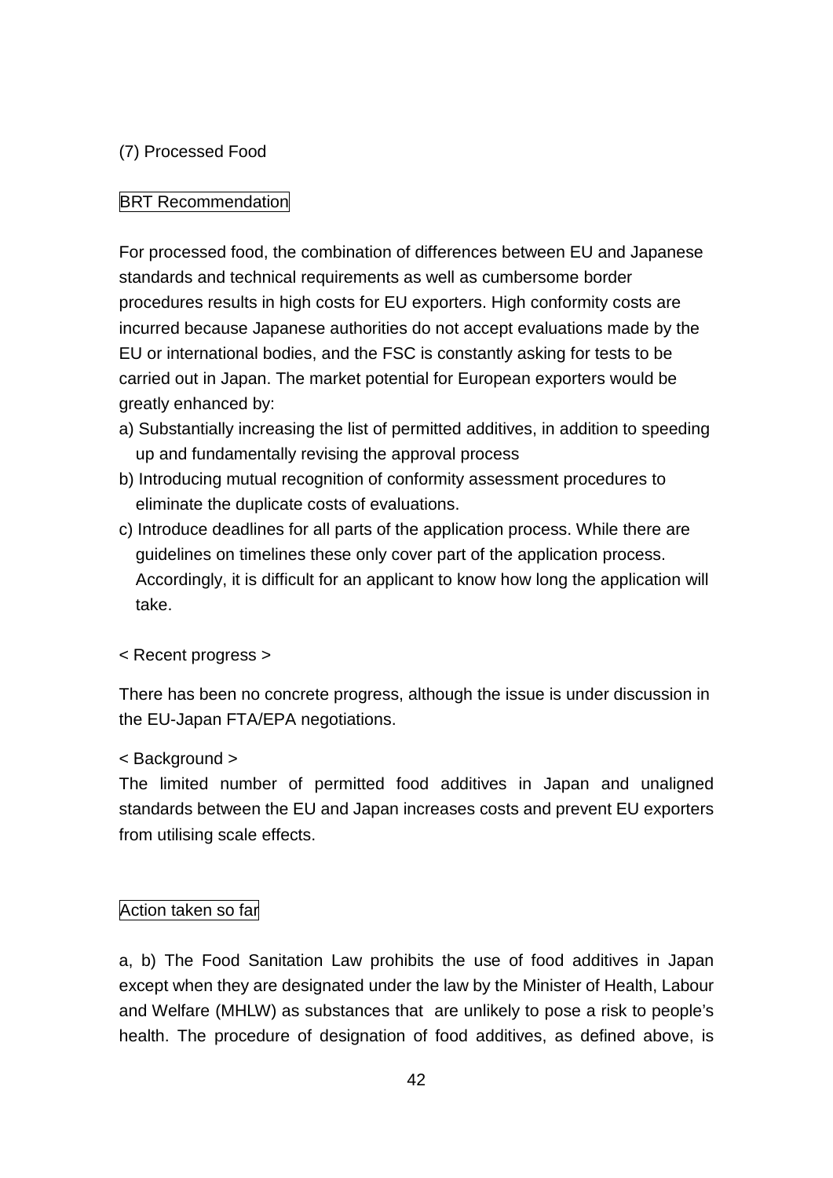### (7) Processed Food

**BRT Recommendation**

For processed food, the combination of differences between EU and Japanese standards and technical requirements as well as cumbersome border procedures results in high costs for EU exporters. High conformity costs are incurred because Japanese authorities do not accept evaluations made by the EU or international bodies, and the FSC is constantly asking for tests to be carried out in Japan. The market potential for European exporters would be greatly enhanced by:

a) Substantially increasing the list of permitted additives, in addition to speeding up and fundamentally revising the approval process

b) Introducing mutual recognition of conformity assessment procedures to eliminate the duplicate costs of evaluations.

c) Introduce deadlines for all parts of the application process. While there are guidelines on timelines these only cover part of the application process. Accordingly, it is difficult for an applicant to know how long the application will take.

< Recent progress >

There has been no concrete progress, although the issue is under discussion in the EU-Japan FTA/EPA negotiations.

< Background >

The limited number of permitted food additives in Japan and unaligned standards between the EU and Japan increases costs and prevent EU exporters from utilising scale effects.

**Action taken so far**

a, b) The Food Sanitation Law prohibits the use of food additives in Japan except when they are designated under the law by the Minister of Health, Labour and Welfare (MHLW) as substances that are unlikely to pose a risk to people's health. The procedure of designation of food additives, as defined above, is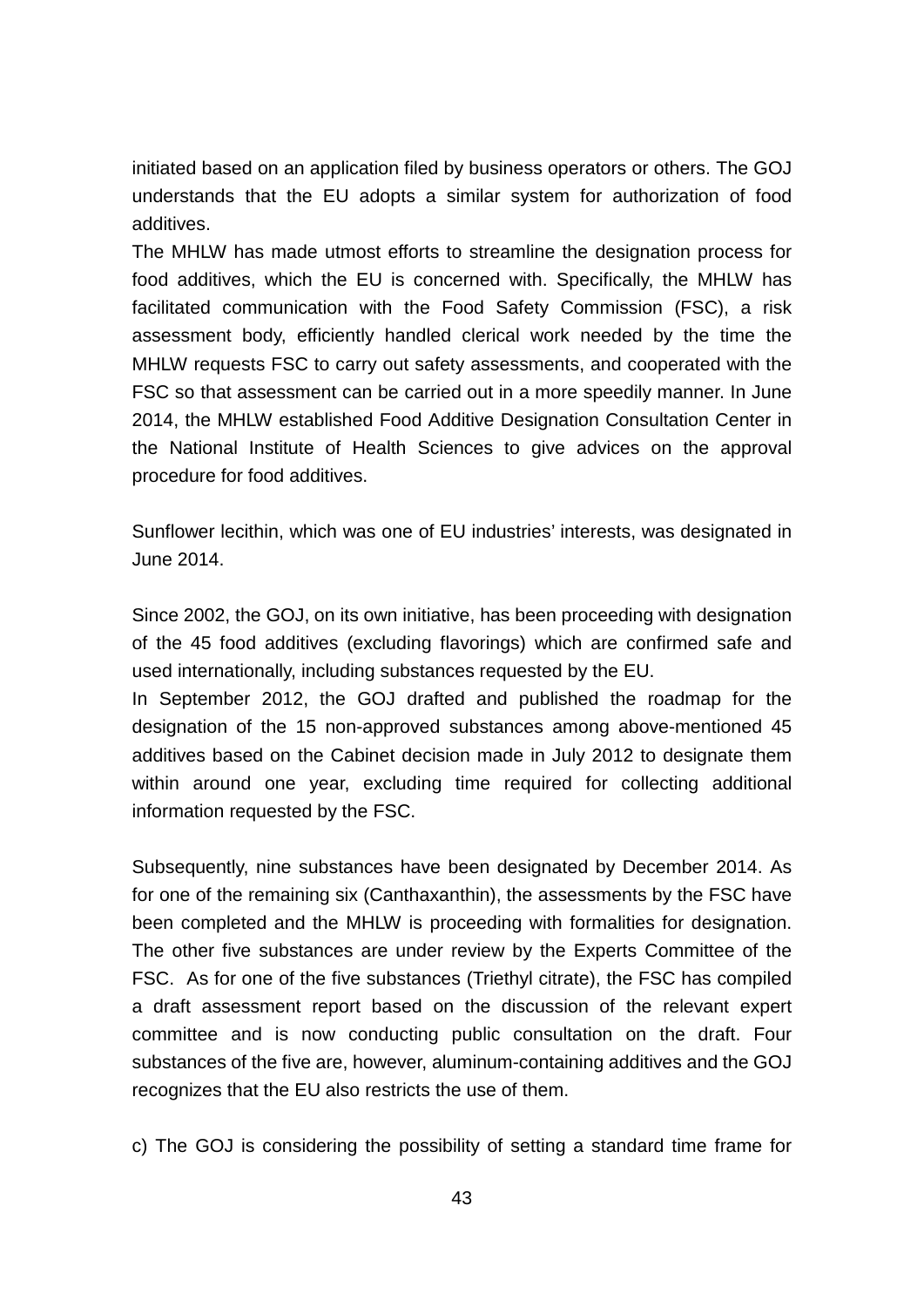initiated based on an application filed by business operators or others. The GOJ understands that the EU adopts a similar system for authorization of food additives.

The MHLW has made utmost efforts to streamline the designation process for food additives, which the EU is concerned with. Specifically, the MHLW has facilitated communication with the Food Safety Commission (FSC), a risk assessment body, efficiently handled clerical work needed by the time the MHLW requests FSC to carry out safety assessments, and cooperated with the FSC so that assessment can be carried out in a more speedily manner. In June 2014, the MHLW established Food Additive Designation Consultation Center in the National Institute of Health Sciences to give advices on the approval procedure for food additives.

Sunflower lecithin, which was one of EU industries' interests, was designated in June 2014.

Since 2002, the GOJ, on its own initiative, has been proceeding with designation of the 45 food additives (excluding flavorings) which are confirmed safe and used internationally, including substances requested by the EU.

In September 2012, the GOJ drafted and published the roadmap for the designation of the 15 non-approved substances among above-mentioned 45 additives based on the Cabinet decision made in July 2012 to designate them within around one year, excluding time required for collecting additional information requested by the FSC.

Subsequently, nine substances have been designated by December 2014. As for one of the remaining six (Canthaxanthin), the assessments by the FSC have been completed and the MHLW is proceeding with formalities for designation. The other five substances are under review by the Experts Committee of the FSC. As for one of the five substances (Triethyl citrate), the FSC has compiled a draft assessment report based on the discussion of the relevant expert committee and is now conducting public consultation on the draft. Four substances of the five are, however, aluminum-containing additives and the GOJ recognizes that the EU also restricts the use of them.

c) The GOJ is considering the possibility of setting a standard time frame for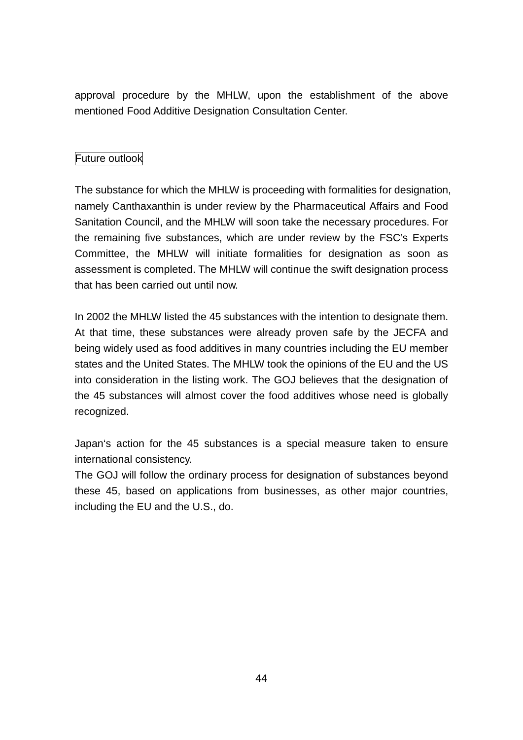approval procedure by the MHLW, upon the establishment of the above mentioned Food Additive Designation Consultation Center.

## Future outlook

The substance for which the MHLW is proceeding with formalities for designation, namely Canthaxanthin is under review by the Pharmaceutical Affairs and Food Sanitation Council, and the MHLW will soon take the necessary procedures. For the remaining five substances, which are under review by the FSC's Experts Committee, the MHLW will initiate formalities for designation as soon as assessment is completed. The MHLW will continue the swift designation process that has been carried out until now.

In 2002 the MHLW listed the 45 substances with the intention to designate them. At that time, these substances were already proven safe by the JECFA and being widely used as food additives in many countries including the EU member states and the United States. The MHLW took the opinions of the EU and the US into consideration in the listing work. The GOJ believes that the designation of the 45 substances will almost cover the food additives whose need is globally recognized.

Japan's action for the 45 substances is a special measure taken to ensure international consistency.
The GOJ will follow the ordinary process for designation of substances beyond these 45, based on applications from businesses, as other major countries, including the EU and the U.S., do.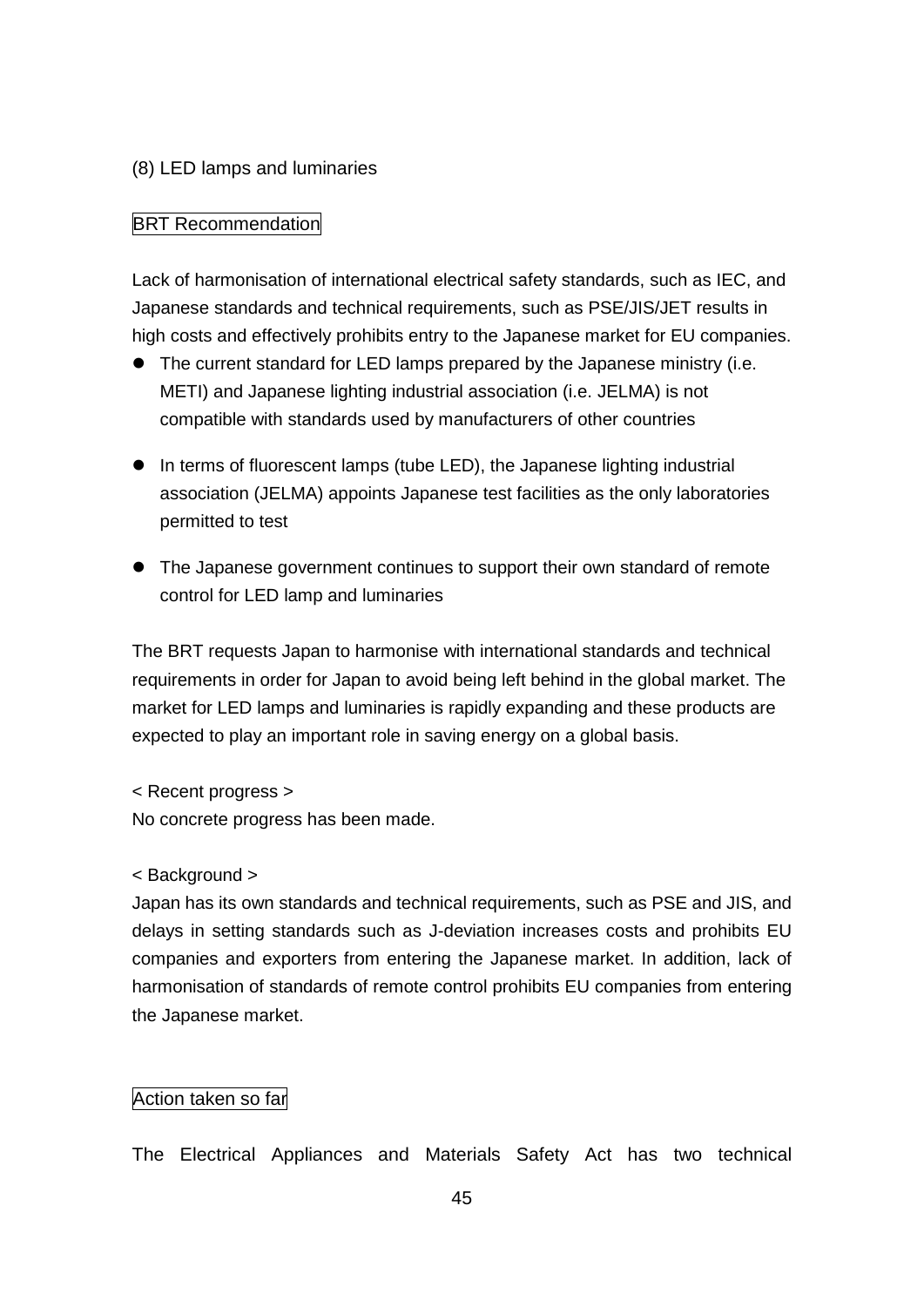(8) LED lamps and luminaries

BRT Recommendation

Lack of harmonisation of international electrical safety standards, such as IEC, and Japanese standards and technical requirements, such as PSE/JIS/JET results in high costs and effectively prohibits entry to the Japanese market for EU companies.

- The current standard for LED lamps prepared by the Japanese ministry (i.e. METI) and Japanese lighting industrial association (i.e. JELMA) is not compatible with standards used by manufacturers of other countries

- In terms of fluorescent lamps (tube LED), the Japanese lighting industrial association (JELMA) appoints Japanese test facilities as the only laboratories permitted to test

- The Japanese government continues to support their own standard of remote control for LED lamp and luminaries

The BRT requests Japan to harmonise with international standards and technical requirements in order for Japan to avoid being left behind in the global market. The market for LED lamps and luminaries is rapidly expanding and these products are expected to play an important role in saving energy on a global basis.

< Recent progress >
No concrete progress has been made.

< Background >
Japan has its own standards and technical requirements, such as PSE and JIS, and delays in setting standards such as J-deviation increases costs and prohibits EU companies and exporters from entering the Japanese market. In addition, lack of harmonisation of standards of remote control prohibits EU companies from entering the Japanese market.

Action taken so far

The Electrical Appliances and Materials Safety Act has two technical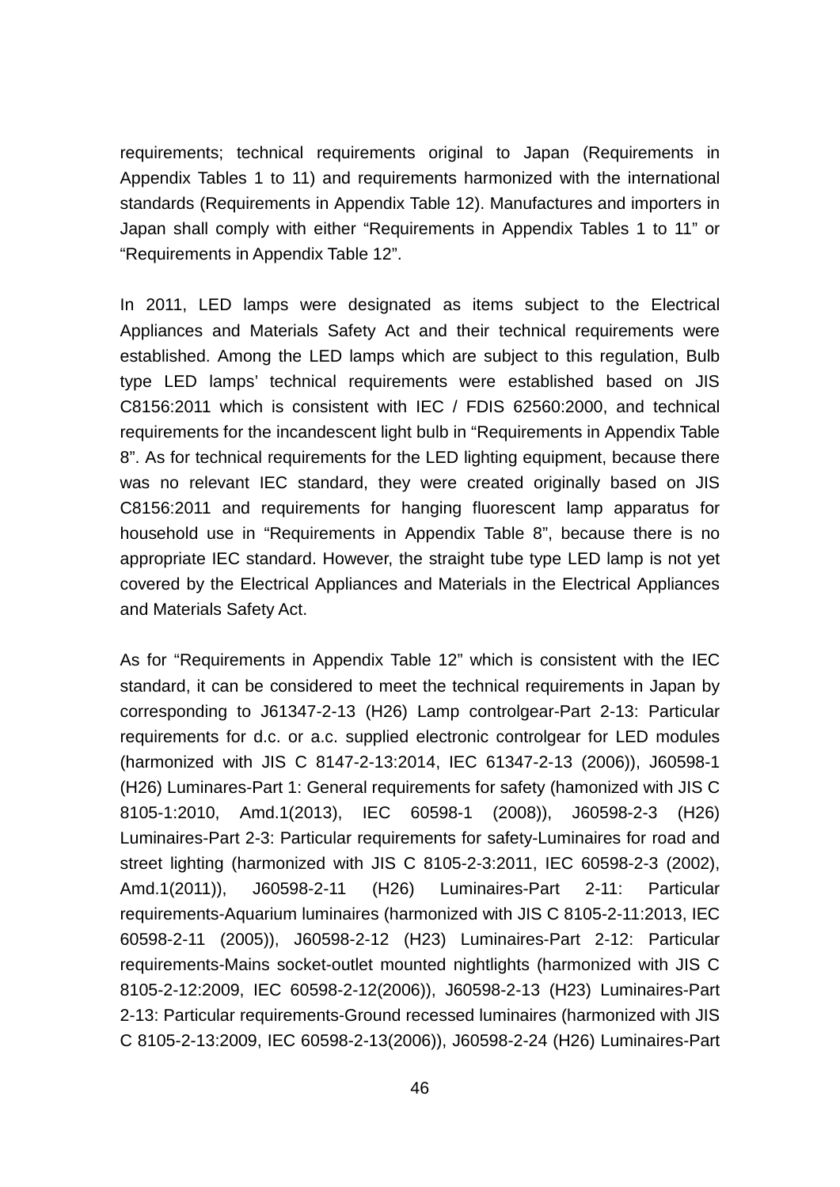requirements; technical requirements original to Japan (Requirements in Appendix Tables 1 to 11) and requirements harmonized with the international standards (Requirements in Appendix Table 12). Manufactures and importers in Japan shall comply with either “Requirements in Appendix Tables 1 to 11” or “Requirements in Appendix Table 12”.

In 2011, LED lamps were designated as items subject to the Electrical Appliances and Materials Safety Act and their technical requirements were established. Among the LED lamps which are subject to this regulation, Bulb type LED lamps’ technical requirements were established based on JIS C8156:2011 which is consistent with IEC / FDIS 62560:2000, and technical requirements for the incandescent light bulb in “Requirements in Appendix Table 8”. As for technical requirements for the LED lighting equipment, because there was no relevant IEC standard, they were created originally based on JIS C8156:2011 and requirements for hanging fluorescent lamp apparatus for household use in “Requirements in Appendix Table 8”, because there is no appropriate IEC standard. However, the straight tube type LED lamp is not yet covered by the Electrical Appliances and Materials in the Electrical Appliances and Materials Safety Act.

As for “Requirements in Appendix Table 12” which is consistent with the IEC standard, it can be considered to meet the technical requirements in Japan by corresponding to J61347-2-13 (H26) Lamp controlgear-Part 2-13: Particular requirements for d.c. or a.c. supplied electronic controlgear for LED modules (harmonized with JIS C 8147-2-13:2014, IEC 61347-2-13 (2006)), J60598-1 (H26) Luminares-Part 1: General requirements for safety (hamonized with JIS C 8105-1:2010, Amd.1(2013), IEC 60598-1 (2008)), J60598-2-3 (H26) Luminaires-Part 2-3: Particular requirements for safety-Luminaires for road and street lighting (harmonized with JIS C 8105-2-3:2011, IEC 60598-2-3 (2002), Amd.1(2011)), J60598-2-11 (H26) Luminaires-Part 2-11: Particular requirements-Aquarium luminaires (harmonized with JIS C 8105-2-11:2013, IEC 60598-2-11 (2005)), J60598-2-12 (H23) Luminaires-Part 2-12: Particular requirements-Mains socket-outlet mounted nightlights (harmonized with JIS C 8105-2-12:2009, IEC 60598-2-12(2006)), J60598-2-13 (H23) Luminaires-Part 2-13: Particular requirements-Ground recessed luminaires (harmonized with JIS C 8105-2-13:2009, IEC 60598-2-13(2006)), J60598-2-24 (H26) Luminaires-Part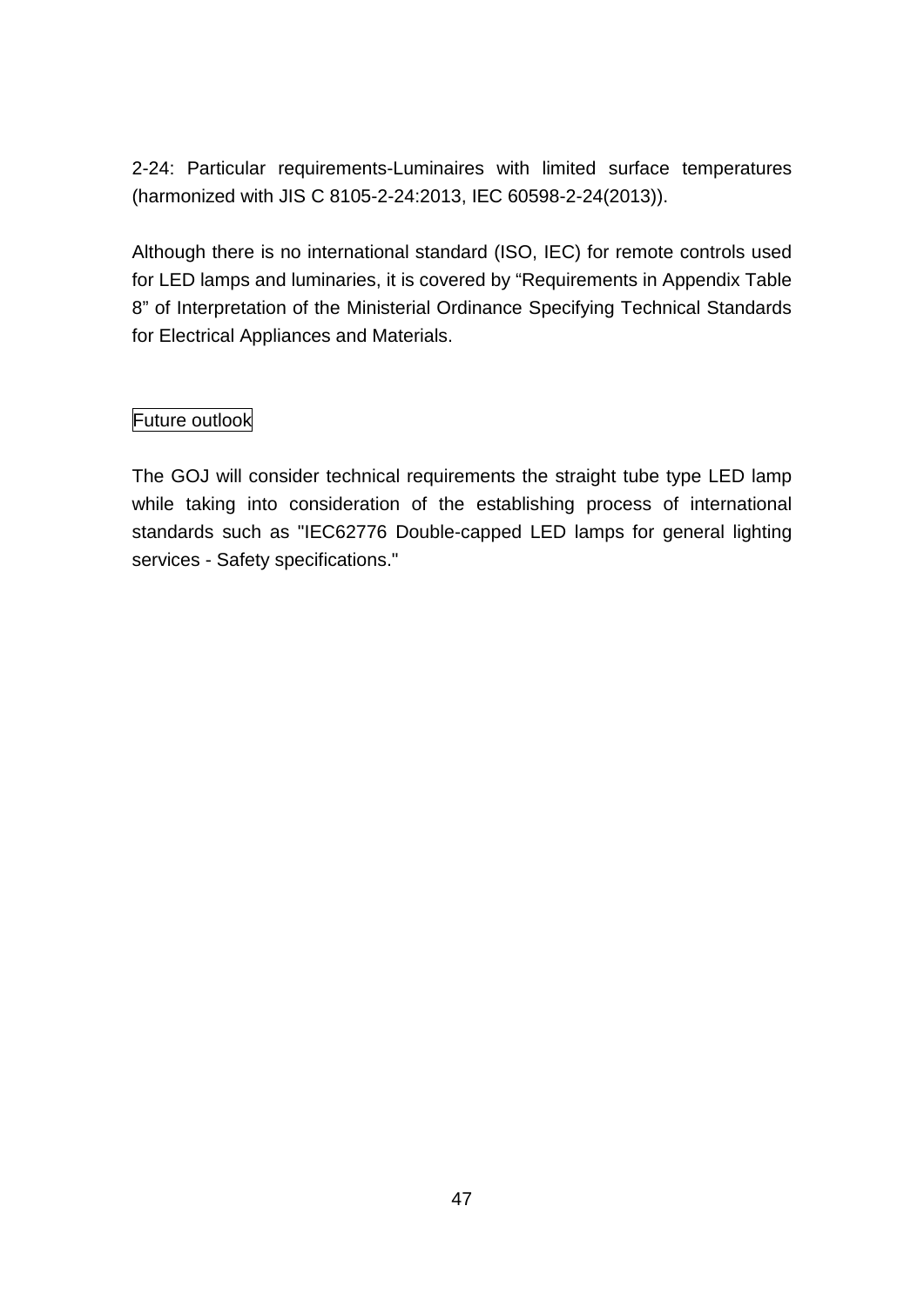2-24: Particular requirements-Luminaires with limited surface temperatures (harmonized with JIS C 8105-2-24:2013, IEC 60598-2-24(2013)).

Although there is no international standard (ISO, IEC) for remote controls used for LED lamps and luminaries, it is covered by “Requirements in Appendix Table 8” of Interpretation of the Ministerial Ordinance Specifying Technical Standards for Electrical Appliances and Materials.

### Future outlook

The GOJ will consider technical requirements the straight tube type LED lamp while taking into consideration of the establishing process of international standards such as "IEC62776 Double-capped LED lamps for general lighting services - Safety specifications."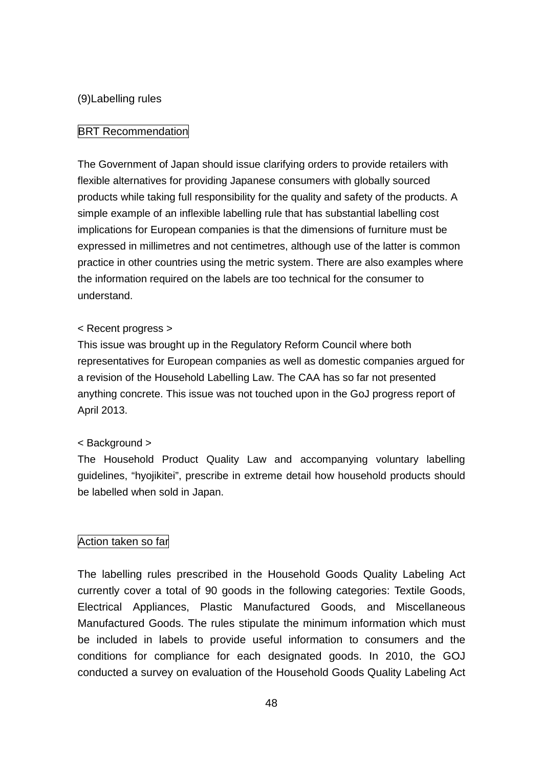(9)Labelling rules

BRT Recommendation

The Government of Japan should issue clarifying orders to provide retailers with flexible alternatives for providing Japanese consumers with globally sourced products while taking full responsibility for the quality and safety of the products. A simple example of an inflexible labelling rule that has substantial labelling cost implications for European companies is that the dimensions of furniture must be expressed in millimetres and not centimetres, although use of the latter is common practice in other countries using the metric system. There are also examples where the information required on the labels are too technical for the consumer to understand.

< Recent progress >
This issue was brought up in the Regulatory Reform Council where both representatives for European companies as well as domestic companies argued for a revision of the Household Labelling Law. The CAA has so far not presented anything concrete. This issue was not touched upon in the GoJ progress report of April 2013.

< Background >
The Household Product Quality Law and accompanying voluntary labelling guidelines, "hyojikitei", prescribe in extreme detail how household products should be labelled when sold in Japan.

Action taken so far

The labelling rules prescribed in the Household Goods Quality Labeling Act currently cover a total of 90 goods in the following categories: Textile Goods, Electrical Appliances, Plastic Manufactured Goods, and Miscellaneous Manufactured Goods. The rules stipulate the minimum information which must be included in labels to provide useful information to consumers and the conditions for compliance for each designated goods. In 2010, the GOJ conducted a survey on evaluation of the Household Goods Quality Labeling Act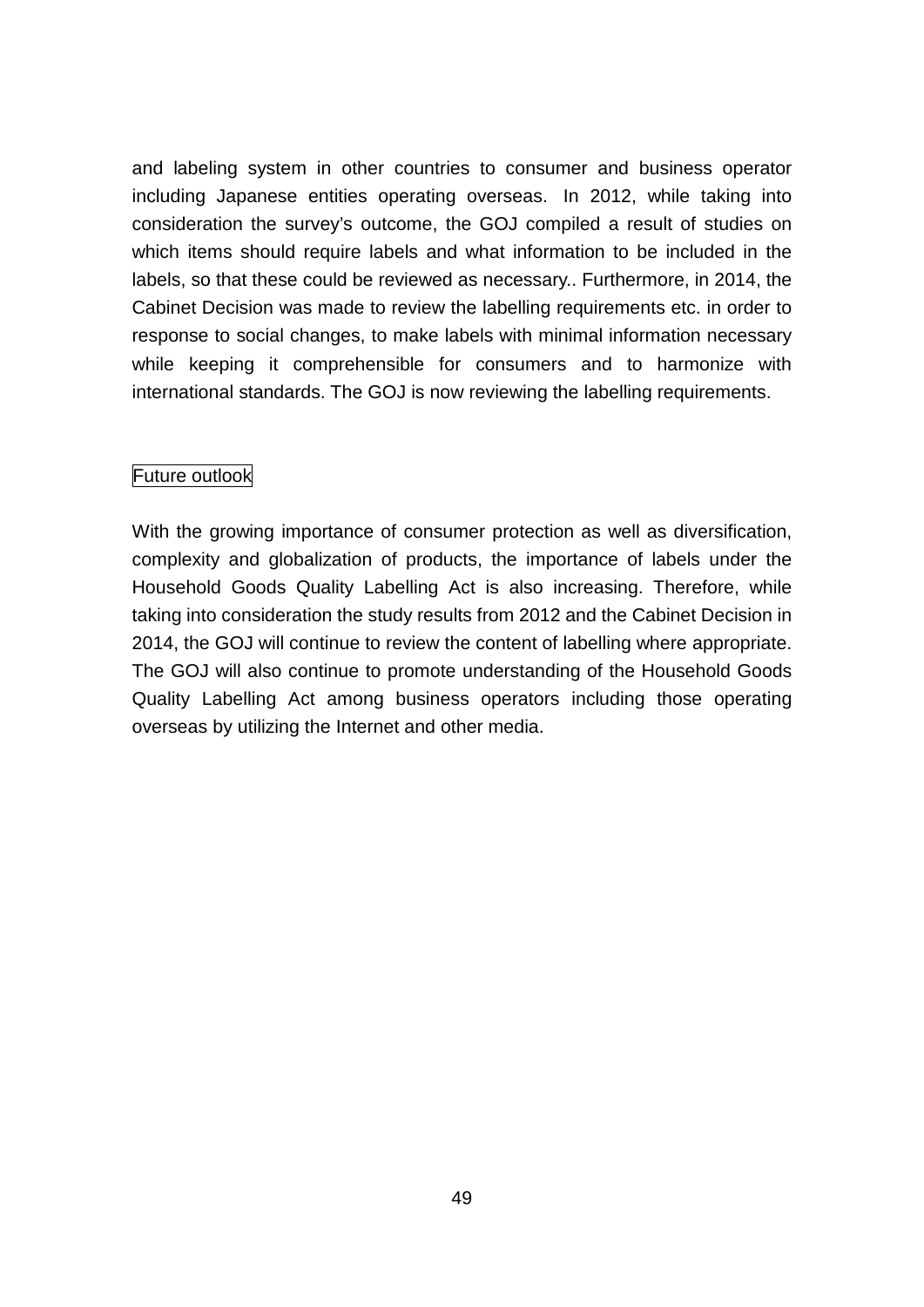and labeling system in other countries to consumer and business operator including Japanese entities operating overseas. In 2012, while taking into consideration the survey's outcome, the GOJ compiled a result of studies on which items should require labels and what information to be included in the labels, so that these could be reviewed as necessary.. Furthermore, in 2014, the Cabinet Decision was made to review the labelling requirements etc. in order to response to social changes, to make labels with minimal information necessary while keeping it comprehensible for consumers and to harmonize with international standards. The GOJ is now reviewing the labelling requirements.

Future outlook

With the growing importance of consumer protection as well as diversification, complexity and globalization of products, the importance of labels under the Household Goods Quality Labelling Act is also increasing. Therefore, while taking into consideration the study results from 2012 and the Cabinet Decision in 2014, the GOJ will continue to review the content of labelling where appropriate. The GOJ will also continue to promote understanding of the Household Goods Quality Labelling Act among business operators including those operating overseas by utilizing the Internet and other media.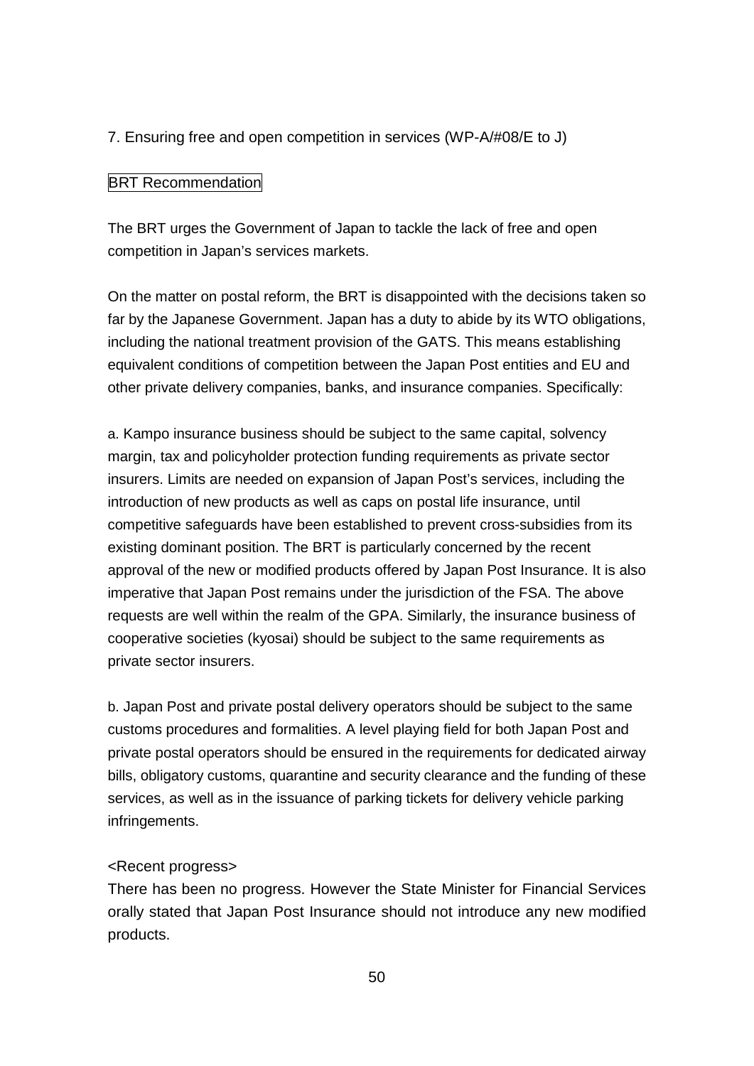## 7. Ensuring free and open competition in services (WP-A/#08/E to J)

BRT Recommendation

The BRT urges the Government of Japan to tackle the lack of free and open competition in Japan's services markets.

On the matter on postal reform, the BRT is disappointed with the decisions taken so far by the Japanese Government. Japan has a duty to abide by its WTO obligations, including the national treatment provision of the GATS. This means establishing equivalent conditions of competition between the Japan Post entities and EU and other private delivery companies, banks, and insurance companies. Specifically:

a. Kampo insurance business should be subject to the same capital, solvency margin, tax and policyholder protection funding requirements as private sector insurers. Limits are needed on expansion of Japan Post's services, including the introduction of new products as well as caps on postal life insurance, until competitive safeguards have been established to prevent cross-subsidies from its existing dominant position. The BRT is particularly concerned by the recent approval of the new or modified products offered by Japan Post Insurance. It is also imperative that Japan Post remains under the jurisdiction of the FSA. The above requests are well within the realm of the GPA. Similarly, the insurance business of cooperative societies (kyosai) should be subject to the same requirements as private sector insurers.

b. Japan Post and private postal delivery operators should be subject to the same customs procedures and formalities. A level playing field for both Japan Post and private postal operators should be ensured in the requirements for dedicated airway bills, obligatory customs, quarantine and security clearance and the funding of these services, as well as in the issuance of parking tickets for delivery vehicle parking infringements.

<Recent progress>

There has been no progress. However the State Minister for Financial Services orally stated that Japan Post Insurance should not introduce any new modified products.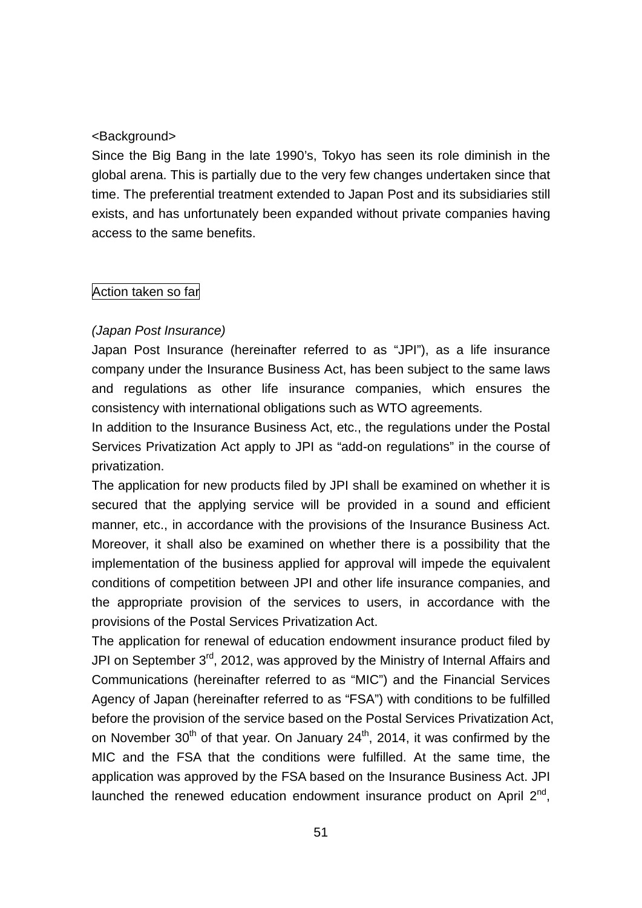<Background>

Since the Big Bang in the late 1990's, Tokyo has seen its role diminish in the global arena. This is partially due to the very few changes undertaken since that time. The preferential treatment extended to Japan Post and its subsidiaries still exists, and has unfortunately been expanded without private companies having access to the same benefits.

Action taken so far

*(Japan Post Insurance)*

Japan Post Insurance (hereinafter referred to as "JPI"), as a life insurance company under the Insurance Business Act, has been subject to the same laws and regulations as other life insurance companies, which ensures the consistency with international obligations such as WTO agreements.

In addition to the Insurance Business Act, etc., the regulations under the Postal Services Privatization Act apply to JPI as "add-on regulations" in the course of privatization.

The application for new products filed by JPI shall be examined on whether it is secured that the applying service will be provided in a sound and efficient manner, etc., in accordance with the provisions of the Insurance Business Act. Moreover, it shall also be examined on whether there is a possibility that the implementation of the business applied for approval will impede the equivalent conditions of competition between JPI and other life insurance companies, and the appropriate provision of the services to users, in accordance with the provisions of the Postal Services Privatization Act.

The application for renewal of education endowment insurance product filed by JPI on September 3rd, 2012, was approved by the Ministry of Internal Affairs and Communications (hereinafter referred to as "MIC") and the Financial Services Agency of Japan (hereinafter referred to as "FSA") with conditions to be fulfilled before the provision of the service based on the Postal Services Privatization Act, on November 30th of that year. On January 24th, 2014, it was confirmed by the MIC and the FSA that the conditions were fulfilled. At the same time, the application was approved by the FSA based on the Insurance Business Act. JPI launched the renewed education endowment insurance product on April 2nd,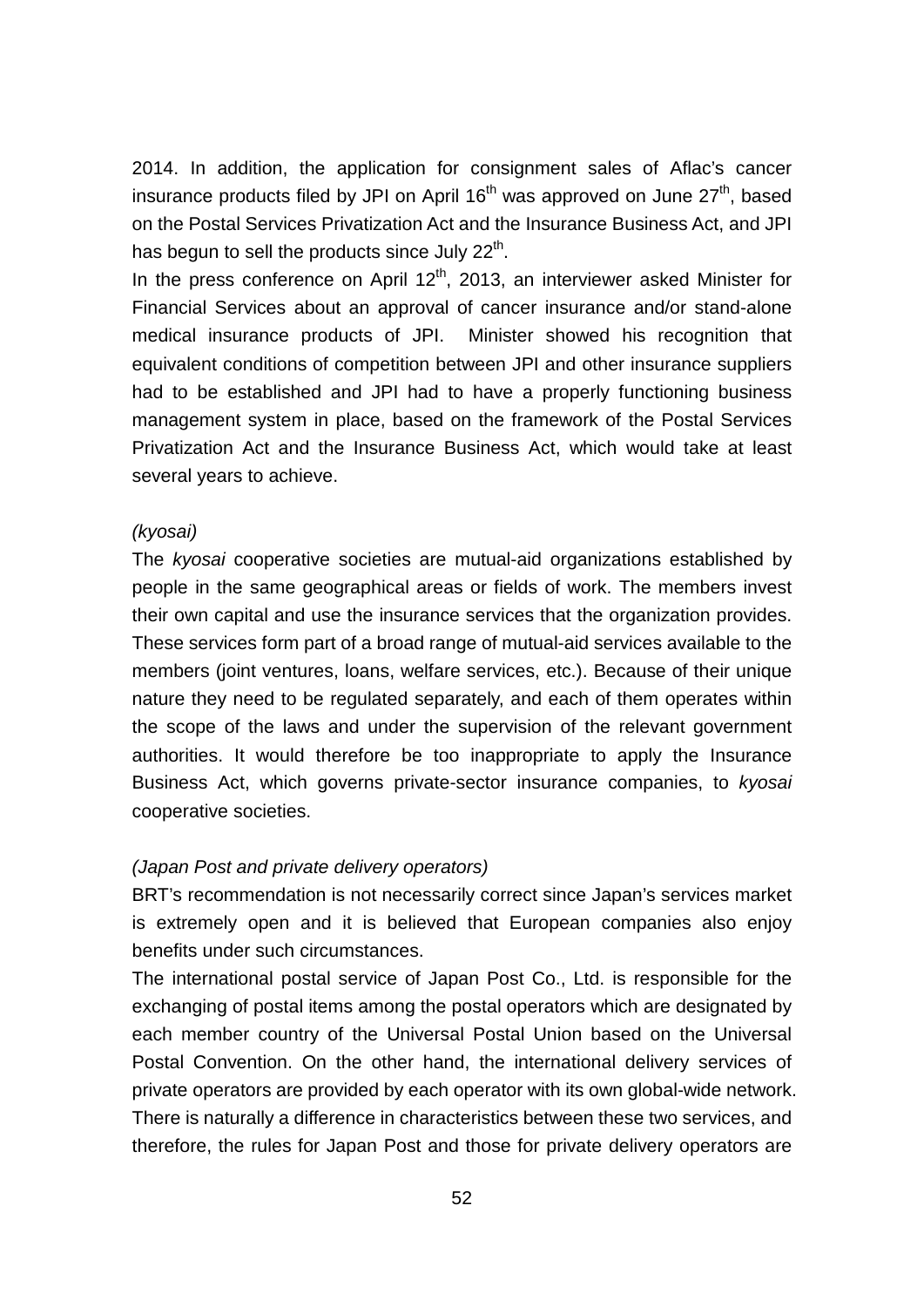2014. In addition, the application for consignment sales of Aflac's cancer insurance products filed by JPI on April 16th was approved on June 27th, based on the Postal Services Privatization Act and the Insurance Business Act, and JPI has begun to sell the products since July 22nd.

In the press conference on April 12th, 2013, an interviewer asked Minister for Financial Services about an approval of cancer insurance and/or stand-alone medical insurance products of JPI. Minister showed his recognition that equivalent conditions of competition between JPI and other insurance suppliers had to be established and JPI had to have a properly functioning business management system in place, based on the framework of the Postal Services Privatization Act and the Insurance Business Act, which would take at least several years to achieve.

*(kyosai)*

The *kyosai* cooperative societies are mutual-aid organizations established by people in the same geographical areas or fields of work. The members invest their own capital and use the insurance services that the organization provides. These services form part of a broad range of mutual-aid services available to the members (joint ventures, loans, welfare services, etc.). Because of their unique nature they need to be regulated separately, and each of them operates within the scope of the laws and under the supervision of the relevant government authorities. It would therefore be too inappropriate to apply the Insurance Business Act, which governs private-sector insurance companies, to *kyosai* cooperative societies.

*(Japan Post and private delivery operators)*

BRT's recommendation is not necessarily correct since Japan's services market is extremely open and it is believed that European companies also enjoy benefits under such circumstances.

The international postal service of Japan Post Co., Ltd. is responsible for the exchanging of postal items among the postal operators which are designated by each member country of the Universal Postal Union based on the Universal Postal Convention. On the other hand, the international delivery services of private operators are provided by each operator with its own global-wide network. There is naturally a difference in characteristics between these two services, and therefore, the rules for Japan Post and those for private delivery operators are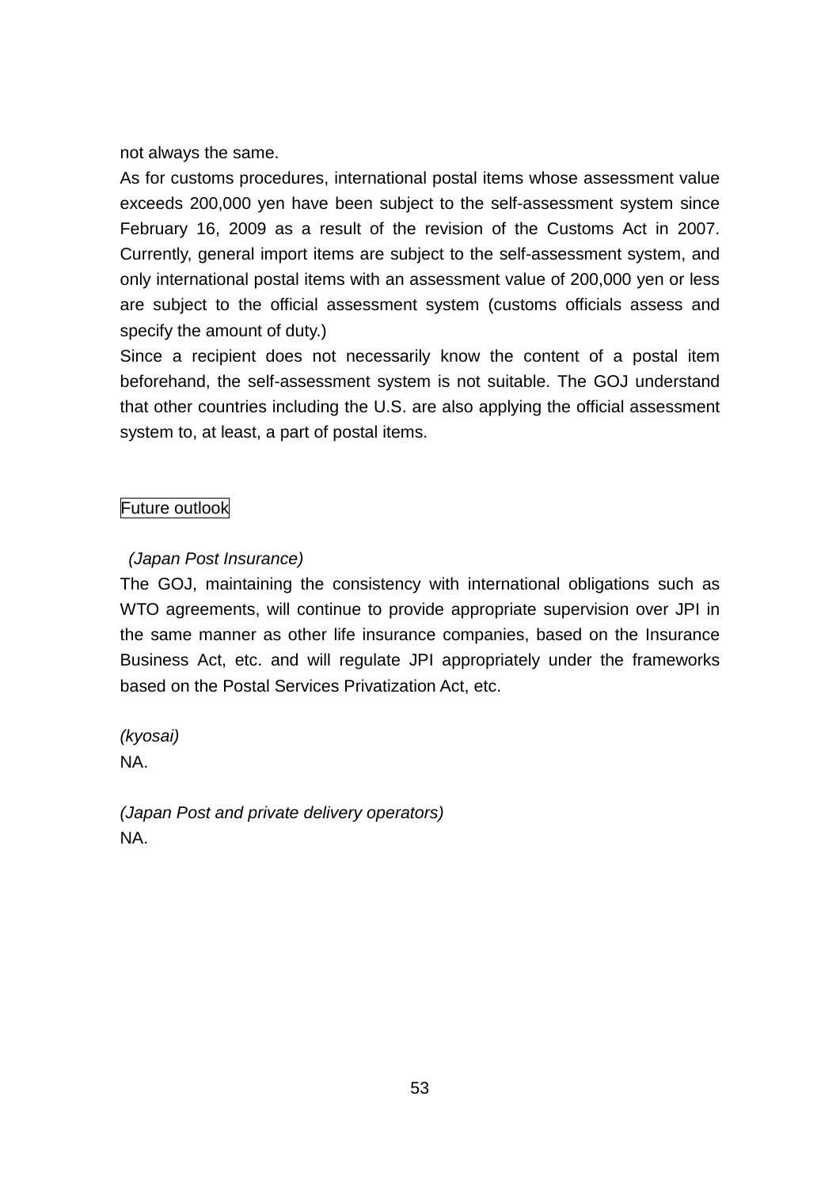not always the same.

As for customs procedures, international postal items whose assessment value exceeds 200,000 yen have been subject to the self-assessment system since February 16, 2009 as a result of the revision of the Customs Act in 2007. Currently, general import items are subject to the self-assessment system, and only international postal items with an assessment value of 200,000 yen or less are subject to the official assessment system (customs officials assess and specify the amount of duty.)

Since a recipient does not necessarily know the content of a postal item beforehand, the self-assessment system is not suitable. The GOJ understand that other countries including the U.S. are also applying the official assessment system to, at least, a part of postal items.

Future outlook

*(Japan Post Insurance)*

The GOJ, maintaining the consistency with international obligations such as WTO agreements, will continue to provide appropriate supervision over JPI in the same manner as other life insurance companies, based on the Insurance Business Act, etc. and will regulate JPI appropriately under the frameworks based on the Postal Services Privatization Act, etc.

*(kyosai)*

NA.

*(Japan Post and private delivery operators)*

NA.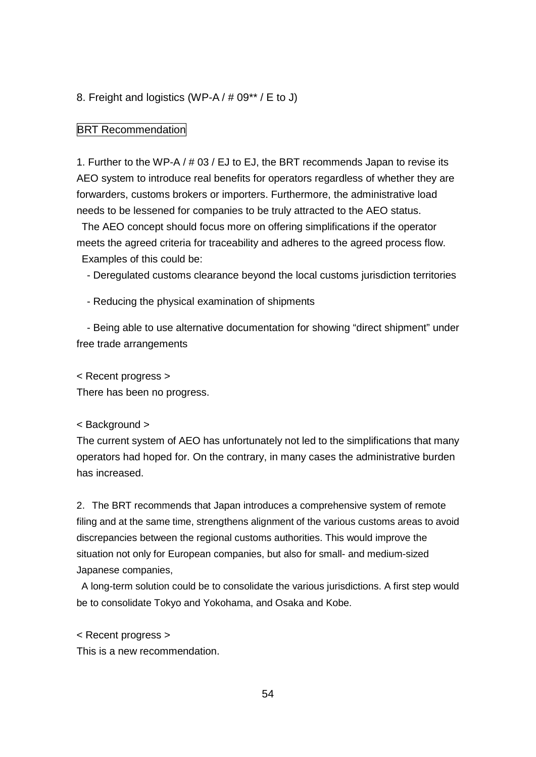## 8. Freight and logistics (WP-A / # 09** / E to J)

BRT Recommendation

1. Further to the WP-A / # 03 / EJ to EJ, the BRT recommends Japan to revise its AEO system to introduce real benefits for operators regardless of whether they are forwarders, customs brokers or importers. Furthermore, the administrative load needs to be lessened for companies to be truly attracted to the AEO status.

The AEO concept should focus more on offering simplifications if the operator meets the agreed criteria for traceability and adheres to the agreed process flow.

Examples of this could be:

- Deregulated customs clearance beyond the local customs jurisdiction territories
- Reducing the physical examination of shipments
- Being able to use alternative documentation for showing "direct shipment" under free trade arrangements

< Recent progress >

There has been no progress.

< Background >

The current system of AEO has unfortunately not led to the simplifications that many operators had hoped for. On the contrary, in many cases the administrative burden has increased.

2. The BRT recommends that Japan introduces a comprehensive system of remote filing and at the same time, strengthens alignment of the various customs areas to avoid discrepancies between the regional customs authorities. This would improve the situation not only for European companies, but also for small- and medium-sized Japanese companies,

A long-term solution could be to consolidate the various jurisdictions. A first step would be to consolidate Tokyo and Yokohama, and Osaka and Kobe.

< Recent progress >

This is a new recommendation.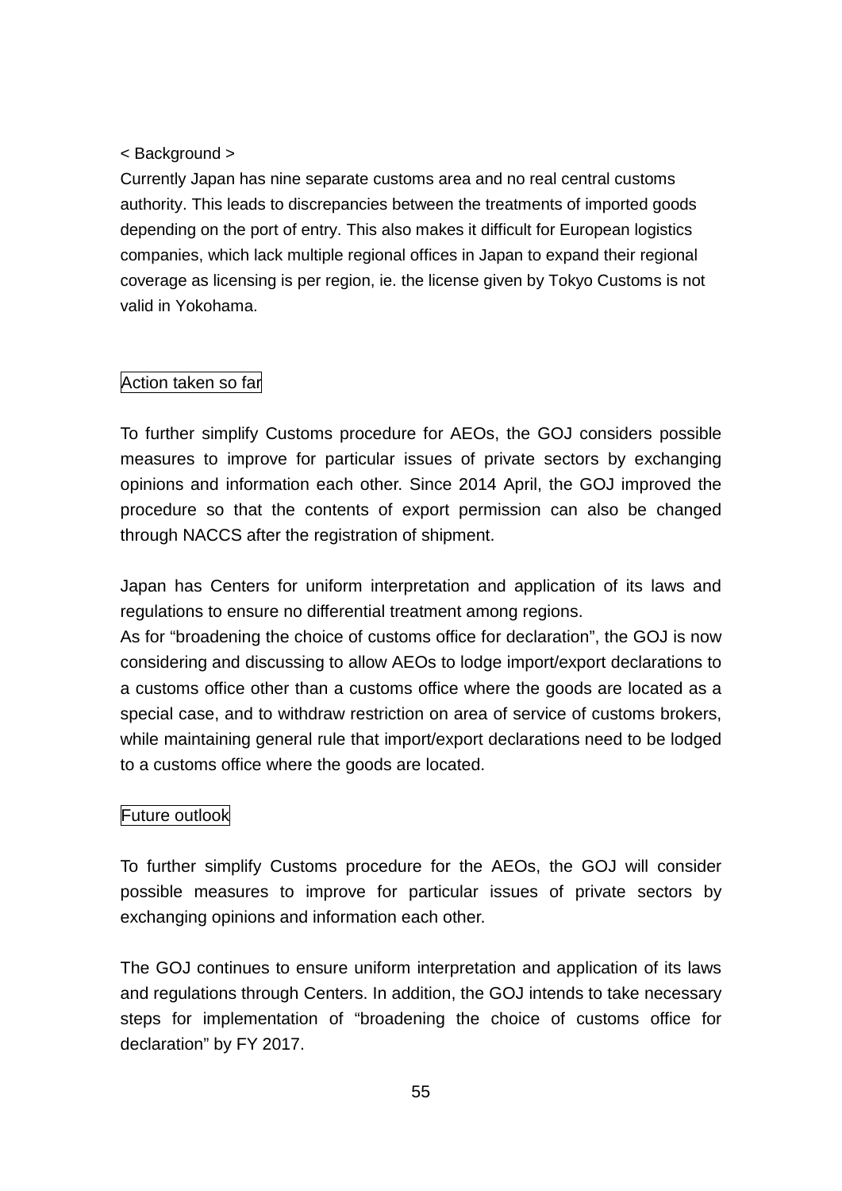< Background >

Currently Japan has nine separate customs area and no real central customs authority. This leads to discrepancies between the treatments of imported goods depending on the port of entry. This also makes it difficult for European logistics companies, which lack multiple regional offices in Japan to expand their regional coverage as licensing is per region, ie. the license given by Tokyo Customs is not valid in Yokohama.

Action taken so far

To further simplify Customs procedure for AEOs, the GOJ considers possible measures to improve for particular issues of private sectors by exchanging opinions and information each other. Since 2014 April, the GOJ improved the procedure so that the contents of export permission can also be changed through NACCS after the registration of shipment.

Japan has Centers for uniform interpretation and application of its laws and regulations to ensure no differential treatment among regions.
As for "broadening the choice of customs office for declaration", the GOJ is now considering and discussing to allow AEOs to lodge import/export declarations to a customs office other than a customs office where the goods are located as a special case, and to withdraw restriction on area of service of customs brokers, while maintaining general rule that import/export declarations need to be lodged to a customs office where the goods are located.

Future outlook

To further simplify Customs procedure for the AEOs, the GOJ will consider possible measures to improve for particular issues of private sectors by exchanging opinions and information each other.

The GOJ continues to ensure uniform interpretation and application of its laws and regulations through Centers. In addition, the GOJ intends to take necessary steps for implementation of "broadening the choice of customs office for declaration" by FY 2017.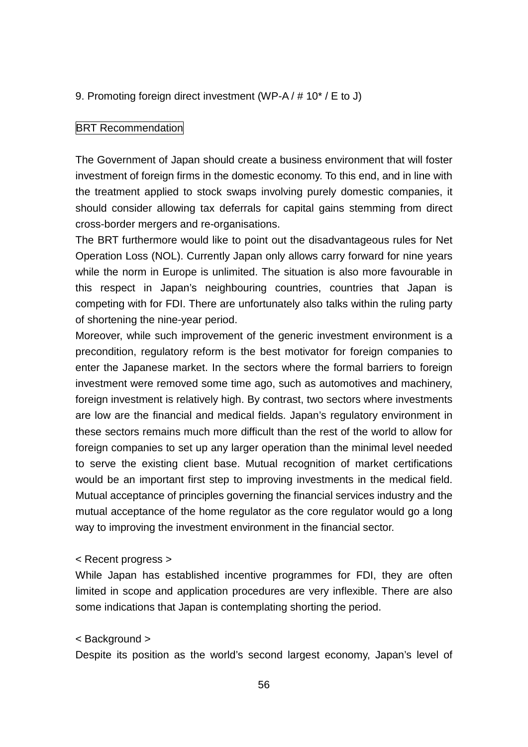## 9. Promoting foreign direct investment (WP-A / # 10* / E to J)

BRT Recommendation

The Government of Japan should create a business environment that will foster investment of foreign firms in the domestic economy. To this end, and in line with the treatment applied to stock swaps involving purely domestic companies, it should consider allowing tax deferrals for capital gains stemming from direct cross-border mergers and re-organisations.

The BRT furthermore would like to point out the disadvantageous rules for Net Operation Loss (NOL). Currently Japan only allows carry forward for nine years while the norm in Europe is unlimited. The situation is also more favourable in this respect in Japan's neighbouring countries, countries that Japan is competing with for FDI. There are unfortunately also talks within the ruling party of shortening the nine-year period.

Moreover, while such improvement of the generic investment environment is a precondition, regulatory reform is the best motivator for foreign companies to enter the Japanese market. In the sectors where the formal barriers to foreign investment were removed some time ago, such as automotives and machinery, foreign investment is relatively high. By contrast, two sectors where investments are low are the financial and medical fields. Japan's regulatory environment in these sectors remains much more difficult than the rest of the world to allow for foreign companies to set up any larger operation than the minimal level needed to serve the existing client base. Mutual recognition of market certifications would be an important first step to improving investments in the medical field. Mutual acceptance of principles governing the financial services industry and the mutual acceptance of the home regulator as the core regulator would go a long way to improving the investment environment in the financial sector.

< Recent progress >

While Japan has established incentive programmes for FDI, they are often limited in scope and application procedures are very inflexible. There are also some indications that Japan is contemplating shorting the period.

< Background >

Despite its position as the world's second largest economy, Japan's level of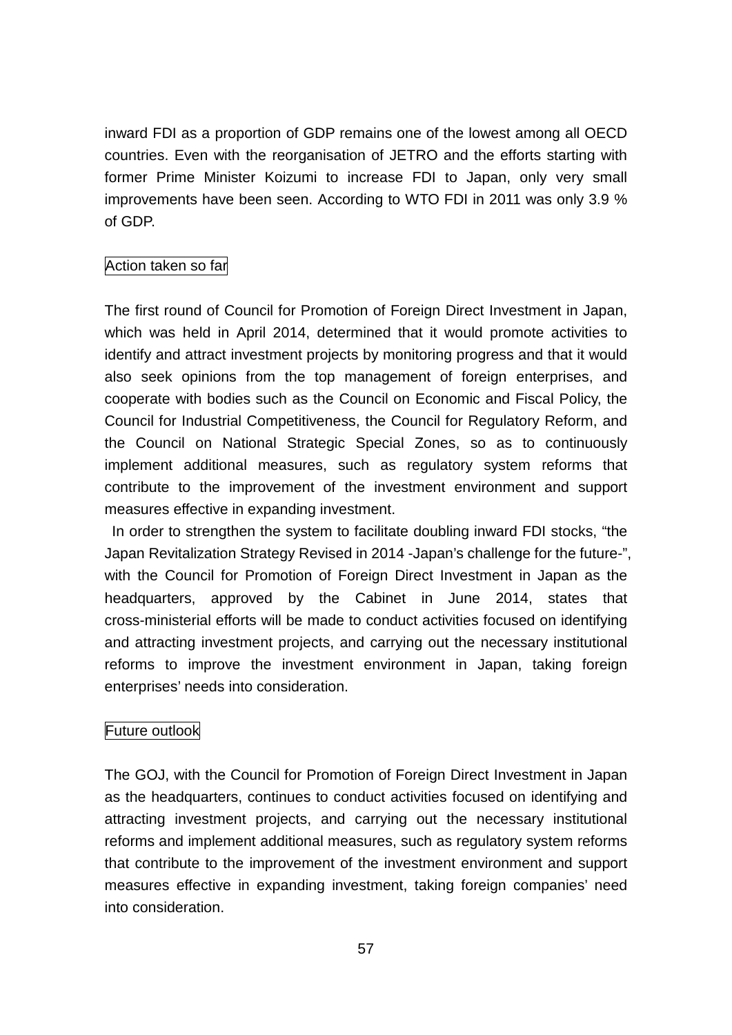inward FDI as a proportion of GDP remains one of the lowest among all OECD countries. Even with the reorganisation of JETRO and the efforts starting with former Prime Minister Koizumi to increase FDI to Japan, only very small improvements have been seen. According to WTO FDI in 2011 was only 3.9 % of GDP.

### Action taken so far

The first round of Council for Promotion of Foreign Direct Investment in Japan, which was held in April 2014, determined that it would promote activities to identify and attract investment projects by monitoring progress and that it would also seek opinions from the top management of foreign enterprises, and cooperate with bodies such as the Council on Economic and Fiscal Policy, the Council for Industrial Competitiveness, the Council for Regulatory Reform, and the Council on National Strategic Special Zones, so as to continuously implement additional measures, such as regulatory system reforms that contribute to the improvement of the investment environment and support measures effective in expanding investment.

In order to strengthen the system to facilitate doubling inward FDI stocks, “the Japan Revitalization Strategy Revised in 2014 -Japan’s challenge for the future-”, with the Council for Promotion of Foreign Direct Investment in Japan as the headquarters, approved by the Cabinet in June 2014, states that cross-ministerial efforts will be made to conduct activities focused on identifying and attracting investment projects, and carrying out the necessary institutional reforms to improve the investment environment in Japan, taking foreign enterprises’ needs into consideration.

### Future outlook

The GOJ, with the Council for Promotion of Foreign Direct Investment in Japan as the headquarters, continues to conduct activities focused on identifying and attracting investment projects, and carrying out the necessary institutional reforms and implement additional measures, such as regulatory system reforms that contribute to the improvement of the investment environment and support measures effective in expanding investment, taking foreign companies’ need into consideration.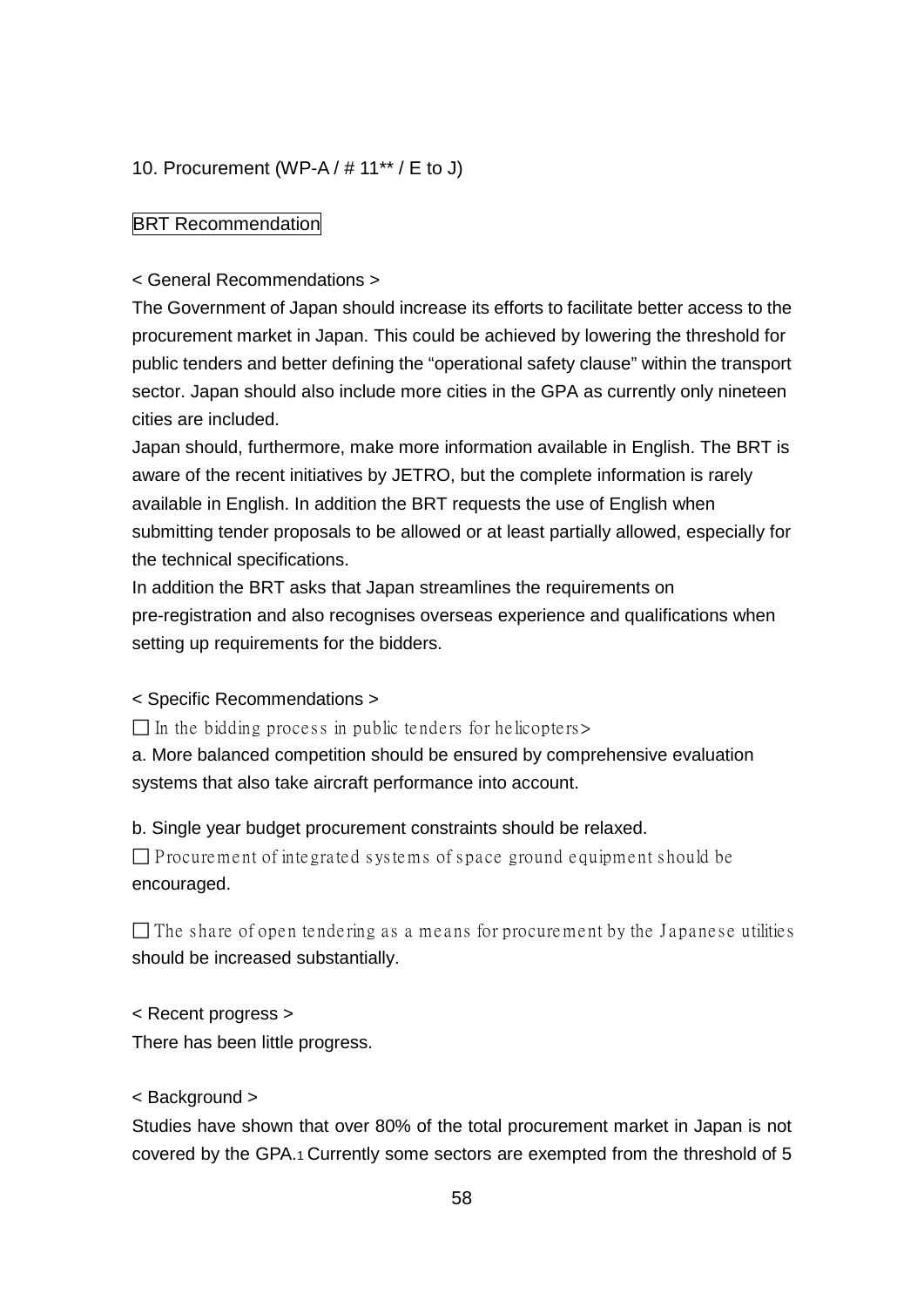## 10. Procurement (WP-A / # 11** / E to J)

BRT Recommendation

< General Recommendations >

The Government of Japan should increase its efforts to facilitate better access to the procurement market in Japan. This could be achieved by lowering the threshold for public tenders and better defining the "operational safety clause" within the transport sector. Japan should also include more cities in the GPA as currently only nineteen cities are included.

Japan should, furthermore, make more information available in English. The BRT is aware of the recent initiatives by JETRO, but the complete information is rarely available in English. In addition the BRT requests the use of English when submitting tender proposals to be allowed or at least partially allowed, especially for the technical specifications.

In addition the BRT asks that Japan streamlines the requirements on pre-registration and also recognises overseas experience and qualifications when setting up requirements for the bidders.

< Specific Recommendations >

☐ In the bidding process in public tenders for helicopters>

a. More balanced competition should be ensured by comprehensive evaluation systems that also take aircraft performance into account.

b. Single year budget procurement constraints should be relaxed.

☐ Procurement of integrated systems of space ground equipment should be encouraged.

☐ The share of open tendering as a means for procurement by the Japanese utilities should be increased substantially.

< Recent progress >

There has been little progress.

< Background >

Studies have shown that over 80% of the total procurement market in Japan is not covered by the GPA.[1] Currently some sectors are exempted from the threshold of 5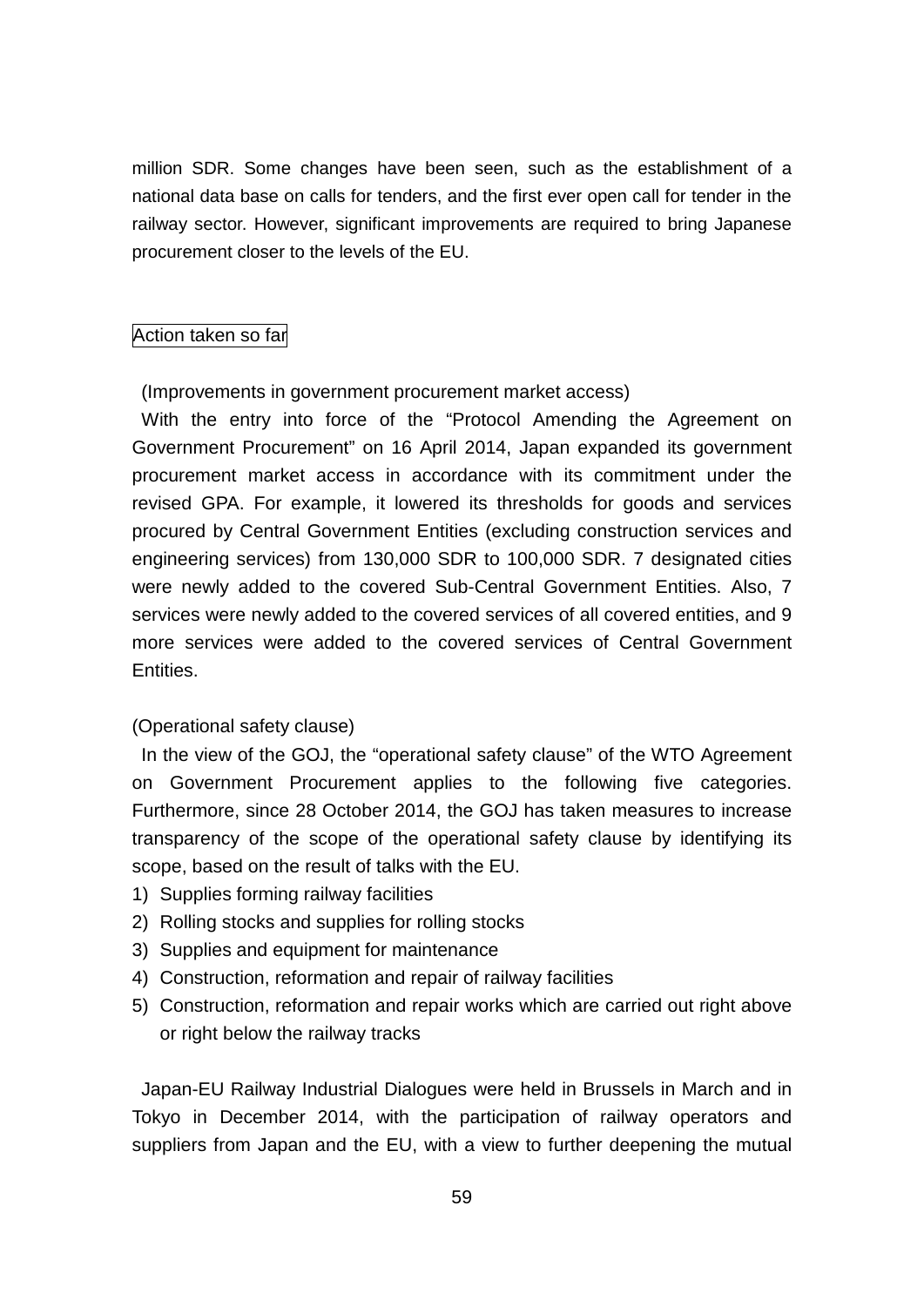million SDR. Some changes have been seen, such as the establishment of a national data base on calls for tenders, and the first ever open call for tender in the railway sector. However, significant improvements are required to bring Japanese procurement closer to the levels of the EU.

Action taken so far

(Improvements in government procurement market access)

With the entry into force of the "Protocol Amending the Agreement on Government Procurement" on 16 April 2014, Japan expanded its government procurement market access in accordance with its commitment under the revised GPA. For example, it lowered its thresholds for goods and services procured by Central Government Entities (excluding construction services and engineering services) from 130,000 SDR to 100,000 SDR. 7 designated cities were newly added to the covered Sub-Central Government Entities. Also, 7 services were newly added to the covered services of all covered entities, and 9 more services were added to the covered services of Central Government Entities.

(Operational safety clause)

In the view of the GOJ, the "operational safety clause" of the WTO Agreement on Government Procurement applies to the following five categories. Furthermore, since 28 October 2014, the GOJ has taken measures to increase transparency of the scope of the operational safety clause by identifying its scope, based on the result of talks with the EU.

1) Supplies forming railway facilities
2) Rolling stocks and supplies for rolling stocks
3) Supplies and equipment for maintenance
4) Construction, reformation and repair of railway facilities
5) Construction, reformation and repair works which are carried out right above or right below the railway tracks

Japan-EU Railway Industrial Dialogues were held in Brussels in March and in Tokyo in December 2014, with the participation of railway operators and suppliers from Japan and the EU, with a view to further deepening the mutual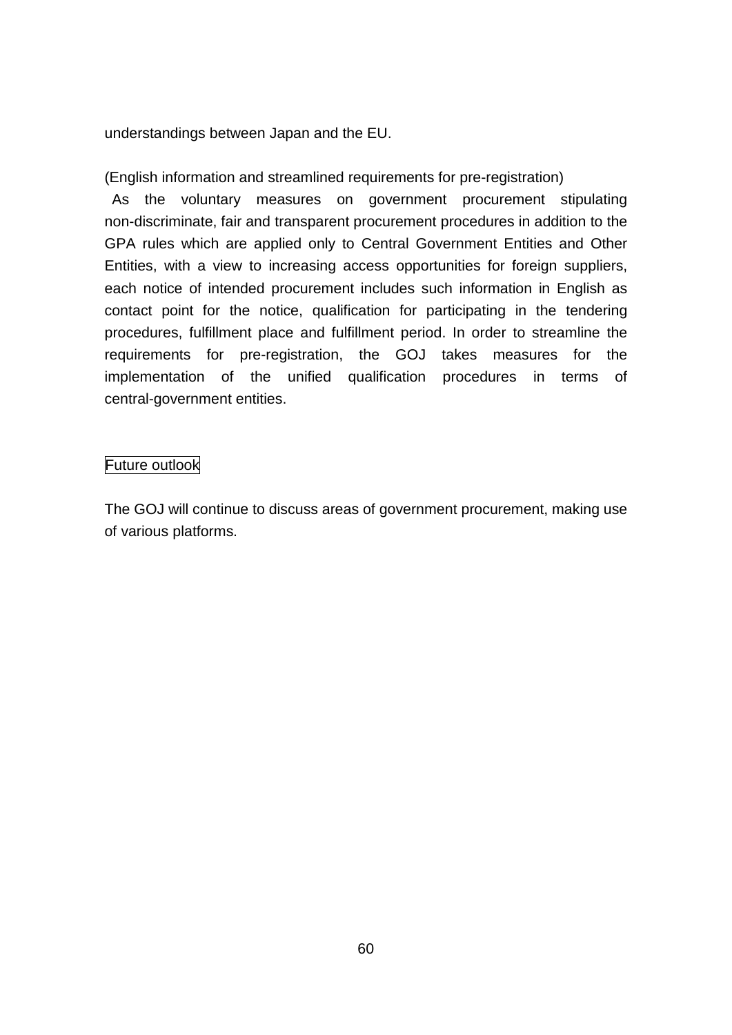understandings between Japan and the EU.

(English information and streamlined requirements for pre-registration)

As the voluntary measures on government procurement stipulating non-discriminate, fair and transparent procurement procedures in addition to the GPA rules which are applied only to Central Government Entities and Other Entities, with a view to increasing access opportunities for foreign suppliers, each notice of intended procurement includes such information in English as contact point for the notice, qualification for participating in the tendering procedures, fulfillment place and fulfillment period. In order to streamline the requirements for pre-registration, the GOJ takes measures for the implementation of the unified qualification procedures in terms of central-government entities.

### Future outlook

The GOJ will continue to discuss areas of government procurement, making use of various platforms.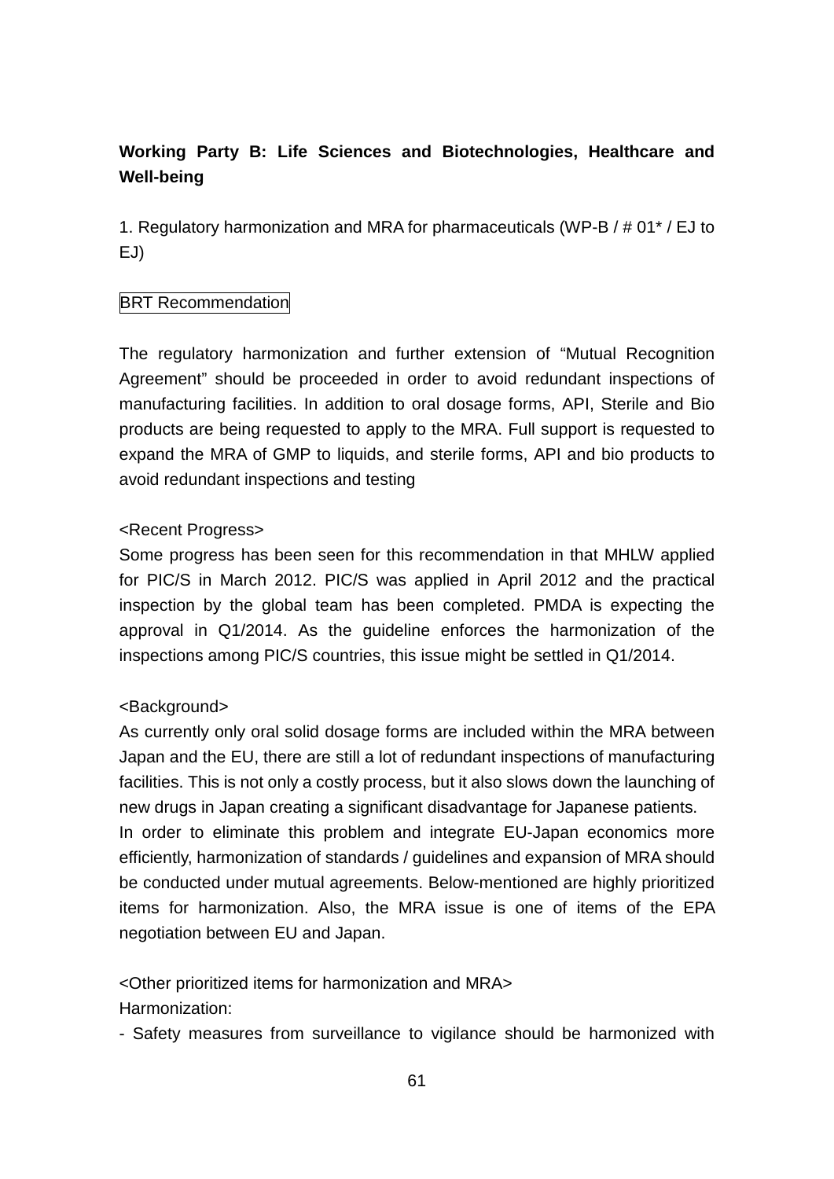**Working Party B: Life Sciences and Biotechnologies, Healthcare and Well-being**

1. Regulatory harmonization and MRA for pharmaceuticals (WP-B / # 01* / EJ to EJ)

BRT Recommendation

The regulatory harmonization and further extension of "Mutual Recognition Agreement" should be proceeded in order to avoid redundant inspections of manufacturing facilities. In addition to oral dosage forms, API, Sterile and Bio products are being requested to apply to the MRA. Full support is requested to expand the MRA of GMP to liquids, and sterile forms, API and bio products to avoid redundant inspections and testing

<Recent Progress>
Some progress has been seen for this recommendation in that MHLW applied for PIC/S in March 2012. PIC/S was applied in April 2012 and the practical inspection by the global team has been completed. PMDA is expecting the approval in Q1/2014. As the guideline enforces the harmonization of the inspections among PIC/S countries, this issue might be settled in Q1/2014.

<Background>
As currently only oral solid dosage forms are included within the MRA between Japan and the EU, there are still a lot of redundant inspections of manufacturing facilities. This is not only a costly process, but it also slows down the launching of new drugs in Japan creating a significant disadvantage for Japanese patients.
In order to eliminate this problem and integrate EU-Japan economics more efficiently, harmonization of standards / guidelines and expansion of MRA should be conducted under mutual agreements. Below-mentioned are highly prioritized items for harmonization. Also, the MRA issue is one of items of the EPA negotiation between EU and Japan.

<Other prioritized items for harmonization and MRA>
Harmonization:
- Safety measures from surveillance to vigilance should be harmonized with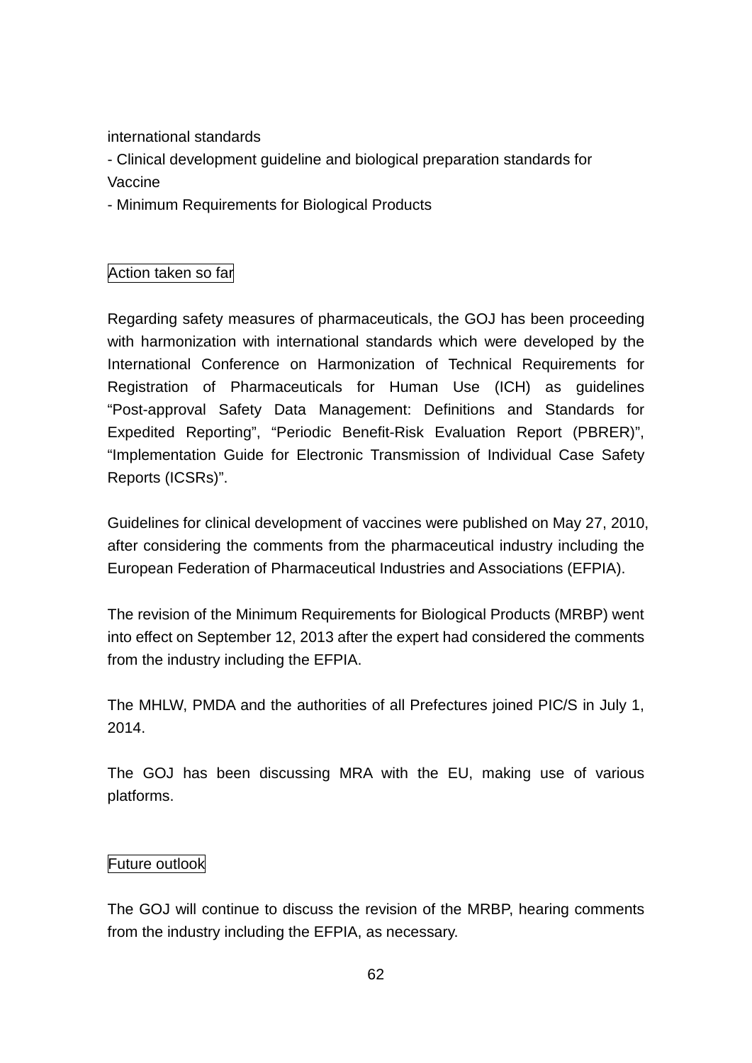international standards
- Clinical development guideline and biological preparation standards for Vaccine
- Minimum Requirements for Biological Products

### Action taken so far

Regarding safety measures of pharmaceuticals, the GOJ has been proceeding with harmonization with international standards which were developed by the International Conference on Harmonization of Technical Requirements for Registration of Pharmaceuticals for Human Use (ICH) as guidelines "Post-approval Safety Data Management: Definitions and Standards for Expedited Reporting", "Periodic Benefit-Risk Evaluation Report (PBRER)", "Implementation Guide for Electronic Transmission of Individual Case Safety Reports (ICSRs)".

Guidelines for clinical development of vaccines were published on May 27, 2010, after considering the comments from the pharmaceutical industry including the European Federation of Pharmaceutical Industries and Associations (EFPIA).

The revision of the Minimum Requirements for Biological Products (MRBP) went into effect on September 12, 2013 after the expert had considered the comments from the industry including the EFPIA.

The MHLW, PMDA and the authorities of all Prefectures joined PIC/S in July 1, 2014.

The GOJ has been discussing MRA with the EU, making use of various platforms.

### Future outlook

The GOJ will continue to discuss the revision of the MRBP, hearing comments from the industry including the EFPIA, as necessary.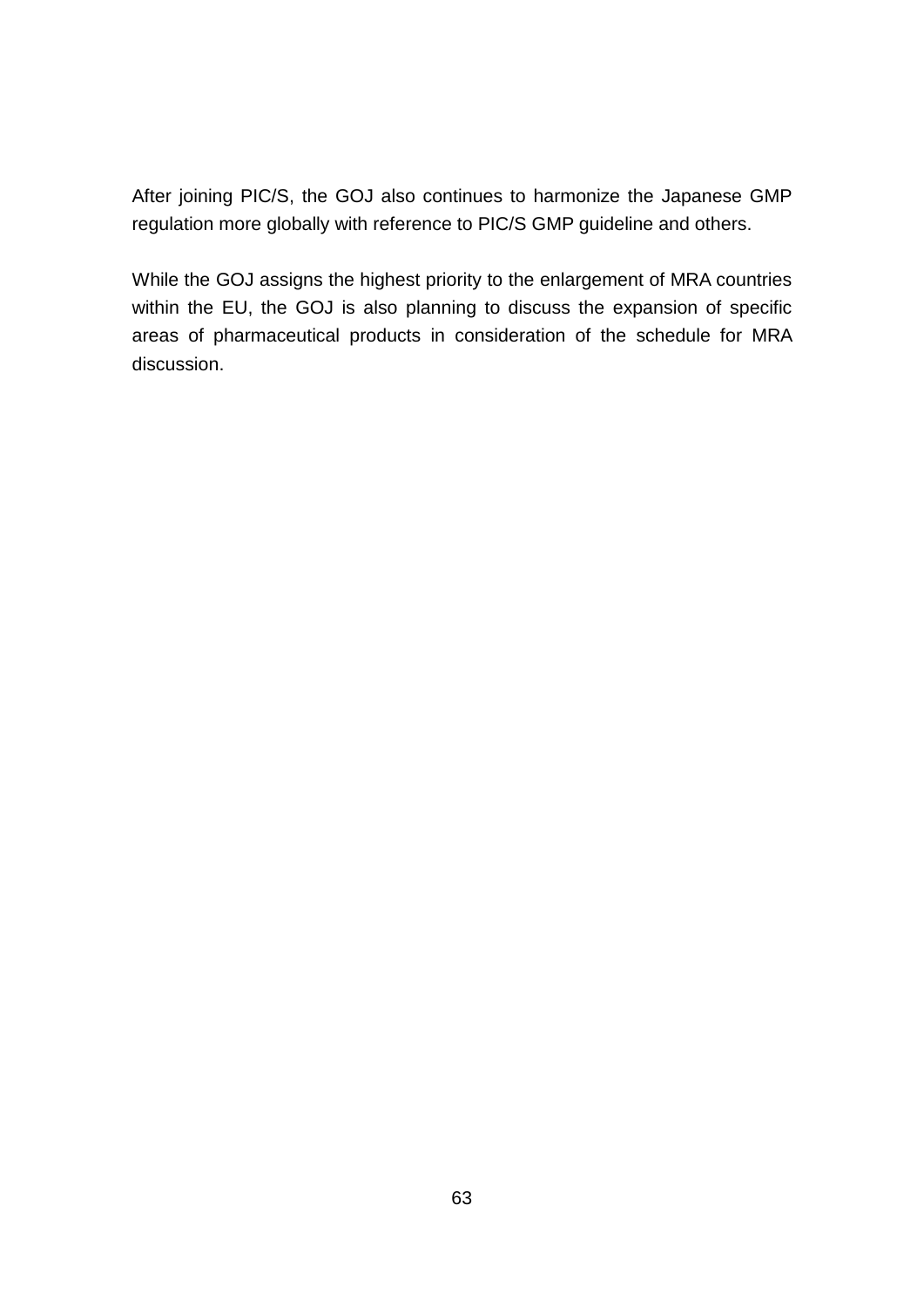After joining PIC/S, the GOJ also continues to harmonize the Japanese GMP regulation more globally with reference to PIC/S GMP guideline and others.

While the GOJ assigns the highest priority to the enlargement of MRA countries within the EU, the GOJ is also planning to discuss the expansion of specific areas of pharmaceutical products in consideration of the schedule for MRA discussion.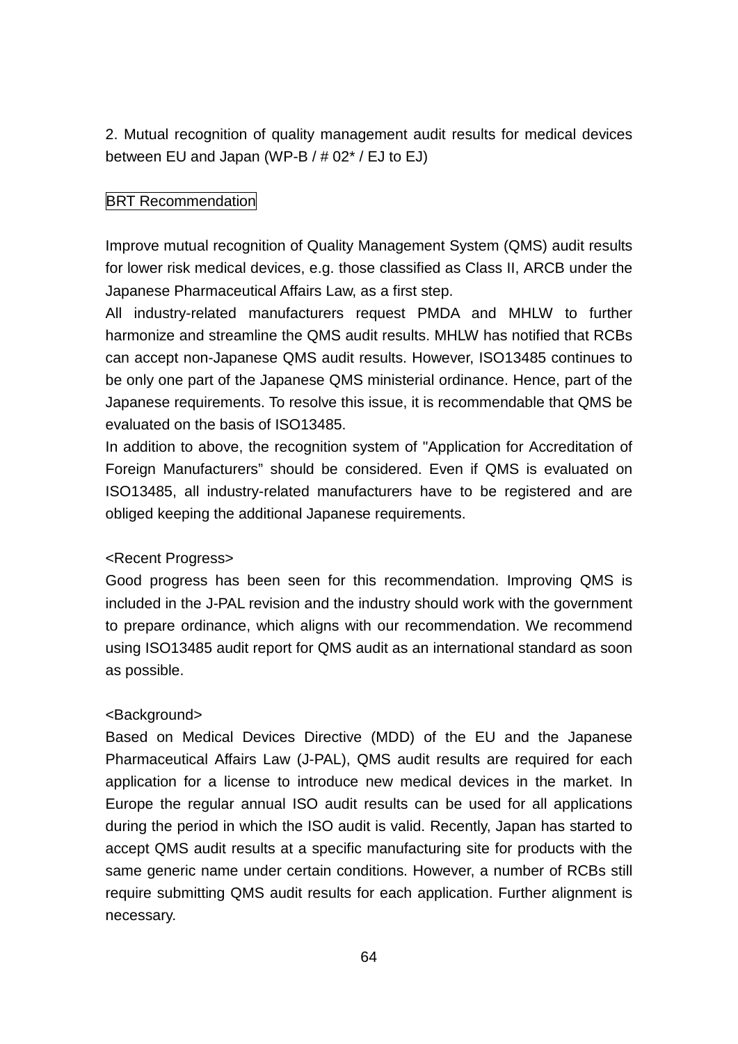## 2. Mutual recognition of quality management audit results for medical devices between EU and Japan (WP-B / # 02* / EJ to EJ)

BRT Recommendation

Improve mutual recognition of Quality Management System (QMS) audit results for lower risk medical devices, e.g. those classified as Class II, ARCB under the Japanese Pharmaceutical Affairs Law, as a first step.

All industry-related manufacturers request PMDA and MHLW to further harmonize and streamline the QMS audit results. MHLW has notified that RCBs can accept non-Japanese QMS audit results. However, ISO13485 continues to be only one part of the Japanese QMS ministerial ordinance. Hence, part of the Japanese requirements. To resolve this issue, it is recommendable that QMS be evaluated on the basis of ISO13485.

In addition to above, the recognition system of "Application for Accreditation of Foreign Manufacturers" should be considered. Even if QMS is evaluated on ISO13485, all industry-related manufacturers have to be registered and are obliged keeping the additional Japanese requirements.

<Recent Progress>

Good progress has been seen for this recommendation. Improving QMS is included in the J-PAL revision and the industry should work with the government to prepare ordinance, which aligns with our recommendation. We recommend using ISO13485 audit report for QMS audit as an international standard as soon as possible.

<Background>

Based on Medical Devices Directive (MDD) of the EU and the Japanese Pharmaceutical Affairs Law (J-PAL), QMS audit results are required for each application for a license to introduce new medical devices in the market. In Europe the regular annual ISO audit results can be used for all applications during the period in which the ISO audit is valid. Recently, Japan has started to accept QMS audit results at a specific manufacturing site for products with the same generic name under certain conditions. However, a number of RCBs still require submitting QMS audit results for each application. Further alignment is necessary.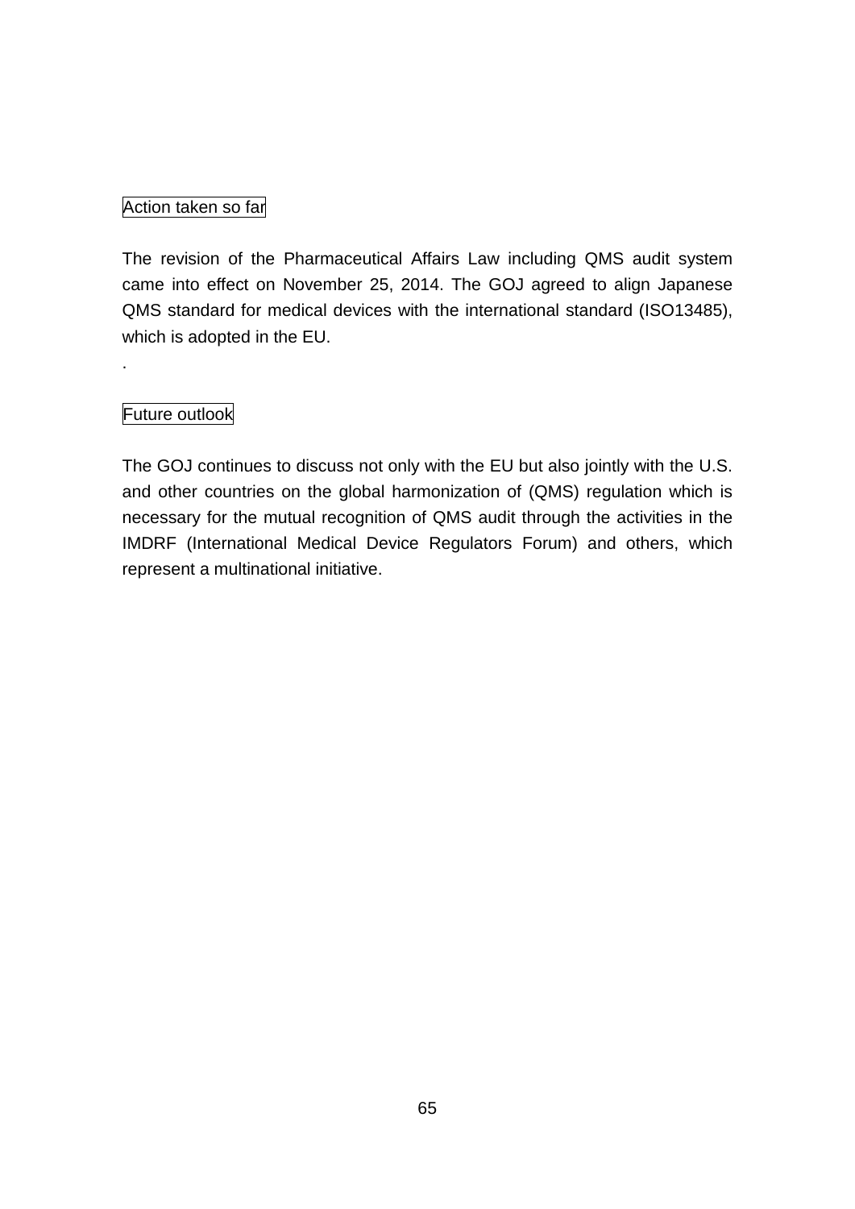Action taken so far

The revision of the Pharmaceutical Affairs Law including QMS audit system came into effect on November 25, 2014. The GOJ agreed to align Japanese QMS standard for medical devices with the international standard (ISO13485), which is adopted in the EU.

.

Future outlook

The GOJ continues to discuss not only with the EU but also jointly with the U.S. and other countries on the global harmonization of (QMS) regulation which is necessary for the mutual recognition of QMS audit through the activities in the IMDRF (International Medical Device Regulators Forum) and others, which represent a multinational initiative.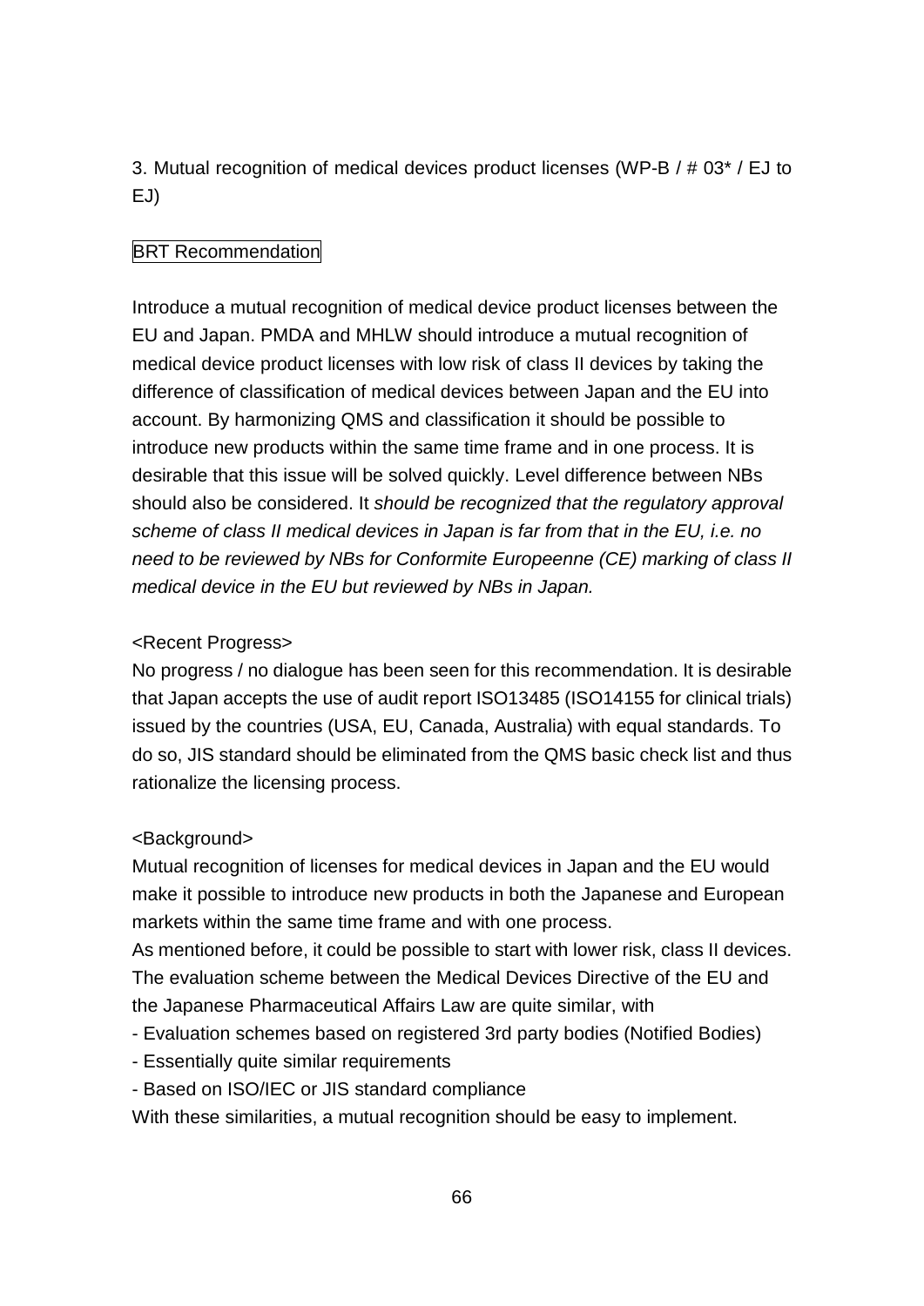### 3. Mutual recognition of medical devices product licenses (WP-B / # 03* / EJ to EJ)

BRT Recommendation

Introduce a mutual recognition of medical device product licenses between the EU and Japan. PMDA and MHLW should introduce a mutual recognition of medical device product licenses with low risk of class II devices by taking the difference of classification of medical devices between Japan and the EU into account. By harmonizing QMS and classification it should be possible to introduce new products within the same time frame and in one process. It is desirable that this issue will be solved quickly. Level difference between NBs should also be considered. It *should be recognized that the regulatory approval scheme of class II medical devices in Japan is far from that in the EU, i.e. no need to be reviewed by NBs for Conformite Europeenne (CE) marking of class II medical device in the EU but reviewed by NBs in Japan.*

<Recent Progress>

No progress / no dialogue has been seen for this recommendation. It is desirable that Japan accepts the use of audit report ISO13485 (ISO14155 for clinical trials) issued by the countries (USA, EU, Canada, Australia) with equal standards. To do so, JIS standard should be eliminated from the QMS basic check list and thus rationalize the licensing process.

<Background>

Mutual recognition of licenses for medical devices in Japan and the EU would make it possible to introduce new products in both the Japanese and European markets within the same time frame and with one process.

As mentioned before, it could be possible to start with lower risk, class II devices. The evaluation scheme between the Medical Devices Directive of the EU and the Japanese Pharmaceutical Affairs Law are quite similar, with

- Evaluation schemes based on registered 3rd party bodies (Notified Bodies)
- Essentially quite similar requirements
- Based on ISO/IEC or JIS standard compliance

With these similarities, a mutual recognition should be easy to implement.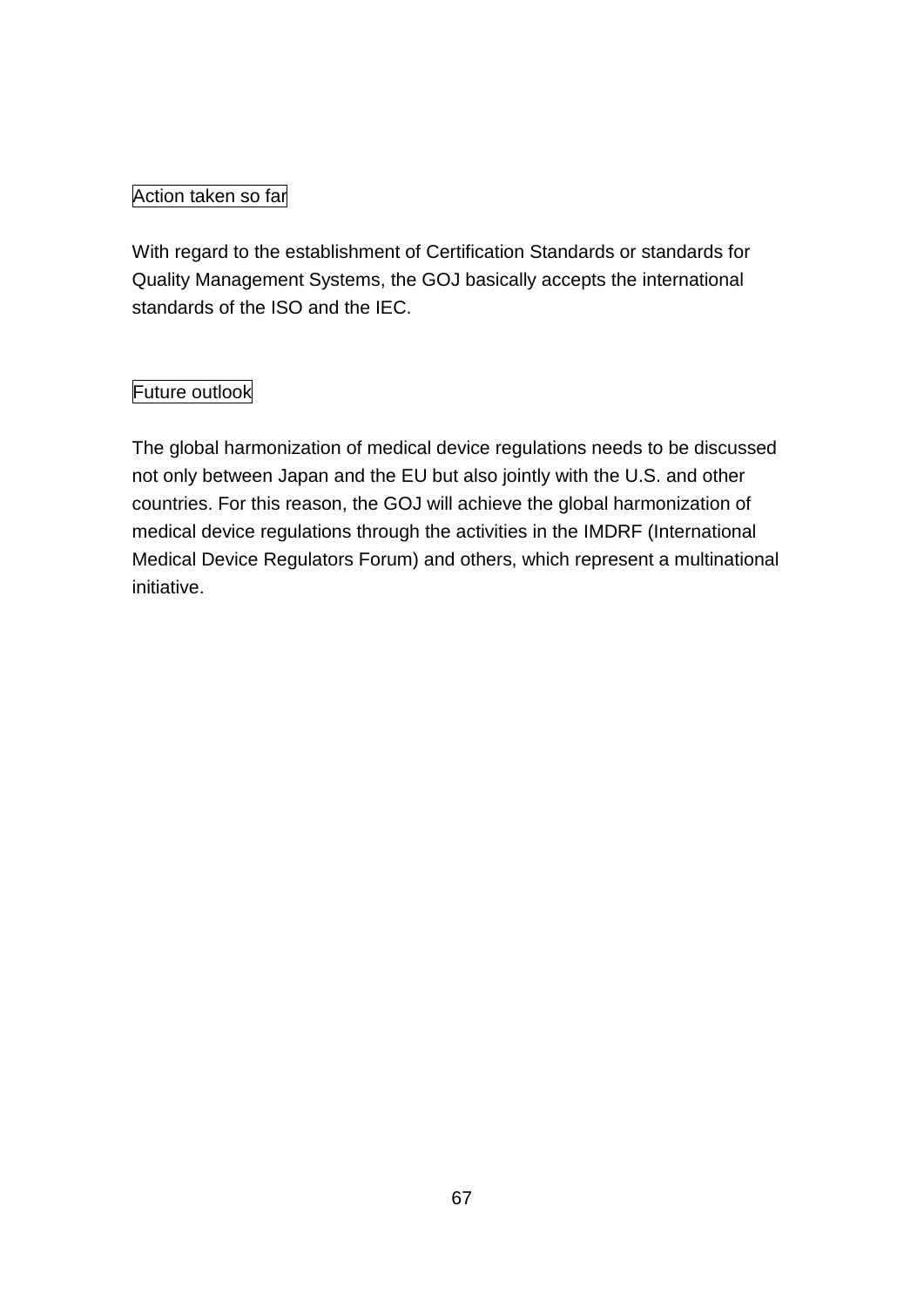Action taken so far

With regard to the establishment of Certification Standards or standards for Quality Management Systems, the GOJ basically accepts the international standards of the ISO and the IEC.

Future outlook

The global harmonization of medical device regulations needs to be discussed not only between Japan and the EU but also jointly with the U.S. and other countries. For this reason, the GOJ will achieve the global harmonization of medical device regulations through the activities in the IMDRF (International Medical Device Regulators Forum) and others, which represent a multinational initiative.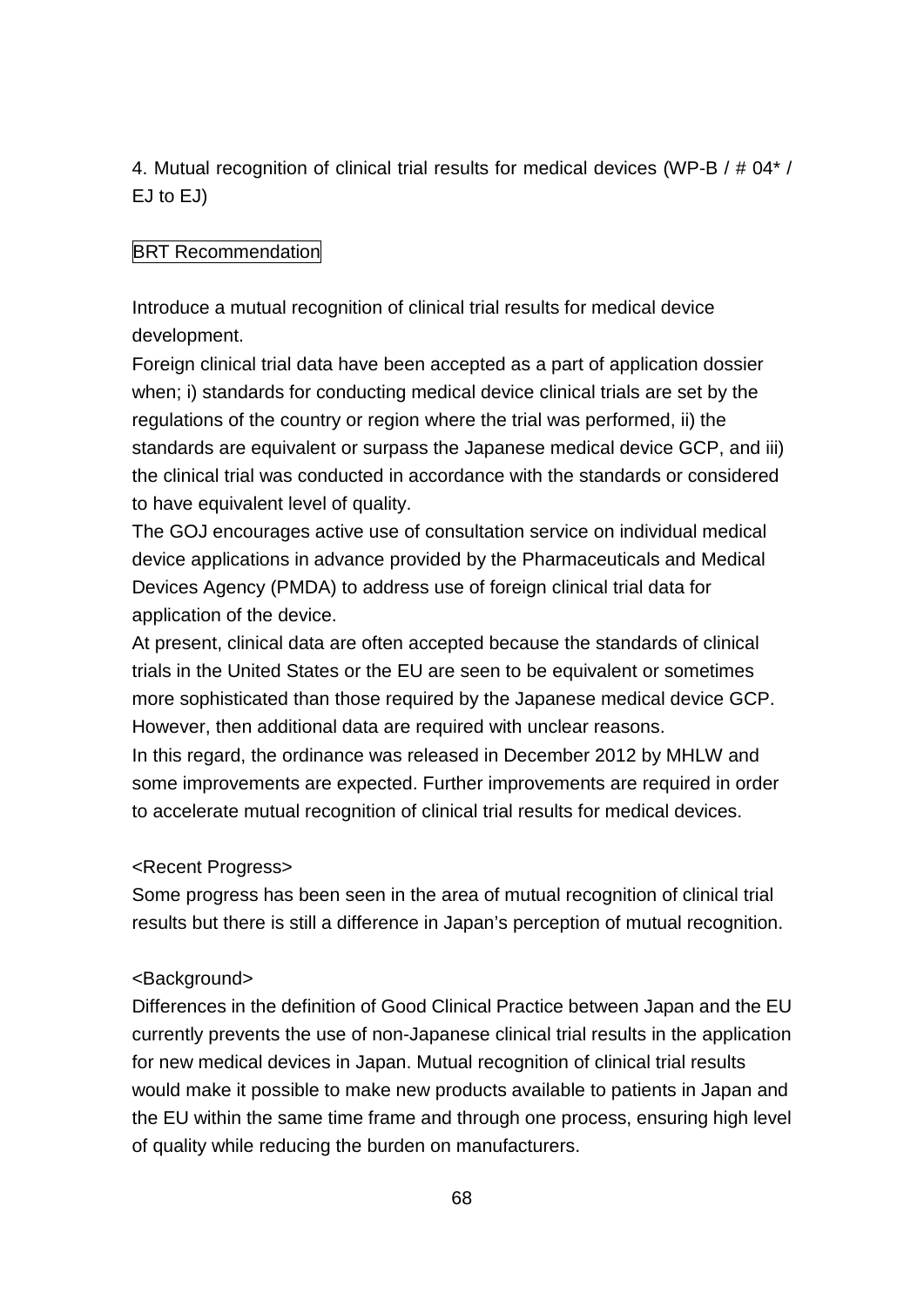4. Mutual recognition of clinical trial results for medical devices (WP-B / # 04* / EJ to EJ)

BRT Recommendation

Introduce a mutual recognition of clinical trial results for medical device development.
Foreign clinical trial data have been accepted as a part of application dossier when; i) standards for conducting medical device clinical trials are set by the regulations of the country or region where the trial was performed, ii) the standards are equivalent or surpass the Japanese medical device GCP, and iii) the clinical trial was conducted in accordance with the standards or considered to have equivalent level of quality.
The GOJ encourages active use of consultation service on individual medical device applications in advance provided by the Pharmaceuticals and Medical Devices Agency (PMDA) to address use of foreign clinical trial data for application of the device.
At present, clinical data are often accepted because the standards of clinical trials in the United States or the EU are seen to be equivalent or sometimes more sophisticated than those required by the Japanese medical device GCP. However, then additional data are required with unclear reasons.
In this regard, the ordinance was released in December 2012 by MHLW and some improvements are expected. Further improvements are required in order to accelerate mutual recognition of clinical trial results for medical devices.

<Recent Progress>
Some progress has been seen in the area of mutual recognition of clinical trial results but there is still a difference in Japan's perception of mutual recognition.

<Background>
Differences in the definition of Good Clinical Practice between Japan and the EU currently prevents the use of non-Japanese clinical trial results in the application for new medical devices in Japan. Mutual recognition of clinical trial results would make it possible to make new products available to patients in Japan and the EU within the same time frame and through one process, ensuring high level of quality while reducing the burden on manufacturers.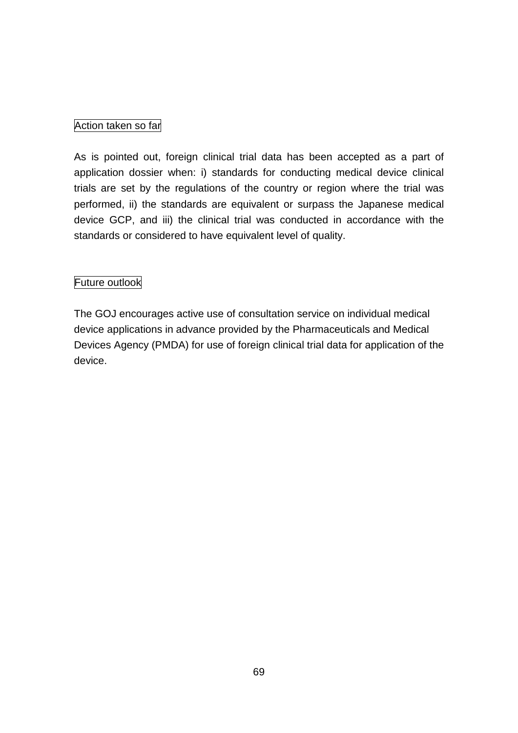Action taken so far

As is pointed out, foreign clinical trial data has been accepted as a part of application dossier when: i) standards for conducting medical device clinical trials are set by the regulations of the country or region where the trial was performed, ii) the standards are equivalent or surpass the Japanese medical device GCP, and iii) the clinical trial was conducted in accordance with the standards or considered to have equivalent level of quality.

Future outlook

The GOJ encourages active use of consultation service on individual medical device applications in advance provided by the Pharmaceuticals and Medical Devices Agency (PMDA) for use of foreign clinical trial data for application of the device.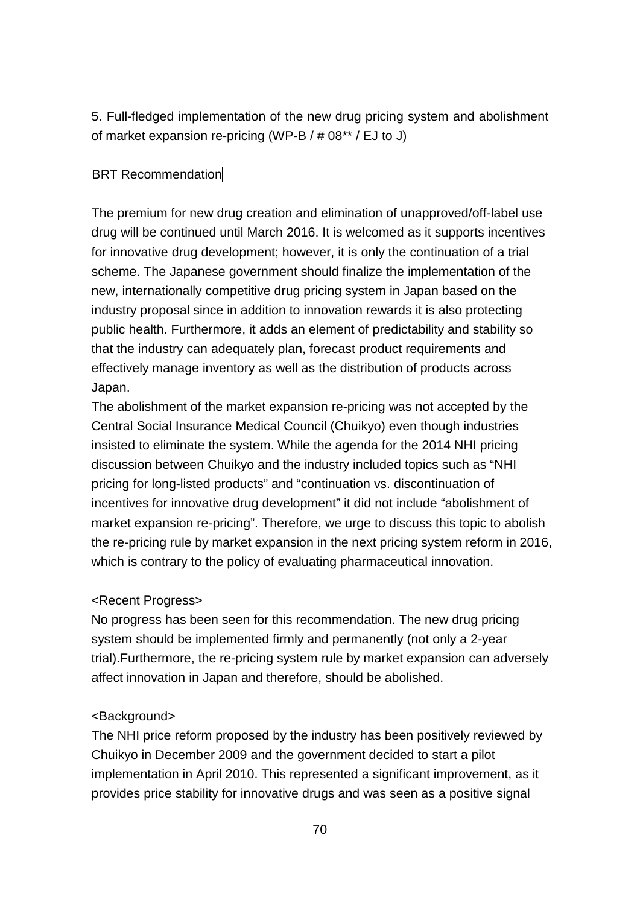5. Full-fledged implementation of the new drug pricing system and abolishment of market expansion re-pricing (WP-B / # 08** / EJ to J)

BRT Recommendation

The premium for new drug creation and elimination of unapproved/off-label use drug will be continued until March 2016. It is welcomed as it supports incentives for innovative drug development; however, it is only the continuation of a trial scheme. The Japanese government should finalize the implementation of the new, internationally competitive drug pricing system in Japan based on the industry proposal since in addition to innovation rewards it is also protecting public health. Furthermore, it adds an element of predictability and stability so that the industry can adequately plan, forecast product requirements and effectively manage inventory as well as the distribution of products across Japan.
The abolishment of the market expansion re-pricing was not accepted by the Central Social Insurance Medical Council (Chuikyo) even though industries insisted to eliminate the system. While the agenda for the 2014 NHI pricing discussion between Chuikyo and the industry included topics such as "NHI pricing for long-listed products" and "continuation vs. discontinuation of incentives for innovative drug development" it did not include "abolishment of market expansion re-pricing". Therefore, we urge to discuss this topic to abolish the re-pricing rule by market expansion in the next pricing system reform in 2016, which is contrary to the policy of evaluating pharmaceutical innovation.

<Recent Progress>
No progress has been seen for this recommendation. The new drug pricing system should be implemented firmly and permanently (not only a 2-year trial).Furthermore, the re-pricing system rule by market expansion can adversely affect innovation in Japan and therefore, should be abolished.

<Background>
The NHI price reform proposed by the industry has been positively reviewed by Chuikyo in December 2009 and the government decided to start a pilot implementation in April 2010. This represented a significant improvement, as it provides price stability for innovative drugs and was seen as a positive signal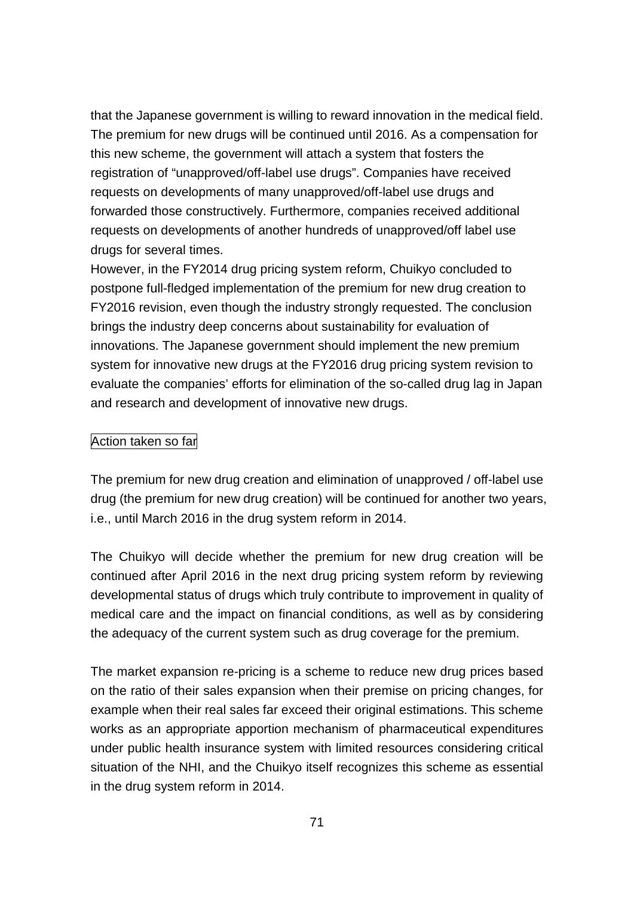that the Japanese government is willing to reward innovation in the medical field. The premium for new drugs will be continued until 2016. As a compensation for this new scheme, the government will attach a system that fosters the registration of "unapproved/off-label use drugs". Companies have received requests on developments of many unapproved/off-label use drugs and forwarded those constructively. Furthermore, companies received additional requests on developments of another hundreds of unapproved/off label use drugs for several times.

However, in the FY2014 drug pricing system reform, Chuikyo concluded to postpone full-fledged implementation of the premium for new drug creation to FY2016 revision, even though the industry strongly requested. The conclusion brings the industry deep concerns about sustainability for evaluation of innovations. The Japanese government should implement the new premium system for innovative new drugs at the FY2016 drug pricing system revision to evaluate the companies' efforts for elimination of the so-called drug lag in Japan and research and development of innovative new drugs.

Action taken so far

The premium for new drug creation and elimination of unapproved / off-label use drug (the premium for new drug creation) will be continued for another two years, i.e., until March 2016 in the drug system reform in 2014.

The Chuikyo will decide whether the premium for new drug creation will be continued after April 2016 in the next drug pricing system reform by reviewing developmental status of drugs which truly contribute to improvement in quality of medical care and the impact on financial conditions, as well as by considering the adequacy of the current system such as drug coverage for the premium.

The market expansion re-pricing is a scheme to reduce new drug prices based on the ratio of their sales expansion when their premise on pricing changes, for example when their real sales far exceed their original estimations. This scheme works as an appropriate apportion mechanism of pharmaceutical expenditures under public health insurance system with limited resources considering critical situation of the NHI, and the Chuikyo itself recognizes this scheme as essential in the drug system reform in 2014.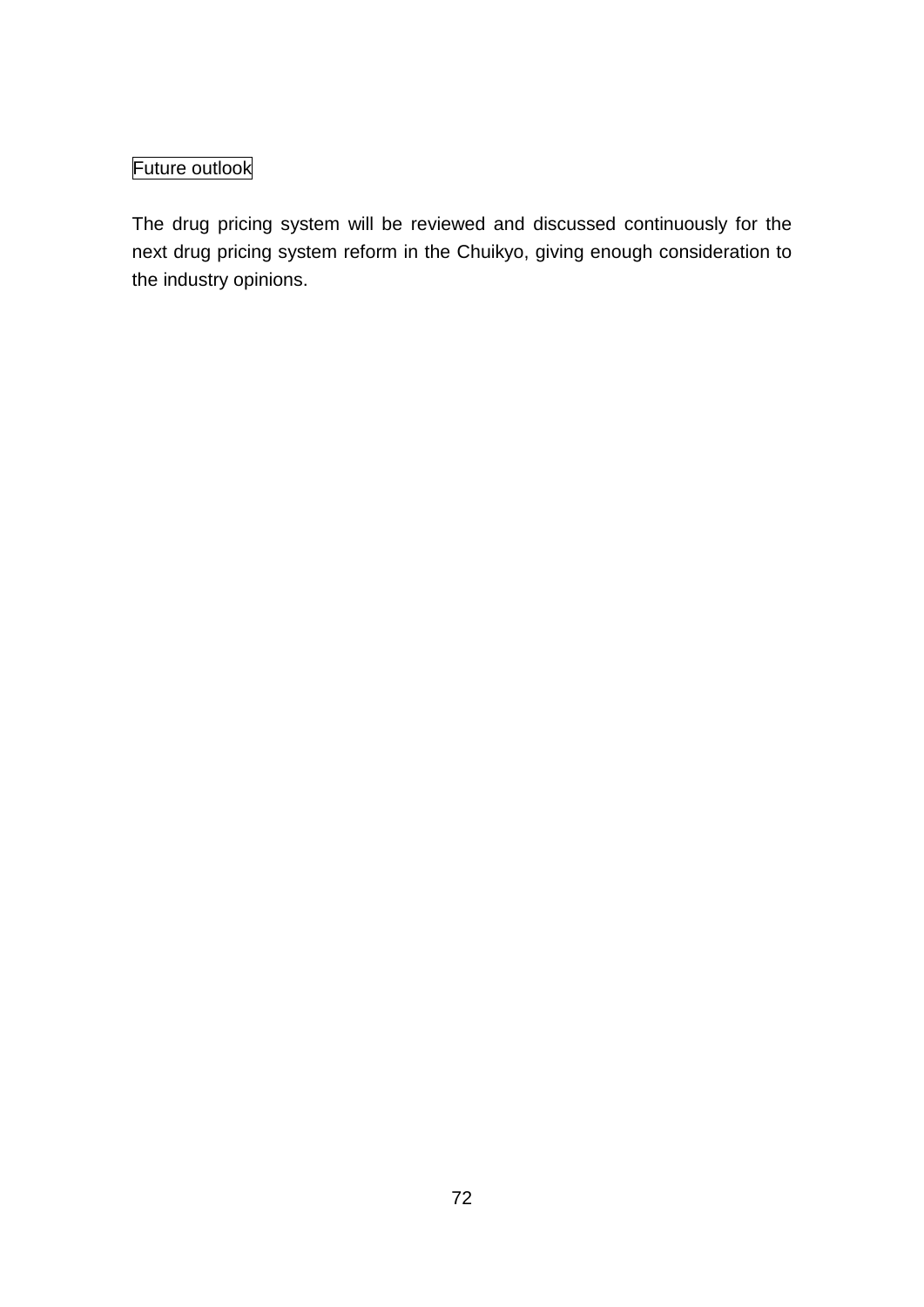Future outlook

The drug pricing system will be reviewed and discussed continuously for the next drug pricing system reform in the Chuikyo, giving enough consideration to the industry opinions.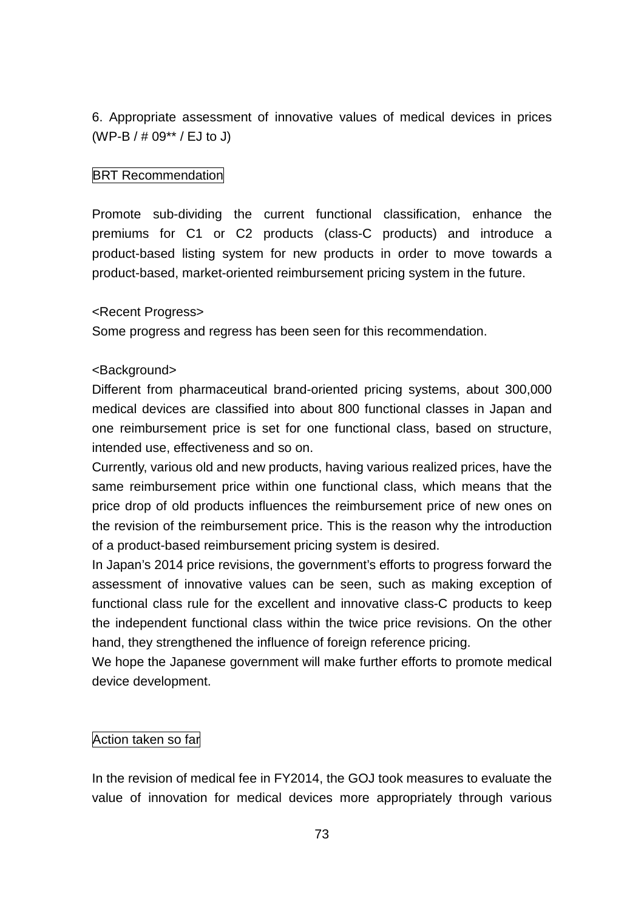6. Appropriate assessment of innovative values of medical devices in prices (WP-B / # 09** / EJ to J)

BRT Recommendation

Promote sub-dividing the current functional classification, enhance the premiums for C1 or C2 products (class-C products) and introduce a product-based listing system for new products in order to move towards a product-based, market-oriented reimbursement pricing system in the future.

<Recent Progress>
Some progress and regress has been seen for this recommendation.

<Background>
Different from pharmaceutical brand-oriented pricing systems, about 300,000 medical devices are classified into about 800 functional classes in Japan and one reimbursement price is set for one functional class, based on structure, intended use, effectiveness and so on.
Currently, various old and new products, having various realized prices, have the same reimbursement price within one functional class, which means that the price drop of old products influences the reimbursement price of new ones on the revision of the reimbursement price. This is the reason why the introduction of a product-based reimbursement pricing system is desired.
In Japan's 2014 price revisions, the government's efforts to progress forward the assessment of innovative values can be seen, such as making exception of functional class rule for the excellent and innovative class-C products to keep the independent functional class within the twice price revisions. On the other hand, they strengthened the influence of foreign reference pricing.
We hope the Japanese government will make further efforts to promote medical device development.

Action taken so far

In the revision of medical fee in FY2014, the GOJ took measures to evaluate the value of innovation for medical devices more appropriately through various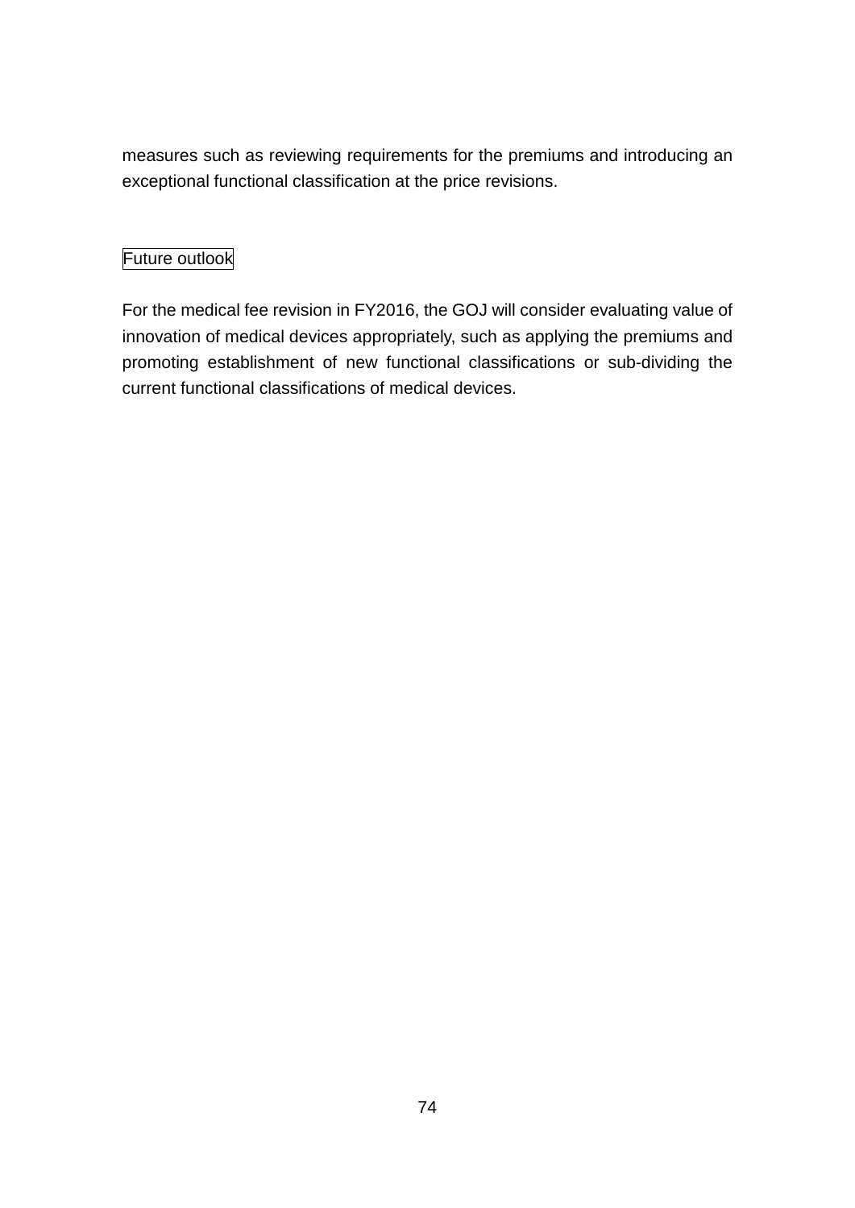measures such as reviewing requirements for the premiums and introducing an exceptional functional classification at the price revisions.

Future outlook

For the medical fee revision in FY2016, the GOJ will consider evaluating value of innovation of medical devices appropriately, such as applying the premiums and promoting establishment of new functional classifications or sub-dividing the current functional classifications of medical devices.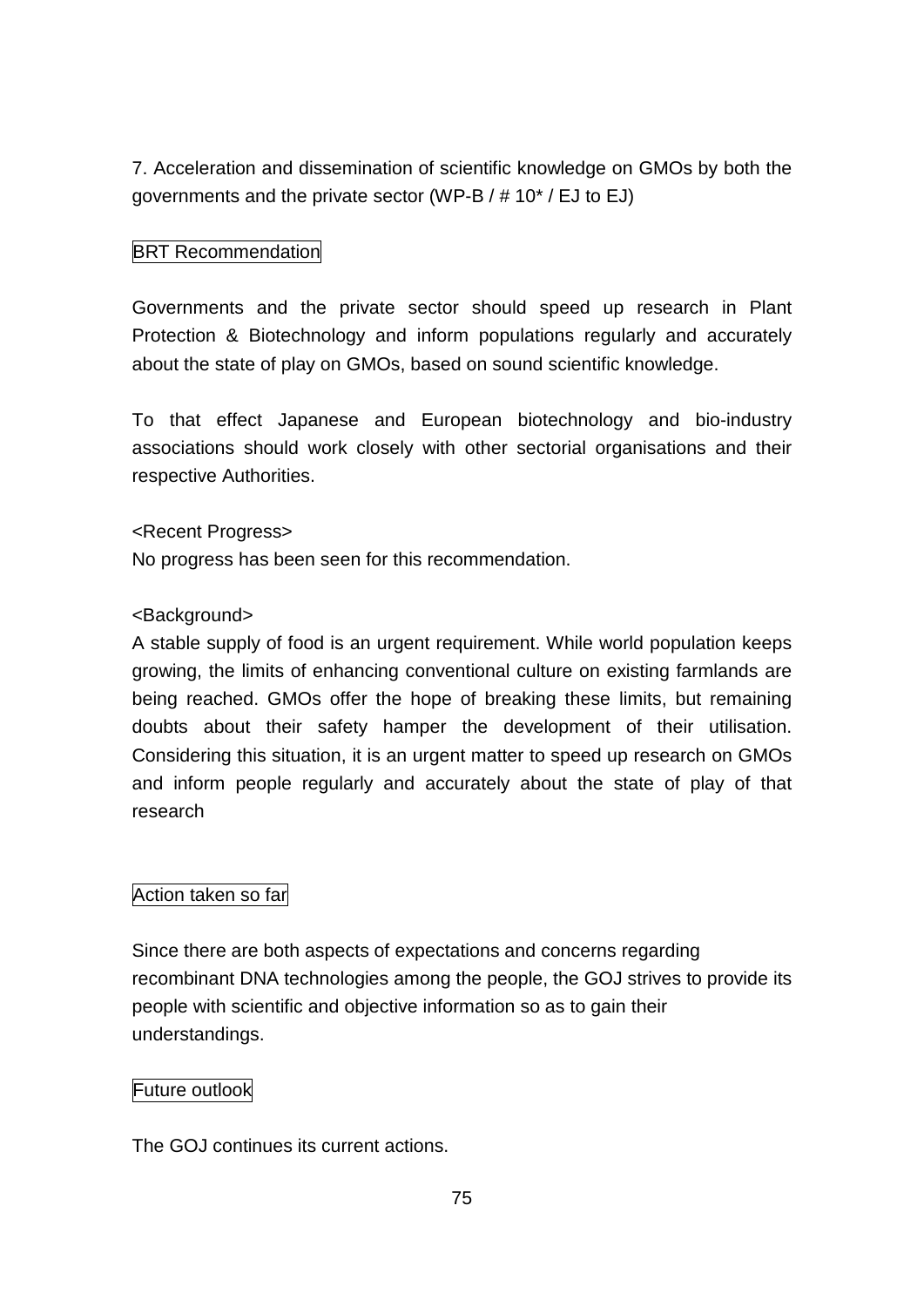7. Acceleration and dissemination of scientific knowledge on GMOs by both the governments and the private sector (WP-B / # 10* / EJ to EJ)

BRT Recommendation

Governments and the private sector should speed up research in Plant Protection & Biotechnology and inform populations regularly and accurately about the state of play on GMOs, based on sound scientific knowledge.

To that effect Japanese and European biotechnology and bio-industry associations should work closely with other sectorial organisations and their respective Authorities.

<Recent Progress>
No progress has been seen for this recommendation.

<Background>
A stable supply of food is an urgent requirement. While world population keeps growing, the limits of enhancing conventional culture on existing farmlands are being reached. GMOs offer the hope of breaking these limits, but remaining doubts about their safety hamper the development of their utilisation. Considering this situation, it is an urgent matter to speed up research on GMOs and inform people regularly and accurately about the state of play of that research

Action taken so far

Since there are both aspects of expectations and concerns regarding recombinant DNA technologies among the people, the GOJ strives to provide its people with scientific and objective information so as to gain their understandings.

Future outlook

The GOJ continues its current actions.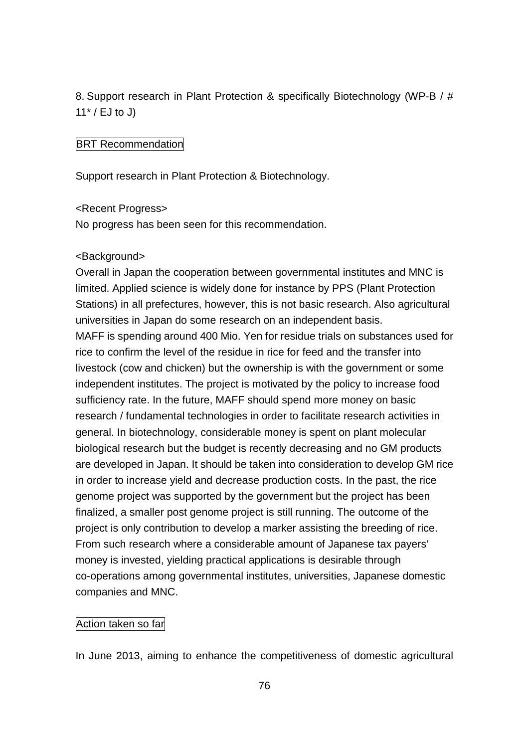8. Support research in Plant Protection & specifically Biotechnology (WP-B / # 11* / EJ to J)

BRT Recommendation

Support research in Plant Protection & Biotechnology.

<Recent Progress>
No progress has been seen for this recommendation.

<Background>
Overall in Japan the cooperation between governmental institutes and MNC is limited. Applied science is widely done for instance by PPS (Plant Protection Stations) in all prefectures, however, this is not basic research. Also agricultural universities in Japan do some research on an independent basis.
MAFF is spending around 400 Mio. Yen for residue trials on substances used for rice to confirm the level of the residue in rice for feed and the transfer into livestock (cow and chicken) but the ownership is with the government or some independent institutes. The project is motivated by the policy to increase food sufficiency rate. In the future, MAFF should spend more money on basic research / fundamental technologies in order to facilitate research activities in general. In biotechnology, considerable money is spent on plant molecular biological research but the budget is recently decreasing and no GM products are developed in Japan. It should be taken into consideration to develop GM rice in order to increase yield and decrease production costs. In the past, the rice genome project was supported by the government but the project has been finalized, a smaller post genome project is still running. The outcome of the project is only contribution to develop a marker assisting the breeding of rice. From such research where a considerable amount of Japanese tax payers' money is invested, yielding practical applications is desirable through co-operations among governmental institutes, universities, Japanese domestic companies and MNC.

Action taken so far

In June 2013, aiming to enhance the competitiveness of domestic agricultural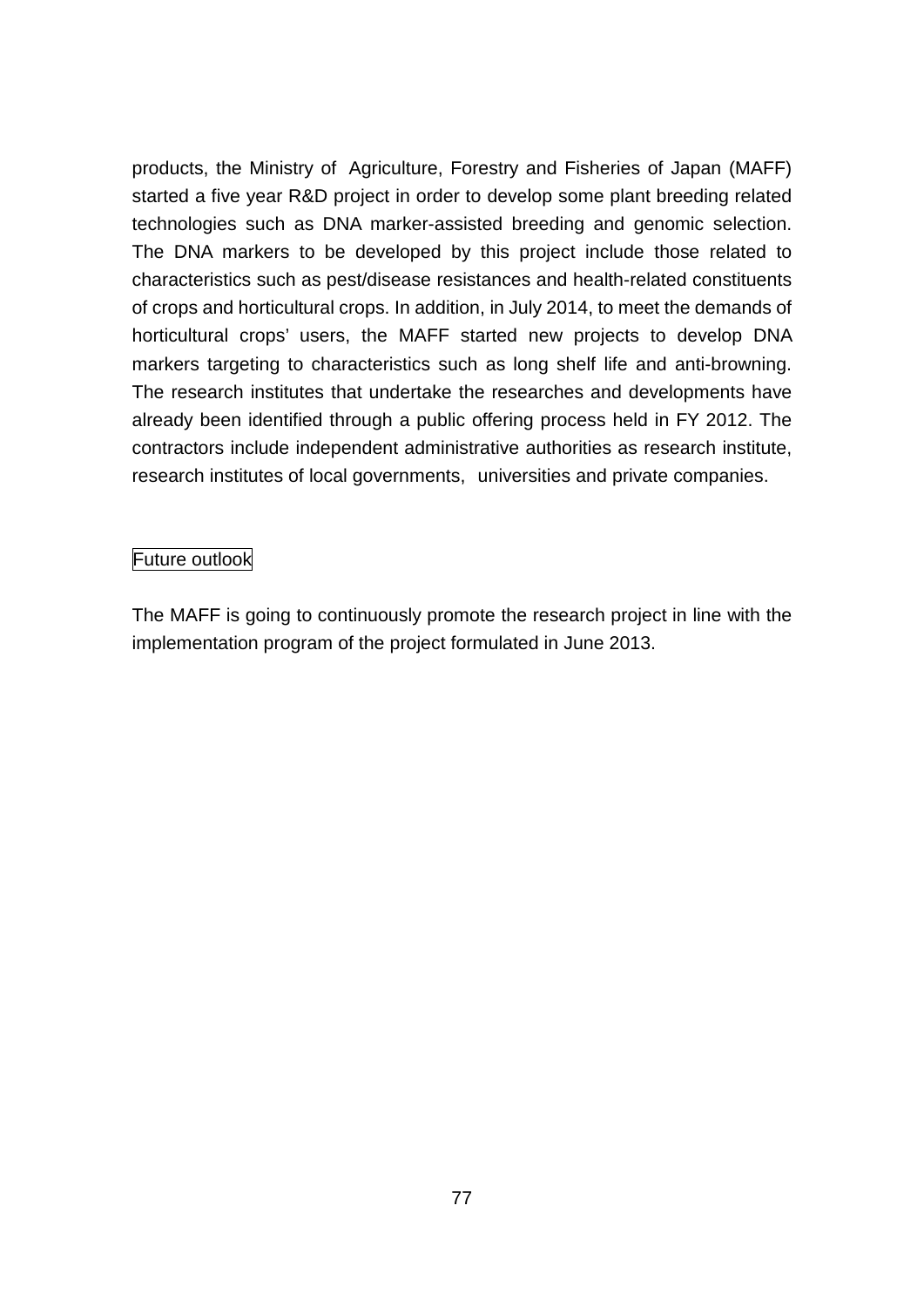products, the Ministry of Agriculture, Forestry and Fisheries of Japan (MAFF) started a five year R&D project in order to develop some plant breeding related technologies such as DNA marker-assisted breeding and genomic selection. The DNA markers to be developed by this project include those related to characteristics such as pest/disease resistances and health-related constituents of crops and horticultural crops. In addition, in July 2014, to meet the demands of horticultural crops' users, the MAFF started new projects to develop DNA markers targeting to characteristics such as long shelf life and anti-browning. The research institutes that undertake the researches and developments have already been identified through a public offering process held in FY 2012. The contractors include independent administrative authorities as research institute, research institutes of local governments, universities and private companies.

Future outlook

The MAFF is going to continuously promote the research project in line with the implementation program of the project formulated in June 2013.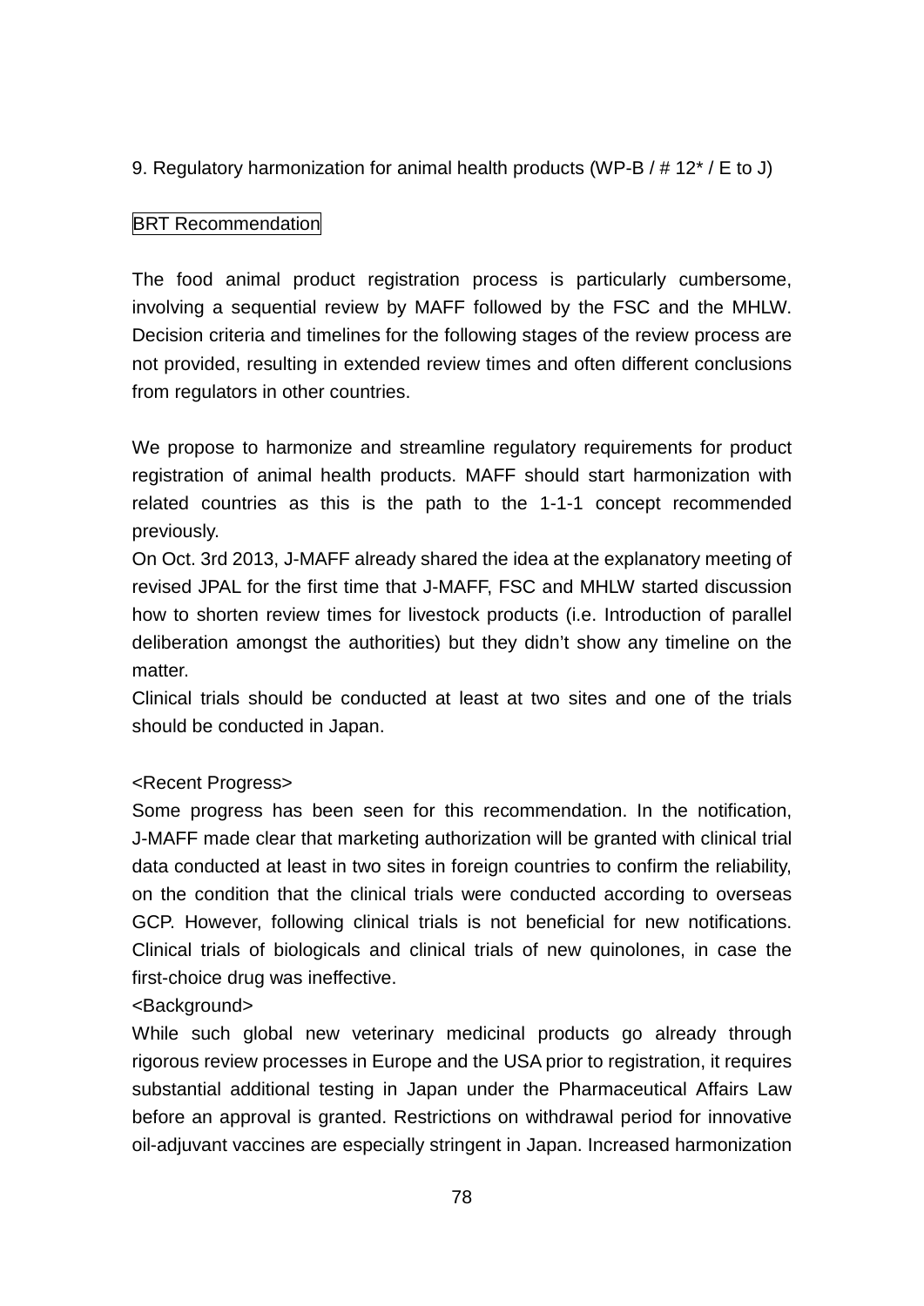9. Regulatory harmonization for animal health products (WP-B / # 12* / E to J)

BRT Recommendation

The food animal product registration process is particularly cumbersome, involving a sequential review by MAFF followed by the FSC and the MHLW. Decision criteria and timelines for the following stages of the review process are not provided, resulting in extended review times and often different conclusions from regulators in other countries.

We propose to harmonize and streamline regulatory requirements for product registration of animal health products. MAFF should start harmonization with related countries as this is the path to the 1-1-1 concept recommended previously.
On Oct. 3rd 2013, J-MAFF already shared the idea at the explanatory meeting of revised JPAL for the first time that J-MAFF, FSC and MHLW started discussion how to shorten review times for livestock products (i.e. Introduction of parallel deliberation amongst the authorities) but they didn't show any timeline on the matter.
Clinical trials should be conducted at least at two sites and one of the trials should be conducted in Japan.

<Recent Progress>
Some progress has been seen for this recommendation. In the notification, J-MAFF made clear that marketing authorization will be granted with clinical trial data conducted at least in two sites in foreign countries to confirm the reliability, on the condition that the clinical trials were conducted according to overseas GCP. However, following clinical trials is not beneficial for new notifications. Clinical trials of biologicals and clinical trials of new quinolones, in case the first-choice drug was ineffective.
<Background>
While such global new veterinary medicinal products go already through rigorous review processes in Europe and the USA prior to registration, it requires substantial additional testing in Japan under the Pharmaceutical Affairs Law before an approval is granted. Restrictions on withdrawal period for innovative oil-adjuvant vaccines are especially stringent in Japan. Increased harmonization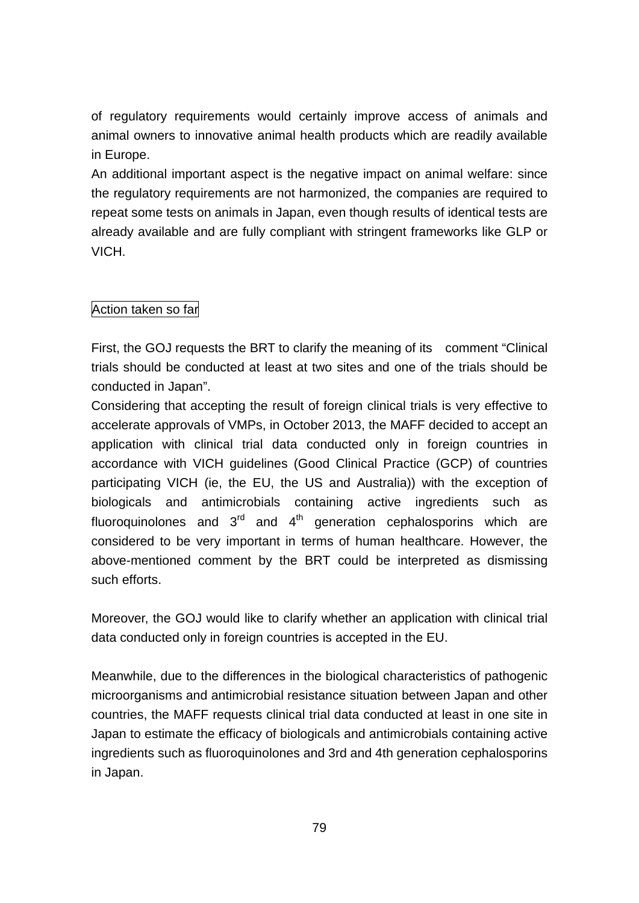of regulatory requirements would certainly improve access of animals and animal owners to innovative animal health products which are readily available in Europe.

An additional important aspect is the negative impact on animal welfare: since the regulatory requirements are not harmonized, the companies are required to repeat some tests on animals in Japan, even though results of identical tests are already available and are fully compliant with stringent frameworks like GLP or VICH.

Action taken so far

First, the GOJ requests the BRT to clarify the meaning of its comment "Clinical trials should be conducted at least at two sites and one of the trials should be conducted in Japan".

Considering that accepting the result of foreign clinical trials is very effective to accelerate approvals of VMPs, in October 2013, the MAFF decided to accept an application with clinical trial data conducted only in foreign countries in accordance with VICH guidelines (Good Clinical Practice (GCP) of countries participating VICH (ie, the EU, the US and Australia)) with the exception of biologicals and antimicrobials containing active ingredients such as fluoroquinolones and 3rd and 4th generation cephalosporins which are considered to be very important in terms of human healthcare. However, the above-mentioned comment by the BRT could be interpreted as dismissing such efforts.

Moreover, the GOJ would like to clarify whether an application with clinical trial data conducted only in foreign countries is accepted in the EU.

Meanwhile, due to the differences in the biological characteristics of pathogenic microorganisms and antimicrobial resistance situation between Japan and other countries, the MAFF requests clinical trial data conducted at least in one site in Japan to estimate the efficacy of biologicals and antimicrobials containing active ingredients such as fluoroquinolones and 3rd and 4th generation cephalosporins in Japan.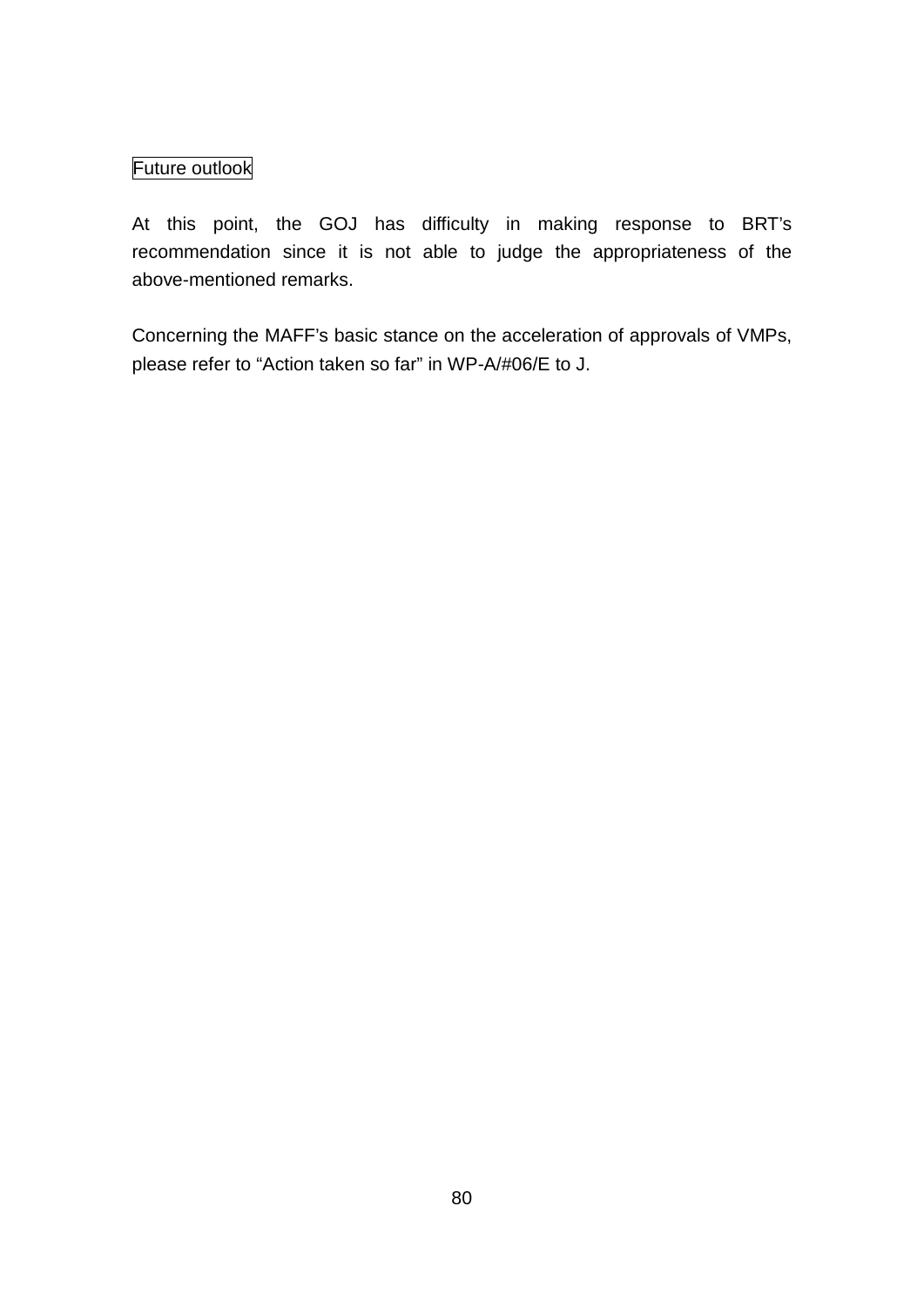Future outlook

At this point, the GOJ has difficulty in making response to BRT's recommendation since it is not able to judge the appropriateness of the above-mentioned remarks.

Concerning the MAFF's basic stance on the acceleration of approvals of VMPs, please refer to "Action taken so far" in WP-A/#06/E to J.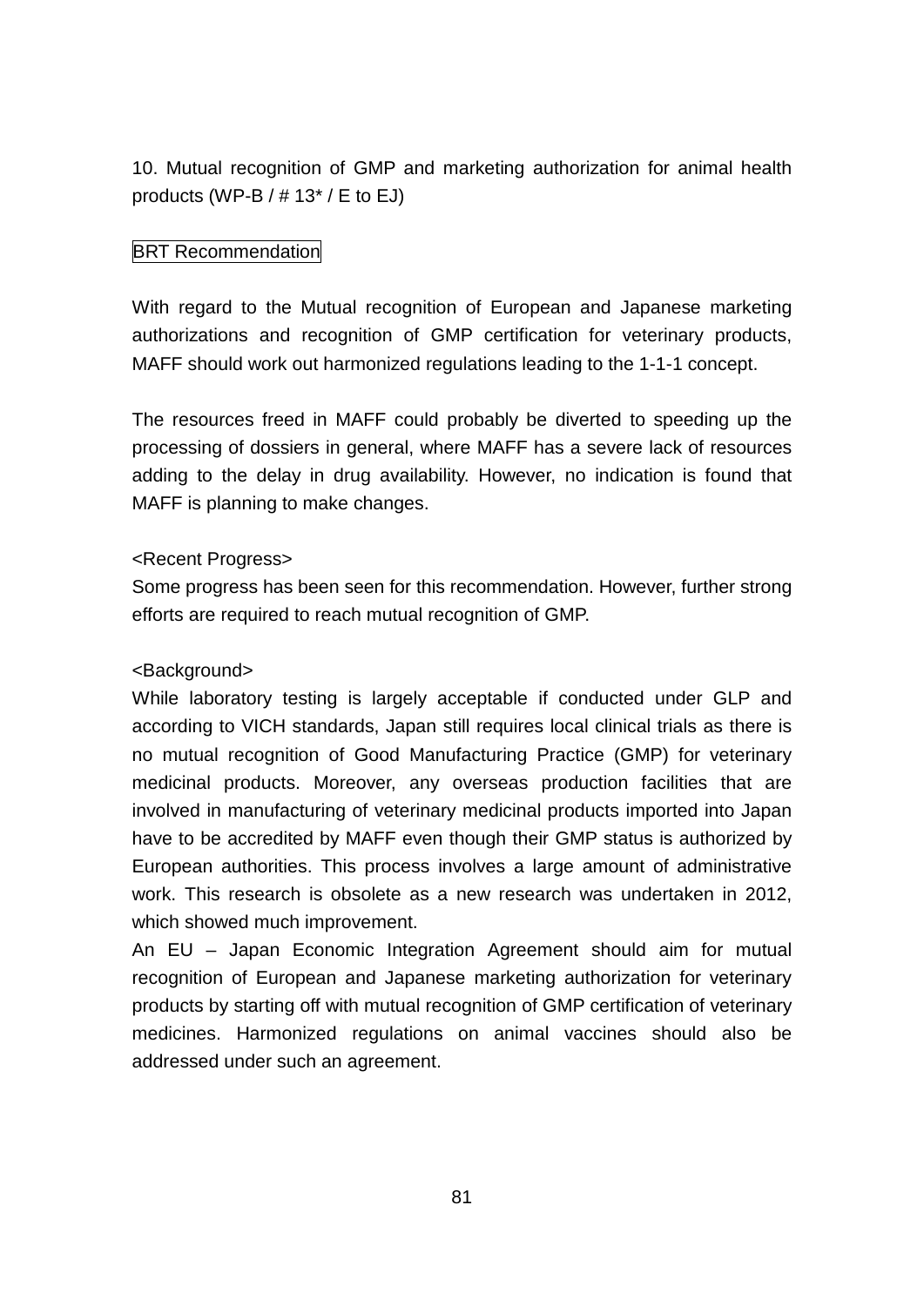### 10. Mutual recognition of GMP and marketing authorization for animal health products (WP-B / # 13* / E to EJ)

BRT Recommendation

With regard to the Mutual recognition of European and Japanese marketing authorizations and recognition of GMP certification for veterinary products, MAFF should work out harmonized regulations leading to the 1-1-1 concept.

The resources freed in MAFF could probably be diverted to speeding up the processing of dossiers in general, where MAFF has a severe lack of resources adding to the delay in drug availability. However, no indication is found that MAFF is planning to make changes.

<Recent Progress>
Some progress has been seen for this recommendation. However, further strong efforts are required to reach mutual recognition of GMP.

<Background>
While laboratory testing is largely acceptable if conducted under GLP and according to VICH standards, Japan still requires local clinical trials as there is no mutual recognition of Good Manufacturing Practice (GMP) for veterinary medicinal products. Moreover, any overseas production facilities that are involved in manufacturing of veterinary medicinal products imported into Japan have to be accredited by MAFF even though their GMP status is authorized by European authorities. This process involves a large amount of administrative work. This research is obsolete as a new research was undertaken in 2012, which showed much improvement.
An EU – Japan Economic Integration Agreement should aim for mutual recognition of European and Japanese marketing authorization for veterinary products by starting off with mutual recognition of GMP certification of veterinary medicines. Harmonized regulations on animal vaccines should also be addressed under such an agreement.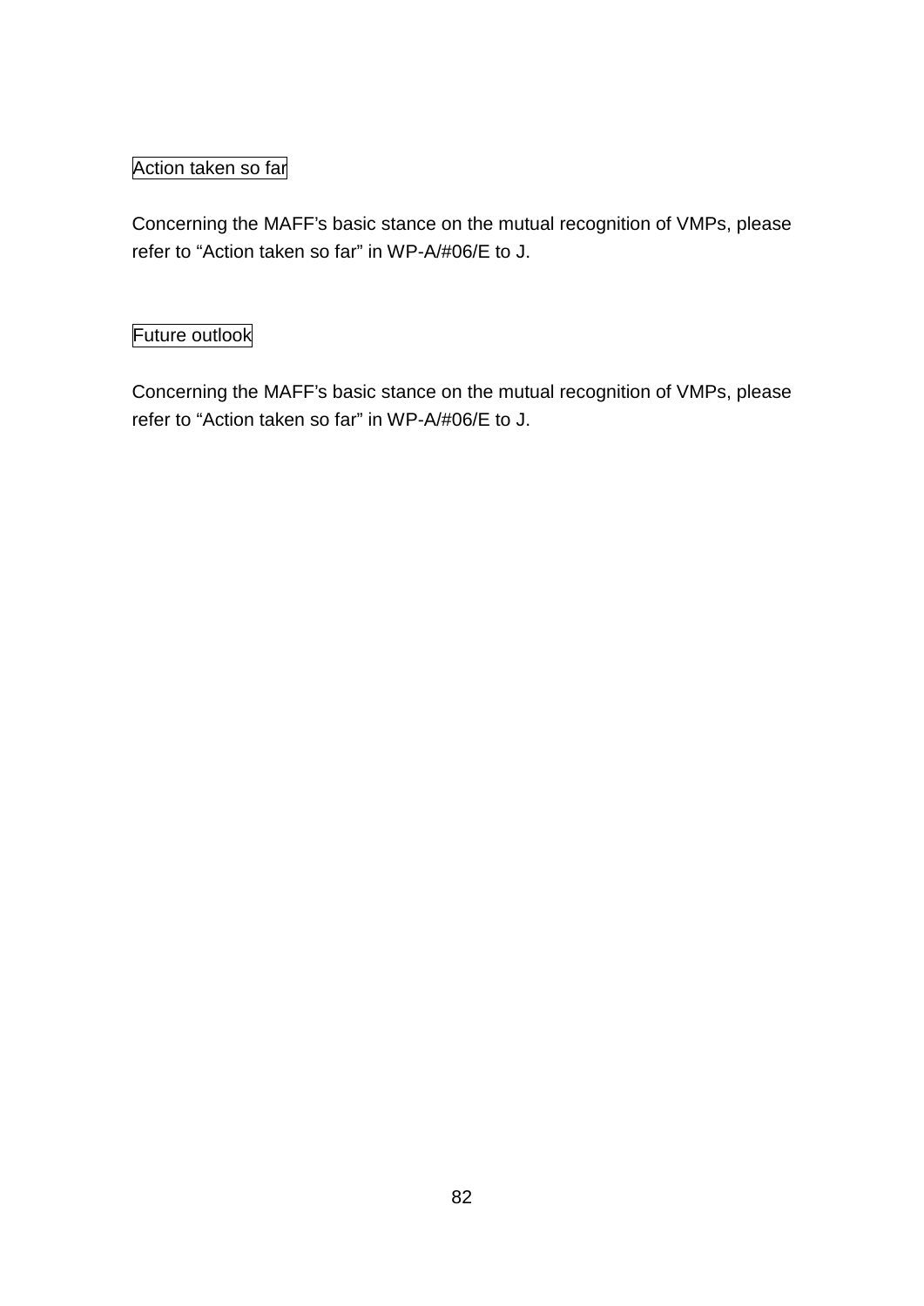Action taken so far

Concerning the MAFF's basic stance on the mutual recognition of VMPs, please refer to "Action taken so far" in WP-A/#06/E to J.

Future outlook

Concerning the MAFF's basic stance on the mutual recognition of VMPs, please refer to "Action taken so far" in WP-A/#06/E to J.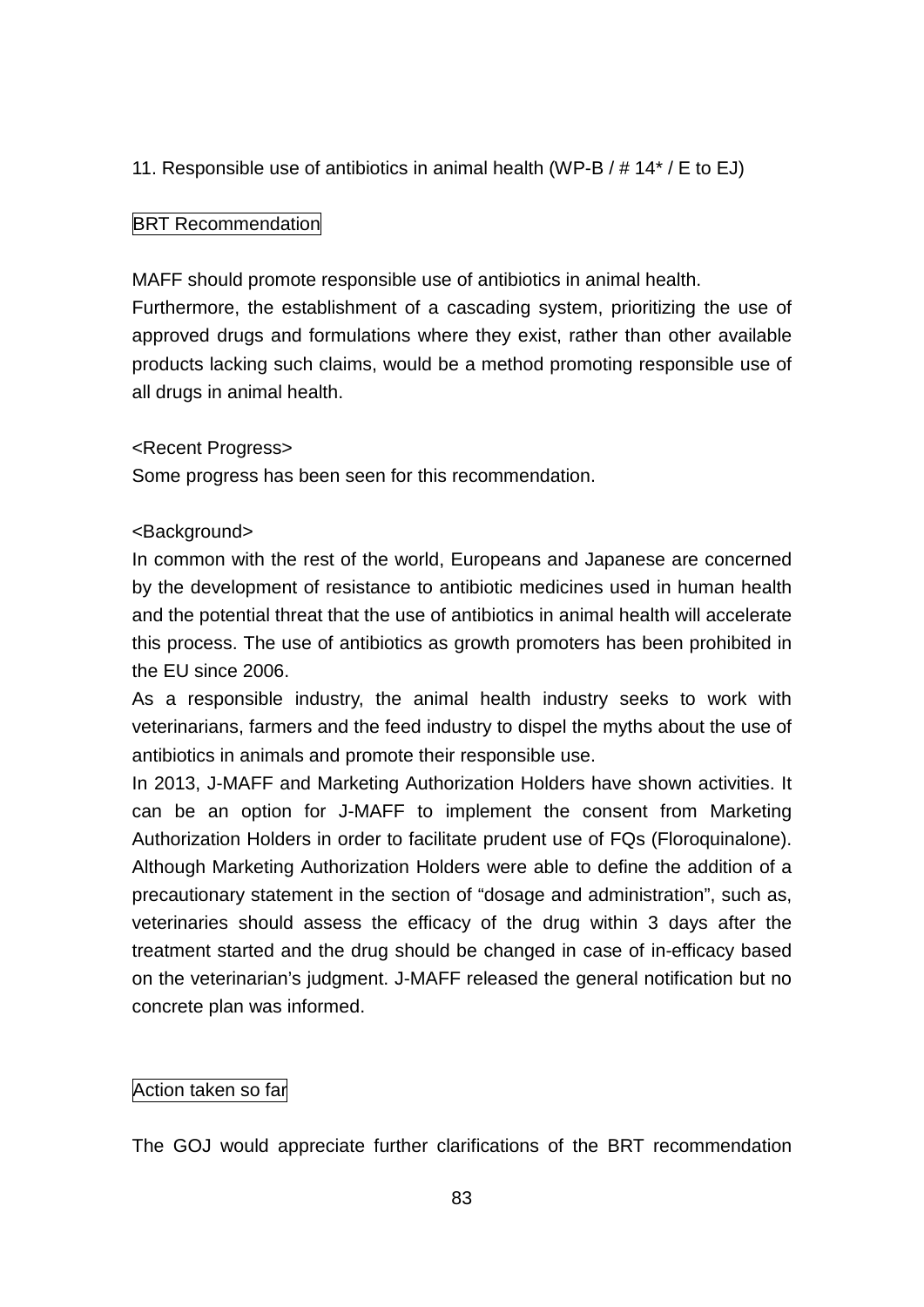11. Responsible use of antibiotics in animal health (WP-B / # 14* / E to EJ)

BRT Recommendation

MAFF should promote responsible use of antibiotics in animal health.
Furthermore, the establishment of a cascading system, prioritizing the use of approved drugs and formulations where they exist, rather than other available products lacking such claims, would be a method promoting responsible use of all drugs in animal health.

<Recent Progress>
Some progress has been seen for this recommendation.

<Background>
In common with the rest of the world, Europeans and Japanese are concerned by the development of resistance to antibiotic medicines used in human health and the potential threat that the use of antibiotics in animal health will accelerate this process. The use of antibiotics as growth promoters has been prohibited in the EU since 2006.
As a responsible industry, the animal health industry seeks to work with veterinarians, farmers and the feed industry to dispel the myths about the use of antibiotics in animals and promote their responsible use.
In 2013, J-MAFF and Marketing Authorization Holders have shown activities. It can be an option for J-MAFF to implement the consent from Marketing Authorization Holders in order to facilitate prudent use of FQs (Floroquinalone). Although Marketing Authorization Holders were able to define the addition of a precautionary statement in the section of “dosage and administration”, such as, veterinaries should assess the efficacy of the drug within 3 days after the treatment started and the drug should be changed in case of in-efficacy based on the veterinarian’s judgment. J-MAFF released the general notification but no concrete plan was informed.

Action taken so far

The GOJ would appreciate further clarifications of the BRT recommendation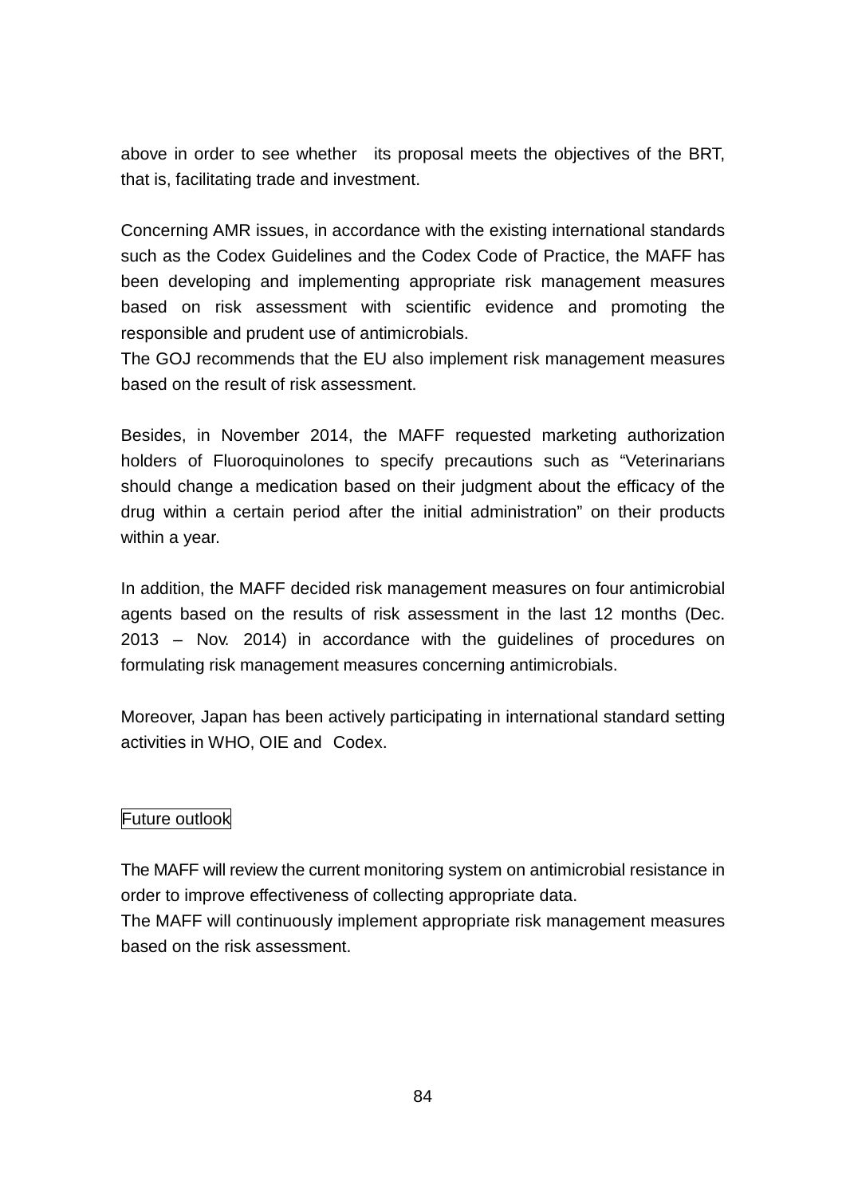above in order to see whether its proposal meets the objectives of the BRT, that is, facilitating trade and investment.

Concerning AMR issues, in accordance with the existing international standards such as the Codex Guidelines and the Codex Code of Practice, the MAFF has been developing and implementing appropriate risk management measures based on risk assessment with scientific evidence and promoting the responsible and prudent use of antimicrobials.
The GOJ recommends that the EU also implement risk management measures based on the result of risk assessment.

Besides, in November 2014, the MAFF requested marketing authorization holders of Fluoroquinolones to specify precautions such as "Veterinarians should change a medication based on their judgment about the efficacy of the drug within a certain period after the initial administration" on their products within a year.

In addition, the MAFF decided risk management measures on four antimicrobial agents based on the results of risk assessment in the last 12 months (Dec. 2013 – Nov. 2014) in accordance with the guidelines of procedures on formulating risk management measures concerning antimicrobials.

Moreover, Japan has been actively participating in international standard setting activities in WHO, OIE and Codex.

## Future outlook

The MAFF will review the current monitoring system on antimicrobial resistance in order to improve effectiveness of collecting appropriate data.
The MAFF will continuously implement appropriate risk management measures based on the risk assessment.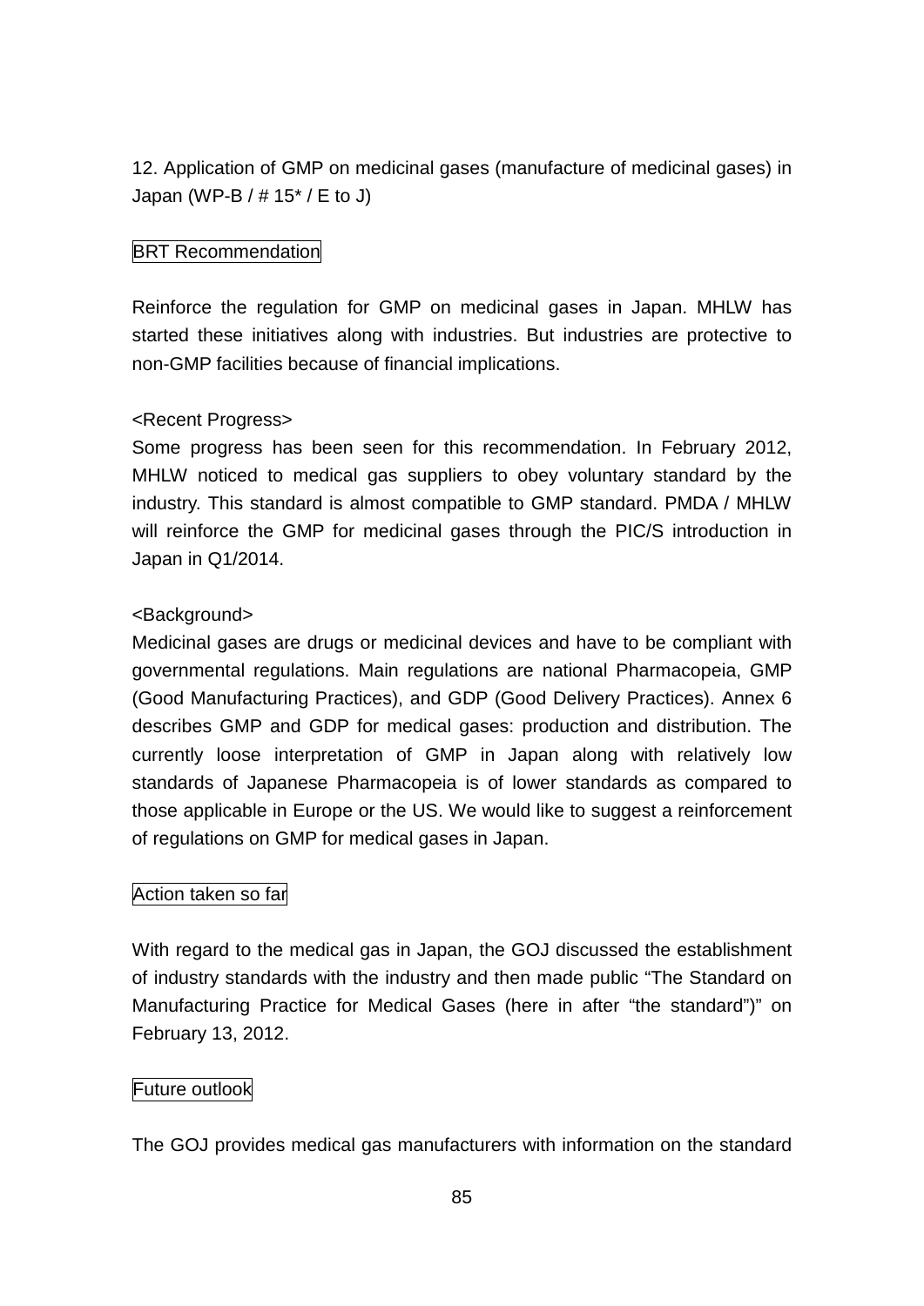12. Application of GMP on medicinal gases (manufacture of medicinal gases) in Japan (WP-B / # 15* / E to J)

BRT Recommendation

Reinforce the regulation for GMP on medicinal gases in Japan. MHLW has started these initiatives along with industries. But industries are protective to non-GMP facilities because of financial implications.

<Recent Progress>
Some progress has been seen for this recommendation. In February 2012, MHLW noticed to medical gas suppliers to obey voluntary standard by the industry. This standard is almost compatible to GMP standard. PMDA / MHLW will reinforce the GMP for medicinal gases through the PIC/S introduction in Japan in Q1/2014.

<Background>
Medicinal gases are drugs or medicinal devices and have to be compliant with governmental regulations. Main regulations are national Pharmacopeia, GMP (Good Manufacturing Practices), and GDP (Good Delivery Practices). Annex 6 describes GMP and GDP for medical gases: production and distribution. The currently loose interpretation of GMP in Japan along with relatively low standards of Japanese Pharmacopeia is of lower standards as compared to those applicable in Europe or the US. We would like to suggest a reinforcement of regulations on GMP for medical gases in Japan.

Action taken so far

With regard to the medical gas in Japan, the GOJ discussed the establishment of industry standards with the industry and then made public "The Standard on Manufacturing Practice for Medical Gases (here in after "the standard")" on February 13, 2012.

Future outlook

The GOJ provides medical gas manufacturers with information on the standard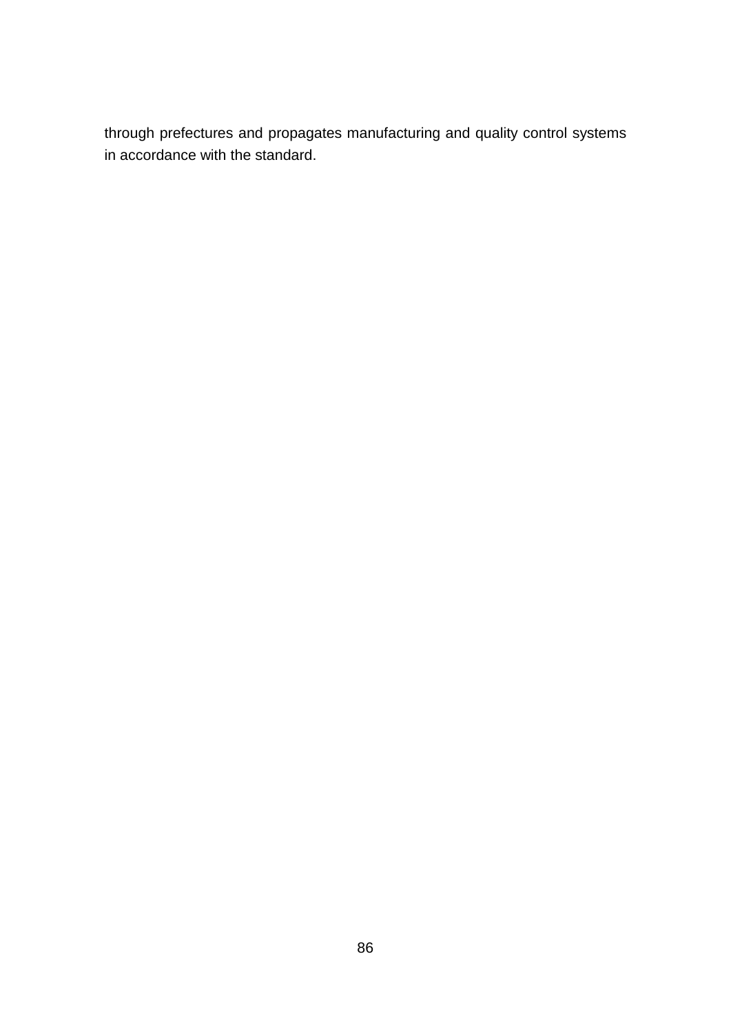through prefectures and propagates manufacturing and quality control systems in accordance with the standard.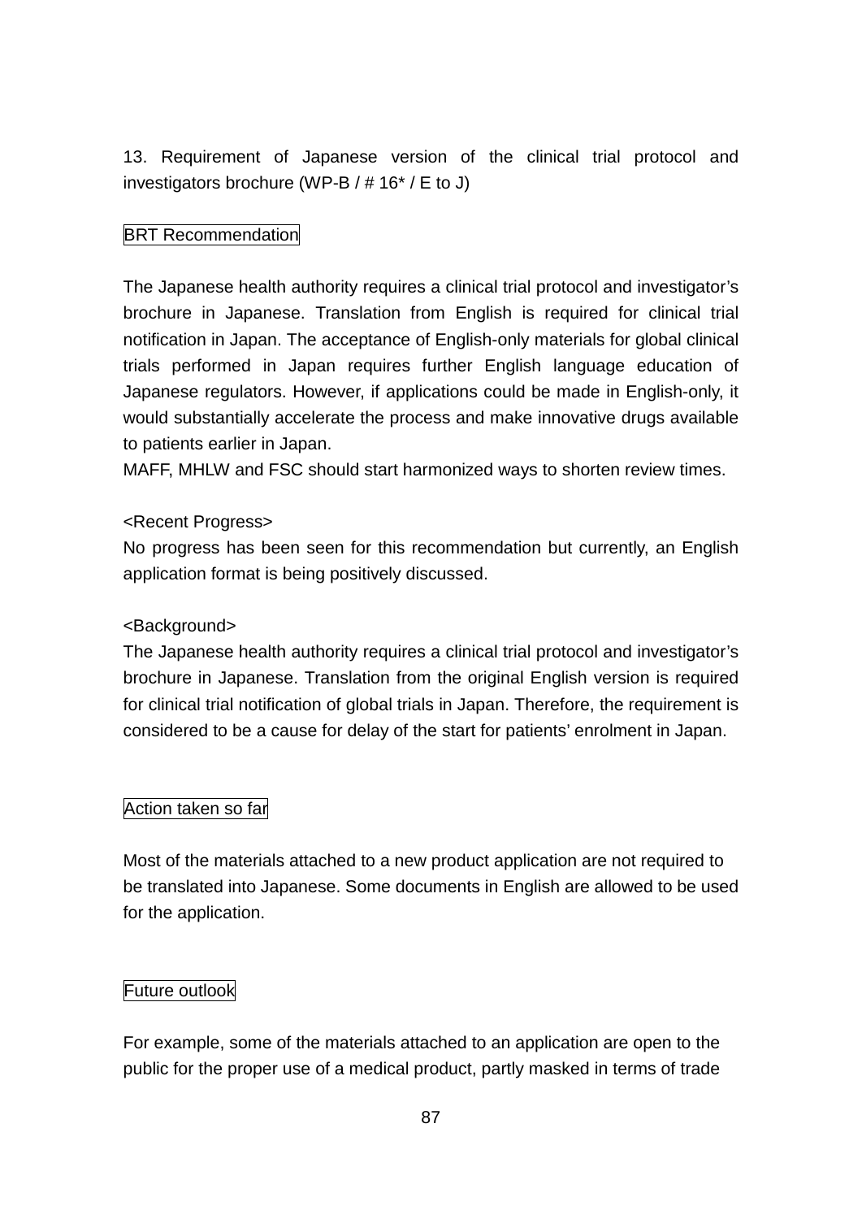13. Requirement of Japanese version of the clinical trial protocol and investigators brochure (WP-B / # 16* / E to J)

BRT Recommendation

The Japanese health authority requires a clinical trial protocol and investigator's brochure in Japanese. Translation from English is required for clinical trial notification in Japan. The acceptance of English-only materials for global clinical trials performed in Japan requires further English language education of Japanese regulators. However, if applications could be made in English-only, it would substantially accelerate the process and make innovative drugs available to patients earlier in Japan.
MAFF, MHLW and FSC should start harmonized ways to shorten review times.

<Recent Progress>
No progress has been seen for this recommendation but currently, an English application format is being positively discussed.

<Background>
The Japanese health authority requires a clinical trial protocol and investigator's brochure in Japanese. Translation from the original English version is required for clinical trial notification of global trials in Japan. Therefore, the requirement is considered to be a cause for delay of the start for patients' enrolment in Japan.

Action taken so far

Most of the materials attached to a new product application are not required to be translated into Japanese. Some documents in English are allowed to be used for the application.

Future outlook

For example, some of the materials attached to an application are open to the public for the proper use of a medical product, partly masked in terms of trade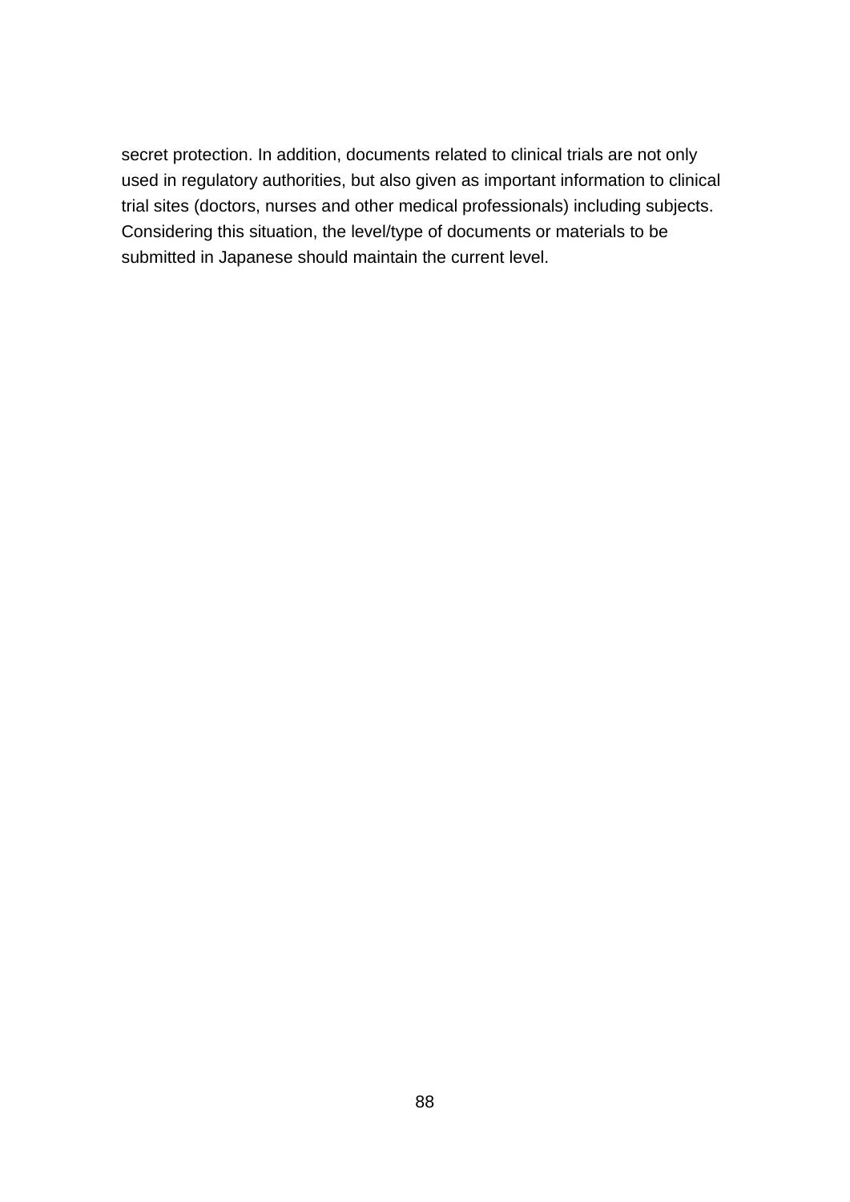secret protection. In addition, documents related to clinical trials are not only used in regulatory authorities, but also given as important information to clinical trial sites (doctors, nurses and other medical professionals) including subjects. Considering this situation, the level/type of documents or materials to be submitted in Japanese should maintain the current level.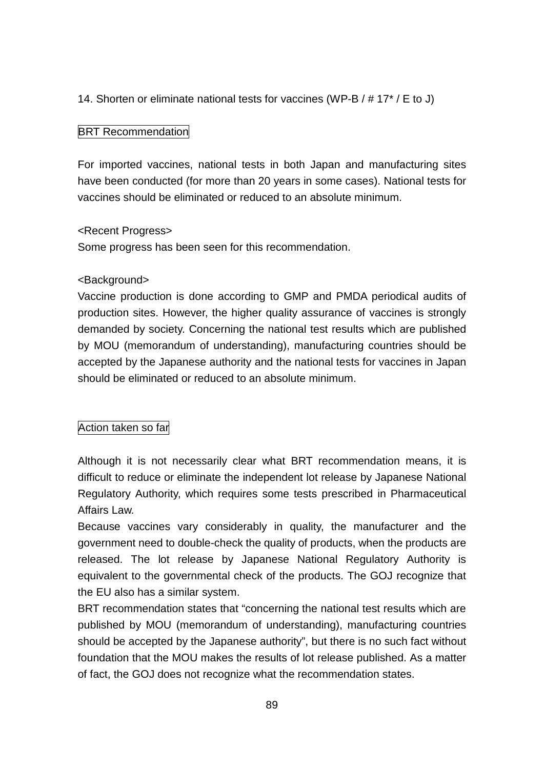14. Shorten or eliminate national tests for vaccines (WP-B / # 17* / E to J)

BRT Recommendation

For imported vaccines, national tests in both Japan and manufacturing sites have been conducted (for more than 20 years in some cases). National tests for vaccines should be eliminated or reduced to an absolute minimum.

<Recent Progress>
Some progress has been seen for this recommendation.

<Background>
Vaccine production is done according to GMP and PMDA periodical audits of production sites. However, the higher quality assurance of vaccines is strongly demanded by society. Concerning the national test results which are published by MOU (memorandum of understanding), manufacturing countries should be accepted by the Japanese authority and the national tests for vaccines in Japan should be eliminated or reduced to an absolute minimum.

Action taken so far

Although it is not necessarily clear what BRT recommendation means, it is difficult to reduce or eliminate the independent lot release by Japanese National Regulatory Authority, which requires some tests prescribed in Pharmaceutical Affairs Law.
Because vaccines vary considerably in quality, the manufacturer and the government need to double-check the quality of products, when the products are released. The lot release by Japanese National Regulatory Authority is equivalent to the governmental check of the products. The GOJ recognize that the EU also has a similar system.
BRT recommendation states that "concerning the national test results which are published by MOU (memorandum of understanding), manufacturing countries should be accepted by the Japanese authority", but there is no such fact without foundation that the MOU makes the results of lot release published. As a matter of fact, the GOJ does not recognize what the recommendation states.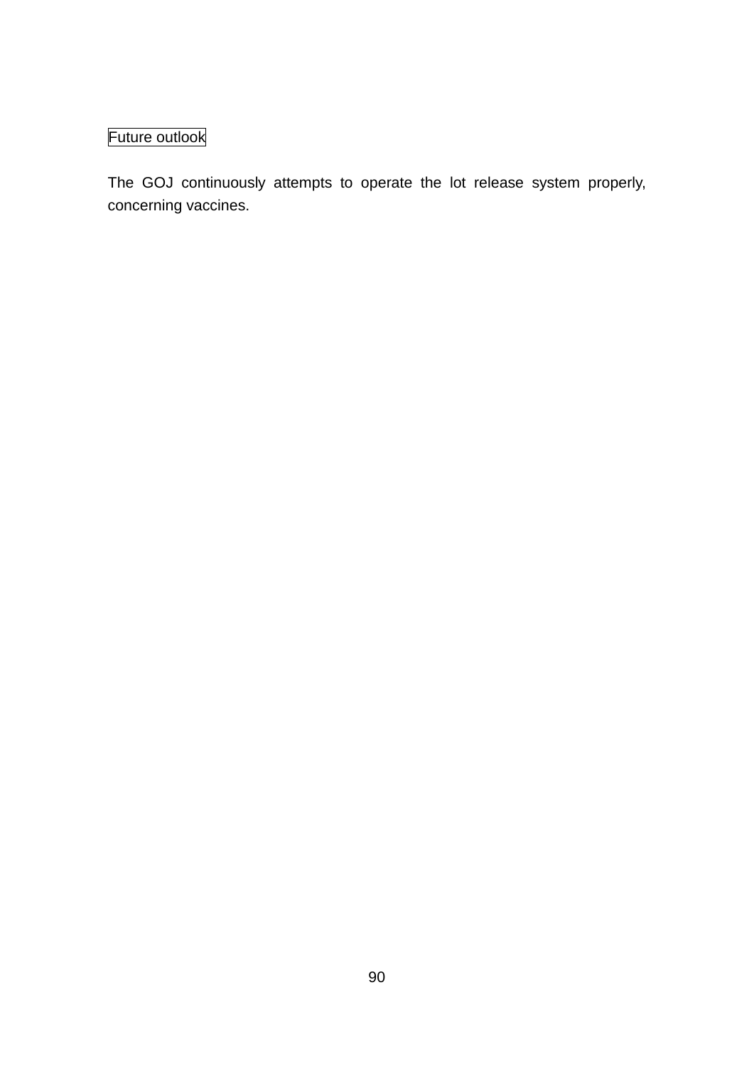Future outlook

The GOJ continuously attempts to operate the lot release system properly, concerning vaccines.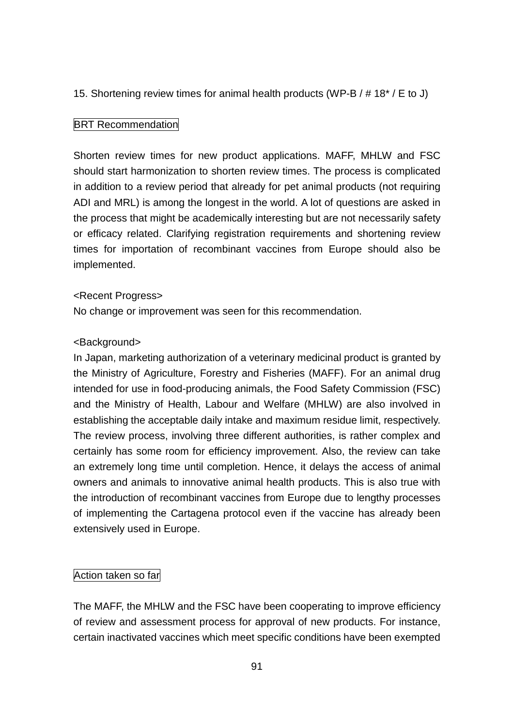15. Shortening review times for animal health products (WP-B / # 18* / E to J)

BRT Recommendation

Shorten review times for new product applications. MAFF, MHLW and FSC should start harmonization to shorten review times. The process is complicated in addition to a review period that already for pet animal products (not requiring ADI and MRL) is among the longest in the world. A lot of questions are asked in the process that might be academically interesting but are not necessarily safety or efficacy related. Clarifying registration requirements and shortening review times for importation of recombinant vaccines from Europe should also be implemented.

<Recent Progress>
No change or improvement was seen for this recommendation.

<Background>
In Japan, marketing authorization of a veterinary medicinal product is granted by the Ministry of Agriculture, Forestry and Fisheries (MAFF). For an animal drug intended for use in food-producing animals, the Food Safety Commission (FSC) and the Ministry of Health, Labour and Welfare (MHLW) are also involved in establishing the acceptable daily intake and maximum residue limit, respectively. The review process, involving three different authorities, is rather complex and certainly has some room for efficiency improvement. Also, the review can take an extremely long time until completion. Hence, it delays the access of animal owners and animals to innovative animal health products. This is also true with the introduction of recombinant vaccines from Europe due to lengthy processes of implementing the Cartagena protocol even if the vaccine has already been extensively used in Europe.

Action taken so far

The MAFF, the MHLW and the FSC have been cooperating to improve efficiency of review and assessment process for approval of new products. For instance, certain inactivated vaccines which meet specific conditions have been exempted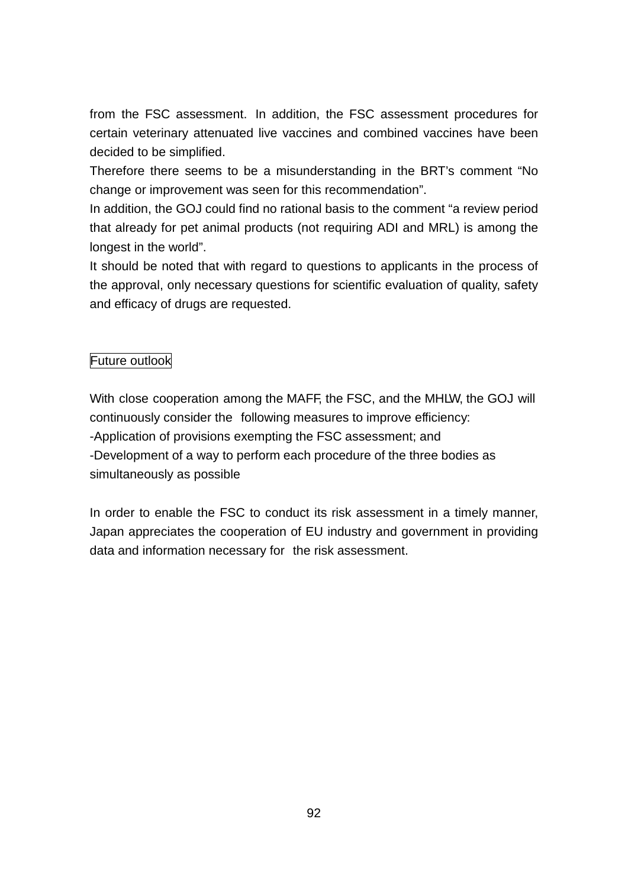from the FSC assessment. In addition, the FSC assessment procedures for certain veterinary attenuated live vaccines and combined vaccines have been decided to be simplified.

Therefore there seems to be a misunderstanding in the BRT's comment "No change or improvement was seen for this recommendation".

In addition, the GOJ could find no rational basis to the comment "a review period that already for pet animal products (not requiring ADI and MRL) is among the longest in the world".

It should be noted that with regard to questions to applicants in the process of the approval, only necessary questions for scientific evaluation of quality, safety and efficacy of drugs are requested.

Future outlook

With close cooperation among the MAFF, the FSC, and the MHLW, the GOJ will continuously consider the following measures to improve efficiency:

-Application of provisions exempting the FSC assessment; and

-Development of a way to perform each procedure of the three bodies as simultaneously as possible

In order to enable the FSC to conduct its risk assessment in a timely manner, Japan appreciates the cooperation of EU industry and government in providing data and information necessary for the risk assessment.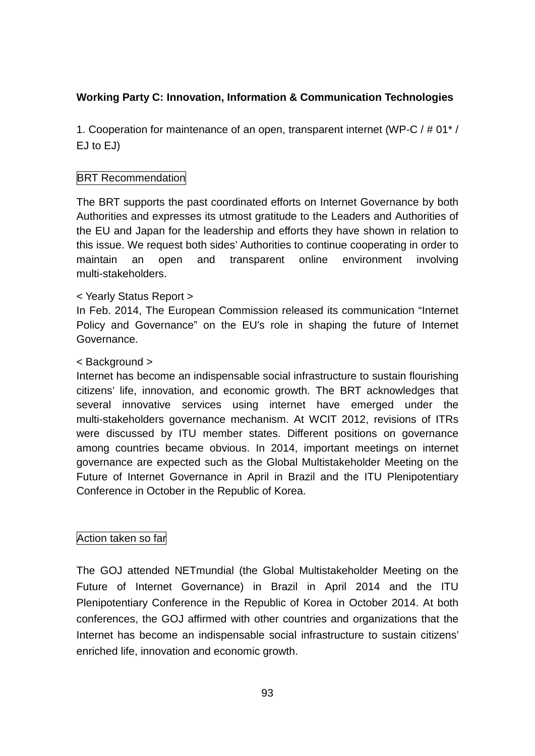**Working Party C: Innovation, Information & Communication Technologies**

1. Cooperation for maintenance of an open, transparent internet (WP-C / # 01* / EJ to EJ)

BRT Recommendation

The BRT supports the past coordinated efforts on Internet Governance by both Authorities and expresses its utmost gratitude to the Leaders and Authorities of the EU and Japan for the leadership and efforts they have shown in relation to this issue. We request both sides' Authorities to continue cooperating in order to maintain an open and transparent online environment involving multi-stakeholders.

< Yearly Status Report >
In Feb. 2014, The European Commission released its communication "Internet Policy and Governance" on the EU's role in shaping the future of Internet Governance.

< Background >
Internet has become an indispensable social infrastructure to sustain flourishing citizens' life, innovation, and economic growth. The BRT acknowledges that several innovative services using internet have emerged under the multi-stakeholders governance mechanism. At WCIT 2012, revisions of ITRs were discussed by ITU member states. Different positions on governance among countries became obvious. In 2014, important meetings on internet governance are expected such as the Global Multistakeholder Meeting on the Future of Internet Governance in April in Brazil and the ITU Plenipotentiary Conference in October in the Republic of Korea.

Action taken so far

The GOJ attended NETmundial (the Global Multistakeholder Meeting on the Future of Internet Governance) in Brazil in April 2014 and the ITU Plenipotentiary Conference in the Republic of Korea in October 2014. At both conferences, the GOJ affirmed with other countries and organizations that the Internet has become an indispensable social infrastructure to sustain citizens' enriched life, innovation and economic growth.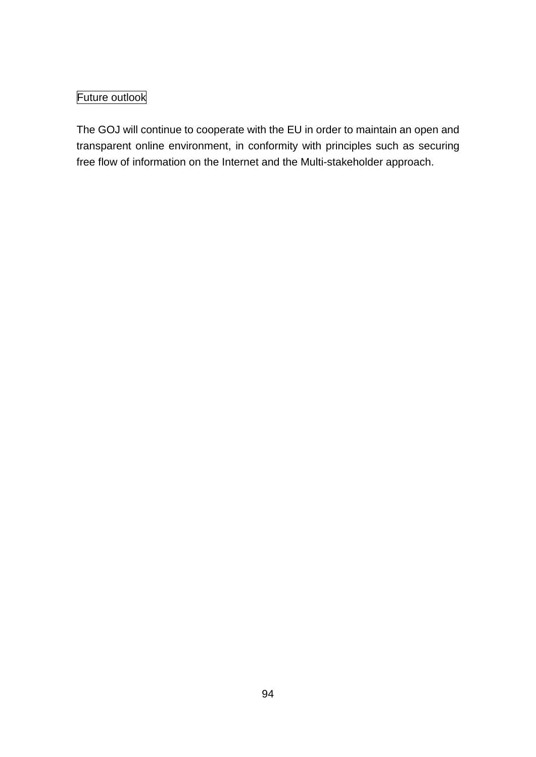Future outlook

The GOJ will continue to cooperate with the EU in order to maintain an open and transparent online environment, in conformity with principles such as securing free flow of information on the Internet and the Multi-stakeholder approach.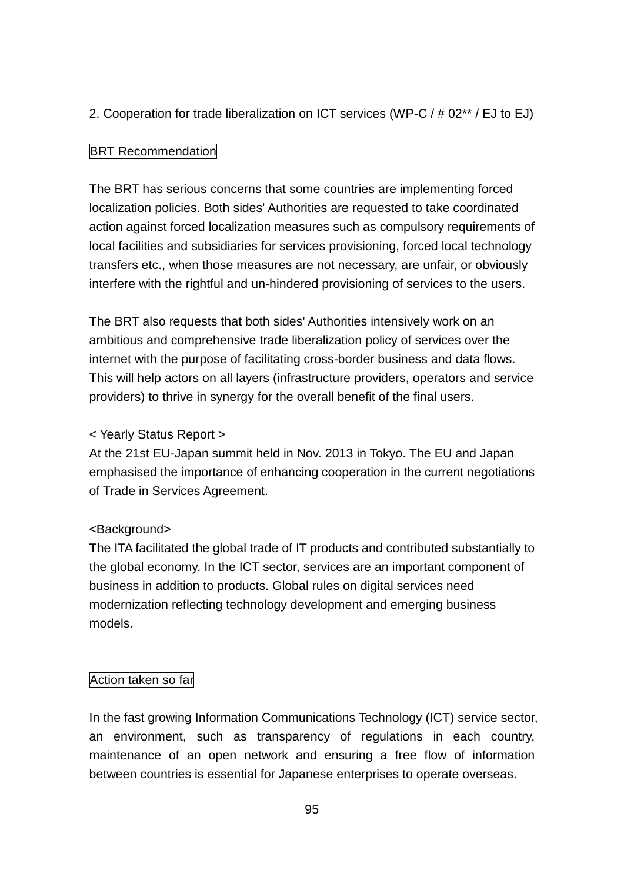2. Cooperation for trade liberalization on ICT services (WP-C / # 02** / EJ to EJ)

BRT Recommendation

The BRT has serious concerns that some countries are implementing forced localization policies. Both sides' Authorities are requested to take coordinated action against forced localization measures such as compulsory requirements of local facilities and subsidiaries for services provisioning, forced local technology transfers etc., when those measures are not necessary, are unfair, or obviously interfere with the rightful and un-hindered provisioning of services to the users.

The BRT also requests that both sides' Authorities intensively work on an ambitious and comprehensive trade liberalization policy of services over the internet with the purpose of facilitating cross-border business and data flows. This will help actors on all layers (infrastructure providers, operators and service providers) to thrive in synergy for the overall benefit of the final users.

< Yearly Status Report >
At the 21st EU-Japan summit held in Nov. 2013 in Tokyo. The EU and Japan emphasised the importance of enhancing cooperation in the current negotiations of Trade in Services Agreement.

<Background>
The ITA facilitated the global trade of IT products and contributed substantially to the global economy. In the ICT sector, services are an important component of business in addition to products. Global rules on digital services need modernization reflecting technology development and emerging business models.

Action taken so far

In the fast growing Information Communications Technology (ICT) service sector, an environment, such as transparency of regulations in each country, maintenance of an open network and ensuring a free flow of information between countries is essential for Japanese enterprises to operate overseas.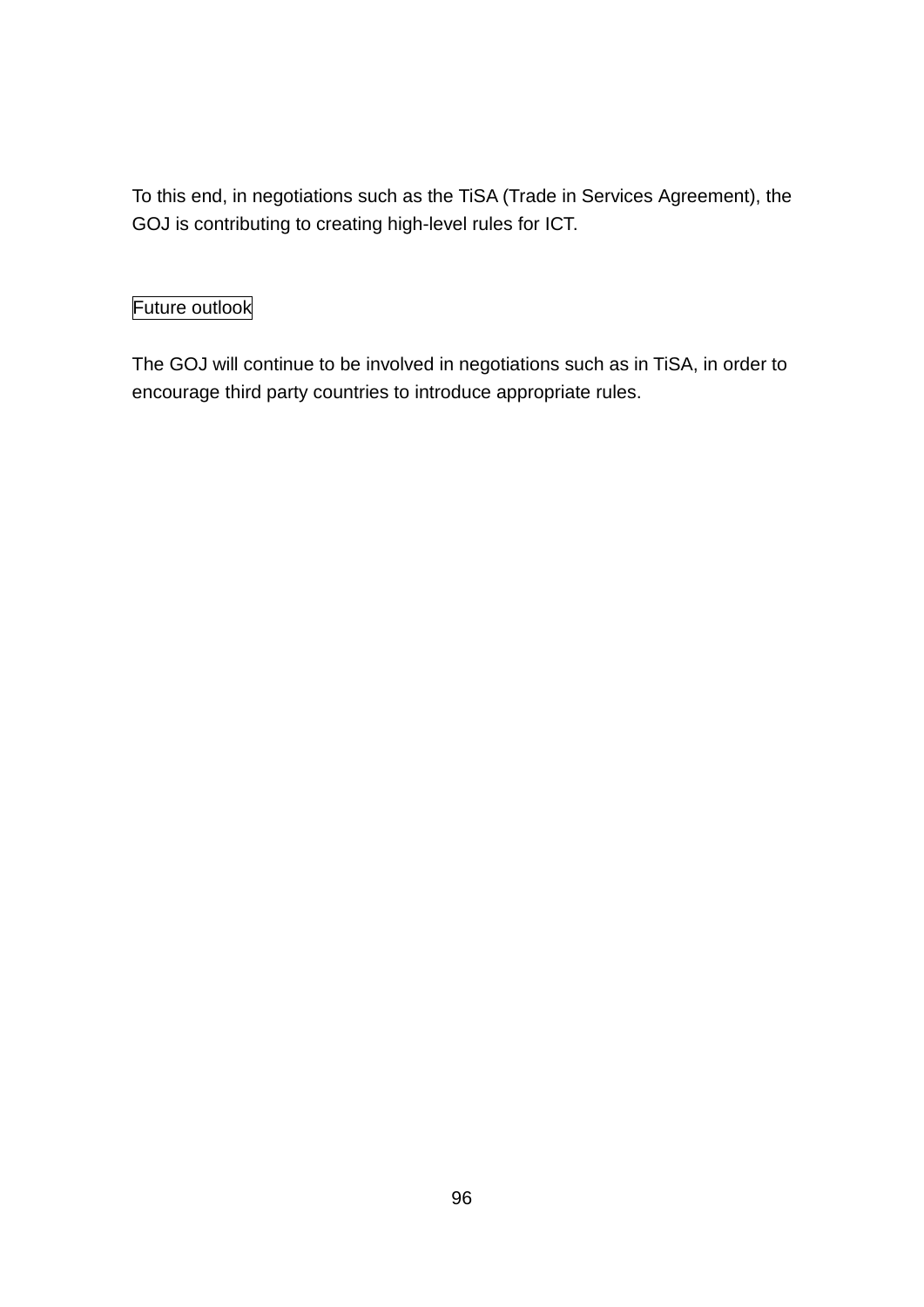To this end, in negotiations such as the TiSA (Trade in Services Agreement), the GOJ is contributing to creating high-level rules for ICT.

Future outlook

The GOJ will continue to be involved in negotiations such as in TiSA, in order to encourage third party countries to introduce appropriate rules.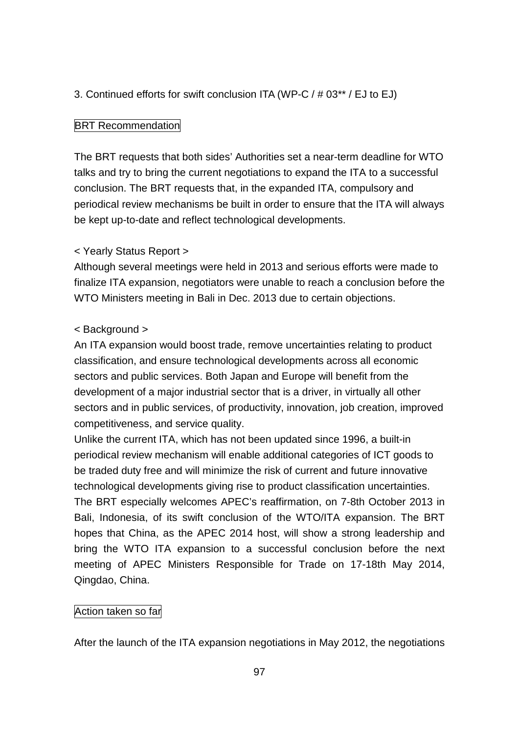3. Continued efforts for swift conclusion ITA (WP-C / # 03** / EJ to EJ)

BRT Recommendation

The BRT requests that both sides' Authorities set a near-term deadline for WTO talks and try to bring the current negotiations to expand the ITA to a successful conclusion. The BRT requests that, in the expanded ITA, compulsory and periodical review mechanisms be built in order to ensure that the ITA will always be kept up-to-date and reflect technological developments.

< Yearly Status Report >
Although several meetings were held in 2013 and serious efforts were made to finalize ITA expansion, negotiators were unable to reach a conclusion before the WTO Ministers meeting in Bali in Dec. 2013 due to certain objections.

< Background >
An ITA expansion would boost trade, remove uncertainties relating to product classification, and ensure technological developments across all economic sectors and public services. Both Japan and Europe will benefit from the development of a major industrial sector that is a driver, in virtually all other sectors and in public services, of productivity, innovation, job creation, improved competitiveness, and service quality.
Unlike the current ITA, which has not been updated since 1996, a built-in periodical review mechanism will enable additional categories of ICT goods to be traded duty free and will minimize the risk of current and future innovative technological developments giving rise to product classification uncertainties.
The BRT especially welcomes APEC's reaffirmation, on 7-8th October 2013 in Bali, Indonesia, of its swift conclusion of the WTO/ITA expansion. The BRT hopes that China, as the APEC 2014 host, will show a strong leadership and bring the WTO ITA expansion to a successful conclusion before the next meeting of APEC Ministers Responsible for Trade on 17-18th May 2014, Qingdao, China.

Action taken so far

After the launch of the ITA expansion negotiations in May 2012, the negotiations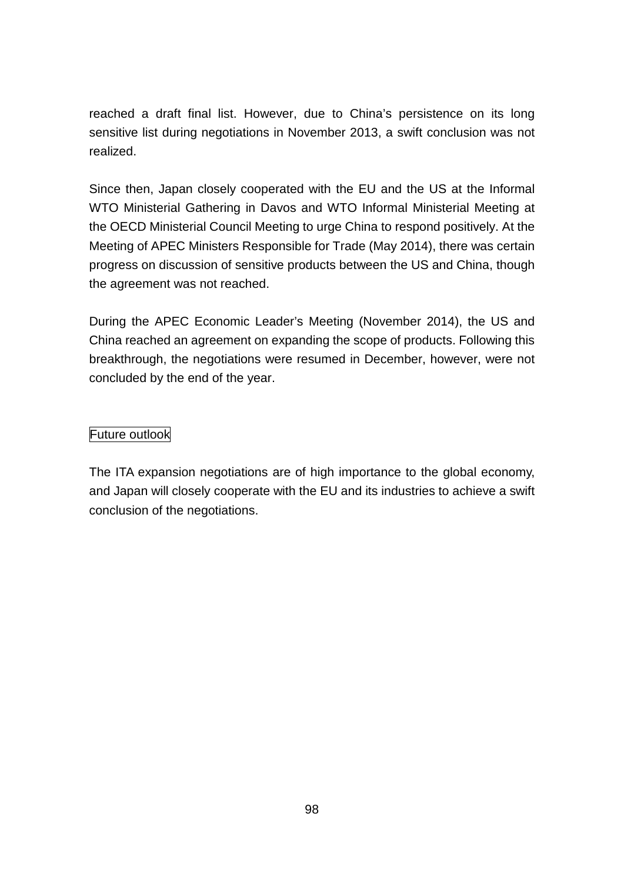reached a draft final list. However, due to China's persistence on its long sensitive list during negotiations in November 2013, a swift conclusion was not realized.

Since then, Japan closely cooperated with the EU and the US at the Informal WTO Ministerial Gathering in Davos and WTO Informal Ministerial Meeting at the OECD Ministerial Council Meeting to urge China to respond positively. At the Meeting of APEC Ministers Responsible for Trade (May 2014), there was certain progress on discussion of sensitive products between the US and China, though the agreement was not reached.

During the APEC Economic Leader's Meeting (November 2014), the US and China reached an agreement on expanding the scope of products. Following this breakthrough, the negotiations were resumed in December, however, were not concluded by the end of the year.

### Future outlook

The ITA expansion negotiations are of high importance to the global economy, and Japan will closely cooperate with the EU and its industries to achieve a swift conclusion of the negotiations.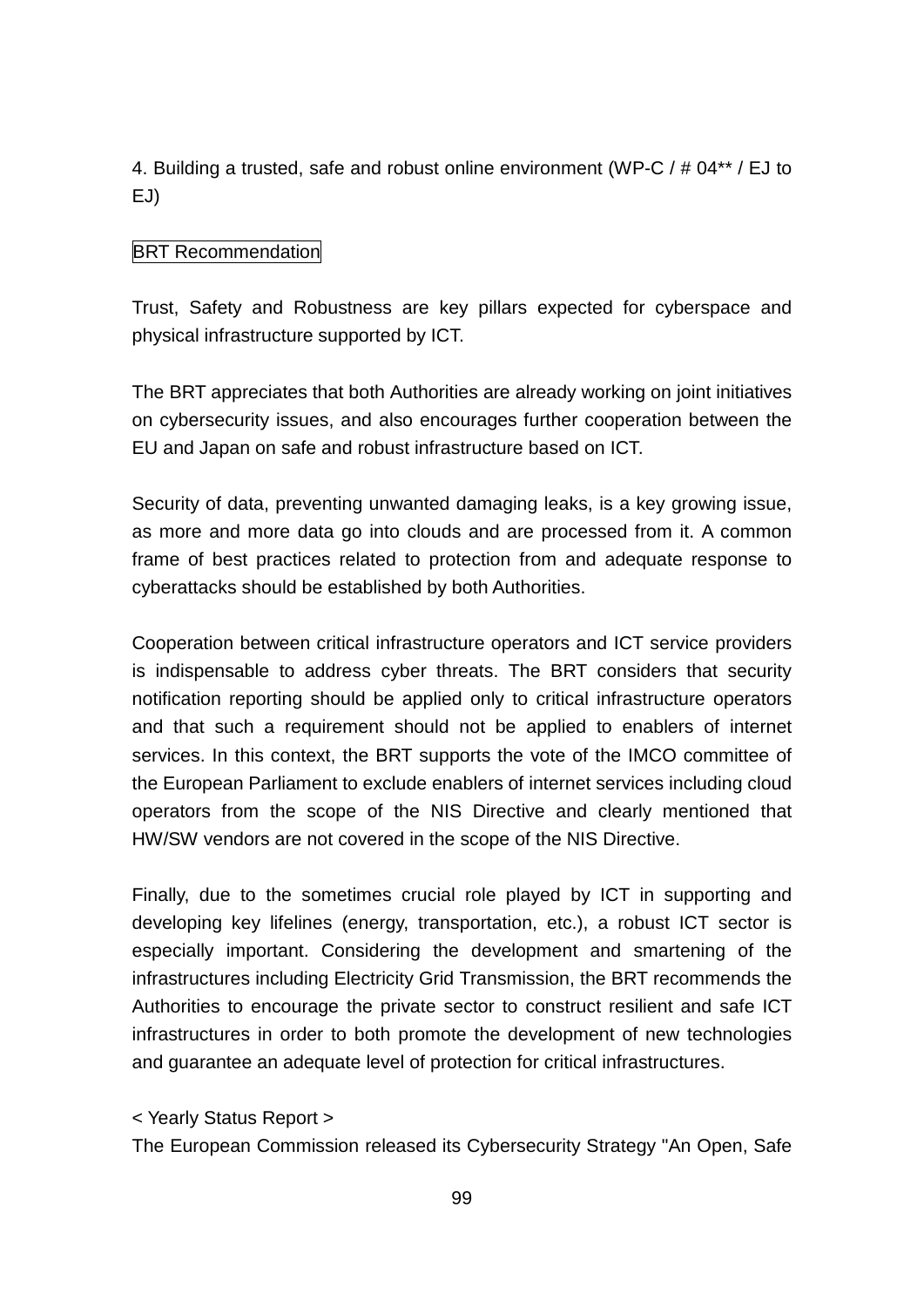4. Building a trusted, safe and robust online environment (WP-C / # 04** / EJ to EJ)

BRT Recommendation

Trust, Safety and Robustness are key pillars expected for cyberspace and physical infrastructure supported by ICT.

The BRT appreciates that both Authorities are already working on joint initiatives on cybersecurity issues, and also encourages further cooperation between the EU and Japan on safe and robust infrastructure based on ICT.

Security of data, preventing unwanted damaging leaks, is a key growing issue, as more and more data go into clouds and are processed from it. A common frame of best practices related to protection from and adequate response to cyberattacks should be established by both Authorities.

Cooperation between critical infrastructure operators and ICT service providers is indispensable to address cyber threats. The BRT considers that security notification reporting should be applied only to critical infrastructure operators and that such a requirement should not be applied to enablers of internet services. In this context, the BRT supports the vote of the IMCO committee of the European Parliament to exclude enablers of internet services including cloud operators from the scope of the NIS Directive and clearly mentioned that HW/SW vendors are not covered in the scope of the NIS Directive.

Finally, due to the sometimes crucial role played by ICT in supporting and developing key lifelines (energy, transportation, etc.), a robust ICT sector is especially important. Considering the development and smartening of the infrastructures including Electricity Grid Transmission, the BRT recommends the Authorities to encourage the private sector to construct resilient and safe ICT infrastructures in order to both promote the development of new technologies and guarantee an adequate level of protection for critical infrastructures.

< Yearly Status Report >

The European Commission released its Cybersecurity Strategy "An Open, Safe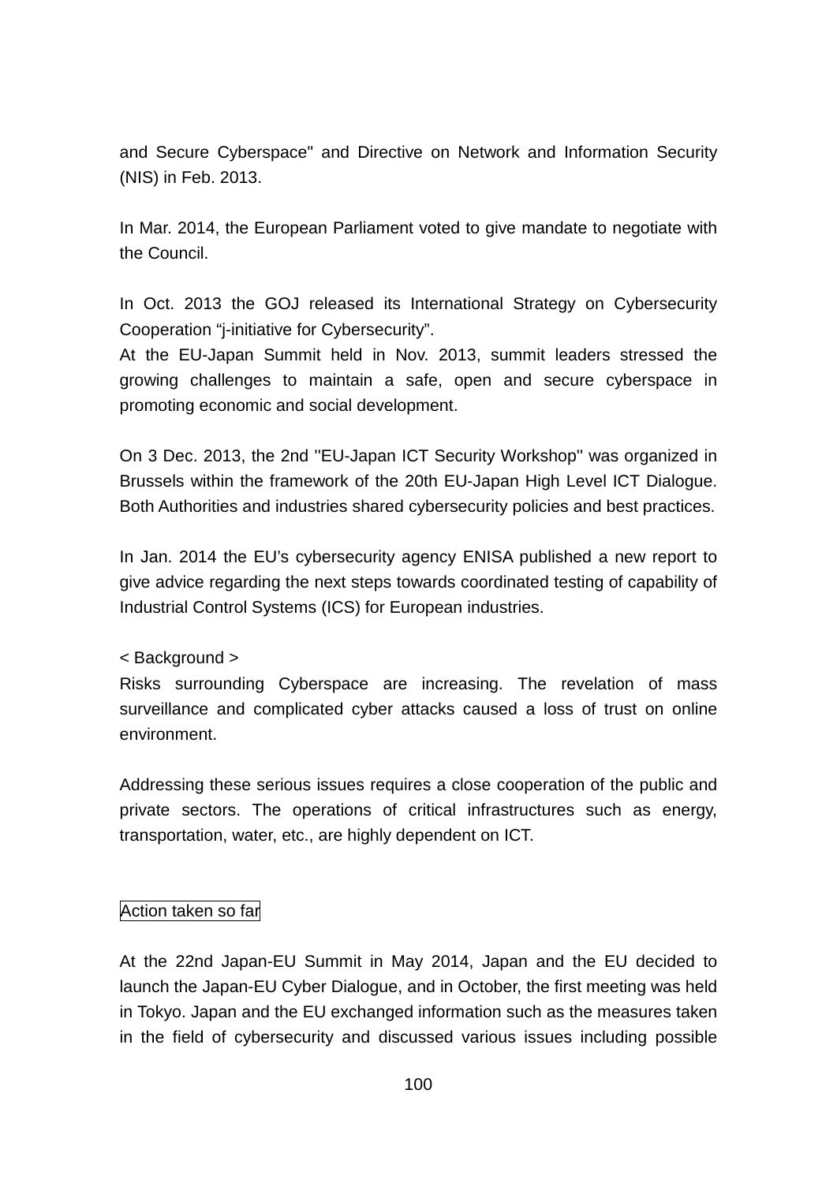and Secure Cyberspace" and Directive on Network and Information Security (NIS) in Feb. 2013.

In Mar. 2014, the European Parliament voted to give mandate to negotiate with the Council.

In Oct. 2013 the GOJ released its International Strategy on Cybersecurity Cooperation “j-initiative for Cybersecurity”.
At the EU-Japan Summit held in Nov. 2013, summit leaders stressed the growing challenges to maintain a safe, open and secure cyberspace in promoting economic and social development.

On 3 Dec. 2013, the 2nd "EU-Japan ICT Security Workshop" was organized in Brussels within the framework of the 20th EU-Japan High Level ICT Dialogue. Both Authorities and industries shared cybersecurity policies and best practices.

In Jan. 2014 the EU’s cybersecurity agency ENISA published a new report to give advice regarding the next steps towards coordinated testing of capability of Industrial Control Systems (ICS) for European industries.

< Background >
Risks surrounding Cyberspace are increasing. The revelation of mass surveillance and complicated cyber attacks caused a loss of trust on online environment.

Addressing these serious issues requires a close cooperation of the public and private sectors. The operations of critical infrastructures such as energy, transportation, water, etc., are highly dependent on ICT.

Action taken so far

At the 22nd Japan-EU Summit in May 2014, Japan and the EU decided to launch the Japan-EU Cyber Dialogue, and in October, the first meeting was held in Tokyo. Japan and the EU exchanged information such as the measures taken in the field of cybersecurity and discussed various issues including possible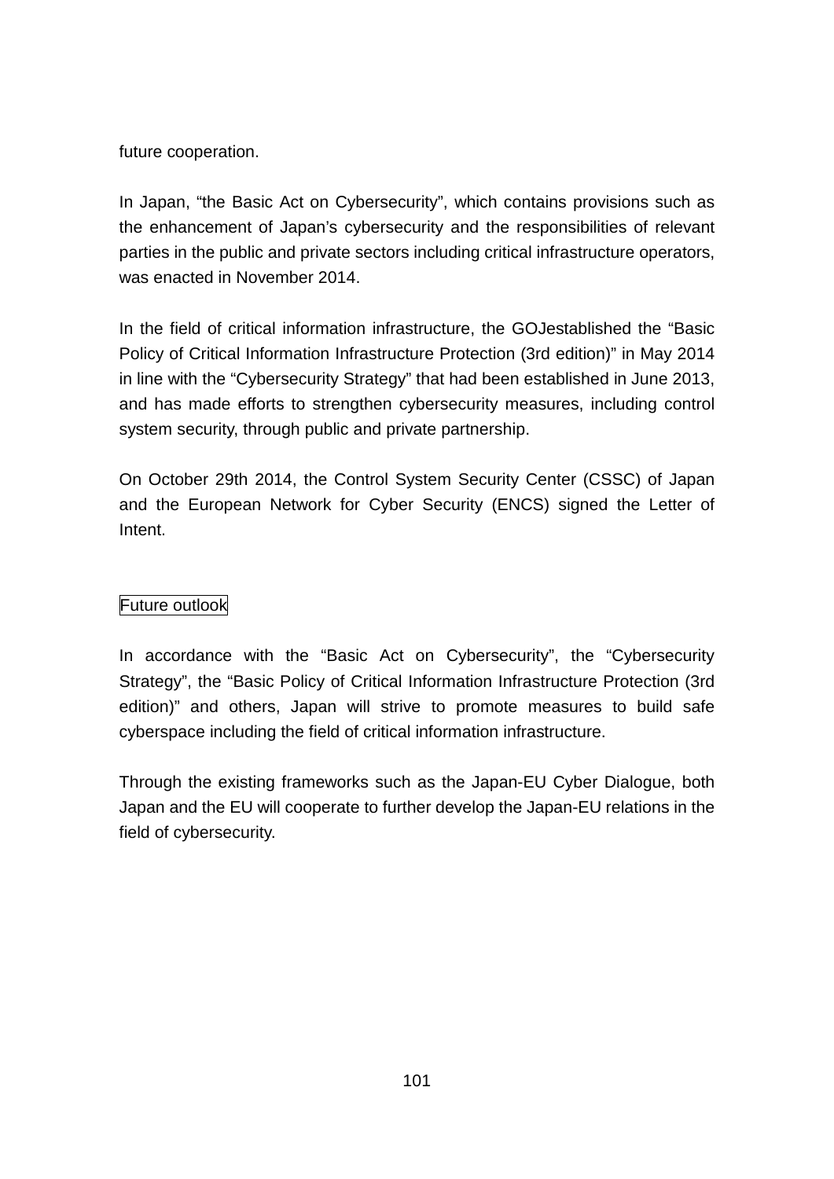future cooperation.

In Japan, “the Basic Act on Cybersecurity”, which contains provisions such as the enhancement of Japan’s cybersecurity and the responsibilities of relevant parties in the public and private sectors including critical infrastructure operators, was enacted in November 2014.

In the field of critical information infrastructure, the GOJestablished the “Basic Policy of Critical Information Infrastructure Protection (3rd edition)” in May 2014 in line with the “Cybersecurity Strategy” that had been established in June 2013, and has made efforts to strengthen cybersecurity measures, including control system security, through public and private partnership.

On October 29th 2014, the Control System Security Center (CSSC) of Japan and the European Network for Cyber Security (ENCS) signed the Letter of Intent.

Future outlook

In accordance with the “Basic Act on Cybersecurity”, the “Cybersecurity Strategy”, the “Basic Policy of Critical Information Infrastructure Protection (3rd edition)” and others, Japan will strive to promote measures to build safe cyberspace including the field of critical information infrastructure.

Through the existing frameworks such as the Japan-EU Cyber Dialogue, both Japan and the EU will cooperate to further develop the Japan-EU relations in the field of cybersecurity.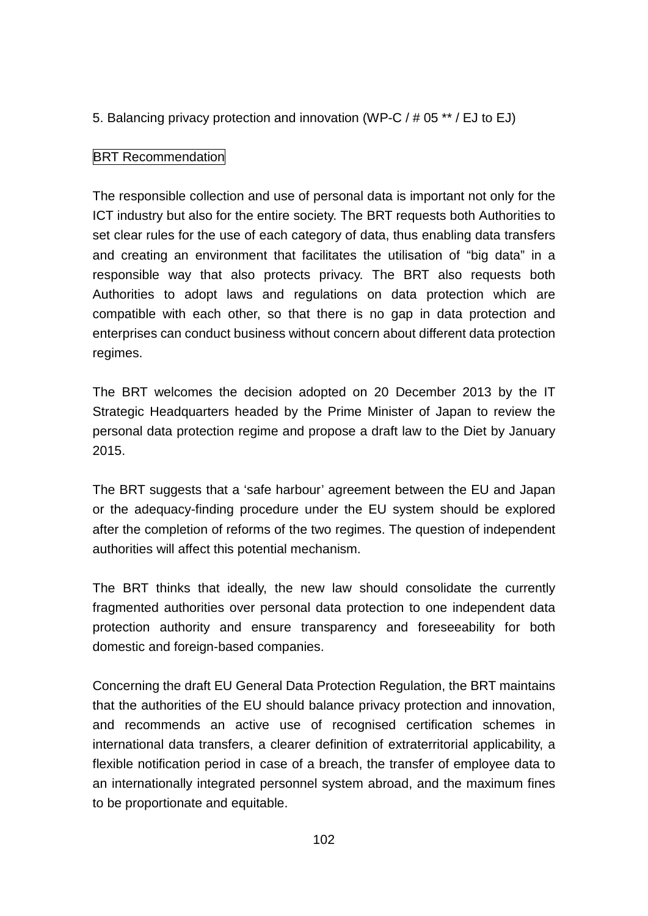5. Balancing privacy protection and innovation (WP-C / # 05 ** / EJ to EJ)

BRT Recommendation

The responsible collection and use of personal data is important not only for the ICT industry but also for the entire society. The BRT requests both Authorities to set clear rules for the use of each category of data, thus enabling data transfers and creating an environment that facilitates the utilisation of "big data" in a responsible way that also protects privacy. The BRT also requests both Authorities to adopt laws and regulations on data protection which are compatible with each other, so that there is no gap in data protection and enterprises can conduct business without concern about different data protection regimes.

The BRT welcomes the decision adopted on 20 December 2013 by the IT Strategic Headquarters headed by the Prime Minister of Japan to review the personal data protection regime and propose a draft law to the Diet by January 2015.

The BRT suggests that a 'safe harbour' agreement between the EU and Japan or the adequacy-finding procedure under the EU system should be explored after the completion of reforms of the two regimes. The question of independent authorities will affect this potential mechanism.

The BRT thinks that ideally, the new law should consolidate the currently fragmented authorities over personal data protection to one independent data protection authority and ensure transparency and foreseeability for both domestic and foreign-based companies.

Concerning the draft EU General Data Protection Regulation, the BRT maintains that the authorities of the EU should balance privacy protection and innovation, and recommends an active use of recognised certification schemes in international data transfers, a clearer definition of extraterritorial applicability, a flexible notification period in case of a breach, the transfer of employee data to an internationally integrated personnel system abroad, and the maximum fines to be proportionate and equitable.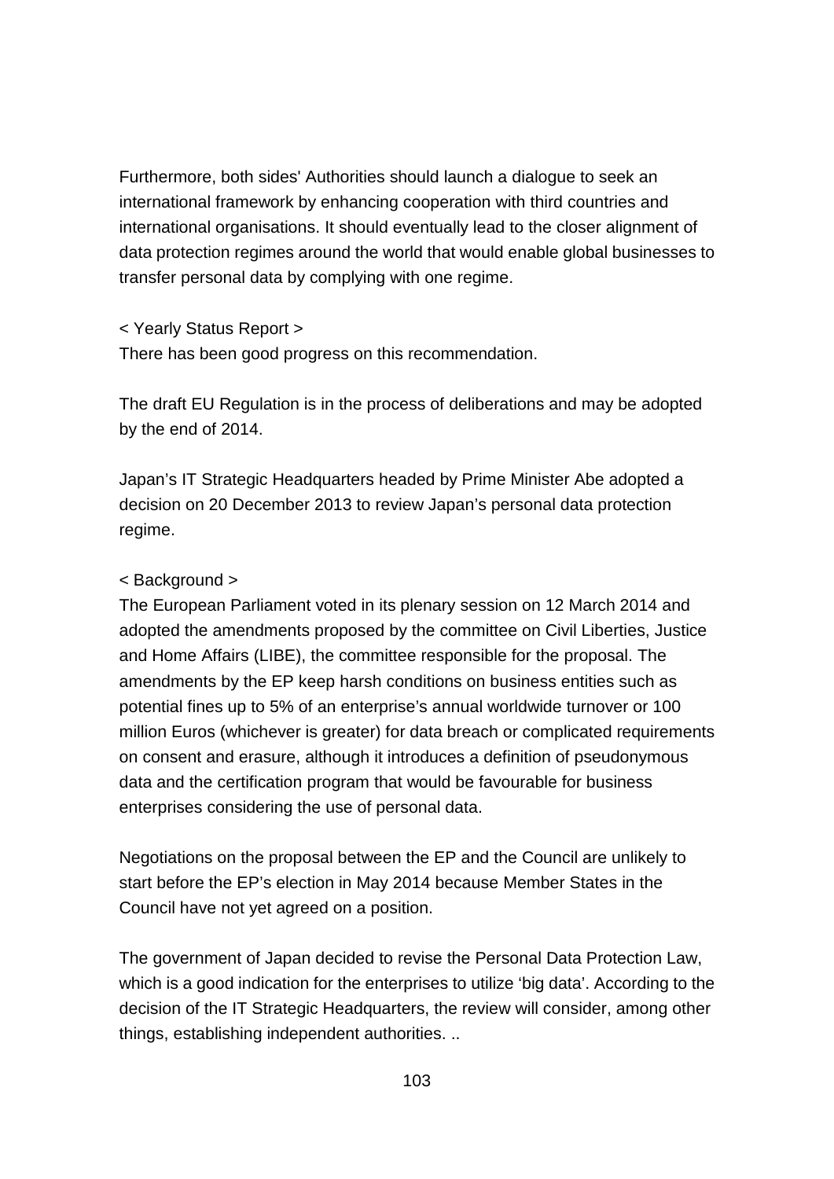Furthermore, both sides' Authorities should launch a dialogue to seek an international framework by enhancing cooperation with third countries and international organisations. It should eventually lead to the closer alignment of data protection regimes around the world that would enable global businesses to transfer personal data by complying with one regime.

< Yearly Status Report >

There has been good progress on this recommendation.

The draft EU Regulation is in the process of deliberations and may be adopted by the end of 2014.

Japan's IT Strategic Headquarters headed by Prime Minister Abe adopted a decision on 20 December 2013 to review Japan's personal data protection regime.

< Background >

The European Parliament voted in its plenary session on 12 March 2014 and adopted the amendments proposed by the committee on Civil Liberties, Justice and Home Affairs (LIBE), the committee responsible for the proposal. The amendments by the EP keep harsh conditions on business entities such as potential fines up to 5% of an enterprise's annual worldwide turnover or 100 million Euros (whichever is greater) for data breach or complicated requirements on consent and erasure, although it introduces a definition of pseudonymous data and the certification program that would be favourable for business enterprises considering the use of personal data.

Negotiations on the proposal between the EP and the Council are unlikely to start before the EP's election in May 2014 because Member States in the Council have not yet agreed on a position.

The government of Japan decided to revise the Personal Data Protection Law, which is a good indication for the enterprises to utilize 'big data'. According to the decision of the IT Strategic Headquarters, the review will consider, among other things, establishing independent authorities. ..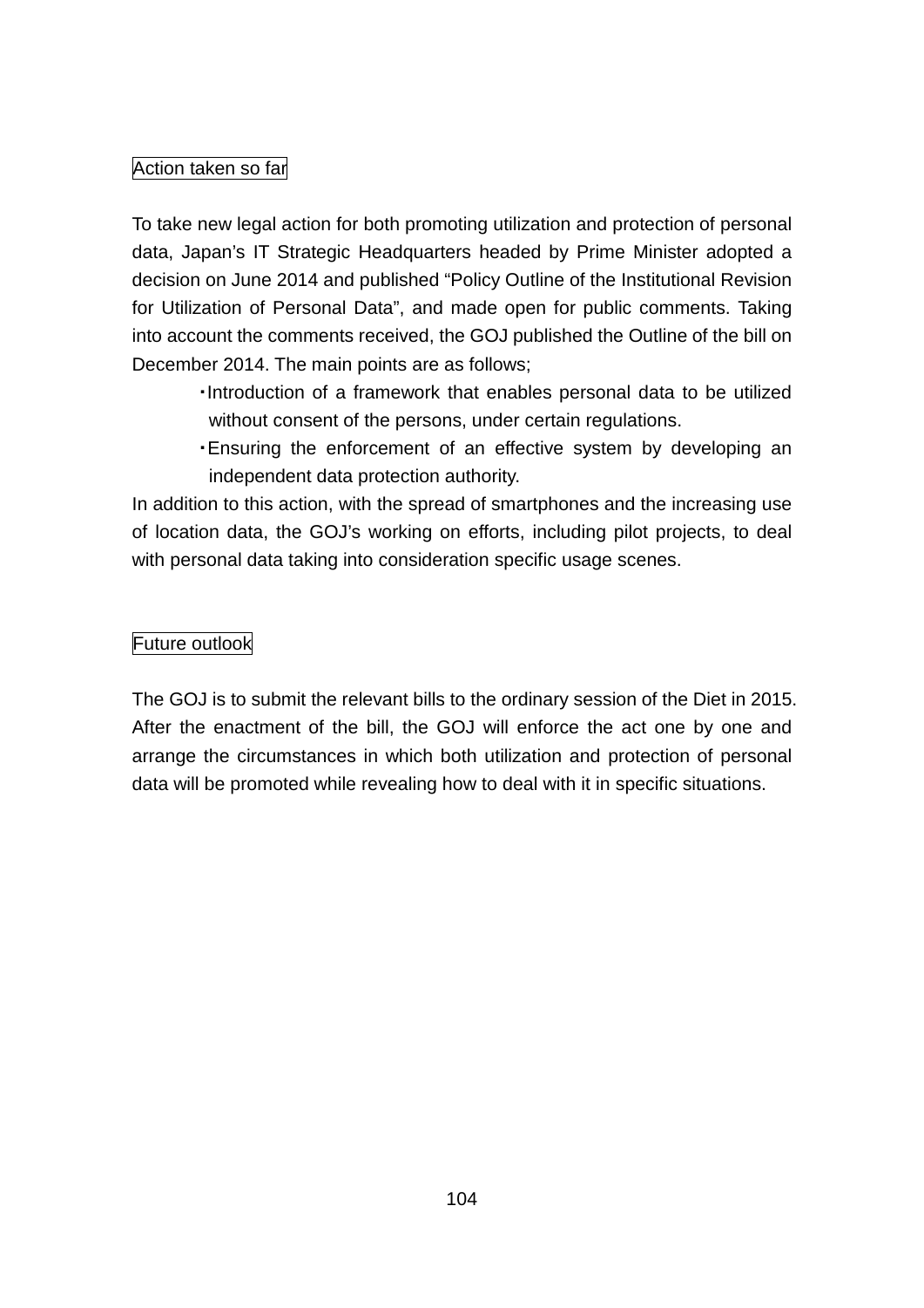Action taken so far

To take new legal action for both promoting utilization and protection of personal data, Japan's IT Strategic Headquarters headed by Prime Minister adopted a decision on June 2014 and published "Policy Outline of the Institutional Revision for Utilization of Personal Data", and made open for public comments. Taking into account the comments received, the GOJ published the Outline of the bill on December 2014. The main points are as follows;

- Introduction of a framework that enables personal data to be utilized without consent of the persons, under certain regulations.
- Ensuring the enforcement of an effective system by developing an independent data protection authority.

In addition to this action, with the spread of smartphones and the increasing use of location data, the GOJ's working on efforts, including pilot projects, to deal with personal data taking into consideration specific usage scenes.

Future outlook

The GOJ is to submit the relevant bills to the ordinary session of the Diet in 2015. After the enactment of the bill, the GOJ will enforce the act one by one and arrange the circumstances in which both utilization and protection of personal data will be promoted while revealing how to deal with it in specific situations.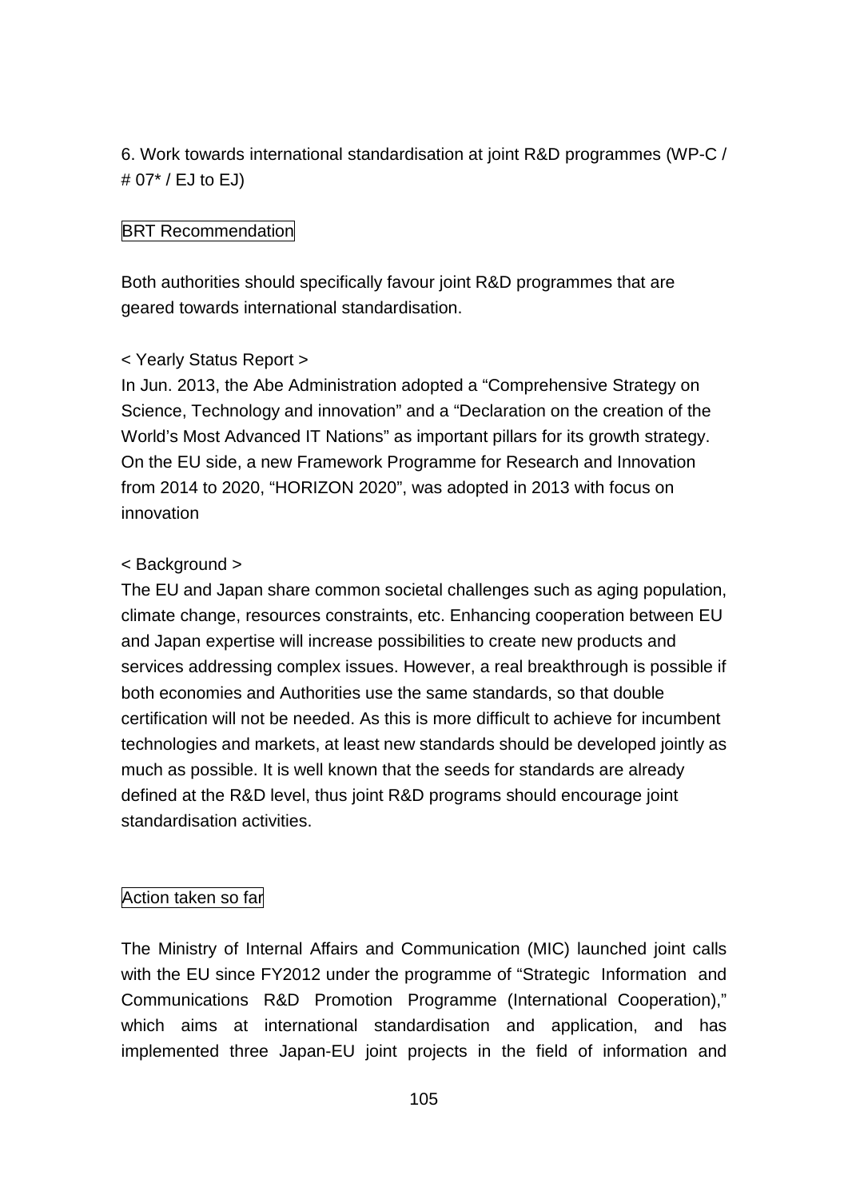6. Work towards international standardisation at joint R&D programmes (WP-C / # 07* / EJ to EJ)

BRT Recommendation

Both authorities should specifically favour joint R&D programmes that are geared towards international standardisation.

< Yearly Status Report >
In Jun. 2013, the Abe Administration adopted a "Comprehensive Strategy on Science, Technology and innovation" and a "Declaration on the creation of the World's Most Advanced IT Nations" as important pillars for its growth strategy. On the EU side, a new Framework Programme for Research and Innovation from 2014 to 2020, "HORIZON 2020", was adopted in 2013 with focus on innovation

< Background >
The EU and Japan share common societal challenges such as aging population, climate change, resources constraints, etc. Enhancing cooperation between EU and Japan expertise will increase possibilities to create new products and services addressing complex issues. However, a real breakthrough is possible if both economies and Authorities use the same standards, so that double certification will not be needed. As this is more difficult to achieve for incumbent technologies and markets, at least new standards should be developed jointly as much as possible. It is well known that the seeds for standards are already defined at the R&D level, thus joint R&D programs should encourage joint standardisation activities.

Action taken so far

The Ministry of Internal Affairs and Communication (MIC) launched joint calls with the EU since FY2012 under the programme of "Strategic Information and Communications R&D Promotion Programme (International Cooperation)," which aims at international standardisation and application, and has implemented three Japan-EU joint projects in the field of information and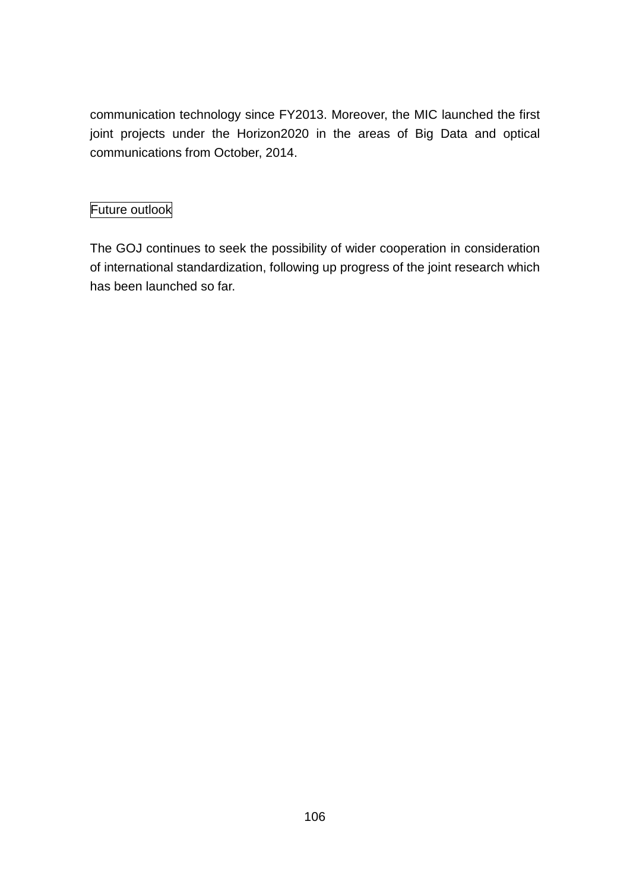communication technology since FY2013. Moreover, the MIC launched the first joint projects under the Horizon2020 in the areas of Big Data and optical communications from October, 2014.

Future outlook

The GOJ continues to seek the possibility of wider cooperation in consideration of international standardization, following up progress of the joint research which has been launched so far.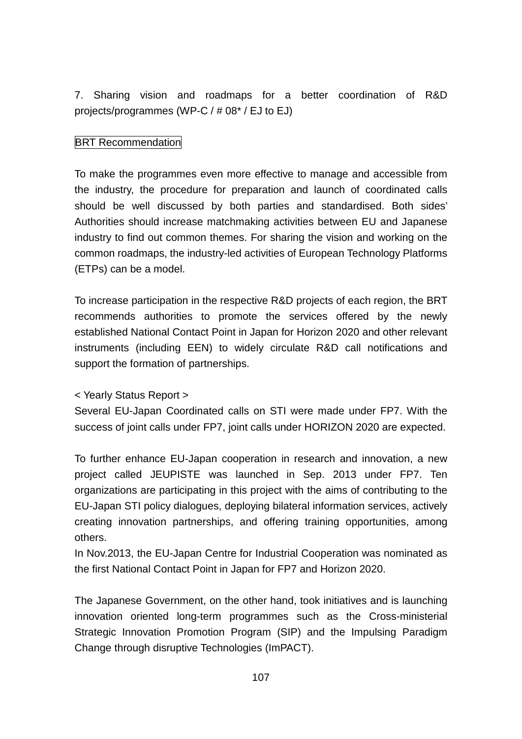7. Sharing vision and roadmaps for a better coordination of R&D projects/programmes (WP-C / # 08* / EJ to EJ)

BRT Recommendation

To make the programmes even more effective to manage and accessible from the industry, the procedure for preparation and launch of coordinated calls should be well discussed by both parties and standardised. Both sides' Authorities should increase matchmaking activities between EU and Japanese industry to find out common themes. For sharing the vision and working on the common roadmaps, the industry-led activities of European Technology Platforms (ETPs) can be a model.

To increase participation in the respective R&D projects of each region, the BRT recommends authorities to promote the services offered by the newly established National Contact Point in Japan for Horizon 2020 and other relevant instruments (including EEN) to widely circulate R&D call notifications and support the formation of partnerships.

< Yearly Status Report >

Several EU-Japan Coordinated calls on STI were made under FP7. With the success of joint calls under FP7, joint calls under HORIZON 2020 are expected.

To further enhance EU-Japan cooperation in research and innovation, a new project called JEUPISTE was launched in Sep. 2013 under FP7. Ten organizations are participating in this project with the aims of contributing to the EU-Japan STI policy dialogues, deploying bilateral information services, actively creating innovation partnerships, and offering training opportunities, among others.

In Nov.2013, the EU-Japan Centre for Industrial Cooperation was nominated as the first National Contact Point in Japan for FP7 and Horizon 2020.

The Japanese Government, on the other hand, took initiatives and is launching innovation oriented long-term programmes such as the Cross-ministerial Strategic Innovation Promotion Program (SIP) and the Impulsing Paradigm Change through disruptive Technologies (ImPACT).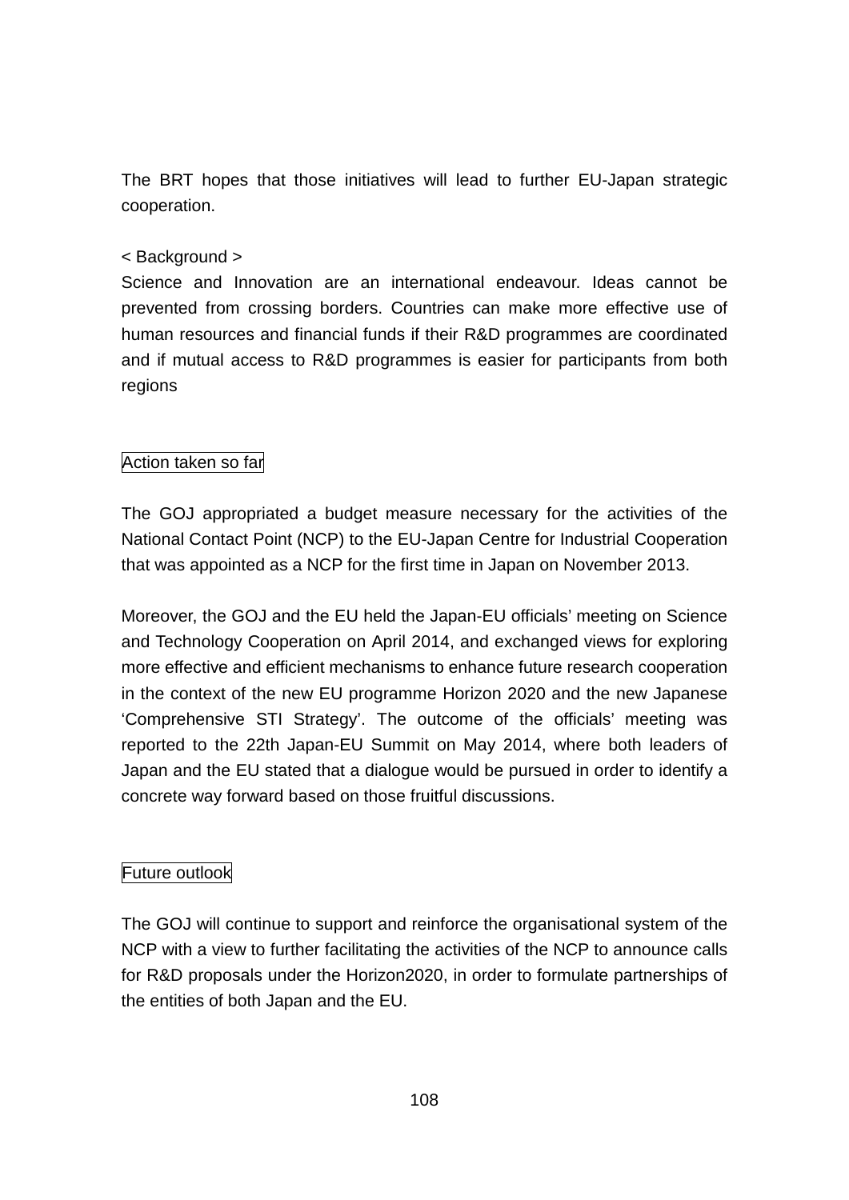The BRT hopes that those initiatives will lead to further EU-Japan strategic cooperation.

< Background >
Science and Innovation are an international endeavour. Ideas cannot be prevented from crossing borders. Countries can make more effective use of human resources and financial funds if their R&D programmes are coordinated and if mutual access to R&D programmes is easier for participants from both regions

Action taken so far

The GOJ appropriated a budget measure necessary for the activities of the National Contact Point (NCP) to the EU-Japan Centre for Industrial Cooperation that was appointed as a NCP for the first time in Japan on November 2013.

Moreover, the GOJ and the EU held the Japan-EU officials' meeting on Science and Technology Cooperation on April 2014, and exchanged views for exploring more effective and efficient mechanisms to enhance future research cooperation in the context of the new EU programme Horizon 2020 and the new Japanese 'Comprehensive STI Strategy'. The outcome of the officials' meeting was reported to the 22th Japan-EU Summit on May 2014, where both leaders of Japan and the EU stated that a dialogue would be pursued in order to identify a concrete way forward based on those fruitful discussions.

Future outlook

The GOJ will continue to support and reinforce the organisational system of the NCP with a view to further facilitating the activities of the NCP to announce calls for R&D proposals under the Horizon2020, in order to formulate partnerships of the entities of both Japan and the EU.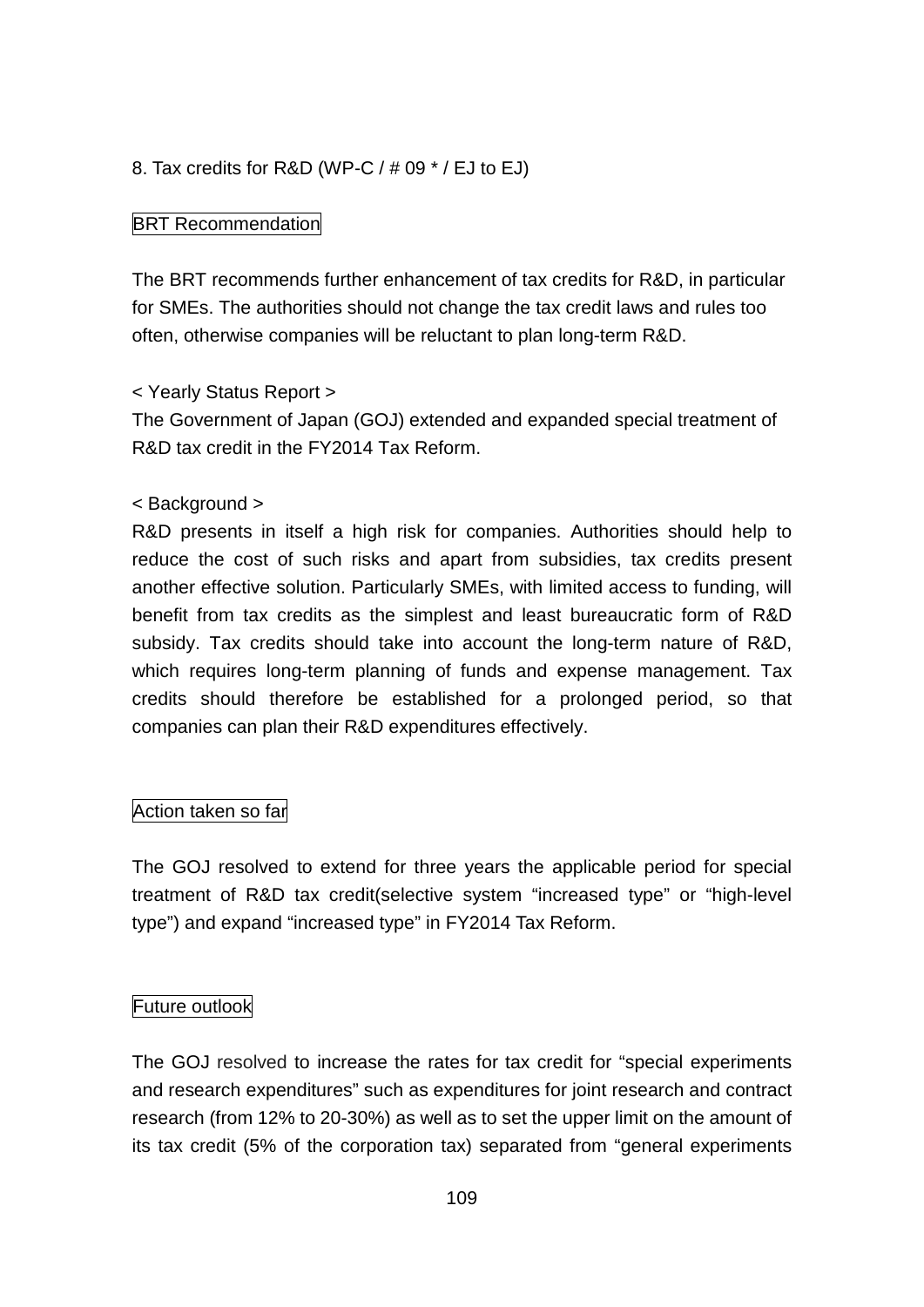## 8. Tax credits for R&D (WP-C / # 09 * / EJ to EJ)

### BRT Recommendation

The BRT recommends further enhancement of tax credits for R&D, in particular for SMEs. The authorities should not change the tax credit laws and rules too often, otherwise companies will be reluctant to plan long-term R&D.

< Yearly Status Report >
The Government of Japan (GOJ) extended and expanded special treatment of R&D tax credit in the FY2014 Tax Reform.

< Background >
R&D presents in itself a high risk for companies. Authorities should help to reduce the cost of such risks and apart from subsidies, tax credits present another effective solution. Particularly SMEs, with limited access to funding, will benefit from tax credits as the simplest and least bureaucratic form of R&D subsidy. Tax credits should take into account the long-term nature of R&D, which requires long-term planning of funds and expense management. Tax credits should therefore be established for a prolonged period, so that companies can plan their R&D expenditures effectively.

### Action taken so far

The GOJ resolved to extend for three years the applicable period for special treatment of R&D tax credit(selective system “increased type” or “high-level type”) and expand “increased type” in FY2014 Tax Reform.

### Future outlook

The GOJ resolved to increase the rates for tax credit for “special experiments and research expenditures” such as expenditures for joint research and contract research (from 12% to 20-30%) as well as to set the upper limit on the amount of its tax credit (5% of the corporation tax) separated from “general experiments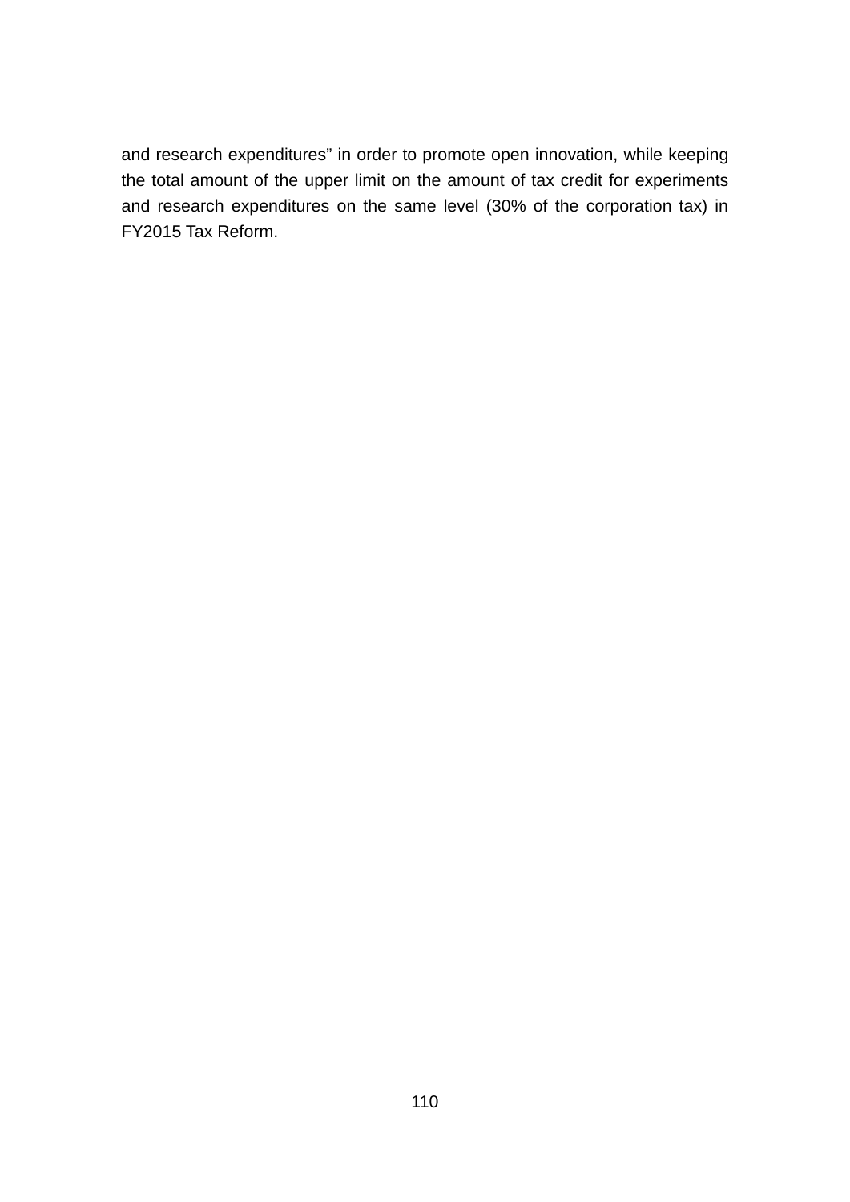and research expenditures" in order to promote open innovation, while keeping the total amount of the upper limit on the amount of tax credit for experiments and research expenditures on the same level (30% of the corporation tax) in FY2015 Tax Reform.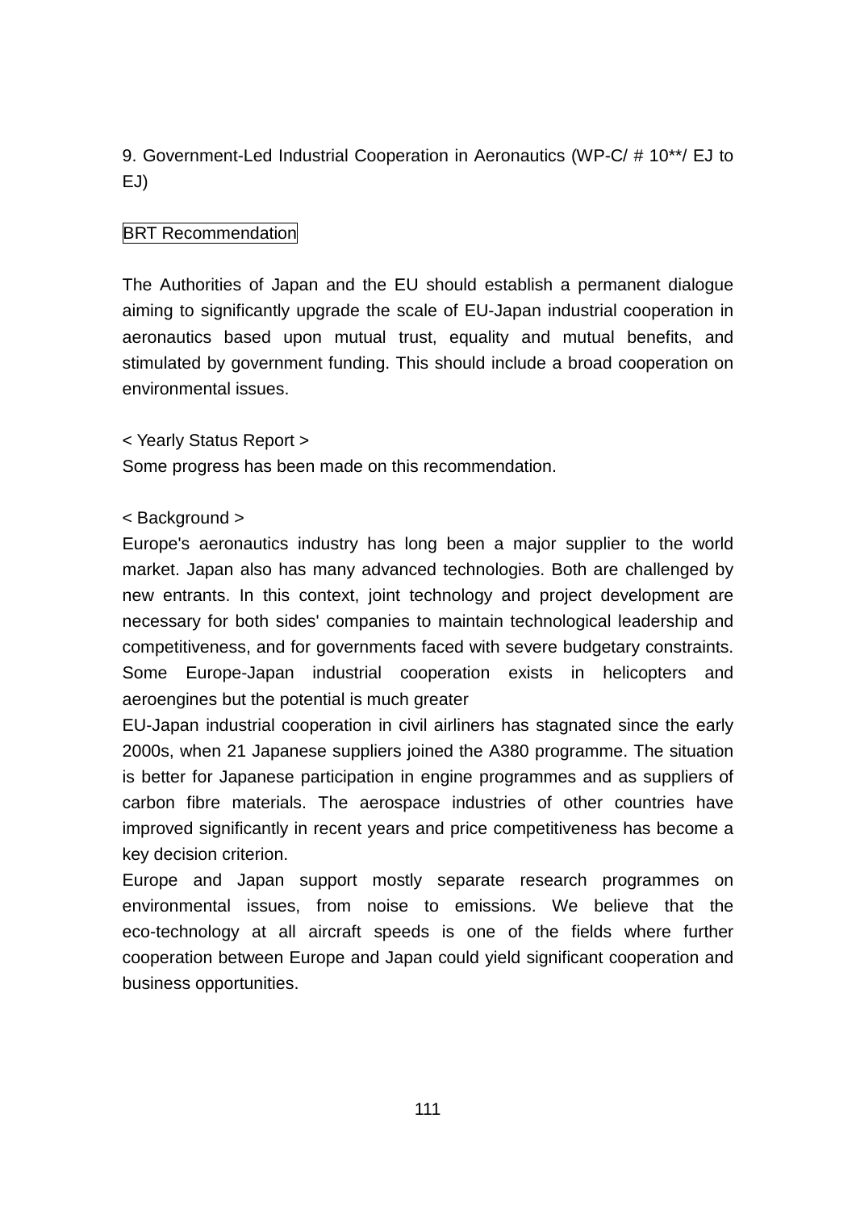## 9. Government-Led Industrial Cooperation in Aeronautics (WP-C/ # 10**/ EJ to EJ)

BRT Recommendation

The Authorities of Japan and the EU should establish a permanent dialogue aiming to significantly upgrade the scale of EU-Japan industrial cooperation in aeronautics based upon mutual trust, equality and mutual benefits, and stimulated by government funding. This should include a broad cooperation on environmental issues.

< Yearly Status Report >
Some progress has been made on this recommendation.

< Background >
Europe's aeronautics industry has long been a major supplier to the world market. Japan also has many advanced technologies. Both are challenged by new entrants. In this context, joint technology and project development are necessary for both sides' companies to maintain technological leadership and competitiveness, and for governments faced with severe budgetary constraints. Some Europe-Japan industrial cooperation exists in helicopters and aeroengines but the potential is much greater
EU-Japan industrial cooperation in civil airliners has stagnated since the early 2000s, when 21 Japanese suppliers joined the A380 programme. The situation is better for Japanese participation in engine programmes and as suppliers of carbon fibre materials. The aerospace industries of other countries have improved significantly in recent years and price competitiveness has become a key decision criterion.
Europe and Japan support mostly separate research programmes on environmental issues, from noise to emissions. We believe that the eco-technology at all aircraft speeds is one of the fields where further cooperation between Europe and Japan could yield significant cooperation and business opportunities.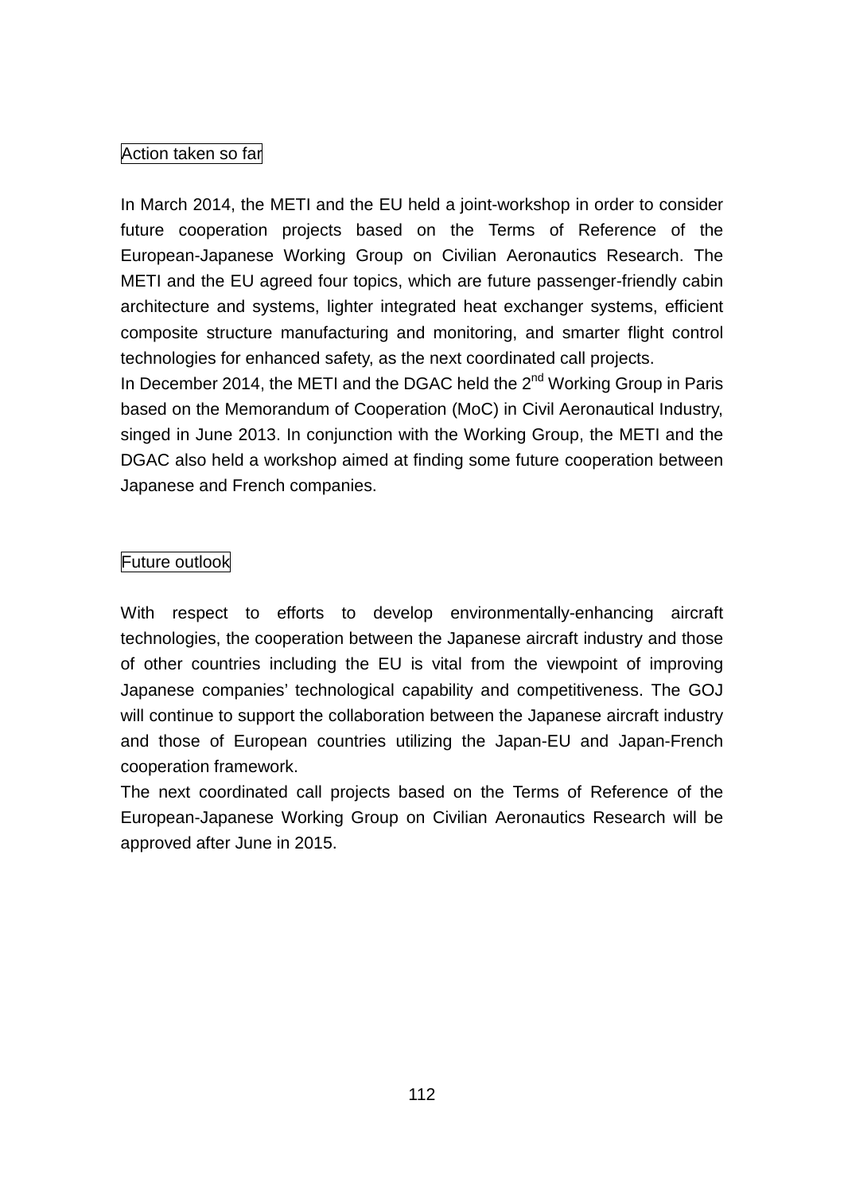### Action taken so far

In March 2014, the METI and the EU held a joint-workshop in order to consider future cooperation projects based on the Terms of Reference of the European-Japanese Working Group on Civilian Aeronautics Research. The METI and the EU agreed four topics, which are future passenger-friendly cabin architecture and systems, lighter integrated heat exchanger systems, efficient composite structure manufacturing and monitoring, and smarter flight control technologies for enhanced safety, as the next coordinated call projects.

In December 2014, the METI and the DGAC held the 2nd Working Group in Paris based on the Memorandum of Cooperation (MoC) in Civil Aeronautical Industry, singed in June 2013. In conjunction with the Working Group, the METI and the DGAC also held a workshop aimed at finding some future cooperation between Japanese and French companies.

### Future outlook

With respect to efforts to develop environmentally-enhancing aircraft technologies, the cooperation between the Japanese aircraft industry and those of other countries including the EU is vital from the viewpoint of improving Japanese companies' technological capability and competitiveness. The GOJ will continue to support the collaboration between the Japanese aircraft industry and those of European countries utilizing the Japan-EU and Japan-French cooperation framework.

The next coordinated call projects based on the Terms of Reference of the European-Japanese Working Group on Civilian Aeronautics Research will be approved after June in 2015.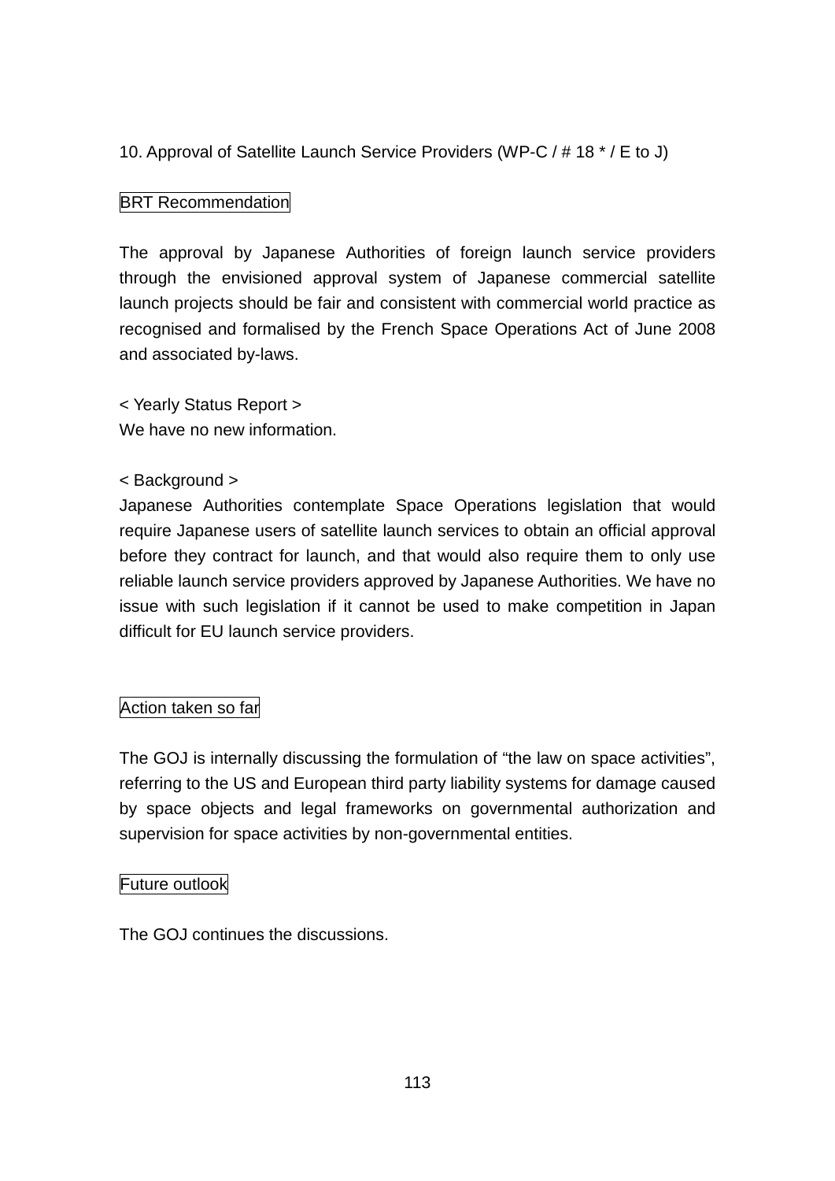## 10. Approval of Satellite Launch Service Providers (WP-C / # 18 * / E to J)

### BRT Recommendation

The approval by Japanese Authorities of foreign launch service providers through the envisioned approval system of Japanese commercial satellite launch projects should be fair and consistent with commercial world practice as recognised and formalised by the French Space Operations Act of June 2008 and associated by-laws.

< Yearly Status Report >
We have no new information.

< Background >
Japanese Authorities contemplate Space Operations legislation that would require Japanese users of satellite launch services to obtain an official approval before they contract for launch, and that would also require them to only use reliable launch service providers approved by Japanese Authorities. We have no issue with such legislation if it cannot be used to make competition in Japan difficult for EU launch service providers.

### Action taken so far

The GOJ is internally discussing the formulation of "the law on space activities", referring to the US and European third party liability systems for damage caused by space objects and legal frameworks on governmental authorization and supervision for space activities by non-governmental entities.

### Future outlook

The GOJ continues the discussions.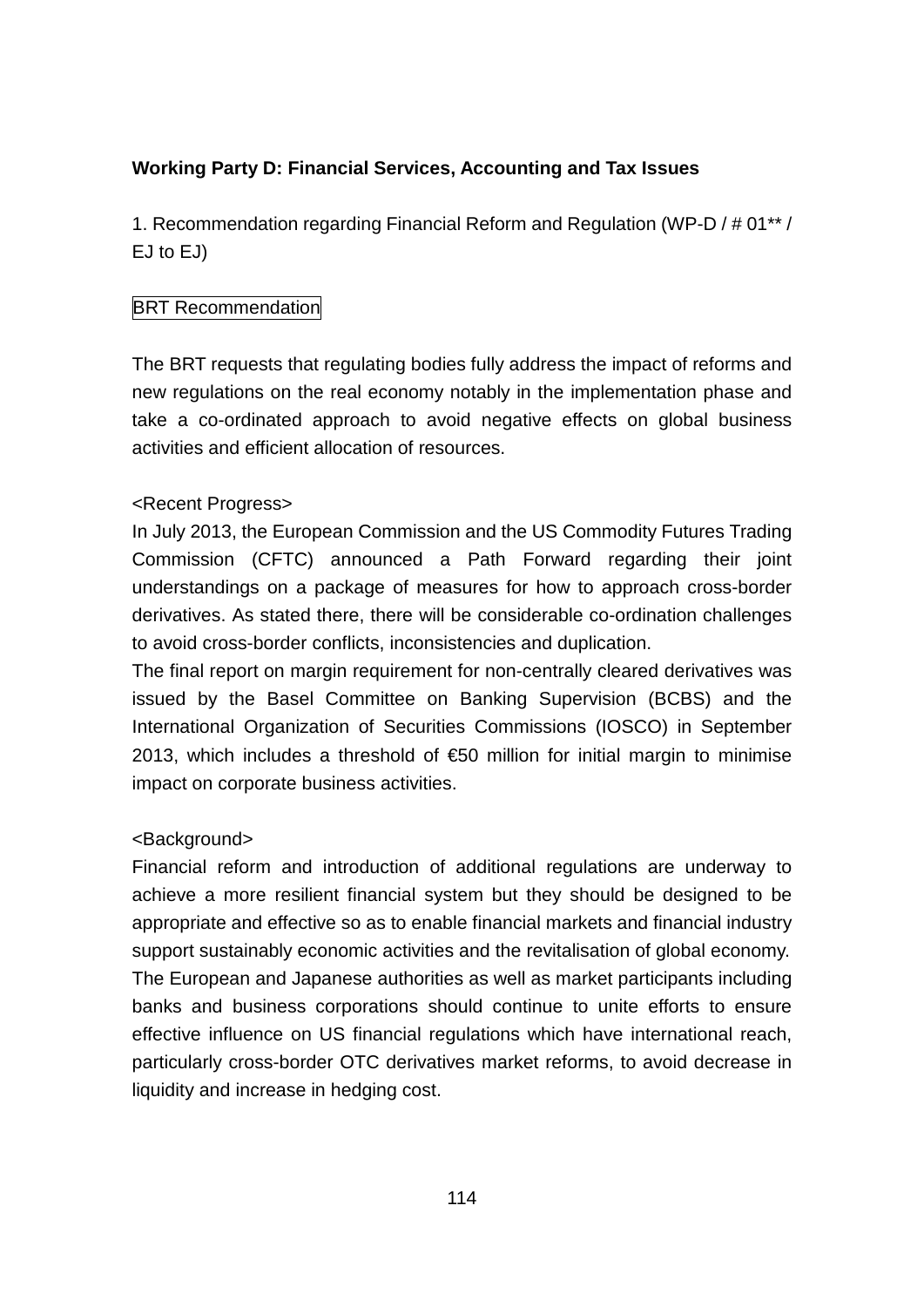**Working Party D: Financial Services, Accounting and Tax Issues**

1. Recommendation regarding Financial Reform and Regulation (WP-D / # 01** / EJ to EJ)

BRT Recommendation

The BRT requests that regulating bodies fully address the impact of reforms and new regulations on the real economy notably in the implementation phase and take a co-ordinated approach to avoid negative effects on global business activities and efficient allocation of resources.

<Recent Progress>

In July 2013, the European Commission and the US Commodity Futures Trading Commission (CFTC) announced a Path Forward regarding their joint understandings on a package of measures for how to approach cross-border derivatives. As stated there, there will be considerable co-ordination challenges to avoid cross-border conflicts, inconsistencies and duplication.

The final report on margin requirement for non-centrally cleared derivatives was issued by the Basel Committee on Banking Supervision (BCBS) and the International Organization of Securities Commissions (IOSCO) in September 2013, which includes a threshold of €50 million for initial margin to minimise impact on corporate business activities.

<Background>

Financial reform and introduction of additional regulations are underway to achieve a more resilient financial system but they should be designed to be appropriate and effective so as to enable financial markets and financial industry support sustainably economic activities and the revitalisation of global economy. The European and Japanese authorities as well as market participants including banks and business corporations should continue to unite efforts to ensure effective influence on US financial regulations which have international reach, particularly cross-border OTC derivatives market reforms, to avoid decrease in liquidity and increase in hedging cost.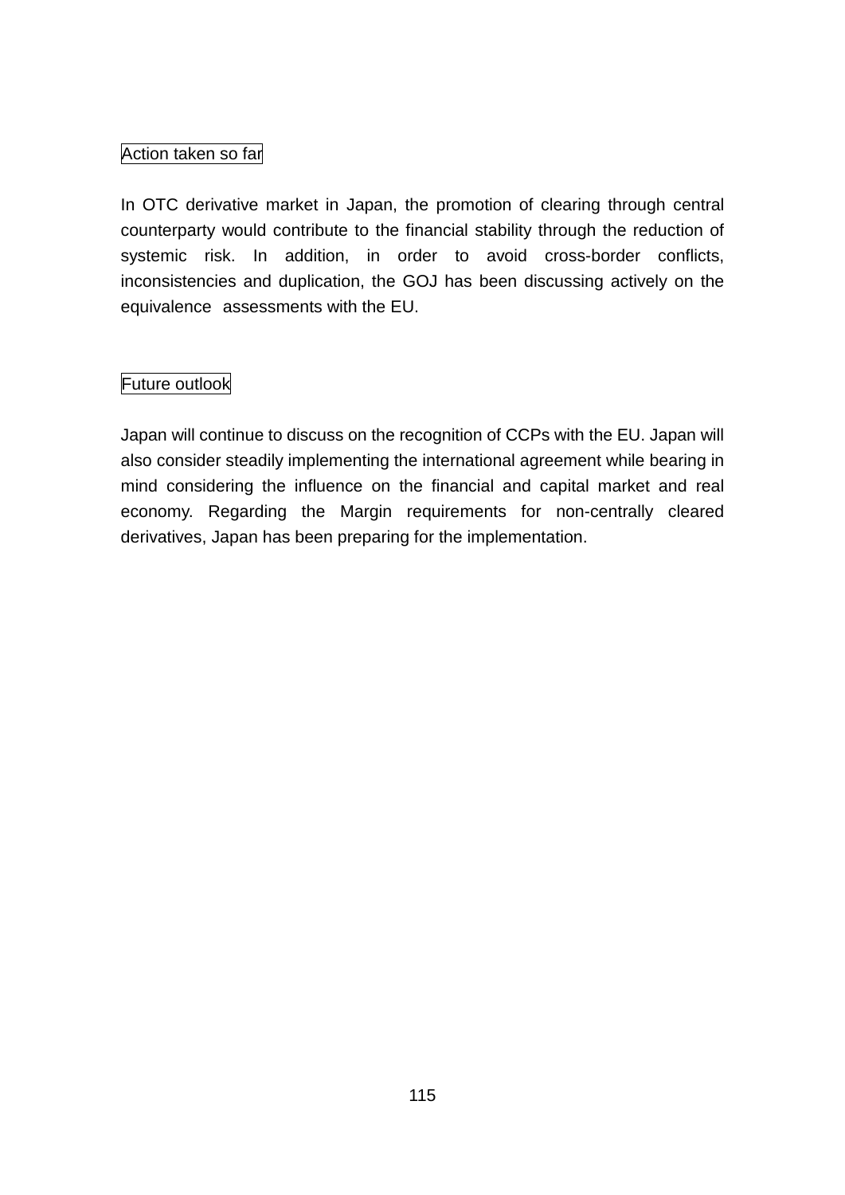Action taken so far

In OTC derivative market in Japan, the promotion of clearing through central counterparty would contribute to the financial stability through the reduction of systemic risk. In addition, in order to avoid cross-border conflicts, inconsistencies and duplication, the GOJ has been discussing actively on the equivalence assessments with the EU.

Future outlook

Japan will continue to discuss on the recognition of CCPs with the EU. Japan will also consider steadily implementing the international agreement while bearing in mind considering the influence on the financial and capital market and real economy. Regarding the Margin requirements for non-centrally cleared derivatives, Japan has been preparing for the implementation.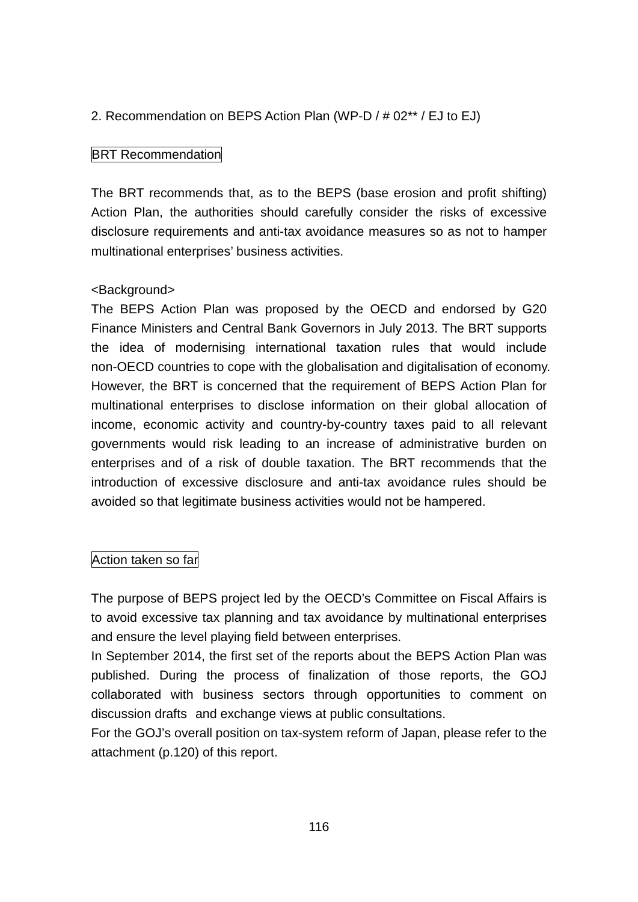## 2. Recommendation on BEPS Action Plan (WP-D / # 02** / EJ to EJ)

### BRT Recommendation

The BRT recommends that, as to the BEPS (base erosion and profit shifting) Action Plan, the authorities should carefully consider the risks of excessive disclosure requirements and anti-tax avoidance measures so as not to hamper multinational enterprises' business activities.

<Background>

The BEPS Action Plan was proposed by the OECD and endorsed by G20 Finance Ministers and Central Bank Governors in July 2013. The BRT supports the idea of modernising international taxation rules that would include non-OECD countries to cope with the globalisation and digitalisation of economy. However, the BRT is concerned that the requirement of BEPS Action Plan for multinational enterprises to disclose information on their global allocation of income, economic activity and country-by-country taxes paid to all relevant governments would risk leading to an increase of administrative burden on enterprises and of a risk of double taxation. The BRT recommends that the introduction of excessive disclosure and anti-tax avoidance rules should be avoided so that legitimate business activities would not be hampered.

### Action taken so far

The purpose of BEPS project led by the OECD's Committee on Fiscal Affairs is to avoid excessive tax planning and tax avoidance by multinational enterprises and ensure the level playing field between enterprises.

In September 2014, the first set of the reports about the BEPS Action Plan was published. During the process of finalization of those reports, the GOJ collaborated with business sectors through opportunities to comment on discussion drafts and exchange views at public consultations.

For the GOJ's overall position on tax-system reform of Japan, please refer to the attachment (p.120) of this report.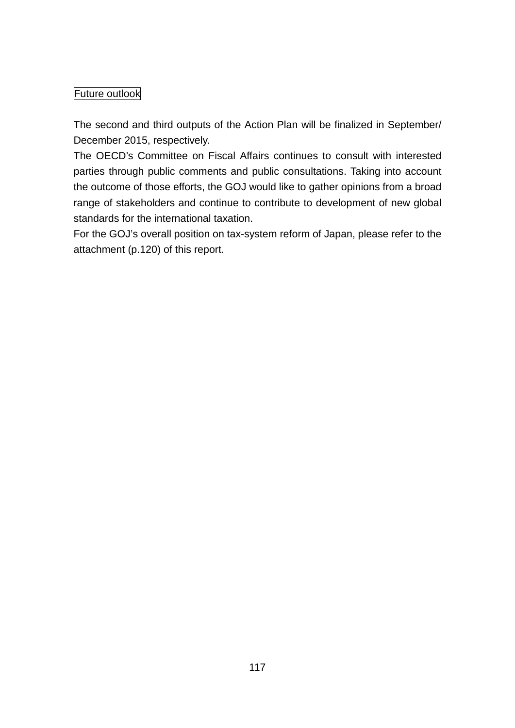### Future outlook

The second and third outputs of the Action Plan will be finalized in September/ December 2015, respectively.

The OECD's Committee on Fiscal Affairs continues to consult with interested parties through public comments and public consultations. Taking into account the outcome of those efforts, the GOJ would like to gather opinions from a broad range of stakeholders and continue to contribute to development of new global standards for the international taxation.

For the GOJ's overall position on tax-system reform of Japan, please refer to the attachment (p.120) of this report.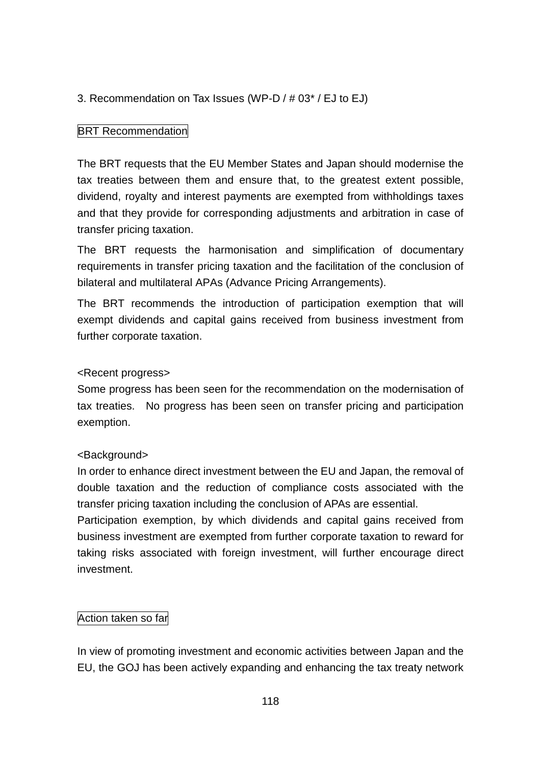### 3. Recommendation on Tax Issues (WP-D / # 03* / EJ to EJ)

**BRT Recommendation**

The BRT requests that the EU Member States and Japan should modernise the tax treaties between them and ensure that, to the greatest extent possible, dividend, royalty and interest payments are exempted from withholdings taxes and that they provide for corresponding adjustments and arbitration in case of transfer pricing taxation.

The BRT requests the harmonisation and simplification of documentary requirements in transfer pricing taxation and the facilitation of the conclusion of bilateral and multilateral APAs (Advance Pricing Arrangements).

The BRT recommends the introduction of participation exemption that will exempt dividends and capital gains received from business investment from further corporate taxation.

<Recent progress>
Some progress has been seen for the recommendation on the modernisation of tax treaties. No progress has been seen on transfer pricing and participation exemption.

<Background>
In order to enhance direct investment between the EU and Japan, the removal of double taxation and the reduction of compliance costs associated with the transfer pricing taxation including the conclusion of APAs are essential.
Participation exemption, by which dividends and capital gains received from business investment are exempted from further corporate taxation to reward for taking risks associated with foreign investment, will further encourage direct investment.

**Action taken so far**

In view of promoting investment and economic activities between Japan and the EU, the GOJ has been actively expanding and enhancing the tax treaty network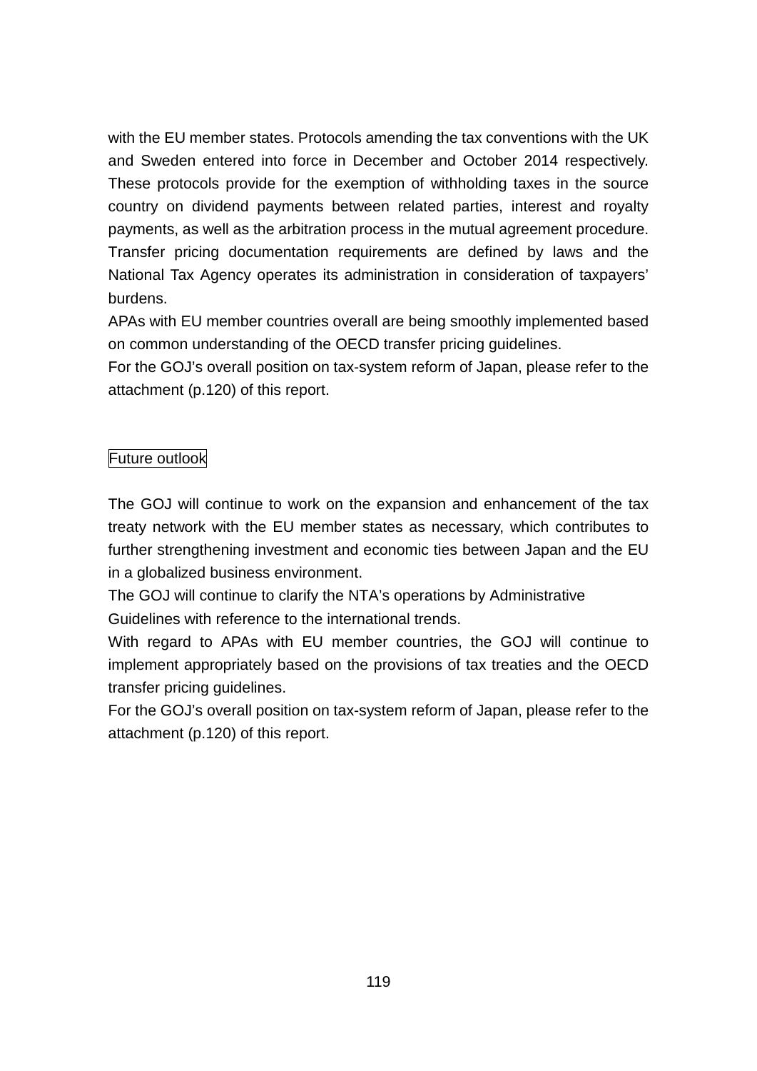with the EU member states. Protocols amending the tax conventions with the UK and Sweden entered into force in December and October 2014 respectively. These protocols provide for the exemption of withholding taxes in the source country on dividend payments between related parties, interest and royalty payments, as well as the arbitration process in the mutual agreement procedure.
Transfer pricing documentation requirements are defined by laws and the National Tax Agency operates its administration in consideration of taxpayers' burdens.
APAs with EU member countries overall are being smoothly implemented based on common understanding of the OECD transfer pricing guidelines.
For the GOJ's overall position on tax-system reform of Japan, please refer to the attachment (p.120) of this report.

Future outlook

The GOJ will continue to work on the expansion and enhancement of the tax treaty network with the EU member states as necessary, which contributes to further strengthening investment and economic ties between Japan and the EU in a globalized business environment.
The GOJ will continue to clarify the NTA's operations by Administrative Guidelines with reference to the international trends.
With regard to APAs with EU member countries, the GOJ will continue to implement appropriately based on the provisions of tax treaties and the OECD transfer pricing guidelines.
For the GOJ's overall position on tax-system reform of Japan, please refer to the attachment (p.120) of this report.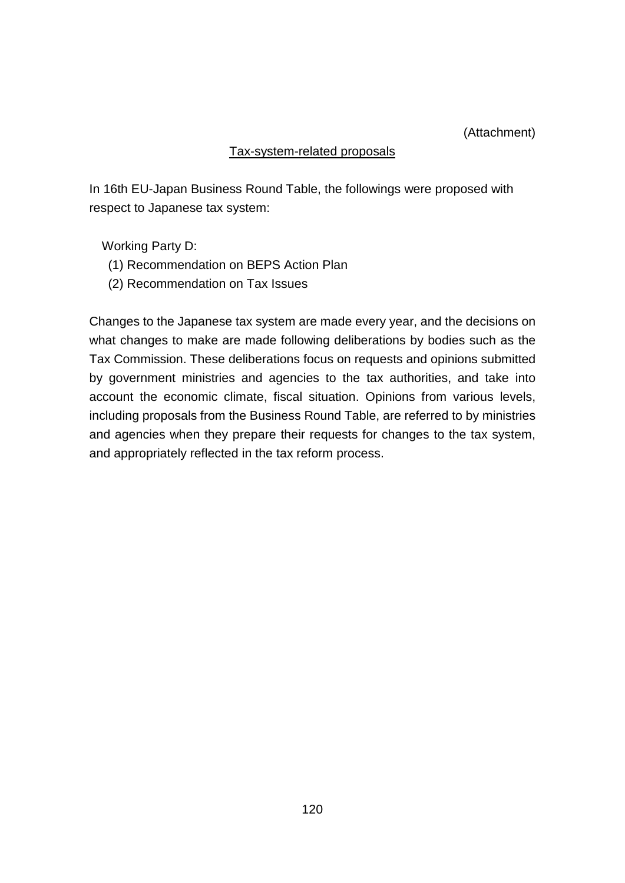(Attachment)

## Tax-system-related proposals

In 16th EU-Japan Business Round Table, the followings were proposed with respect to Japanese tax system:

Working Party D:

(1) Recommendation on BEPS Action Plan

(2) Recommendation on Tax Issues

Changes to the Japanese tax system are made every year, and the decisions on what changes to make are made following deliberations by bodies such as the Tax Commission. These deliberations focus on requests and opinions submitted by government ministries and agencies to the tax authorities, and take into account the economic climate, fiscal situation. Opinions from various levels, including proposals from the Business Round Table, are referred to by ministries and agencies when they prepare their requests for changes to the tax system, and appropriately reflected in the tax reform process.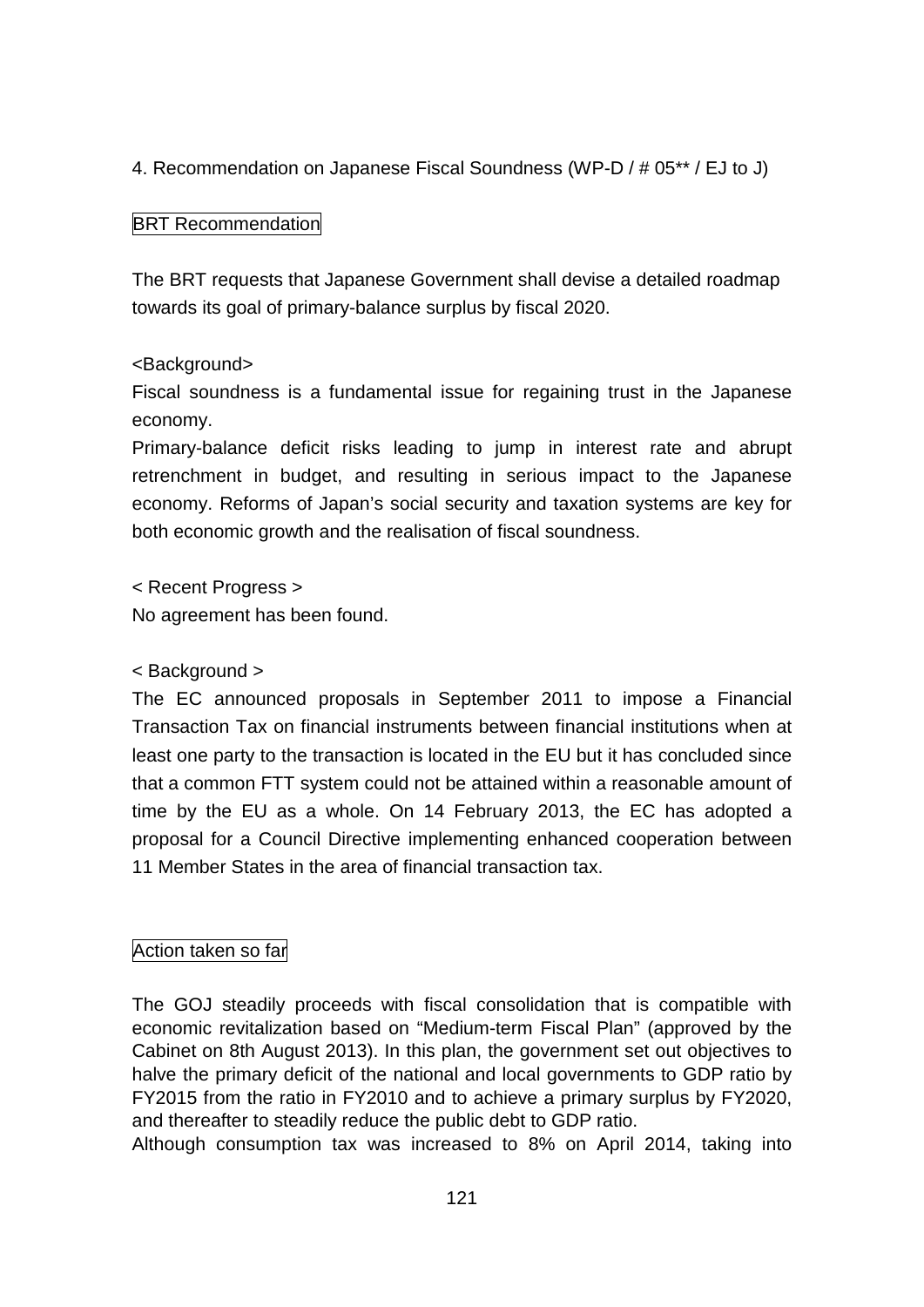4. Recommendation on Japanese Fiscal Soundness (WP-D / # 05** / EJ to J)

BRT Recommendation

The BRT requests that Japanese Government shall devise a detailed roadmap towards its goal of primary-balance surplus by fiscal 2020.

<Background>

Fiscal soundness is a fundamental issue for regaining trust in the Japanese economy.

Primary-balance deficit risks leading to jump in interest rate and abrupt retrenchment in budget, and resulting in serious impact to the Japanese economy. Reforms of Japan's social security and taxation systems are key for both economic growth and the realisation of fiscal soundness.

< Recent Progress >

No agreement has been found.

< Background >

The EC announced proposals in September 2011 to impose a Financial Transaction Tax on financial instruments between financial institutions when at least one party to the transaction is located in the EU but it has concluded since that a common FTT system could not be attained within a reasonable amount of time by the EU as a whole. On 14 February 2013, the EC has adopted a proposal for a Council Directive implementing enhanced cooperation between 11 Member States in the area of financial transaction tax.

Action taken so far

The GOJ steadily proceeds with fiscal consolidation that is compatible with economic revitalization based on "Medium-term Fiscal Plan" (approved by the Cabinet on 8th August 2013). In this plan, the government set out objectives to halve the primary deficit of the national and local governments to GDP ratio by FY2015 from the ratio in FY2010 and to achieve a primary surplus by FY2020, and thereafter to steadily reduce the public debt to GDP ratio.

Although consumption tax was increased to 8% on April 2014, taking into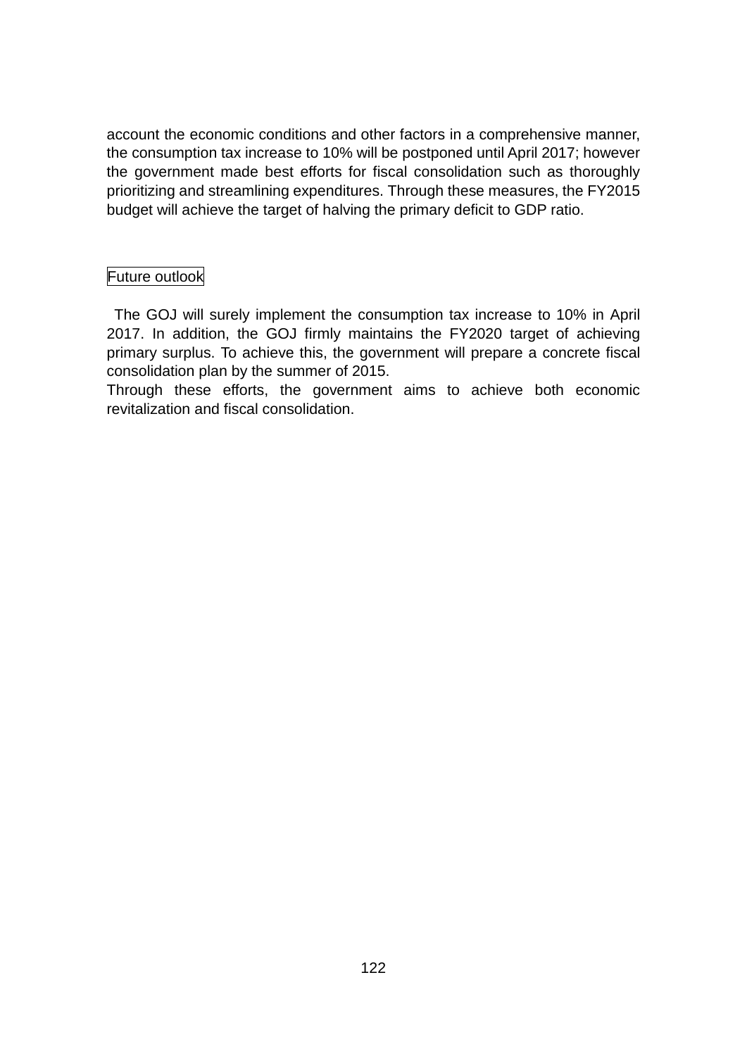account the economic conditions and other factors in a comprehensive manner, the consumption tax increase to 10% will be postponed until April 2017; however the government made best efforts for fiscal consolidation such as thoroughly prioritizing and streamlining expenditures. Through these measures, the FY2015 budget will achieve the target of halving the primary deficit to GDP ratio.

## Future outlook

The GOJ will surely implement the consumption tax increase to 10% in April 2017. In addition, the GOJ firmly maintains the FY2020 target of achieving primary surplus. To achieve this, the government will prepare a concrete fiscal consolidation plan by the summer of 2015.

Through these efforts, the government aims to achieve both economic revitalization and fiscal consolidation.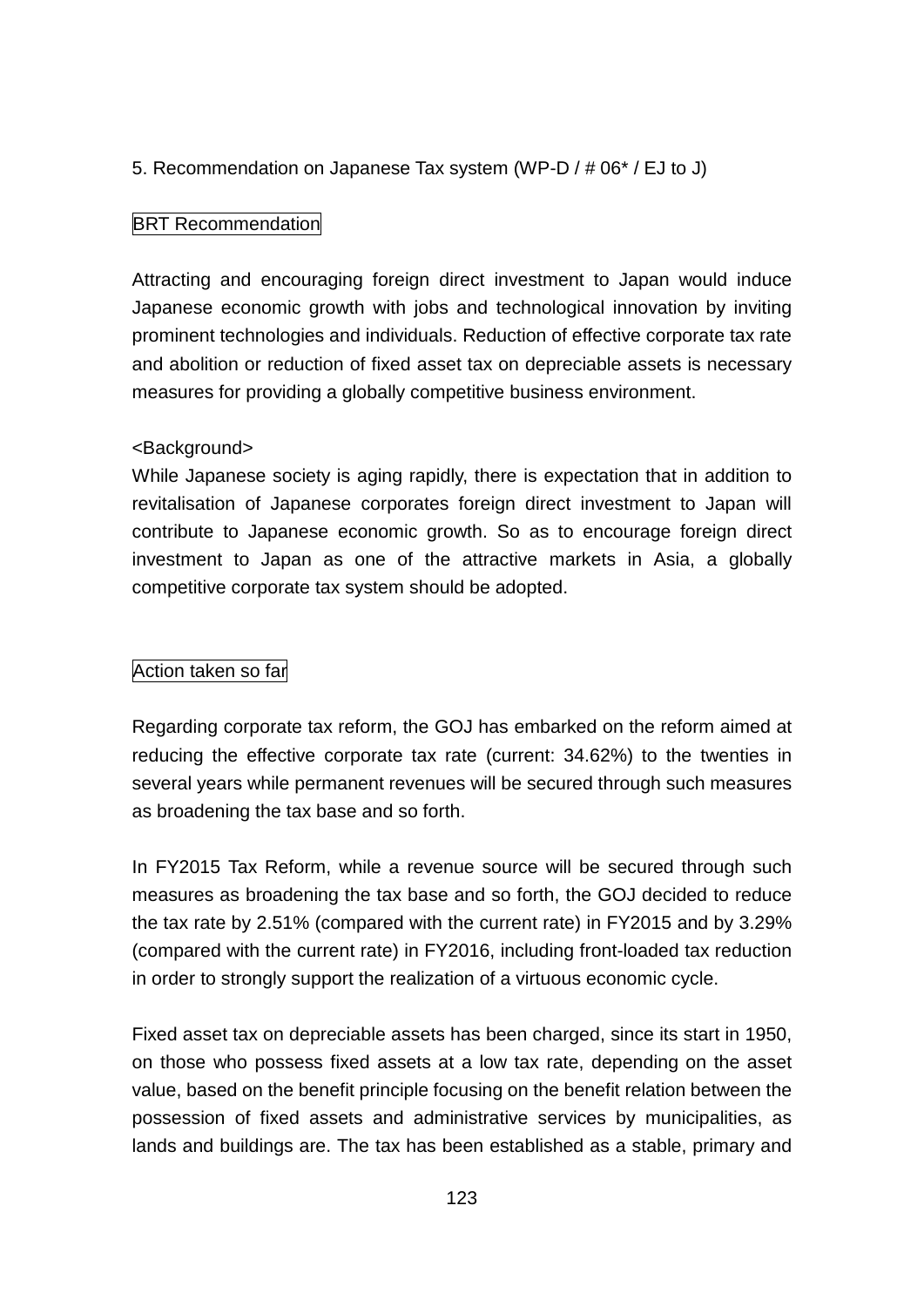5. Recommendation on Japanese Tax system (WP-D / # 06* / EJ to J)

BRT Recommendation

Attracting and encouraging foreign direct investment to Japan would induce Japanese economic growth with jobs and technological innovation by inviting prominent technologies and individuals. Reduction of effective corporate tax rate and abolition or reduction of fixed asset tax on depreciable assets is necessary measures for providing a globally competitive business environment.

<Background>
While Japanese society is aging rapidly, there is expectation that in addition to revitalisation of Japanese corporates foreign direct investment to Japan will contribute to Japanese economic growth. So as to encourage foreign direct investment to Japan as one of the attractive markets in Asia, a globally competitive corporate tax system should be adopted.

Action taken so far

Regarding corporate tax reform, the GOJ has embarked on the reform aimed at reducing the effective corporate tax rate (current: 34.62%) to the twenties in several years while permanent revenues will be secured through such measures as broadening the tax base and so forth.

In FY2015 Tax Reform, while a revenue source will be secured through such measures as broadening the tax base and so forth, the GOJ decided to reduce the tax rate by 2.51% (compared with the current rate) in FY2015 and by 3.29% (compared with the current rate) in FY2016, including front-loaded tax reduction in order to strongly support the realization of a virtuous economic cycle.

Fixed asset tax on depreciable assets has been charged, since its start in 1950, on those who possess fixed assets at a low tax rate, depending on the asset value, based on the benefit principle focusing on the benefit relation between the possession of fixed assets and administrative services by municipalities, as lands and buildings are. The tax has been established as a stable, primary and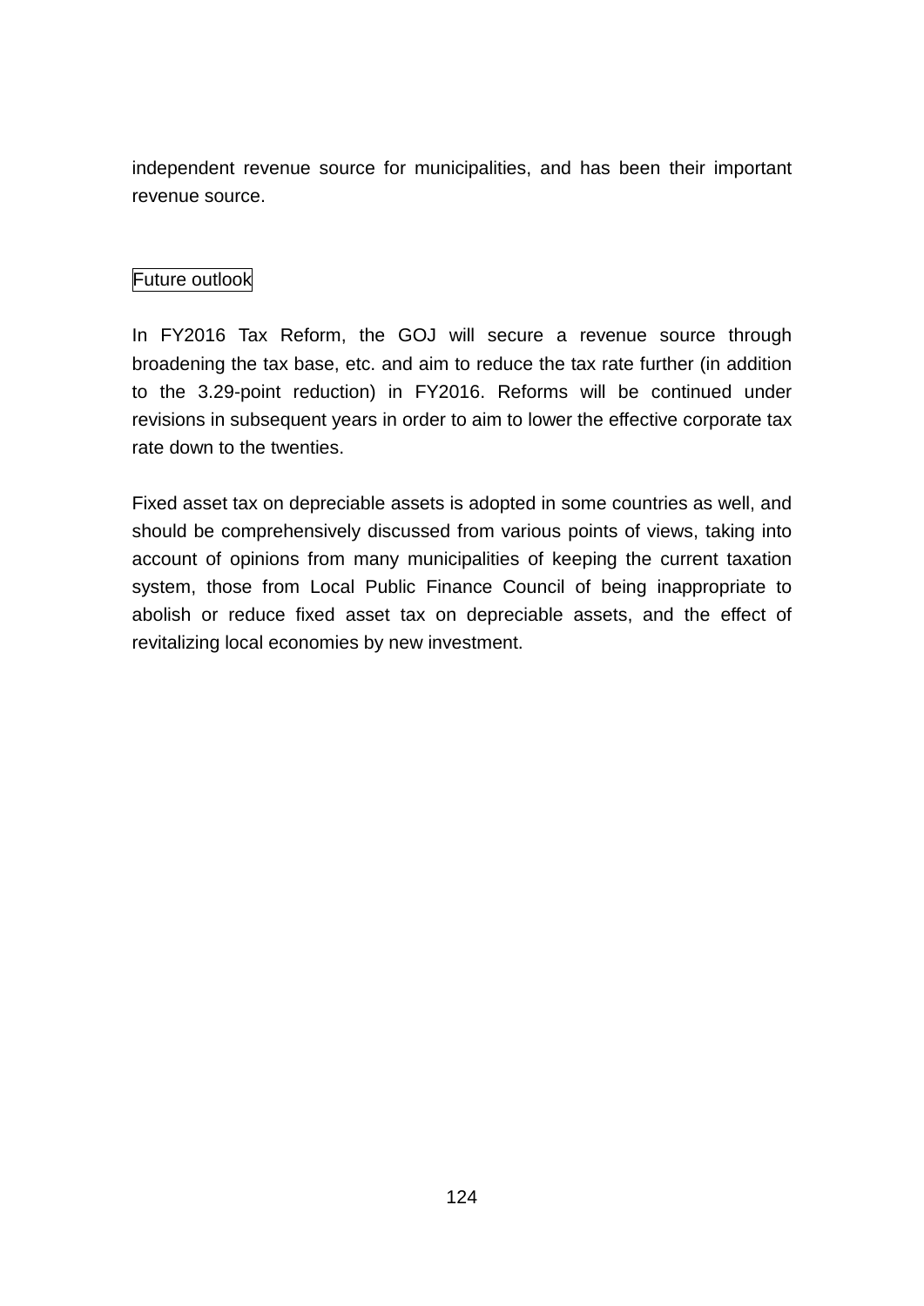independent revenue source for municipalities, and has been their important revenue source.

## Future outlook

In FY2016 Tax Reform, the GOJ will secure a revenue source through broadening the tax base, etc. and aim to reduce the tax rate further (in addition to the 3.29-point reduction) in FY2016. Reforms will be continued under revisions in subsequent years in order to aim to lower the effective corporate tax rate down to the twenties.

Fixed asset tax on depreciable assets is adopted in some countries as well, and should be comprehensively discussed from various points of views, taking into account of opinions from many municipalities of keeping the current taxation system, those from Local Public Finance Council of being inappropriate to abolish or reduce fixed asset tax on depreciable assets, and the effect of revitalizing local economies by new investment.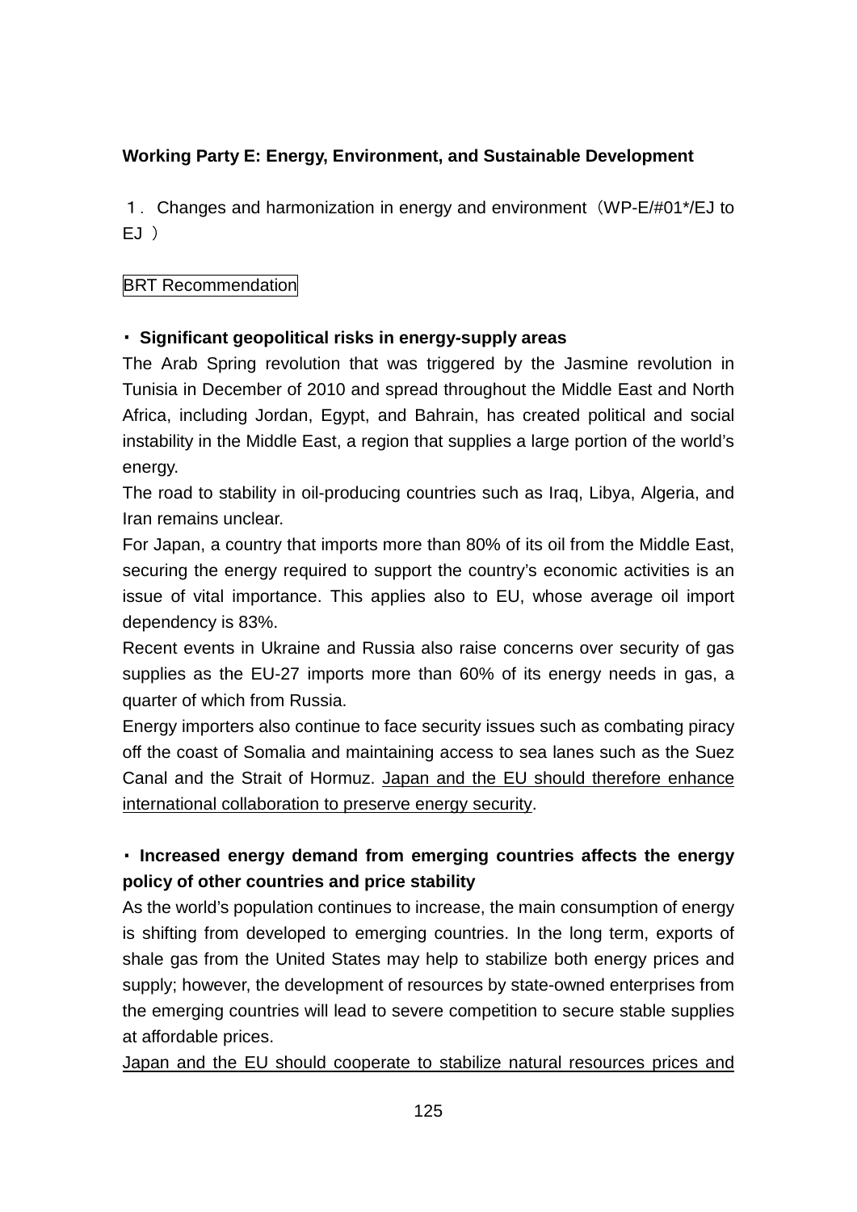**Working Party E: Energy, Environment, and Sustainable Development**

１． Changes and harmonization in energy and environment（WP-E/#01*/EJ to EJ ）

BRT Recommendation

**・ Significant geopolitical risks in energy-supply areas**

The Arab Spring revolution that was triggered by the Jasmine revolution in Tunisia in December of 2010 and spread throughout the Middle East and North Africa, including Jordan, Egypt, and Bahrain, has created political and social instability in the Middle East, a region that supplies a large portion of the world's energy.

The road to stability in oil-producing countries such as Iraq, Libya, Algeria, and Iran remains unclear.

For Japan, a country that imports more than 80% of its oil from the Middle East, securing the energy required to support the country's economic activities is an issue of vital importance. This applies also to EU, whose average oil import dependency is 83%.

Recent events in Ukraine and Russia also raise concerns over security of gas supplies as the EU-27 imports more than 60% of its energy needs in gas, a quarter of which from Russia.

Energy importers also continue to face security issues such as combating piracy off the coast of Somalia and maintaining access to sea lanes such as the Suez Canal and the Strait of Hormuz. <u>Japan and the EU should therefore enhance international collaboration to preserve energy security</u>.

**・ Increased energy demand from emerging countries affects the energy policy of other countries and price stability**

As the world's population continues to increase, the main consumption of energy is shifting from developed to emerging countries. In the long term, exports of shale gas from the United States may help to stabilize both energy prices and supply; however, the development of resources by state-owned enterprises from the emerging countries will lead to severe competition to secure stable supplies at affordable prices.

<u>Japan and the EU should cooperate to stabilize natural resources prices and</u>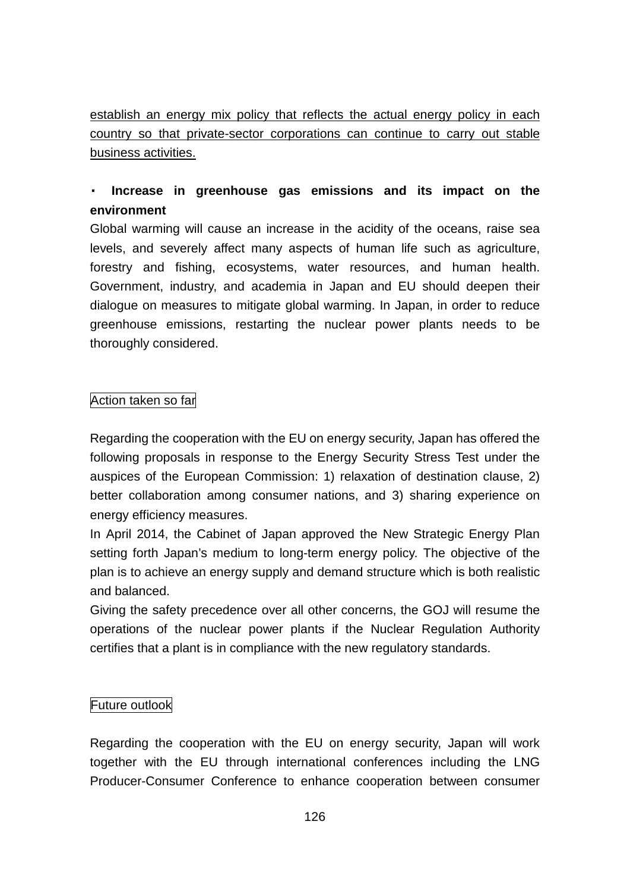<u>establish an energy mix policy that reflects the actual energy policy in each country so that private-sector corporations can continue to carry out stable business activities.</u>

**・ Increase in greenhouse gas emissions and its impact on the environment**

Global warming will cause an increase in the acidity of the oceans, raise sea levels, and severely affect many aspects of human life such as agriculture, forestry and fishing, ecosystems, water resources, and human health. Government, industry, and academia in Japan and EU should deepen their dialogue on measures to mitigate global warming. In Japan, in order to reduce greenhouse emissions, restarting the nuclear power plants needs to be thoroughly considered.

Action taken so far

Regarding the cooperation with the EU on energy security, Japan has offered the following proposals in response to the Energy Security Stress Test under the auspices of the European Commission: 1) relaxation of destination clause, 2) better collaboration among consumer nations, and 3) sharing experience on energy efficiency measures.

In April 2014, the Cabinet of Japan approved the New Strategic Energy Plan setting forth Japan's medium to long-term energy policy. The objective of the plan is to achieve an energy supply and demand structure which is both realistic and balanced.

Giving the safety precedence over all other concerns, the GOJ will resume the operations of the nuclear power plants if the Nuclear Regulation Authority certifies that a plant is in compliance with the new regulatory standards.

Future outlook

Regarding the cooperation with the EU on energy security, Japan will work together with the EU through international conferences including the LNG Producer-Consumer Conference to enhance cooperation between consumer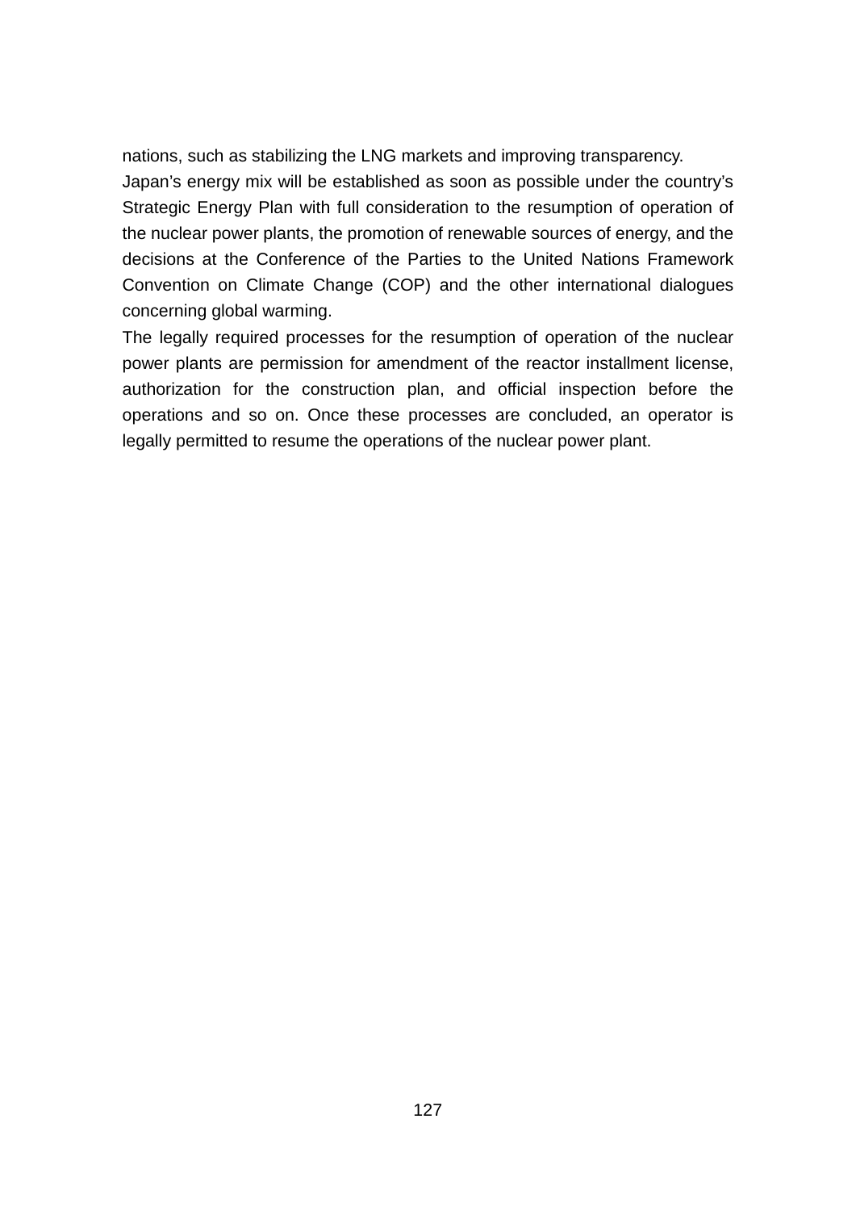nations, such as stabilizing the LNG markets and improving transparency.

Japan’s energy mix will be established as soon as possible under the country’s Strategic Energy Plan with full consideration to the resumption of operation of the nuclear power plants, the promotion of renewable sources of energy, and the decisions at the Conference of the Parties to the United Nations Framework Convention on Climate Change (COP) and the other international dialogues concerning global warming.

The legally required processes for the resumption of operation of the nuclear power plants are permission for amendment of the reactor installment license, authorization for the construction plan, and official inspection before the operations and so on. Once these processes are concluded, an operator is legally permitted to resume the operations of the nuclear power plant.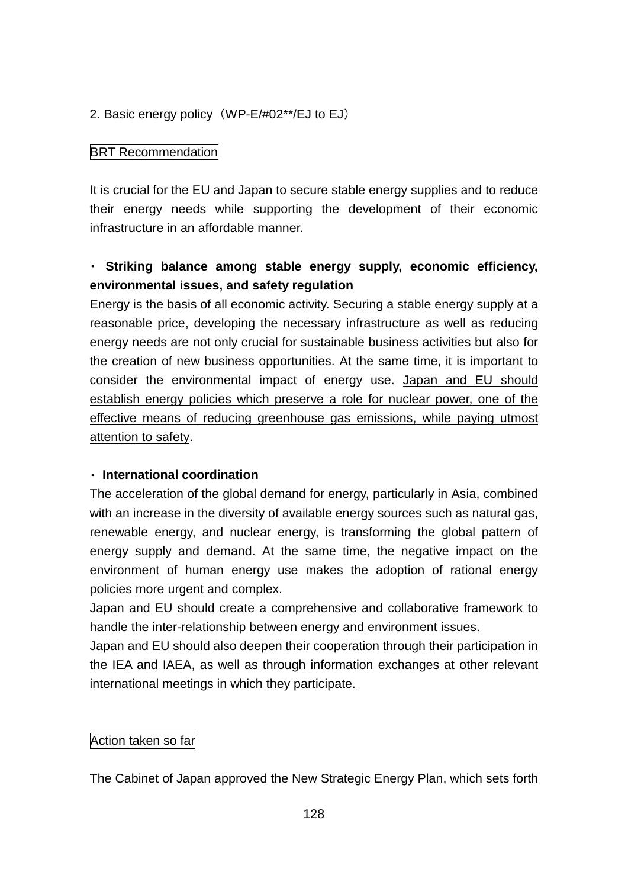## 2. Basic energy policy（WP-E/#02**/EJ to EJ）

BRT Recommendation

It is crucial for the EU and Japan to secure stable energy supplies and to reduce their energy needs while supporting the development of their economic infrastructure in an affordable manner.

**・ Striking balance among stable energy supply, economic efficiency, environmental issues, and safety regulation**

Energy is the basis of all economic activity. Securing a stable energy supply at a reasonable price, developing the necessary infrastructure as well as reducing energy needs are not only crucial for sustainable business activities but also for the creation of new business opportunities. At the same time, it is important to consider the environmental impact of energy use. Japan and EU should establish energy policies which preserve a role for nuclear power, one of the effective means of reducing greenhouse gas emissions, while paying utmost attention to safety.

**・ International coordination**

The acceleration of the global demand for energy, particularly in Asia, combined with an increase in the diversity of available energy sources such as natural gas, renewable energy, and nuclear energy, is transforming the global pattern of energy supply and demand. At the same time, the negative impact on the environment of human energy use makes the adoption of rational energy policies more urgent and complex.

Japan and EU should create a comprehensive and collaborative framework to handle the inter-relationship between energy and environment issues.

Japan and EU should also deepen their cooperation through their participation in the IEA and IAEA, as well as through information exchanges at other relevant international meetings in which they participate.

Action taken so far

The Cabinet of Japan approved the New Strategic Energy Plan, which sets forth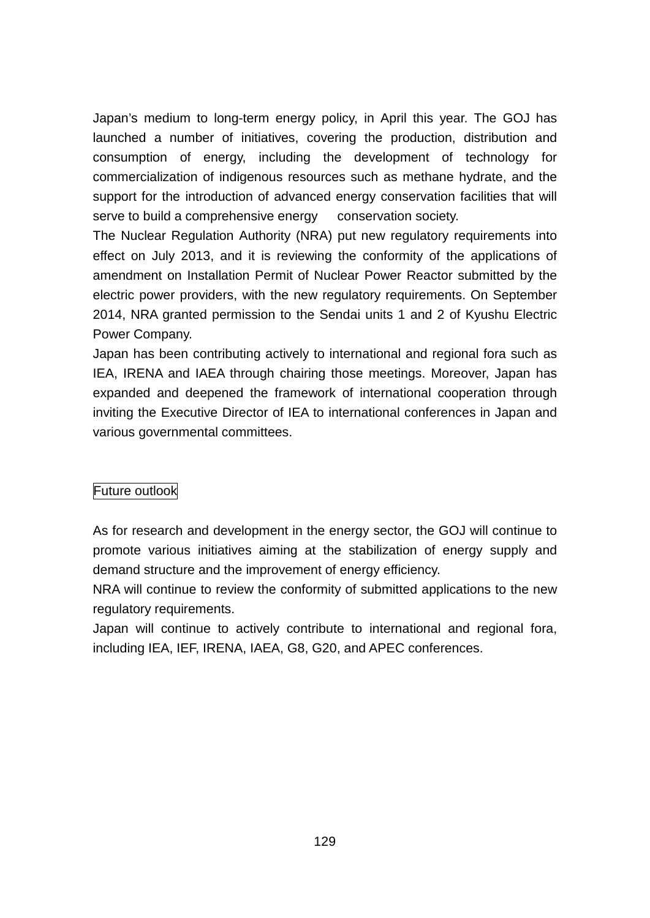Japan’s medium to long-term energy policy, in April this year. The GOJ has launched a number of initiatives, covering the production, distribution and consumption of energy, including the development of technology for commercialization of indigenous resources such as methane hydrate, and the support for the introduction of advanced energy conservation facilities that will serve to build a comprehensive energy conservation society.

The Nuclear Regulation Authority (NRA) put new regulatory requirements into effect on July 2013, and it is reviewing the conformity of the applications of amendment on Installation Permit of Nuclear Power Reactor submitted by the electric power providers, with the new regulatory requirements. On September 2014, NRA granted permission to the Sendai units 1 and 2 of Kyushu Electric Power Company.

Japan has been contributing actively to international and regional fora such as IEA, IRENA and IAEA through chairing those meetings. Moreover, Japan has expanded and deepened the framework of international cooperation through inviting the Executive Director of IEA to international conferences in Japan and various governmental committees.

## Future outlook

As for research and development in the energy sector, the GOJ will continue to promote various initiatives aiming at the stabilization of energy supply and demand structure and the improvement of energy efficiency.

NRA will continue to review the conformity of submitted applications to the new regulatory requirements.

Japan will continue to actively contribute to international and regional fora, including IEA, IEF, IRENA, IAEA, G8, G20, and APEC conferences.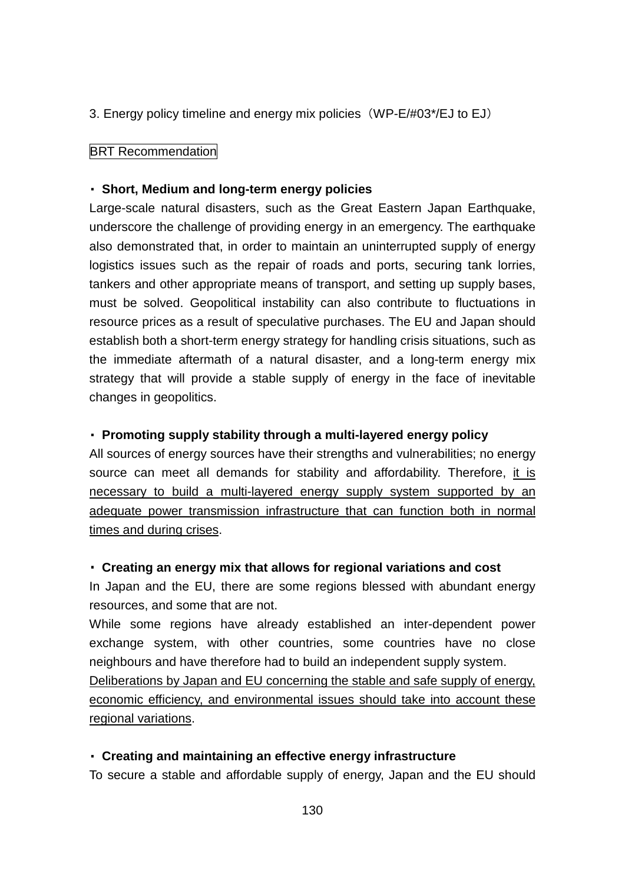3. Energy policy timeline and energy mix policies（WP-E/#03*/EJ to EJ）

BRT Recommendation

・ **Short, Medium and long-term energy policies**

Large-scale natural disasters, such as the Great Eastern Japan Earthquake, underscore the challenge of providing energy in an emergency. The earthquake also demonstrated that, in order to maintain an uninterrupted supply of energy logistics issues such as the repair of roads and ports, securing tank lorries, tankers and other appropriate means of transport, and setting up supply bases, must be solved. Geopolitical instability can also contribute to fluctuations in resource prices as a result of speculative purchases. The EU and Japan should establish both a short-term energy strategy for handling crisis situations, such as the immediate aftermath of a natural disaster, and a long-term energy mix strategy that will provide a stable supply of energy in the face of inevitable changes in geopolitics.

・ **Promoting supply stability through a multi-layered energy policy**

All sources of energy sources have their strengths and vulnerabilities; no energy source can meet all demands for stability and affordability. Therefore, it is necessary to build a multi-layered energy supply system supported by an adequate power transmission infrastructure that can function both in normal times and during crises.

・ **Creating an energy mix that allows for regional variations and cost**

In Japan and the EU, there are some regions blessed with abundant energy resources, and some that are not.

While some regions have already established an inter-dependent power exchange system, with other countries, some countries have no close neighbours and have therefore had to build an independent supply system.

Deliberations by Japan and EU concerning the stable and safe supply of energy, economic efficiency, and environmental issues should take into account these regional variations.

・ **Creating and maintaining an effective energy infrastructure**

To secure a stable and affordable supply of energy, Japan and the EU should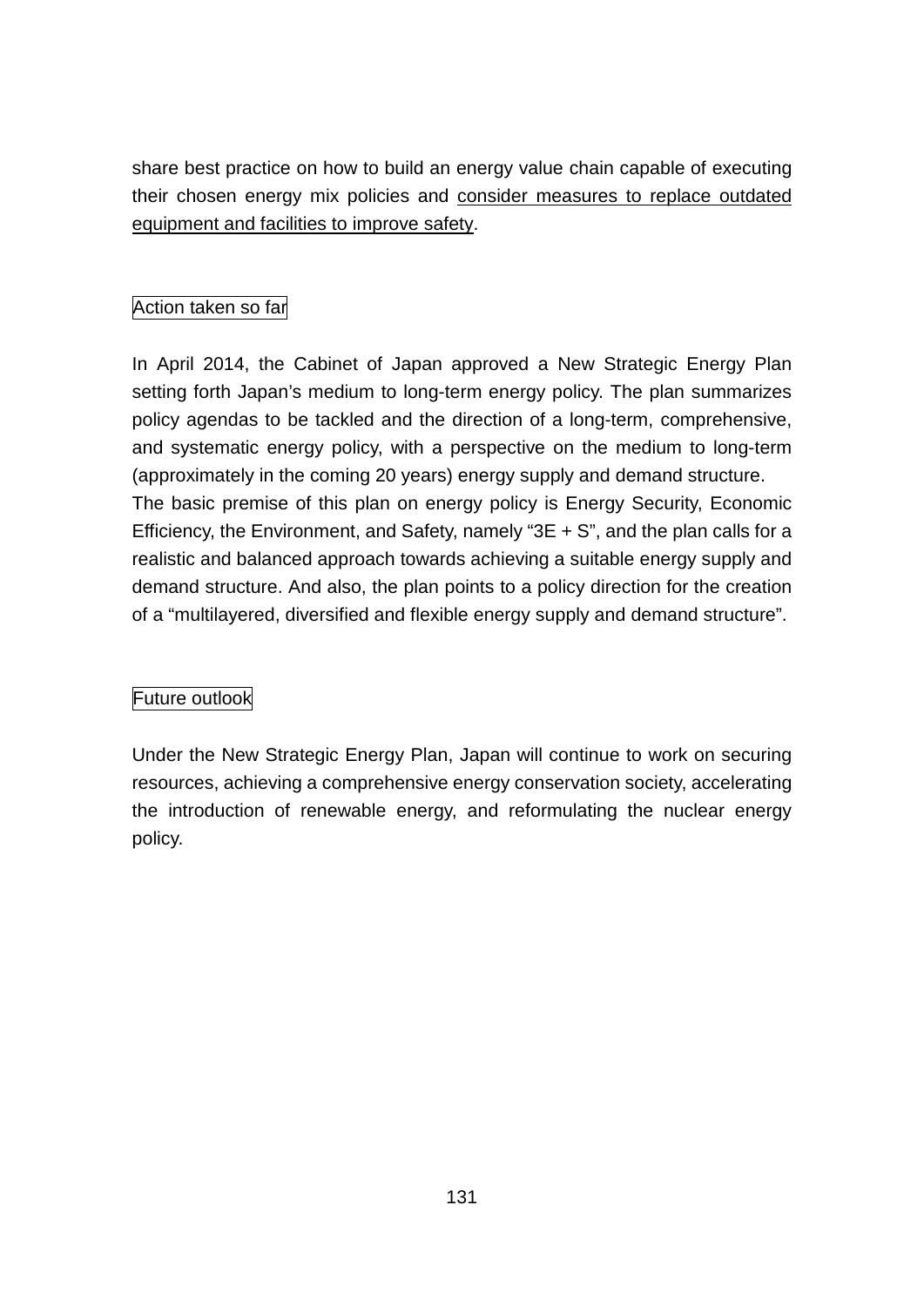share best practice on how to build an energy value chain capable of executing their chosen energy mix policies and consider measures to replace outdated equipment and facilities to improve safety.

### Action taken so far

In April 2014, the Cabinet of Japan approved a New Strategic Energy Plan setting forth Japan's medium to long-term energy policy. The plan summarizes policy agendas to be tackled and the direction of a long-term, comprehensive, and systematic energy policy, with a perspective on the medium to long-term (approximately in the coming 20 years) energy supply and demand structure.
The basic premise of this plan on energy policy is Energy Security, Economic Efficiency, the Environment, and Safety, namely "3E + S", and the plan calls for a realistic and balanced approach towards achieving a suitable energy supply and demand structure. And also, the plan points to a policy direction for the creation of a "multilayered, diversified and flexible energy supply and demand structure".

### Future outlook

Under the New Strategic Energy Plan, Japan will continue to work on securing resources, achieving a comprehensive energy conservation society, accelerating the introduction of renewable energy, and reformulating the nuclear energy policy.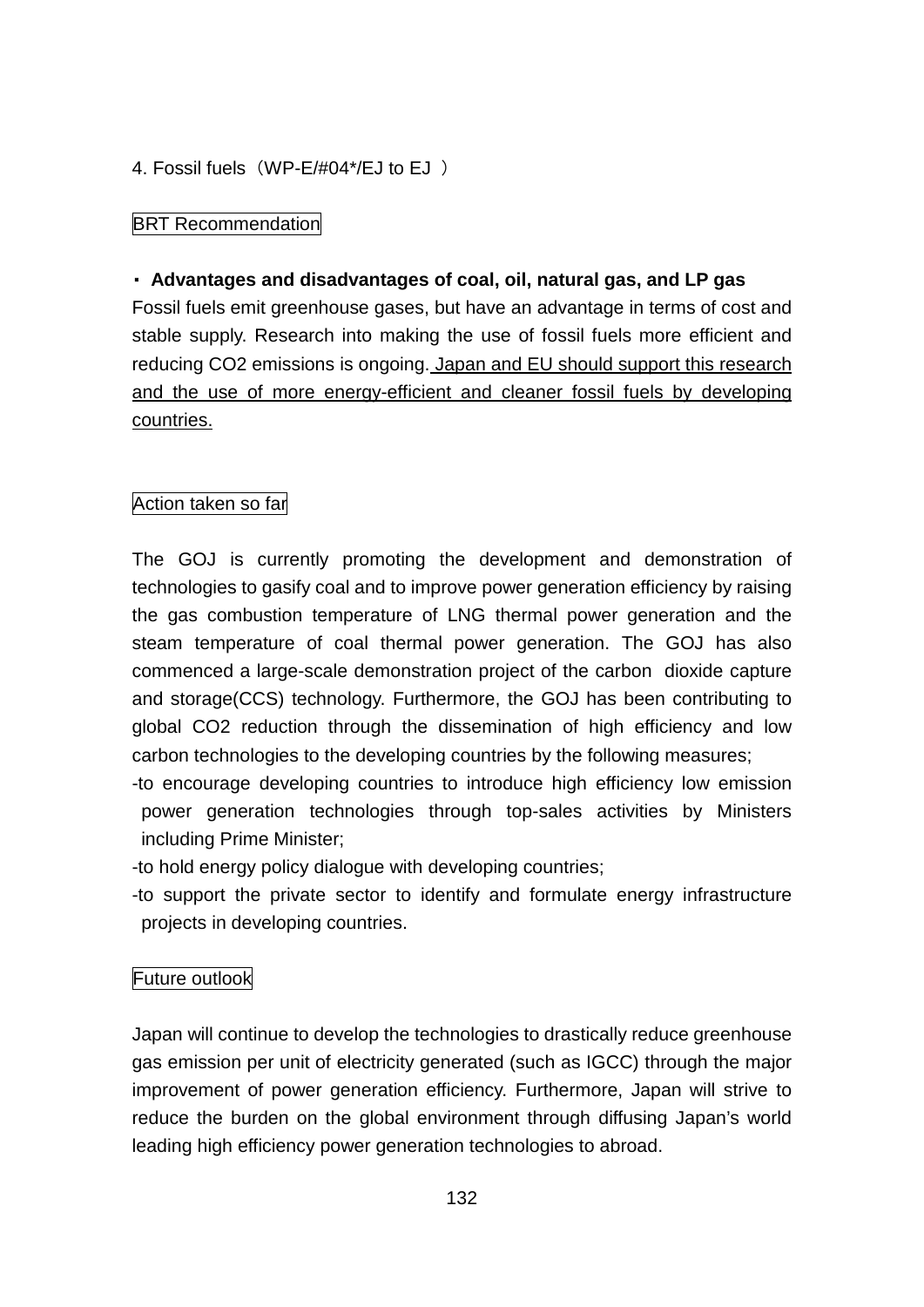4. Fossil fuels（WP-E/#04*/EJ to EJ ）

BRT Recommendation

・ **Advantages and disadvantages of coal, oil, natural gas, and LP gas**

Fossil fuels emit greenhouse gases, but have an advantage in terms of cost and stable supply. Research into making the use of fossil fuels more efficient and reducing $CO_2$ emissions is ongoing. <u>Japan and EU should support this research and the use of more energy-efficient and cleaner fossil fuels by developing countries.</u>

Action taken so far

The GOJ is currently promoting the development and demonstration of technologies to gasify coal and to improve power generation efficiency by raising the gas combustion temperature of LNG thermal power generation and the steam temperature of coal thermal power generation. The GOJ has also commenced a large-scale demonstration project of the carbon dioxide capture and storage(CCS) technology. Furthermore, the GOJ has been contributing to global $CO_2$ reduction through the dissemination of high efficiency and low carbon technologies to the developing countries by the following measures;

- to encourage developing countries to introduce high efficiency low emission power generation technologies through top-sales activities by Ministers including Prime Minister;
- to hold energy policy dialogue with developing countries;
- to support the private sector to identify and formulate energy infrastructure projects in developing countries.

Future outlook

Japan will continue to develop the technologies to drastically reduce greenhouse gas emission per unit of electricity generated (such as IGCC) through the major improvement of power generation efficiency. Furthermore, Japan will strive to reduce the burden on the global environment through diffusing Japan’s world leading high efficiency power generation technologies to abroad.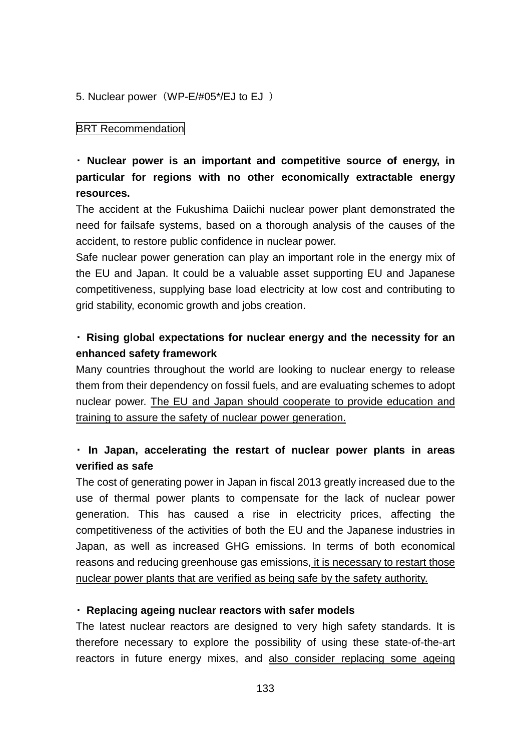5. Nuclear power（WP-E/#05*/EJ to EJ ）

BRT Recommendation

**・ Nuclear power is an important and competitive source of energy, in particular for regions with no other economically extractable energy resources.**

The accident at the Fukushima Daiichi nuclear power plant demonstrated the need for failsafe systems, based on a thorough analysis of the causes of the accident, to restore public confidence in nuclear power.

Safe nuclear power generation can play an important role in the energy mix of the EU and Japan. It could be a valuable asset supporting EU and Japanese competitiveness, supplying base load electricity at low cost and contributing to grid stability, economic growth and jobs creation.

**・ Rising global expectations for nuclear energy and the necessity for an enhanced safety framework**

Many countries throughout the world are looking to nuclear energy to release them from their dependency on fossil fuels, and are evaluating schemes to adopt nuclear power. <u>The EU and Japan should cooperate to provide education and training to assure the safety of nuclear power generation.</u>

**・ In Japan, accelerating the restart of nuclear power plants in areas verified as safe**

The cost of generating power in Japan in fiscal 2013 greatly increased due to the use of thermal power plants to compensate for the lack of nuclear power generation. This has caused a rise in electricity prices, affecting the competitiveness of the activities of both the EU and the Japanese industries in Japan, as well as increased GHG emissions. In terms of both economical reasons and reducing greenhouse gas emissions, <u>it is necessary to restart those nuclear power plants that are verified as being safe by the safety authority.</u>

**・ Replacing ageing nuclear reactors with safer models**

The latest nuclear reactors are designed to very high safety standards. It is therefore necessary to explore the possibility of using these state-of-the-art reactors in future energy mixes, and <u>also consider replacing some ageing</u>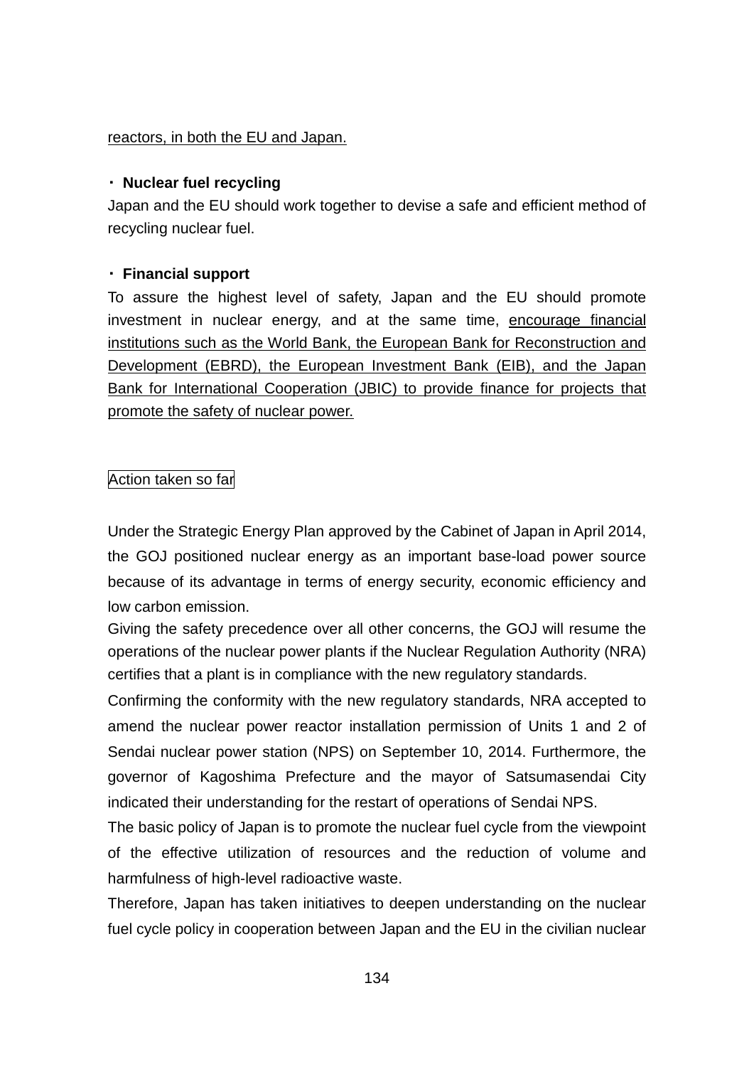<u>reactors, in both the EU and Japan.</u>

・ **Nuclear fuel recycling**

Japan and the EU should work together to devise a safe and efficient method of recycling nuclear fuel.

・ **Financial support**

To assure the highest level of safety, Japan and the EU should promote investment in nuclear energy, and at the same time, <u>encourage financial institutions such as the World Bank, the European Bank for Reconstruction and Development (EBRD), the European Investment Bank (EIB), and the Japan Bank for International Cooperation (JBIC) to provide finance for projects that promote the safety of nuclear power.</u>

Action taken so far

Under the Strategic Energy Plan approved by the Cabinet of Japan in April 2014, the GOJ positioned nuclear energy as an important base-load power source because of its advantage in terms of energy security, economic efficiency and low carbon emission.

Giving the safety precedence over all other concerns, the GOJ will resume the operations of the nuclear power plants if the Nuclear Regulation Authority (NRA) certifies that a plant is in compliance with the new regulatory standards.

Confirming the conformity with the new regulatory standards, NRA accepted to amend the nuclear power reactor installation permission of Units 1 and 2 of Sendai nuclear power station (NPS) on September 10, 2014. Furthermore, the governor of Kagoshima Prefecture and the mayor of Satsumasendai City indicated their understanding for the restart of operations of Sendai NPS.

The basic policy of Japan is to promote the nuclear fuel cycle from the viewpoint of the effective utilization of resources and the reduction of volume and harmfulness of high-level radioactive waste.

Therefore, Japan has taken initiatives to deepen understanding on the nuclear fuel cycle policy in cooperation between Japan and the EU in the civilian nuclear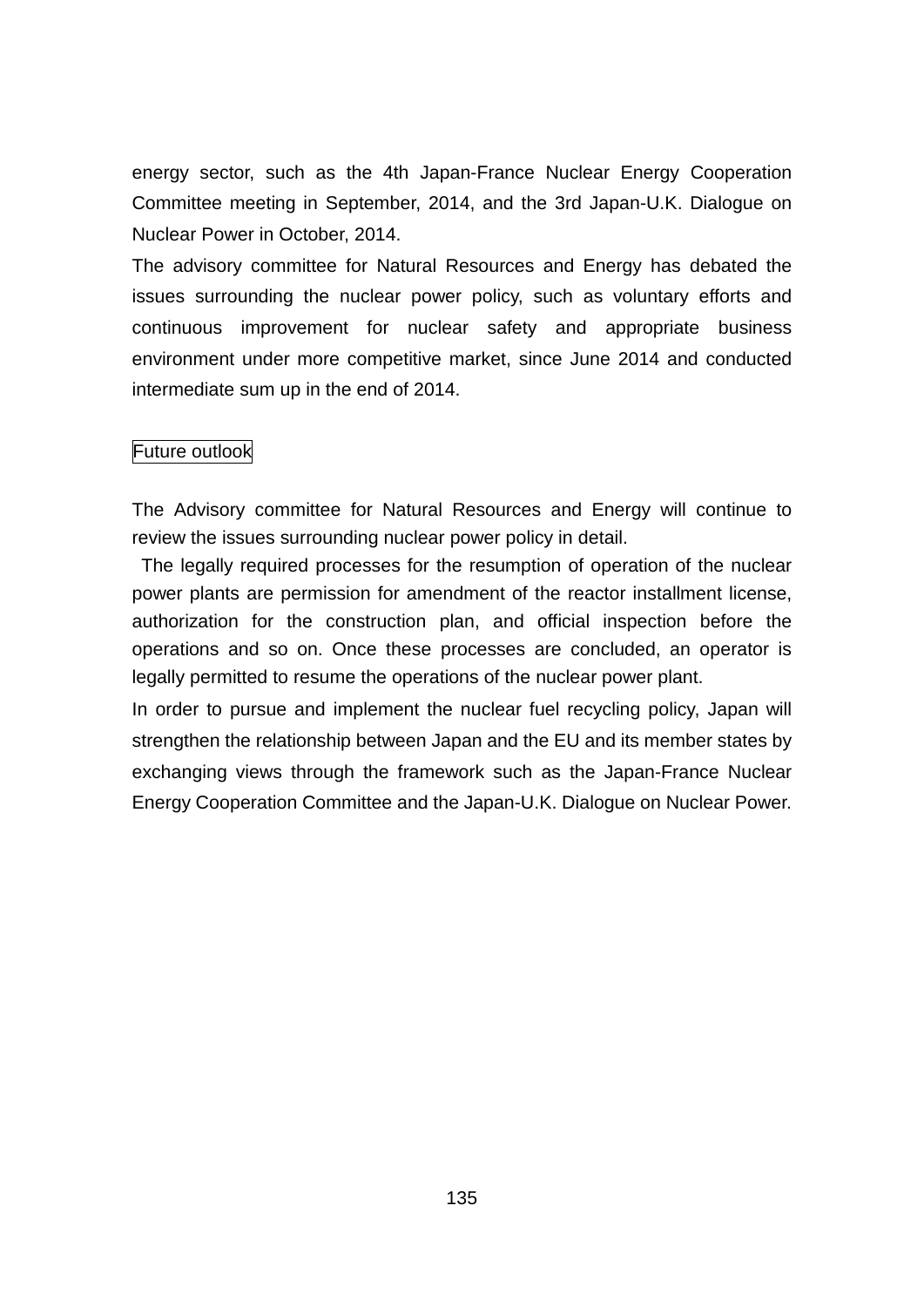energy sector, such as the 4th Japan-France Nuclear Energy Cooperation Committee meeting in September, 2014, and the 3rd Japan-U.K. Dialogue on Nuclear Power in October, 2014.

The advisory committee for Natural Resources and Energy has debated the issues surrounding the nuclear power policy, such as voluntary efforts and continuous improvement for nuclear safety and appropriate business environment under more competitive market, since June 2014 and conducted intermediate sum up in the end of 2014.

## Future outlook

The Advisory committee for Natural Resources and Energy will continue to review the issues surrounding nuclear power policy in detail.

The legally required processes for the resumption of operation of the nuclear power plants are permission for amendment of the reactor installment license, authorization for the construction plan, and official inspection before the operations and so on. Once these processes are concluded, an operator is legally permitted to resume the operations of the nuclear power plant.

In order to pursue and implement the nuclear fuel recycling policy, Japan will strengthen the relationship between Japan and the EU and its member states by exchanging views through the framework such as the Japan-France Nuclear Energy Cooperation Committee and the Japan-U.K. Dialogue on Nuclear Power.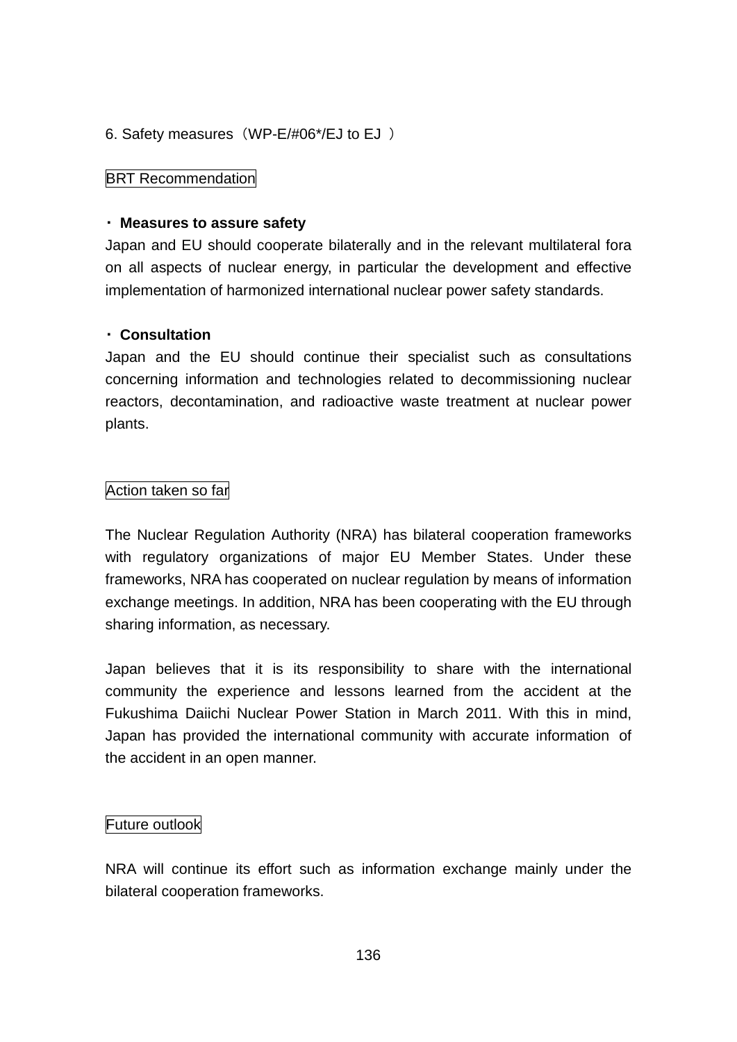6. Safety measures（WP-E/#06*/EJ to EJ ）

BRT Recommendation

・ **Measures to assure safety**

Japan and EU should cooperate bilaterally and in the relevant multilateral fora on all aspects of nuclear energy, in particular the development and effective implementation of harmonized international nuclear power safety standards.

・ **Consultation**

Japan and the EU should continue their specialist such as consultations concerning information and technologies related to decommissioning nuclear reactors, decontamination, and radioactive waste treatment at nuclear power plants.

Action taken so far

The Nuclear Regulation Authority (NRA) has bilateral cooperation frameworks with regulatory organizations of major EU Member States. Under these frameworks, NRA has cooperated on nuclear regulation by means of information exchange meetings. In addition, NRA has been cooperating with the EU through sharing information, as necessary.

Japan believes that it is its responsibility to share with the international community the experience and lessons learned from the accident at the Fukushima Daiichi Nuclear Power Station in March 2011. With this in mind, Japan has provided the international community with accurate information of the accident in an open manner.

Future outlook

NRA will continue its effort such as information exchange mainly under the bilateral cooperation frameworks.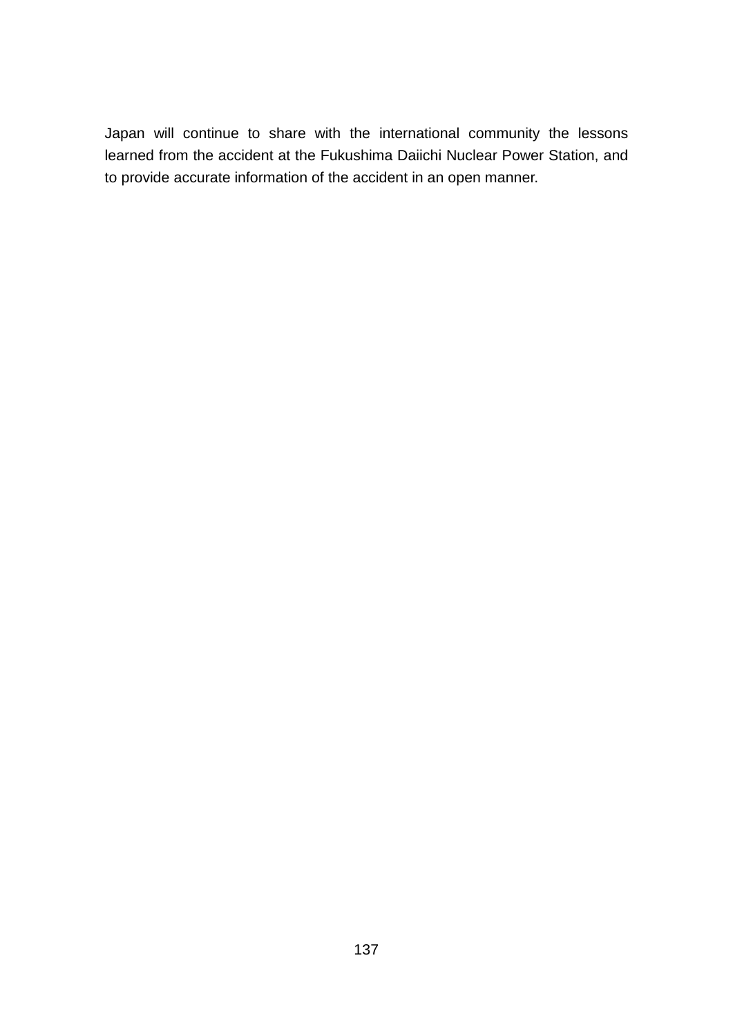Japan will continue to share with the international community the lessons learned from the accident at the Fukushima Daiichi Nuclear Power Station, and to provide accurate information of the accident in an open manner.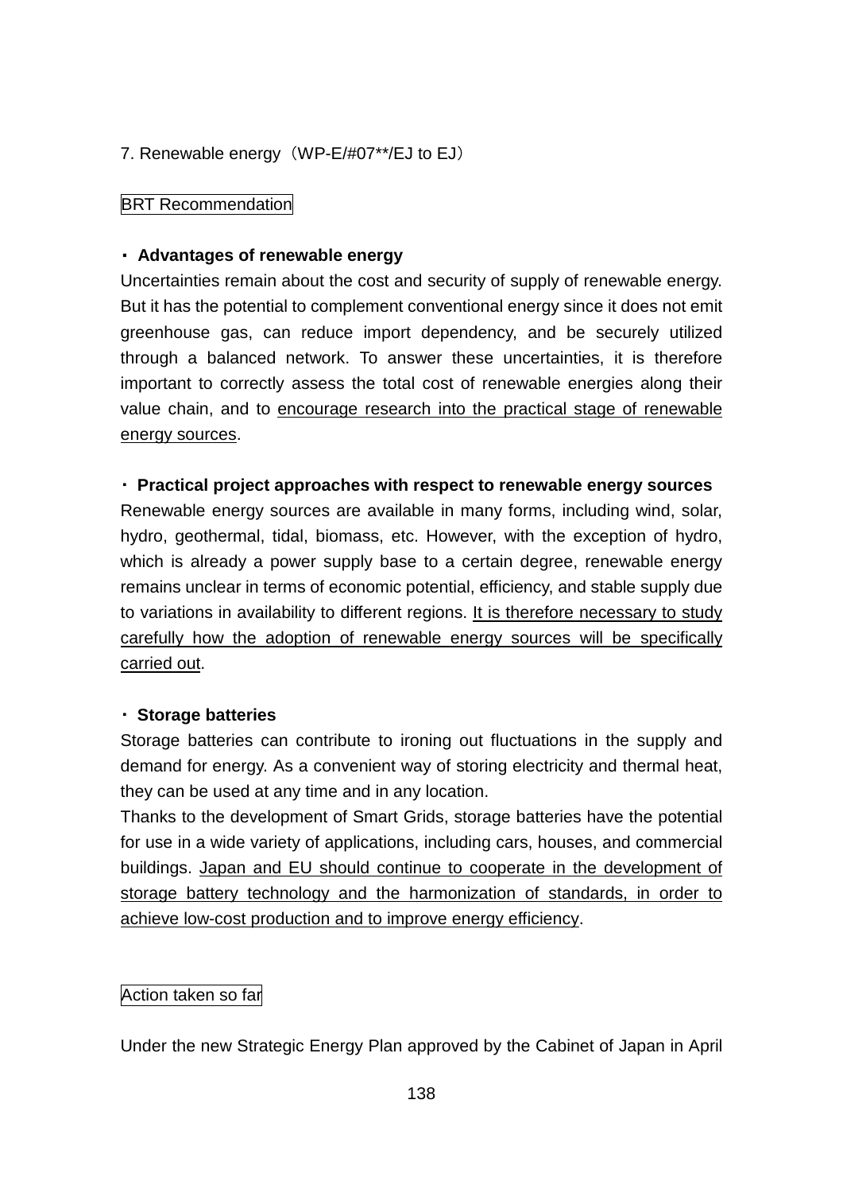7. Renewable energy（WP-E/#07**/EJ to EJ）

BRT Recommendation

・ **Advantages of renewable energy**

Uncertainties remain about the cost and security of supply of renewable energy. But it has the potential to complement conventional energy since it does not emit greenhouse gas, can reduce import dependency, and be securely utilized through a balanced network. To answer these uncertainties, it is therefore important to correctly assess the total cost of renewable energies along their value chain, and to <u>encourage research into the practical stage of renewable energy sources</u>.

・ **Practical project approaches with respect to renewable energy sources**

Renewable energy sources are available in many forms, including wind, solar, hydro, geothermal, tidal, biomass, etc. However, with the exception of hydro, which is already a power supply base to a certain degree, renewable energy remains unclear in terms of economic potential, efficiency, and stable supply due to variations in availability to different regions. <u>It is therefore necessary to study carefully how the adoption of renewable energy sources will be specifically carried out</u>.

・ **Storage batteries**

Storage batteries can contribute to ironing out fluctuations in the supply and demand for energy. As a convenient way of storing electricity and thermal heat, they can be used at any time and in any location.

Thanks to the development of Smart Grids, storage batteries have the potential for use in a wide variety of applications, including cars, houses, and commercial buildings. <u>Japan and EU should continue to cooperate in the development of storage battery technology and the harmonization of standards, in order to achieve low-cost production and to improve energy efficiency</u>.

Action taken so far

Under the new Strategic Energy Plan approved by the Cabinet of Japan in April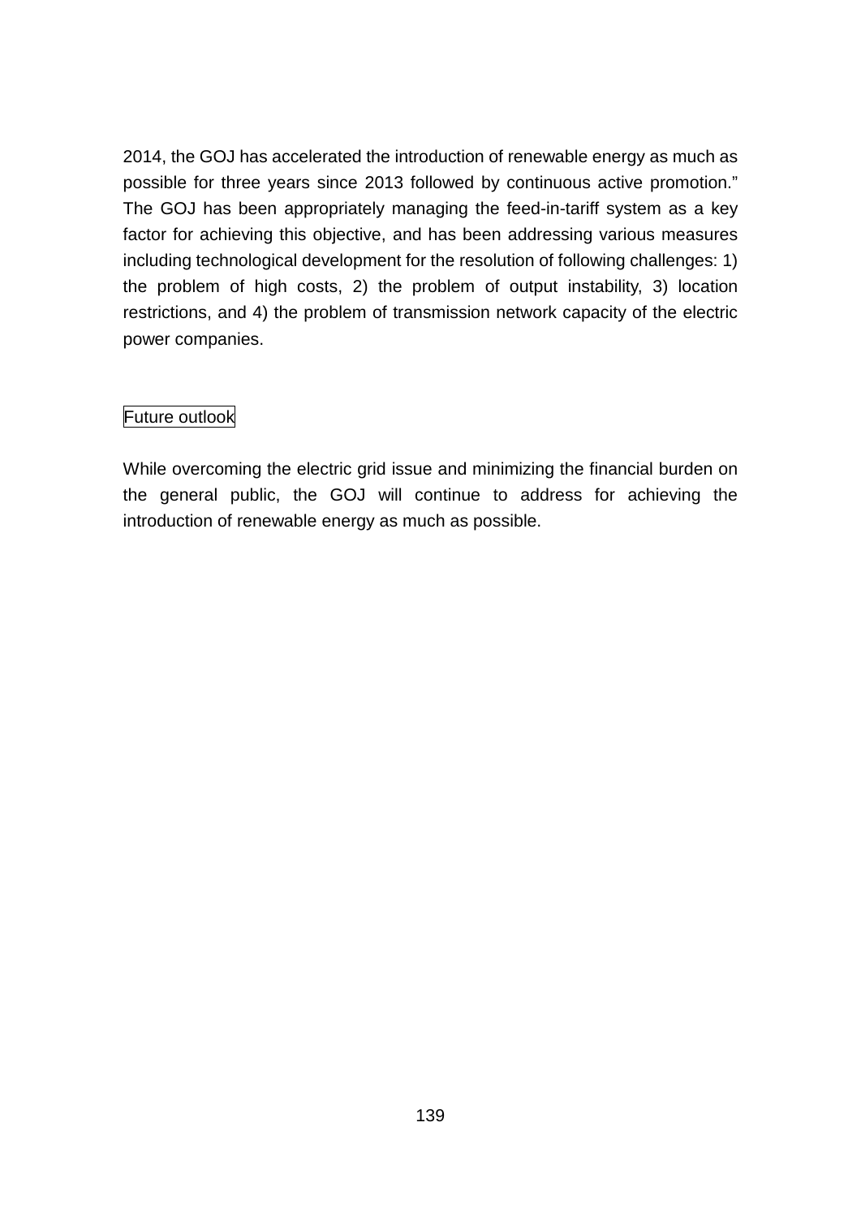2014, the GOJ has accelerated the introduction of renewable energy as much as possible for three years since 2013 followed by continuous active promotion." The GOJ has been appropriately managing the feed-in-tariff system as a key factor for achieving this objective, and has been addressing various measures including technological development for the resolution of following challenges: 1) the problem of high costs, 2) the problem of output instability, 3) location restrictions, and 4) the problem of transmission network capacity of the electric power companies.

Future outlook

While overcoming the electric grid issue and minimizing the financial burden on the general public, the GOJ will continue to address for achieving the introduction of renewable energy as much as possible.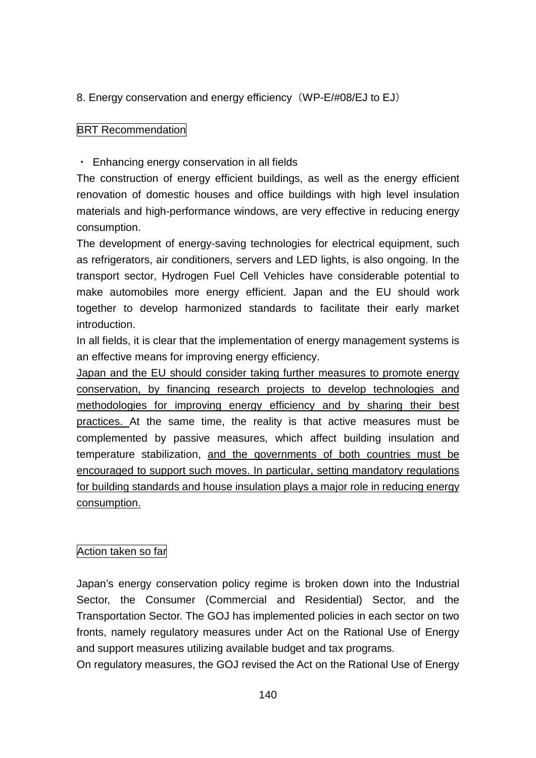## 8. Energy conservation and energy efficiency（WP-E/#08/EJ to EJ）

BRT Recommendation

・ Enhancing energy conservation in all fields

The construction of energy efficient buildings, as well as the energy efficient renovation of domestic houses and office buildings with high level insulation materials and high-performance windows, are very effective in reducing energy consumption.

The development of energy-saving technologies for electrical equipment, such as refrigerators, air conditioners, servers and LED lights, is also ongoing. In the transport sector, Hydrogen Fuel Cell Vehicles have considerable potential to make automobiles more energy efficient. Japan and the EU should work together to develop harmonized standards to facilitate their early market introduction.

In all fields, it is clear that the implementation of energy management systems is an effective means for improving energy efficiency.

<u>Japan and the EU should consider taking further measures to promote energy conservation, by financing research projects to develop technologies and methodologies for improving energy efficiency and by sharing their best practices.</u> At the same time, the reality is that active measures must be complemented by passive measures, which affect building insulation and temperature stabilization, <u>and the governments of both countries must be encouraged to support such moves. In particular, setting mandatory regulations for building standards and house insulation plays a major role in reducing energy consumption.</u>

Action taken so far

Japan's energy conservation policy regime is broken down into the Industrial Sector, the Consumer (Commercial and Residential) Sector, and the Transportation Sector. The GOJ has implemented policies in each sector on two fronts, namely regulatory measures under Act on the Rational Use of Energy and support measures utilizing available budget and tax programs.

On regulatory measures, the GOJ revised the Act on the Rational Use of Energy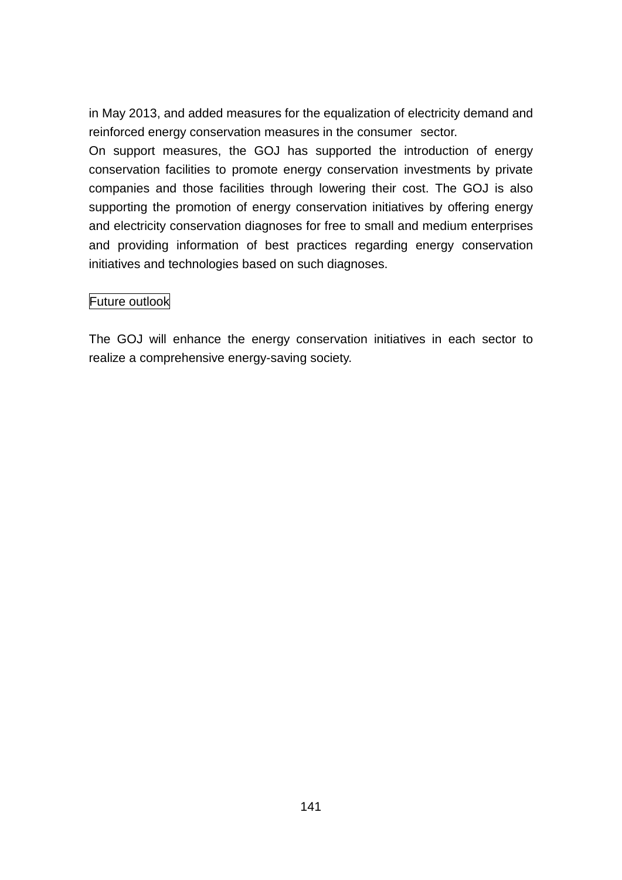in May 2013, and added measures for the equalization of electricity demand and reinforced energy conservation measures in the consumer sector.

On support measures, the GOJ has supported the introduction of energy conservation facilities to promote energy conservation investments by private companies and those facilities through lowering their cost. The GOJ is also supporting the promotion of energy conservation initiatives by offering energy and electricity conservation diagnoses for free to small and medium enterprises and providing information of best practices regarding energy conservation initiatives and technologies based on such diagnoses.

Future outlook

The GOJ will enhance the energy conservation initiatives in each sector to realize a comprehensive energy-saving society.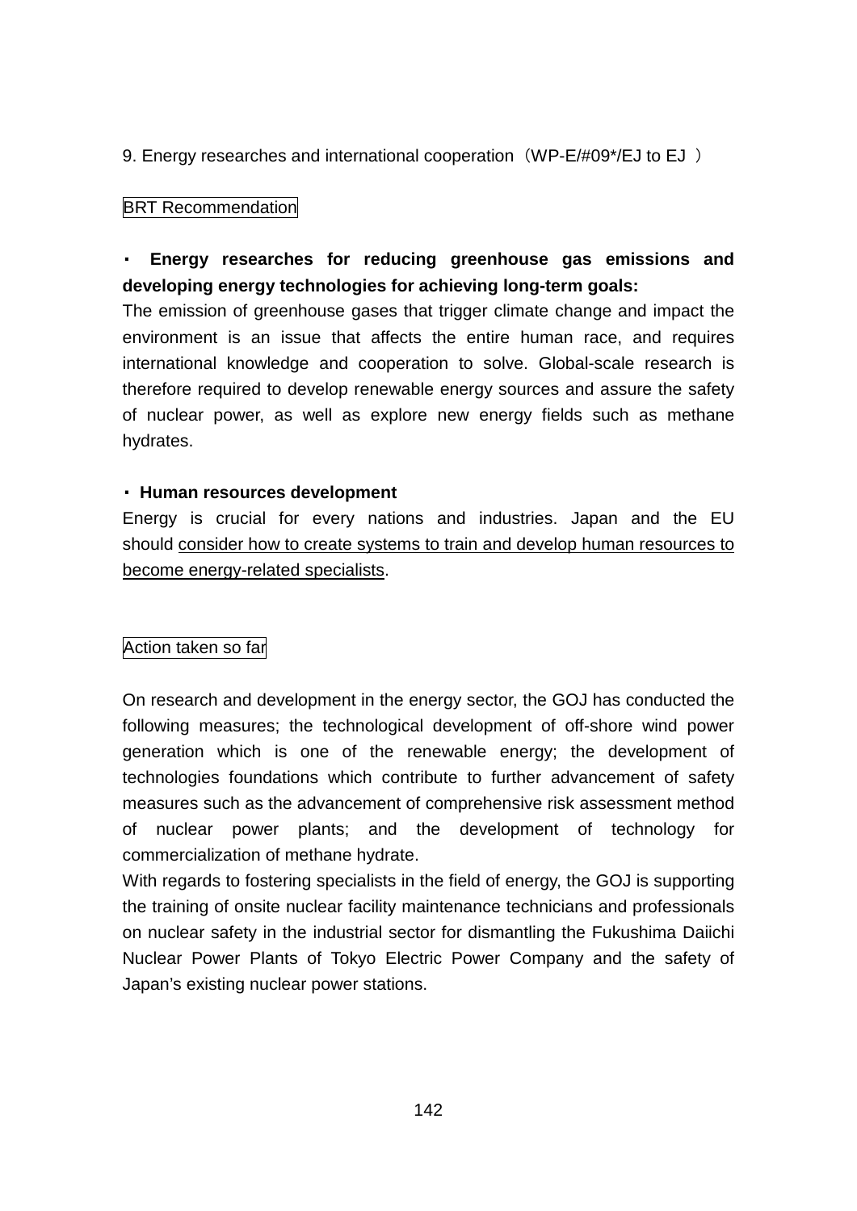9. Energy researches and international cooperation（WP-E/#09*/EJ to EJ ）

BRT Recommendation

・ **Energy researches for reducing greenhouse gas emissions and developing energy technologies for achieving long-term goals:**

The emission of greenhouse gases that trigger climate change and impact the environment is an issue that affects the entire human race, and requires international knowledge and cooperation to solve. Global-scale research is therefore required to develop renewable energy sources and assure the safety of nuclear power, as well as explore new energy fields such as methane hydrates.

・ **Human resources development**

Energy is crucial for every nations and industries. Japan and the EU should <u>consider how to create systems to train and develop human resources to become energy-related specialists</u>.

Action taken so far

On research and development in the energy sector, the GOJ has conducted the following measures; the technological development of off-shore wind power generation which is one of the renewable energy; the development of technologies foundations which contribute to further advancement of safety measures such as the advancement of comprehensive risk assessment method of nuclear power plants; and the development of technology for commercialization of methane hydrate.

With regards to fostering specialists in the field of energy, the GOJ is supporting the training of onsite nuclear facility maintenance technicians and professionals on nuclear safety in the industrial sector for dismantling the Fukushima Daiichi Nuclear Power Plants of Tokyo Electric Power Company and the safety of Japan’s existing nuclear power stations.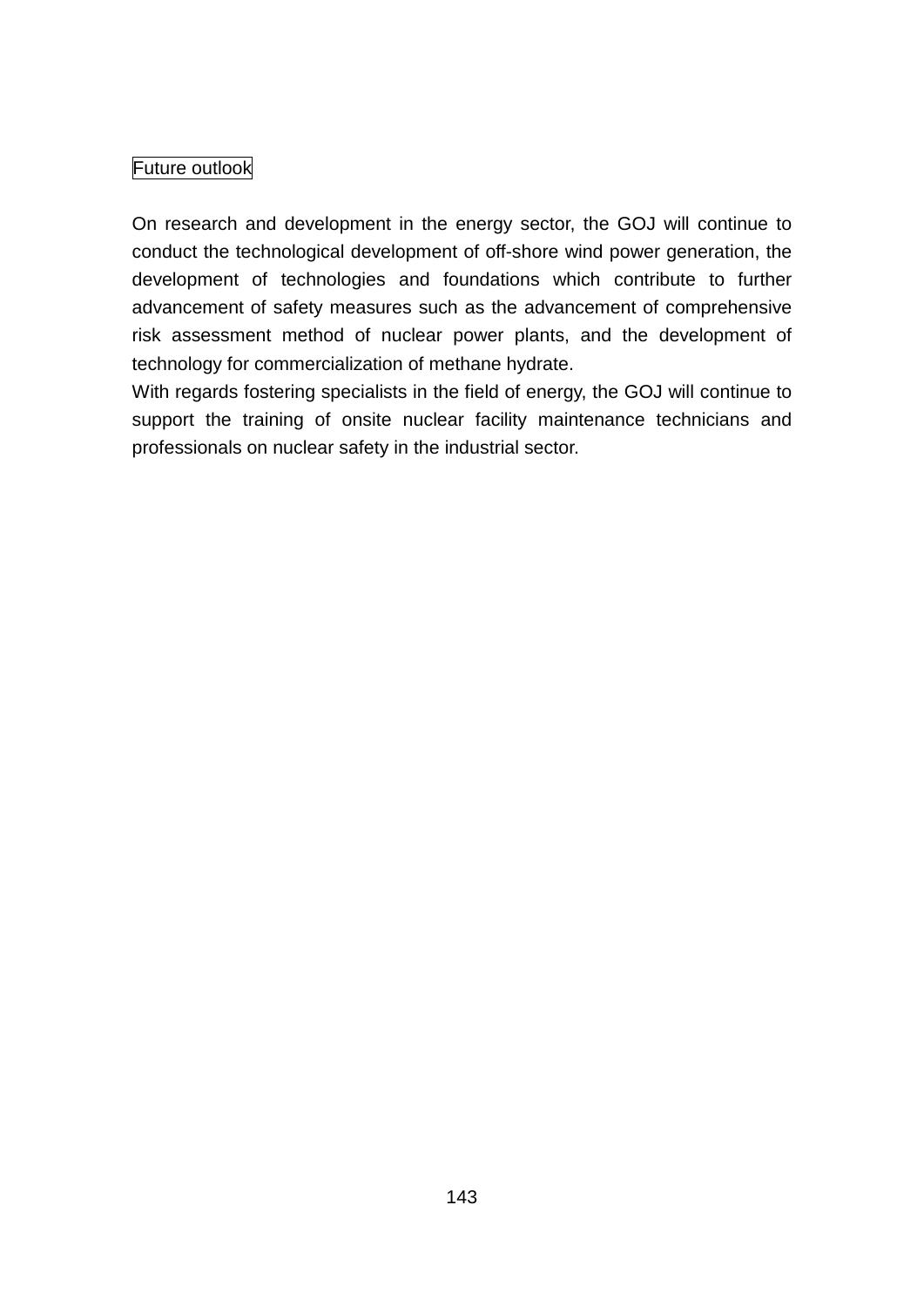Future outlook

On research and development in the energy sector, the GOJ will continue to conduct the technological development of off-shore wind power generation, the development of technologies and foundations which contribute to further advancement of safety measures such as the advancement of comprehensive risk assessment method of nuclear power plants, and the development of technology for commercialization of methane hydrate.

With regards fostering specialists in the field of energy, the GOJ will continue to support the training of onsite nuclear facility maintenance technicians and professionals on nuclear safety in the industrial sector.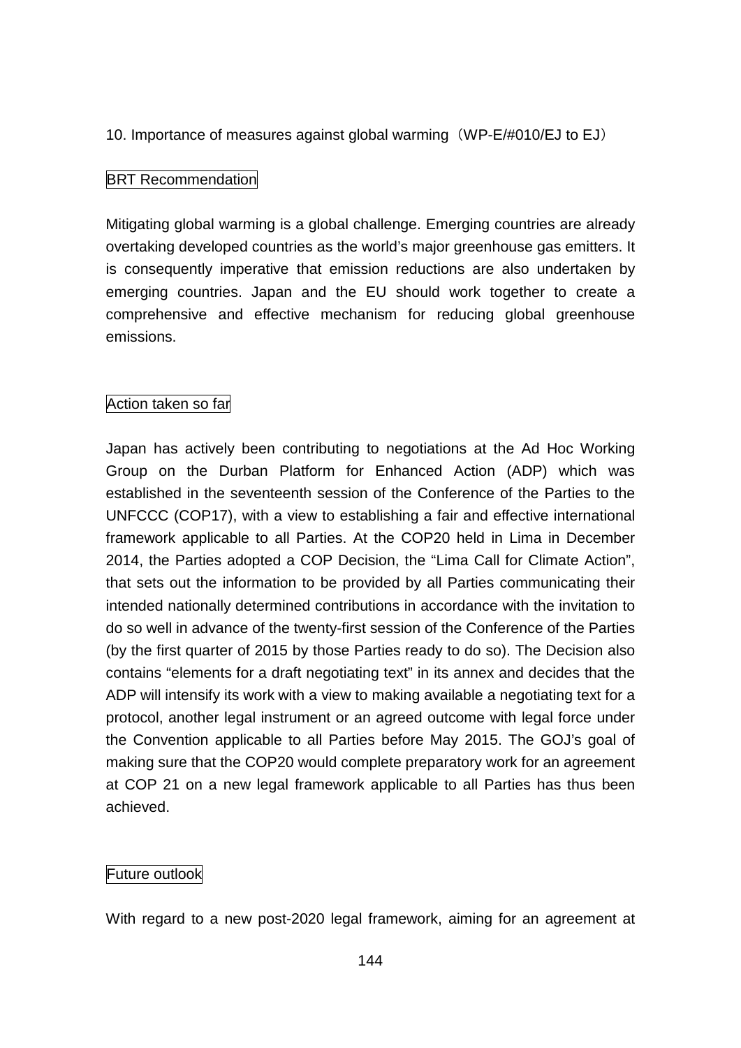## 10. Importance of measures against global warming（WP-E/#010/EJ to EJ）

BRT Recommendation

Mitigating global warming is a global challenge. Emerging countries are already overtaking developed countries as the world's major greenhouse gas emitters. It is consequently imperative that emission reductions are also undertaken by emerging countries. Japan and the EU should work together to create a comprehensive and effective mechanism for reducing global greenhouse emissions.

Action taken so far

Japan has actively been contributing to negotiations at the Ad Hoc Working Group on the Durban Platform for Enhanced Action (ADP) which was established in the seventeenth session of the Conference of the Parties to the UNFCCC (COP17), with a view to establishing a fair and effective international framework applicable to all Parties. At the COP20 held in Lima in December 2014, the Parties adopted a COP Decision, the "Lima Call for Climate Action", that sets out the information to be provided by all Parties communicating their intended nationally determined contributions in accordance with the invitation to do so well in advance of the twenty-first session of the Conference of the Parties (by the first quarter of 2015 by those Parties ready to do so). The Decision also contains "elements for a draft negotiating text" in its annex and decides that the ADP will intensify its work with a view to making available a negotiating text for a protocol, another legal instrument or an agreed outcome with legal force under the Convention applicable to all Parties before May 2015. The GOJ's goal of making sure that the COP20 would complete preparatory work for an agreement at COP 21 on a new legal framework applicable to all Parties has thus been achieved.

Future outlook

With regard to a new post-2020 legal framework, aiming for an agreement at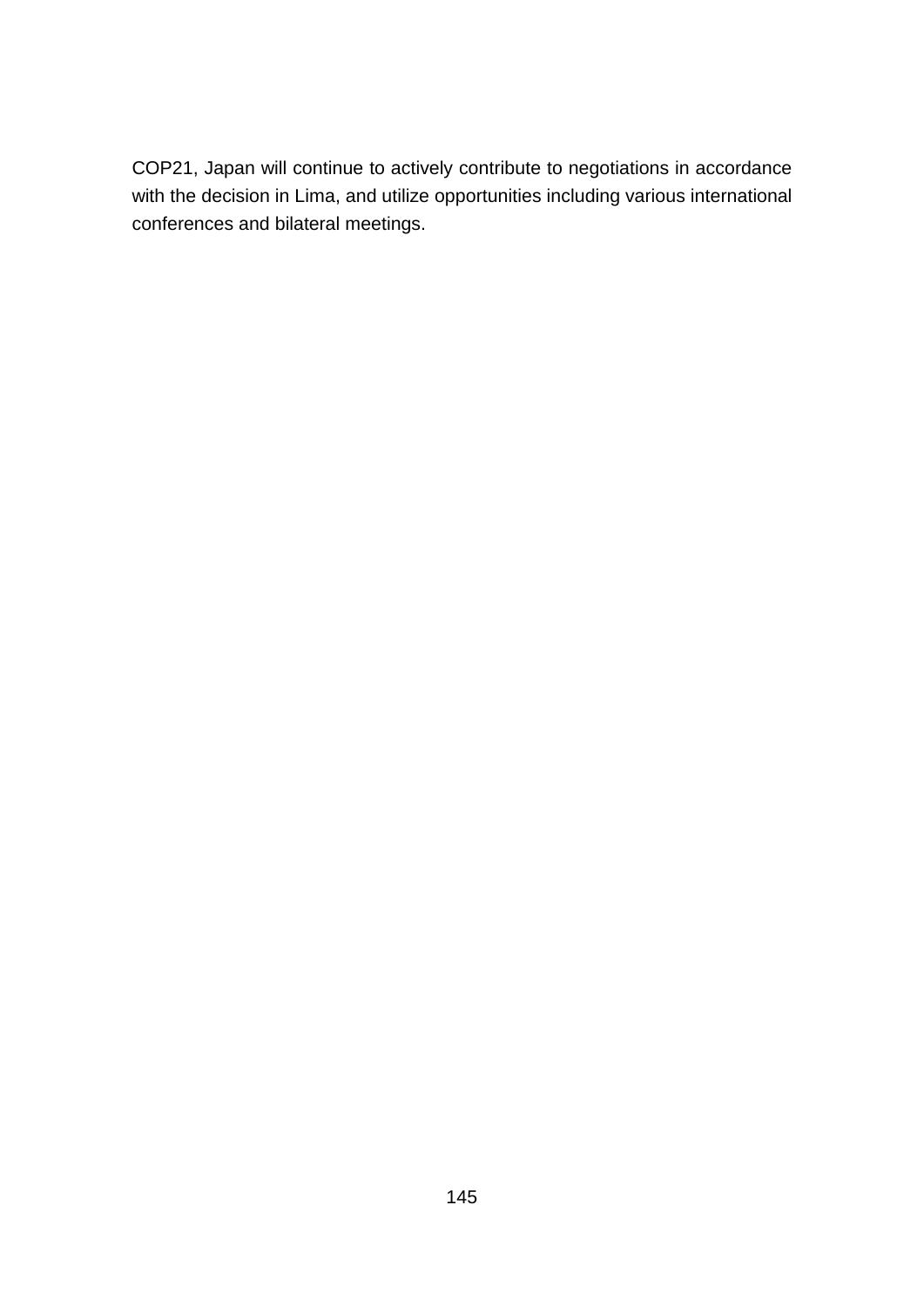COP21, Japan will continue to actively contribute to negotiations in accordance with the decision in Lima, and utilize opportunities including various international conferences and bilateral meetings.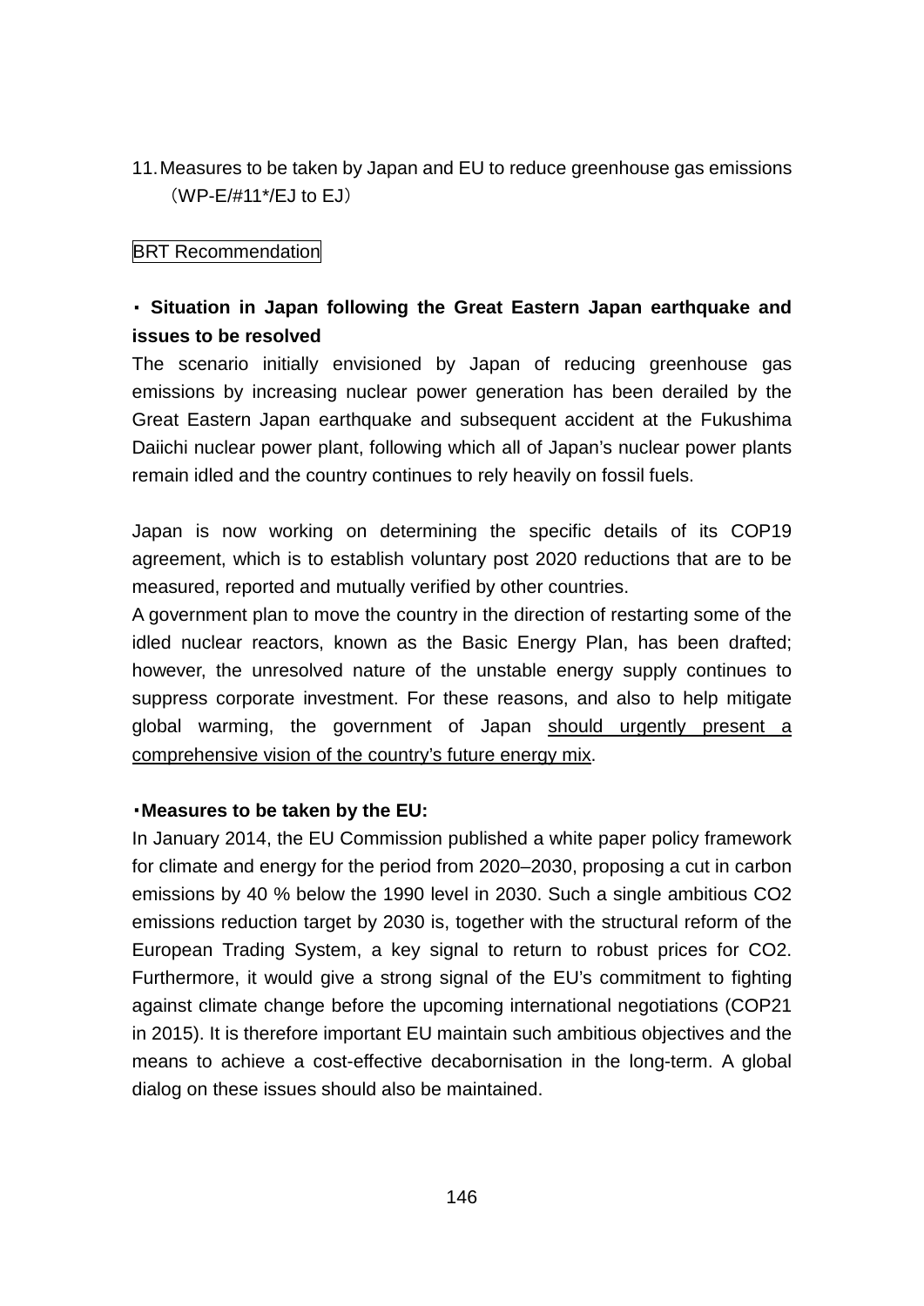11. Measures to be taken by Japan and EU to reduce greenhouse gas emissions （WP-E/#11*/EJ to EJ）

BRT Recommendation

**・ Situation in Japan following the Great Eastern Japan earthquake and issues to be resolved**

The scenario initially envisioned by Japan of reducing greenhouse gas emissions by increasing nuclear power generation has been derailed by the Great Eastern Japan earthquake and subsequent accident at the Fukushima Daiichi nuclear power plant, following which all of Japan's nuclear power plants remain idled and the country continues to rely heavily on fossil fuels.

Japan is now working on determining the specific details of its COP19 agreement, which is to establish voluntary post 2020 reductions that are to be measured, reported and mutually verified by other countries.

A government plan to move the country in the direction of restarting some of the idled nuclear reactors, known as the Basic Energy Plan, has been drafted; however, the unresolved nature of the unstable energy supply continues to suppress corporate investment. For these reasons, and also to help mitigate global warming, the government of Japan <u>should urgently present a comprehensive vision of the country's future energy mix</u>.

**・Measures to be taken by the EU:**

In January 2014, the EU Commission published a white paper policy framework for climate and energy for the period from 2020–2030, proposing a cut in carbon emissions by 40 % below the 1990 level in 2030. Such a single ambitious CO2 emissions reduction target by 2030 is, together with the structural reform of the European Trading System, a key signal to return to robust prices for CO2. Furthermore, it would give a strong signal of the EU's commitment to fighting against climate change before the upcoming international negotiations (COP21 in 2015). It is therefore important EU maintain such ambitious objectives and the means to achieve a cost-effective decabornisation in the long-term. A global dialog on these issues should also be maintained.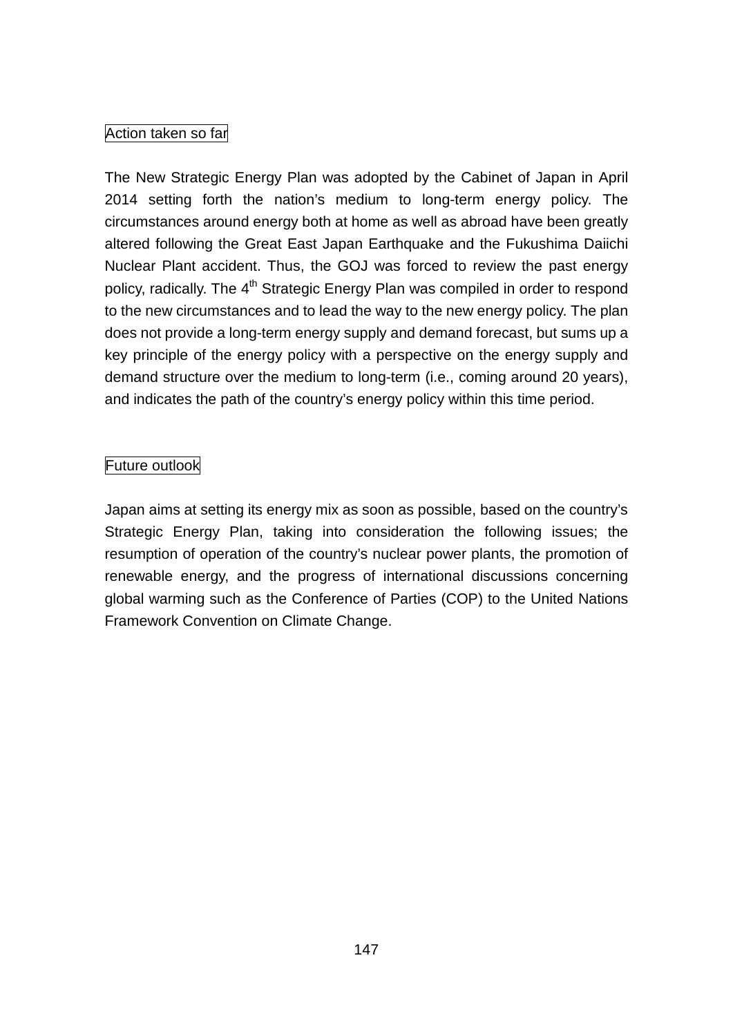### Action taken so far

The New Strategic Energy Plan was adopted by the Cabinet of Japan in April 2014 setting forth the nation's medium to long-term energy policy. The circumstances around energy both at home as well as abroad have been greatly altered following the Great East Japan Earthquake and the Fukushima Daiichi Nuclear Plant accident. Thus, the GOJ was forced to review the past energy policy, radically. The 4th Strategic Energy Plan was compiled in order to respond to the new circumstances and to lead the way to the new energy policy. The plan does not provide a long-term energy supply and demand forecast, but sums up a key principle of the energy policy with a perspective on the energy supply and demand structure over the medium to long-term (i.e., coming around 20 years), and indicates the path of the country's energy policy within this time period.

### Future outlook

Japan aims at setting its energy mix as soon as possible, based on the country's Strategic Energy Plan, taking into consideration the following issues; the resumption of operation of the country's nuclear power plants, the promotion of renewable energy, and the progress of international discussions concerning global warming such as the Conference of Parties (COP) to the United Nations Framework Convention on Climate Change.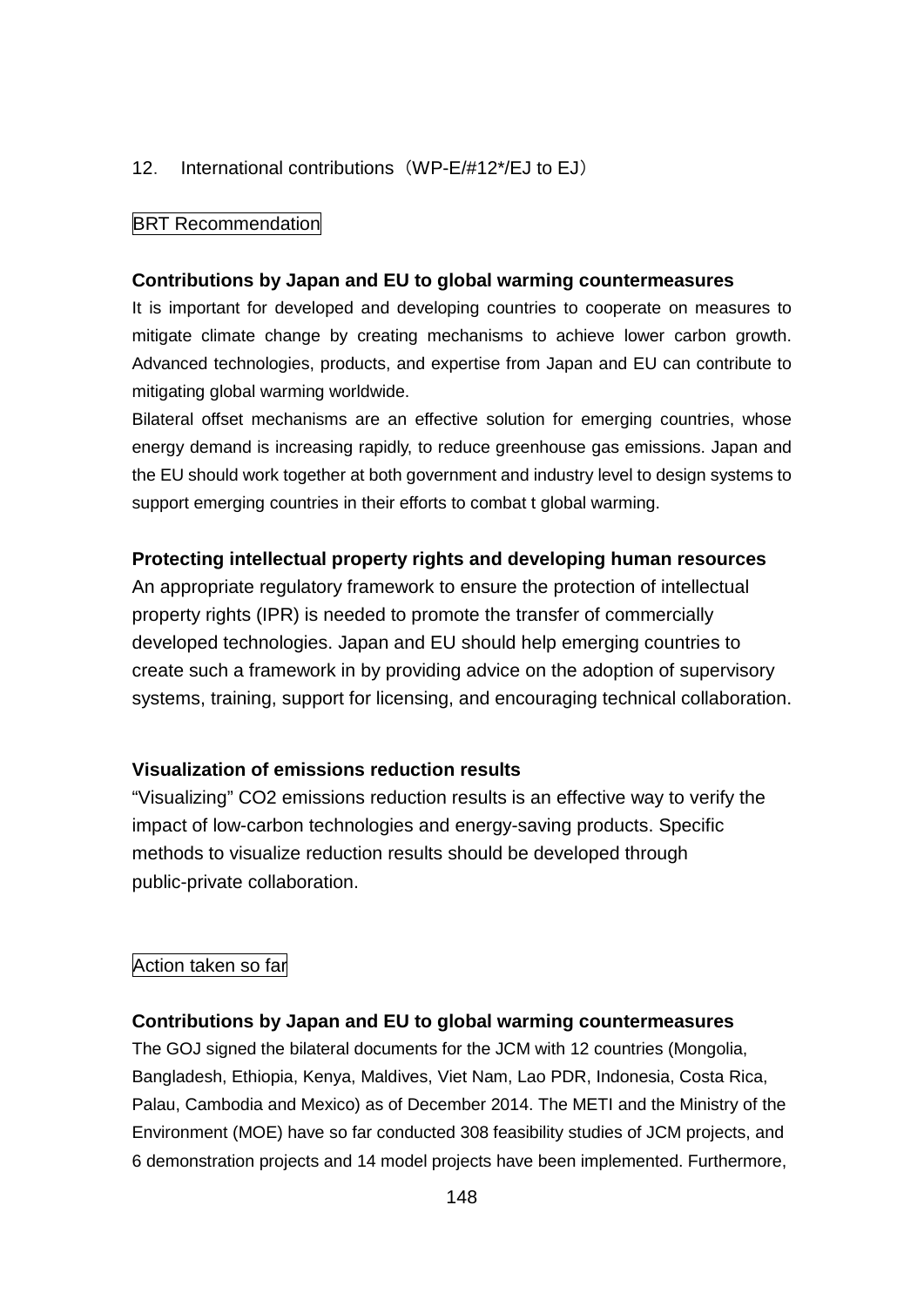## 12. International contributions（WP-E/#12*/EJ to EJ）

BRT Recommendation

**Contributions by Japan and EU to global warming countermeasures**

It is important for developed and developing countries to cooperate on measures to mitigate climate change by creating mechanisms to achieve lower carbon growth. Advanced technologies, products, and expertise from Japan and EU can contribute to mitigating global warming worldwide.

Bilateral offset mechanisms are an effective solution for emerging countries, whose energy demand is increasing rapidly, to reduce greenhouse gas emissions. Japan and the EU should work together at both government and industry level to design systems to support emerging countries in their efforts to combat t global warming.

**Protecting intellectual property rights and developing human resources**

An appropriate regulatory framework to ensure the protection of intellectual property rights (IPR) is needed to promote the transfer of commercially developed technologies. Japan and EU should help emerging countries to create such a framework in by providing advice on the adoption of supervisory systems, training, support for licensing, and encouraging technical collaboration.

**Visualization of emissions reduction results**

“Visualizing” $CO_2$ emissions reduction results is an effective way to verify the impact of low-carbon technologies and energy-saving products. Specific methods to visualize reduction results should be developed through public-private collaboration.

Action taken so far

**Contributions by Japan and EU to global warming countermeasures**

The GOJ signed the bilateral documents for the JCM with 12 countries (Mongolia, Bangladesh, Ethiopia, Kenya, Maldives, Viet Nam, Lao PDR, Indonesia, Costa Rica, Palau, Cambodia and Mexico) as of December 2014. The METI and the Ministry of the Environment (MOE) have so far conducted 308 feasibility studies of JCM projects, and 6 demonstration projects and 14 model projects have been implemented. Furthermore,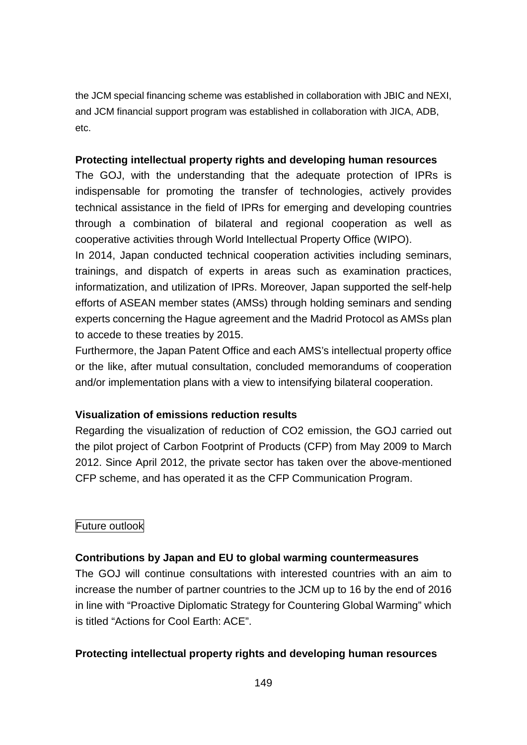the JCM special financing scheme was established in collaboration with JBIC and NEXI, and JCM financial support program was established in collaboration with JICA, ADB, etc.

**Protecting intellectual property rights and developing human resources**

The GOJ, with the understanding that the adequate protection of IPRs is indispensable for promoting the transfer of technologies, actively provides technical assistance in the field of IPRs for emerging and developing countries through a combination of bilateral and regional cooperation as well as cooperative activities through World Intellectual Property Office (WIPO).

In 2014, Japan conducted technical cooperation activities including seminars, trainings, and dispatch of experts in areas such as examination practices, informatization, and utilization of IPRs. Moreover, Japan supported the self-help efforts of ASEAN member states (AMSs) through holding seminars and sending experts concerning the Hague agreement and the Madrid Protocol as AMSs plan to accede to these treaties by 2015.

Furthermore, the Japan Patent Office and each AMS's intellectual property office or the like, after mutual consultation, concluded memorandums of cooperation and/or implementation plans with a view to intensifying bilateral cooperation.

**Visualization of emissions reduction results**

Regarding the visualization of reduction of CO2 emission, the GOJ carried out the pilot project of Carbon Footprint of Products (CFP) from May 2009 to March 2012. Since April 2012, the private sector has taken over the above-mentioned CFP scheme, and has operated it as the CFP Communication Program.

Future outlook

**Contributions by Japan and EU to global warming countermeasures**

The GOJ will continue consultations with interested countries with an aim to increase the number of partner countries to the JCM up to 16 by the end of 2016 in line with "Proactive Diplomatic Strategy for Countering Global Warming" which is titled "Actions for Cool Earth: ACE".

**Protecting intellectual property rights and developing human resources**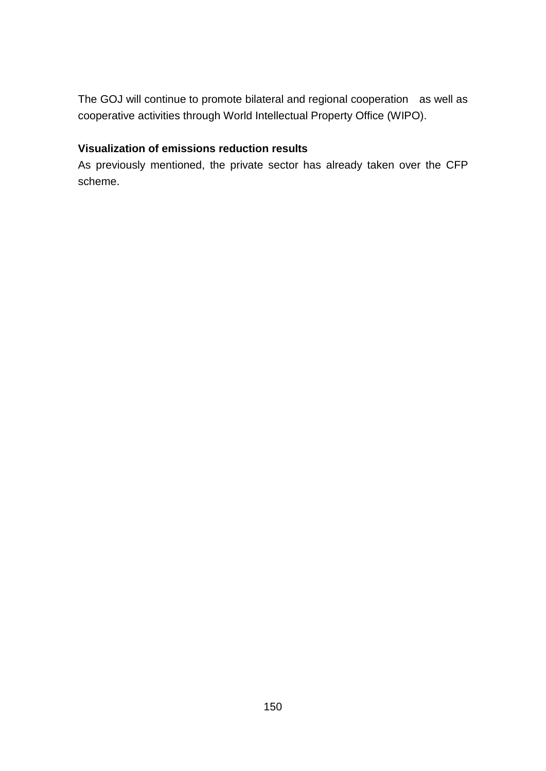The GOJ will continue to promote bilateral and regional cooperation as well as cooperative activities through World Intellectual Property Office (WIPO).

**Visualization of emissions reduction results**

As previously mentioned, the private sector has already taken over the CFP scheme.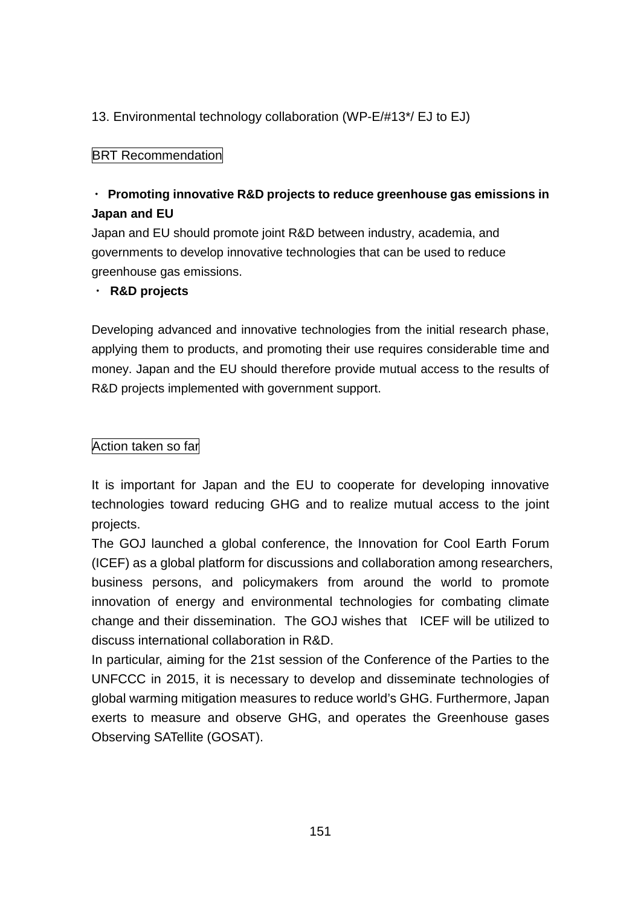13. Environmental technology collaboration (WP-E/#13*/ EJ to EJ)

BRT Recommendation

・ **Promoting innovative R&D projects to reduce greenhouse gas emissions in Japan and EU**

Japan and EU should promote joint R&D between industry, academia, and governments to develop innovative technologies that can be used to reduce greenhouse gas emissions.

・ **R&D projects**

Developing advanced and innovative technologies from the initial research phase, applying them to products, and promoting their use requires considerable time and money. Japan and the EU should therefore provide mutual access to the results of R&D projects implemented with government support.

Action taken so far

It is important for Japan and the EU to cooperate for developing innovative technologies toward reducing GHG and to realize mutual access to the joint projects.

The GOJ launched a global conference, the Innovation for Cool Earth Forum (ICEF) as a global platform for discussions and collaboration among researchers, business persons, and policymakers from around the world to promote innovation of energy and environmental technologies for combating climate change and their dissemination. The GOJ wishes that ICEF will be utilized to discuss international collaboration in R&D.

In particular, aiming for the 21st session of the Conference of the Parties to the UNFCCC in 2015, it is necessary to develop and disseminate technologies of global warming mitigation measures to reduce world's GHG. Furthermore, Japan exerts to measure and observe GHG, and operates the Greenhouse gases Observing SATellite (GOSAT).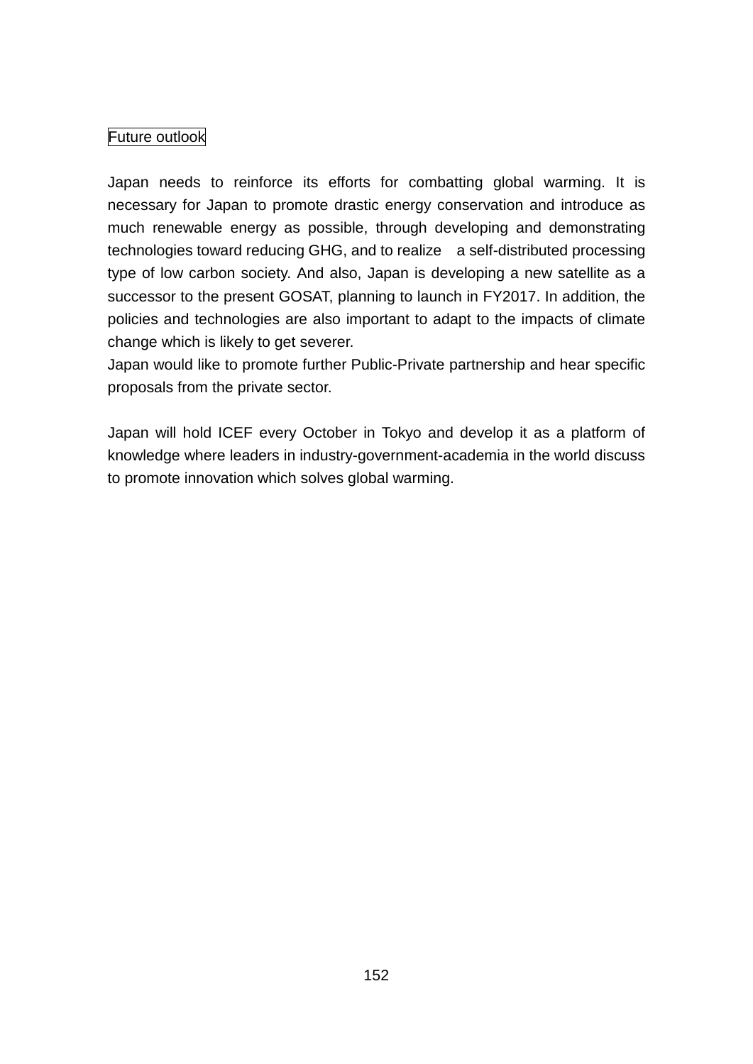## Future outlook

Japan needs to reinforce its efforts for combatting global warming. It is necessary for Japan to promote drastic energy conservation and introduce as much renewable energy as possible, through developing and demonstrating technologies toward reducing GHG, and to realize a self-distributed processing type of low carbon society. And also, Japan is developing a new satellite as a successor to the present GOSAT, planning to launch in FY2017. In addition, the policies and technologies are also important to adapt to the impacts of climate change which is likely to get severer.
Japan would like to promote further Public-Private partnership and hear specific proposals from the private sector.

Japan will hold ICEF every October in Tokyo and develop it as a platform of knowledge where leaders in industry-government-academia in the world discuss to promote innovation which solves global warming.